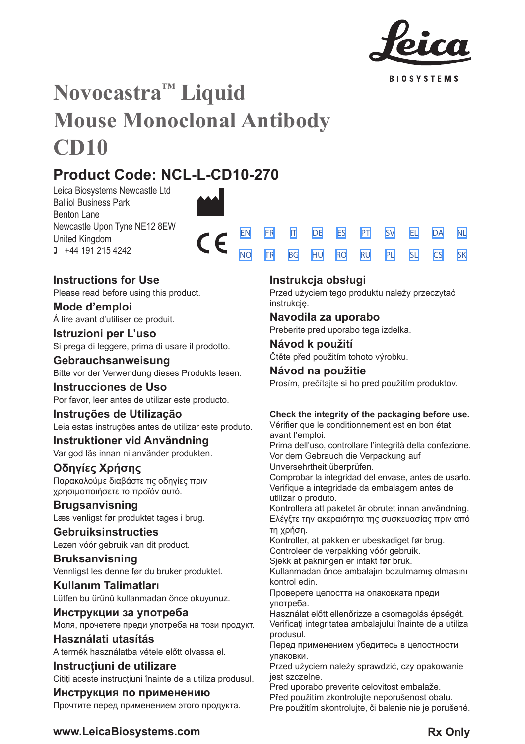Leica BIOSYSTEMS

# Novocastra™ Liquid Mouse Monoclonal Antibody CD10

## Product Code: NCL-L-CD10-270

Leica Biosystems Newcastle Ltd
Balliol Business Park
Benton Lane
Newcastle Upon Tyne NE12 8EW
United Kingdom
+44 191 215 4242

EN FR IT DE ES PT SV EL DA NL
NO TR BG HU RO RU PL SL CS SK

### Instructions for Use
Please read before using this product.

### Mode d'emploi
Á lire avant d'utiliser ce produit.

### Istruzioni per L'uso
Si prega di leggere, prima di usare il prodotto.

### Gebrauchsanweisung
Bitte vor der Verwendung dieses Produkts lesen.

### Instrucciones de Uso
Por favor, leer antes de utilizar este producto.

### Instruções de Utilização
Leia estas instruções antes de utilizar este produto.

### Instruktioner vid Användning
Var god läs innan ni använder produkten.

### Οδηγίες Χρήσης
Παρακαλούμε διαβάστε τις οδηγίες πριν χρησιμοποιήσετε το προϊόν αυτό.

### Brugsanvisning
Læs venligst før produktet tages i brug.

### Gebruiksinstructies
Lezen vóór gebruik van dit product.

### Bruksanvisning
Vennligst les denne før du bruker produktet.

### Kullanım Talimatları
Lütfen bu ürünü kullanmadan önce okuyunuz.

### Инструкции за употреба
Моля, прочетете преди употреба на този продукт.

### Használati utasítás
A termék használatba vétele előtt olvassa el.

### Instrucțiuni de utilizare
Citiți aceste instrucțiuni înainte de a utiliza produsul.

### Инструкция по применению
Прочтите перед применением этого продукта.

### Instrukcja obsługi
Przed użyciem tego produktu należy przeczytać instrukcję.

### Navodila za uporabo
Preberite pred uporabo tega izdelka.

### Návod k použití
Čtěte před použitím tohoto výrobku.

### Návod na použitie
Prosím, prečítajte si ho pred použitím produktov.

**Check the integrity of the packaging before use.**
Vérifier que le conditionnement est en bon état avant l'emploi.
Prima dell'uso, controllare l'integrità della confezione.
Vor dem Gebrauch die Verpackung auf Unversehrtheit überprüfen.
Comprobar la integridad del envase, antes de usarlo.
Verifique a integridade da embalagem antes de utilizar o produto.
Kontrollera att paketet är obrutet innan användning.
Ελέγξτε την ακεραιότητα της συσκευασίας πριν από τη χρήση.
Kontroller, at pakken er ubeskadiget før brug.
Controleer de verpakking vóór gebruik.
Sjekk at pakningen er intakt før bruk.
Kullanmadan önce ambalajın bozulmamış olmasını kontrol edin.
Проверете целостта на опаковката преди употреба.
Használat előtt ellenőrizze a csomagolás épségét.
Verificați integritatea ambalajului înainte de a utiliza produsul.
Перед применением убедитесь в целостности упаковки.
Przed użyciem należy sprawdzić, czy opakowanie jest szczelne.
Pred uporabo preverite celovitost embalaže.
Před použitím zkontrolujte neporušenost obalu.
Pre použitím skontrolujte, či balenie nie je porušené.

www.LeicaBiosystems.com

Rx Only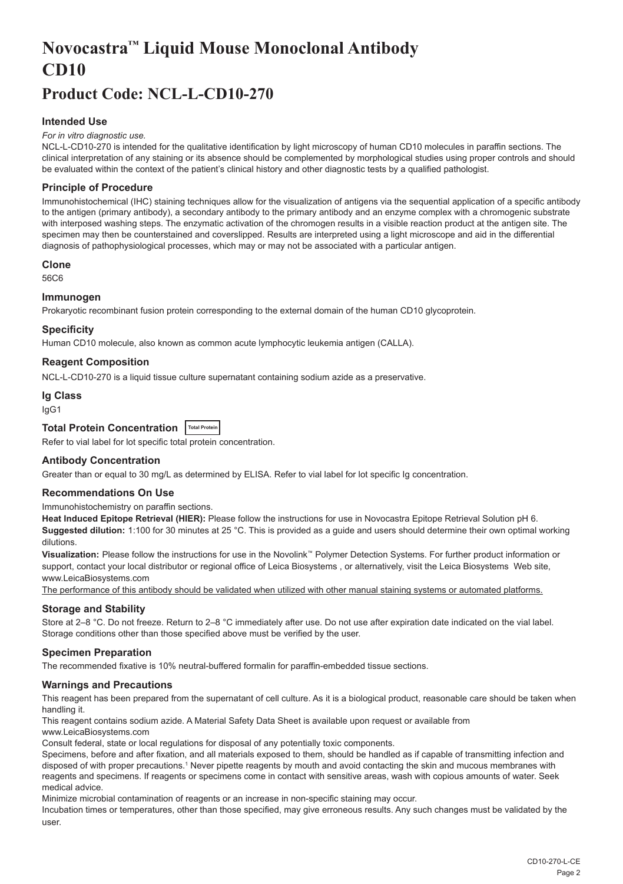# Novocastra™ Liquid Mouse Monoclonal Antibody CD10

# Product Code: NCL-L-CD10-270

### Intended Use

*For in vitro diagnostic use.*

NCL-L-CD10-270 is intended for the qualitative identification by light microscopy of human CD10 molecules in paraffin sections. The clinical interpretation of any staining or its absence should be complemented by morphological studies using proper controls and should be evaluated within the context of the patient's clinical history and other diagnostic tests by a qualified pathologist.

### Principle of Procedure

Immunohistochemical (IHC) staining techniques allow for the visualization of antigens via the sequential application of a specific antibody to the antigen (primary antibody), a secondary antibody to the primary antibody and an enzyme complex with a chromogenic substrate with interposed washing steps. The enzymatic activation of the chromogen results in a visible reaction product at the antigen site. The specimen may then be counterstained and coverslipped. Results are interpreted using a light microscope and aid in the differential diagnosis of pathophysiological processes, which may or may not be associated with a particular antigen.

### Clone

56C6

### Immunogen

Prokaryotic recombinant fusion protein corresponding to the external domain of the human CD10 glycoprotein.

### Specificity

Human CD10 molecule, also known as common acute lymphocytic leukemia antigen (CALLA).

### Reagent Composition

NCL-L-CD10-270 is a liquid tissue culture supernatant containing sodium azide as a preservative.

### Ig Class

IgG1

### Total Protein Concentration Total Protein

Refer to vial label for lot specific total protein concentration.

### Antibody Concentration

Greater than or equal to 30 mg/L as determined by ELISA. Refer to vial label for lot specific Ig concentration.

### Recommendations On Use

Immunohistochemistry on paraffin sections.

**Heat Induced Epitope Retrieval (HIER):** Please follow the instructions for use in Novocastra Epitope Retrieval Solution pH 6.

**Suggested dilution:** 1:100 for 30 minutes at 25 °C. This is provided as a guide and users should determine their own optimal working dilutions.

**Visualization:** Please follow the instructions for use in the Novolink™ Polymer Detection Systems. For further product information or support, contact your local distributor or regional office of Leica Biosystems , or alternatively, visit the Leica Biosystems Web site, www.LeicaBiosystems.com

The performance of this antibody should be validated when utilized with other manual staining systems or automated platforms.

### Storage and Stability

Store at 2–8 °C. Do not freeze. Return to 2–8 °C immediately after use. Do not use after expiration date indicated on the vial label. Storage conditions other than those specified above must be verified by the user.

### Specimen Preparation

The recommended fixative is 10% neutral-buffered formalin for paraffin-embedded tissue sections.

### Warnings and Precautions

This reagent has been prepared from the supernatant of cell culture. As it is a biological product, reasonable care should be taken when handling it.

This reagent contains sodium azide. A Material Safety Data Sheet is available upon request or available from www.LeicaBiosystems.com

Consult federal, state or local regulations for disposal of any potentially toxic components.

Specimens, before and after fixation, and all materials exposed to them, should be handled as if capable of transmitting infection and disposed of with proper precautions.[1] Never pipette reagents by mouth and avoid contacting the skin and mucous membranes with reagents and specimens. If reagents or specimens come in contact with sensitive areas, wash with copious amounts of water. Seek medical advice.

Minimize microbial contamination of reagents or an increase in non-specific staining may occur.

Incubation times or temperatures, other than those specified, may give erroneous results. Any such changes must be validated by the user.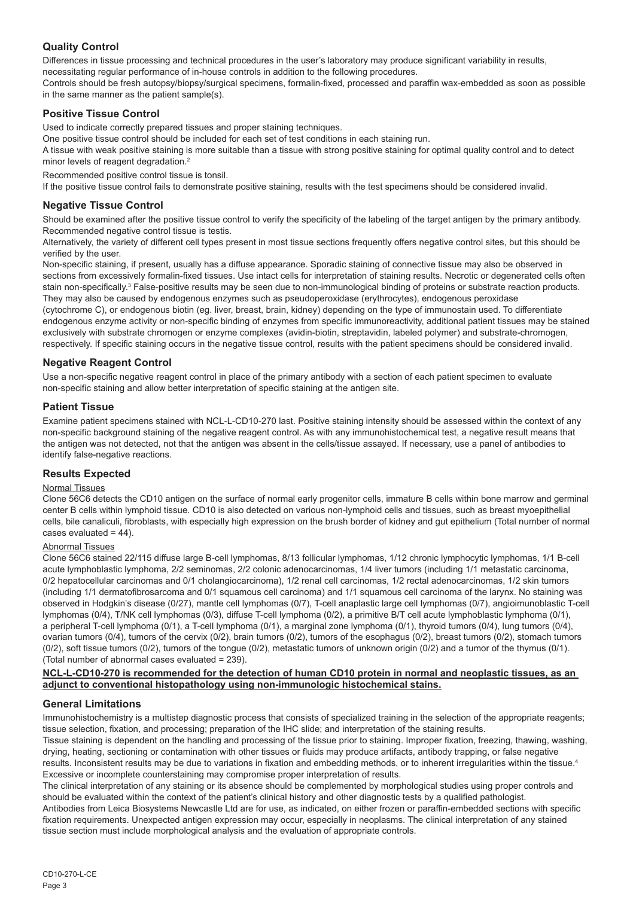## Quality Control

Differences in tissue processing and technical procedures in the user's laboratory may produce significant variability in results, necessitating regular performance of in-house controls in addition to the following procedures.

Controls should be fresh autopsy/biopsy/surgical specimens, formalin-fixed, processed and paraffin wax-embedded as soon as possible in the same manner as the patient sample(s).

## Positive Tissue Control

Used to indicate correctly prepared tissues and proper staining techniques.

One positive tissue control should be included for each set of test conditions in each staining run.

A tissue with weak positive staining is more suitable than a tissue with strong positive staining for optimal quality control and to detect minor levels of reagent degradation.[2]

Recommended positive control tissue is tonsil.

If the positive tissue control fails to demonstrate positive staining, results with the test specimens should be considered invalid.

## Negative Tissue Control

Should be examined after the positive tissue control to verify the specificity of the labeling of the target antigen by the primary antibody.

Recommended negative control tissue is testis.

Alternatively, the variety of different cell types present in most tissue sections frequently offers negative control sites, but this should be verified by the user.

Non-specific staining, if present, usually has a diffuse appearance. Sporadic staining of connective tissue may also be observed in sections from excessively formalin-fixed tissues. Use intact cells for interpretation of staining results. Necrotic or degenerated cells often stain non-specifically.[3] False-positive results may be seen due to non-immunological binding of proteins or substrate reaction products. They may also be caused by endogenous enzymes such as pseudoperoxidase (erythrocytes), endogenous peroxidase (cytochrome C), or endogenous biotin (eg. liver, breast, brain, kidney) depending on the type of immunostain used. To differentiate endogenous enzyme activity or non-specific binding of enzymes from specific immunoreactivity, additional patient tissues may be stained exclusively with substrate chromogen or enzyme complexes (avidin-biotin, streptavidin, labeled polymer) and substrate-chromogen, respectively. If specific staining occurs in the negative tissue control, results with the patient specimens should be considered invalid.

## Negative Reagent Control

Use a non-specific negative reagent control in place of the primary antibody with a section of each patient specimen to evaluate non-specific staining and allow better interpretation of specific staining at the antigen site.

## Patient Tissue

Examine patient specimens stained with NCL-L-CD10-270 last. Positive staining intensity should be assessed within the context of any non-specific background staining of the negative reagent control. As with any immunohistochemical test, a negative result means that the antigen was not detected, not that the antigen was absent in the cells/tissue assayed. If necessary, use a panel of antibodies to identify false-negative reactions.

## Results Expected

Normal Tissues

Clone 56C6 detects the CD10 antigen on the surface of normal early progenitor cells, immature B cells within bone marrow and germinal center B cells within lymphoid tissue. CD10 is also detected on various non-lymphoid cells and tissues, such as breast myoepithelial cells, bile canaliculi, fibroblasts, with especially high expression on the brush border of kidney and gut epithelium (Total number of normal cases evaluated = 44).

Abnormal Tissues

Clone 56C6 stained 22/115 diffuse large B-cell lymphomas, 8/13 follicular lymphomas, 1/12 chronic lymphocytic lymphomas, 1/1 B-cell acute lymphoblastic lymphoma, 2/2 seminomas, 2/2 colonic adenocarcinomas, 1/4 liver tumors (including 1/1 metastatic carcinoma, 0/2 hepatocellular carcinomas and 0/1 cholangiocarcinoma), 1/2 renal cell carcinomas, 1/2 rectal adenocarcinomas, 1/2 skin tumors (including 1/1 dermatofibrosarcoma and 0/1 squamous cell carcinoma) and 1/1 squamous cell carcinoma of the larynx. No staining was observed in Hodgkin's disease (0/27), mantle cell lymphomas (0/7), T-cell anaplastic large cell lymphomas (0/7), angioimunoblastic T-cell lymphomas (0/4), T/NK cell lymphomas (0/3), diffuse T-cell lymphoma (0/2), a primitive B/T cell acute lymphoblastic lymphoma (0/1), a peripheral T-cell lymphoma (0/1), a T-cell lymphoma (0/1), a marginal zone lymphoma (0/1), thyroid tumors (0/4), lung tumors (0/4), ovarian tumors (0/4), tumors of the cervix (0/2), brain tumors (0/2), tumors of the esophagus (0/2), breast tumors (0/2), stomach tumors (0/2), soft tissue tumors (0/2), tumors of the tongue (0/2), metastatic tumors of unknown origin (0/2) and a tumor of the thymus (0/1). (Total number of abnormal cases evaluated = 239).

**NCL-L-CD10-270 is recommended for the detection of human CD10 protein in normal and neoplastic tissues, as an adjunct to conventional histopathology using non-immunologic histochemical stains.**

## General Limitations

Immunohistochemistry is a multistep diagnostic process that consists of specialized training in the selection of the appropriate reagents; tissue selection, fixation, and processing; preparation of the IHC slide; and interpretation of the staining results.

Tissue staining is dependent on the handling and processing of the tissue prior to staining. Improper fixation, freezing, thawing, washing, drying, heating, sectioning or contamination with other tissues or fluids may produce artifacts, antibody trapping, or false negative results. Inconsistent results may be due to variations in fixation and embedding methods, or to inherent irregularities within the tissue.[4] Excessive or incomplete counterstaining may compromise proper interpretation of results.

The clinical interpretation of any staining or its absence should be complemented by morphological studies using proper controls and should be evaluated within the context of the patient's clinical history and other diagnostic tests by a qualified pathologist.

Antibodies from Leica Biosystems Newcastle Ltd are for use, as indicated, on either frozen or paraffin-embedded sections with specific fixation requirements. Unexpected antigen expression may occur, especially in neoplasms. The clinical interpretation of any stained tissue section must include morphological analysis and the evaluation of appropriate controls.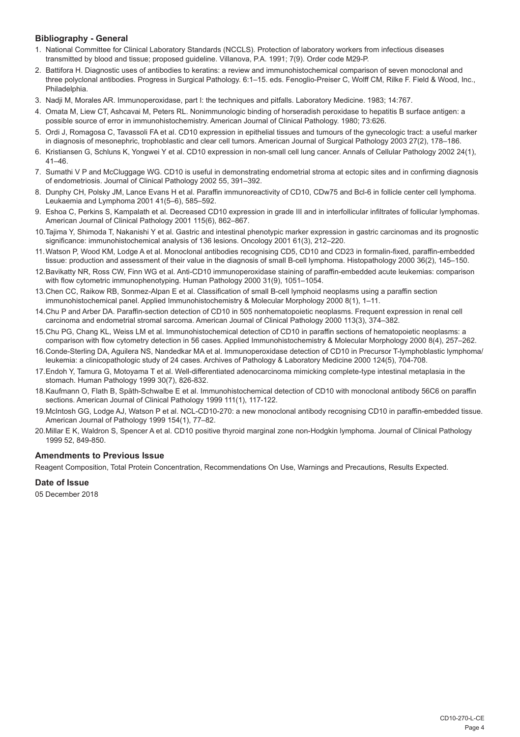### Bibliography - General

1. National Committee for Clinical Laboratory Standards (NCCLS). Protection of laboratory workers from infectious diseases transmitted by blood and tissue; proposed guideline. Villanova, P.A. 1991; 7(9). Order code M29-P.
2. Battifora H. Diagnostic uses of antibodies to keratins: a review and immunohistochemical comparison of seven monoclonal and three polyclonal antibodies. Progress in Surgical Pathology. 6:1–15. eds. Fenoglio-Preiser C, Wolff CM, Rilke F. Field & Wood, Inc., Philadelphia.
3. Nadji M, Morales AR. Immunoperoxidase, part I: the techniques and pitfalls. Laboratory Medicine. 1983; 14:767.
4. Omata M, Liew CT, Ashcavai M, Peters RL. Nonimmunologic binding of horseradish peroxidase to hepatitis B surface antigen: a possible source of error in immunohistochemistry. American Journal of Clinical Pathology. 1980; 73:626.
5. Ordi J, Romagosa C, Tavassoli FA et al. CD10 expression in epithelial tissues and tumours of the gynecologic tract: a useful marker in diagnosis of mesonephric, trophoblastic and clear cell tumors. American Journal of Surgical Pathology 2003 27(2), 178–186.
6. Kristiansen G, Schluns K, Yongwei Y et al. CD10 expression in non-small cell lung cancer. Annals of Cellular Pathology 2002 24(1), 41–46.
7. Sumathi V P and McCluggage WG. CD10 is useful in demonstrating endometrial stroma at ectopic sites and in confirming diagnosis of endometriosis. Journal of Clinical Pathology 2002 55, 391–392.
8. Dunphy CH, Polsky JM, Lance Evans H et al. Paraffin immunoreactivity of CD10, CDw75 and Bcl-6 in follicle center cell lymphoma. Leukaemia and Lymphoma 2001 41(5–6), 585–592.
9. Eshoa C, Perkins S, Kampalath et al. Decreased CD10 expression in grade III and in interfollicular infiltrates of follicular lymphomas. American Journal of Clinical Pathology 2001 115(6), 862–867.
10. Tajima Y, Shimoda T, Nakanishi Y et al. Gastric and intestinal phenotypic marker expression in gastric carcinomas and its prognostic significance: immunohistochemical analysis of 136 lesions. Oncology 2001 61(3), 212–220.
11. Watson P, Wood KM, Lodge A et al. Monoclonal antibodies recognising CD5, CD10 and CD23 in formalin-fixed, paraffin-embedded tissue: production and assessment of their value in the diagnosis of small B-cell lymphoma. Histopathology 2000 36(2), 145–150.
12. Bavikatty NR, Ross CW, Finn WG et al. Anti-CD10 immunoperoxidase staining of paraffin-embedded acute leukemias: comparison with flow cytometric immunophenotyping. Human Pathology 2000 31(9), 1051–1054.
13. Chen CC, Raikow RB, Sonmez-Alpan E et al. Classification of small B-cell lymphoid neoplasms using a paraffin section immunohistochemical panel. Applied Immunohistochemistry & Molecular Morphology 2000 8(1), 1–11.
14. Chu P and Arber DA. Paraffin-section detection of CD10 in 505 nonhematopoietic neoplasms. Frequent expression in renal cell carcinoma and endometrial stromal sarcoma. American Journal of Clinical Pathology 2000 113(3), 374–382.
15. Chu PG, Chang KL, Weiss LM et al. Immunohistochemical detection of CD10 in paraffin sections of hematopoietic neoplasms: a comparison with flow cytometry detection in 56 cases. Applied Immunohistochemistry & Molecular Morphology 2000 8(4), 257–262.
16. Conde-Sterling DA, Aguilera NS, Nandedkar MA et al. Immunoperoxidase detection of CD10 in Precursor T-lymphoblastic lymphoma/ leukemia: a clinicopathologic study of 24 cases. Archives of Pathology & Laboratory Medicine 2000 124(5), 704-708.
17. Endoh Y, Tamura G, Motoyama T et al. Well-differentiated adenocarcinoma mimicking complete-type intestinal metaplasia in the stomach. Human Pathology 1999 30(7), 826-832.
18. Kaufmann O, Flath B, Späth-Schwalbe E et al. Immunohistochemical detection of CD10 with monoclonal antibody 56C6 on paraffin sections. American Journal of Clinical Pathology 1999 111(1), 117-122.
19. McIntosh GG, Lodge AJ, Watson P et al. NCL-CD10-270: a new monoclonal antibody recognising CD10 in paraffin-embedded tissue. American Journal of Pathology 1999 154(1), 77–82.
20. Millar E K, Waldron S, Spencer A et al. CD10 positive thyroid marginal zone non-Hodgkin lymphoma. Journal of Clinical Pathology 1999 52, 849-850.

### Amendments to Previous Issue

Reagent Composition, Total Protein Concentration, Recommendations On Use, Warnings and Precautions, Results Expected.

### Date of Issue

05 December 2018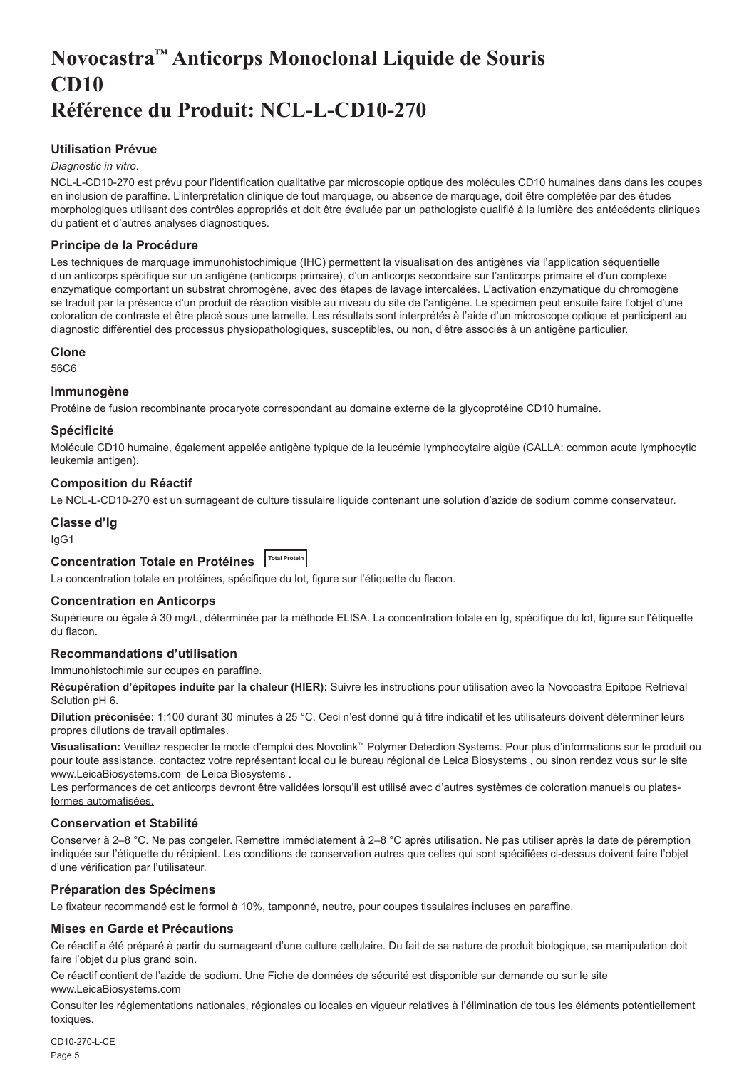# Novocastra™ Anticorps Monoclonal Liquide de Souris CD10
# Référence du Produit: NCL-L-CD10-270

## Utilisation Prévue

*Diagnostic in vitro*.

NCL-L-CD10-270 est prévu pour l'identification qualitative par microscopie optique des molécules CD10 humaines dans dans les coupes en inclusion de paraffine. L'interprétation clinique de tout marquage, ou absence de marquage, doit être complétée par des études morphologiques utilisant des contrôles appropriés et doit être évaluée par un pathologiste qualifié à la lumière des antécédents cliniques du patient et d'autres analyses diagnostiques.

## Principe de la Procédure

Les techniques de marquage immunohistochimique (IHC) permettent la visualisation des antigènes via l'application séquentielle d'un anticorps spécifique sur un antigène (anticorps primaire), d'un anticorps secondaire sur l'anticorps primaire et d'un complexe enzymatique comportant un substrat chromogène, avec des étapes de lavage intercalées. L'activation enzymatique du chromogène se traduit par la présence d'un produit de réaction visible au niveau du site de l'antigène. Le spécimen peut ensuite faire l'objet d'une coloration de contraste et être placé sous une lamelle. Les résultats sont interprétés à l'aide d'un microscope optique et participent au diagnostic différentiel des processus physiopathologiques, susceptibles, ou non, d'être associés à un antigène particulier.

## Clone

56C6

## Immunogène

Protéine de fusion recombinante procaryote correspondant au domaine externe de la glycoprotéine CD10 humaine.

## Spécificité

Molécule CD10 humaine, également appelée antigène typique de la leucémie lymphocytaire aigüe (CALLA: common acute lymphocytic leukemia antigen).

## Composition du Réactif

Le NCL-L-CD10-270 est un surnageant de culture tissulaire liquide contenant une solution d'azide de sodium comme conservateur.

## Classe d'Ig

IgG1

## Concentration Totale en Protéines Total Protein

La concentration totale en protéines, spécifique du lot, figure sur l'étiquette du flacon.

## Concentration en Anticorps

Supérieure ou égale à 30 mg/L, déterminée par la méthode ELISA. La concentration totale en Ig, spécifique du lot, figure sur l'étiquette du flacon.

## Recommandations d'utilisation

Immunohistochimie sur coupes en paraffine.

**Récupération d'épitopes induite par la chaleur (HIER):** Suivre les instructions pour utilisation avec la Novocastra Epitope Retrieval Solution pH 6.

**Dilution préconisée:** 1:100 durant 30 minutes à 25 °C. Ceci n'est donné qu'à titre indicatif et les utilisateurs doivent déterminer leurs propres dilutions de travail optimales.

**Visualisation:** Veuillez respecter le mode d'emploi des Novolink™ Polymer Detection Systems. Pour plus d'informations sur le produit ou pour toute assistance, contactez votre représentant local ou le bureau régional de Leica Biosystems , ou sinon rendez vous sur le site www.LeicaBiosystems.com de Leica Biosystems .

<u>Les performances de cet anticorps devront être validées lorsqu'il est utilisé avec d'autres systèmes de coloration manuels ou plates-formes automatisées.</u>

## Conservation et Stabilité

Conserver à 2–8 °C. Ne pas congeler. Remettre immédiatement à 2–8 °C après utilisation. Ne pas utiliser après la date de péremption indiquée sur l'étiquette du récipient. Les conditions de conservation autres que celles qui sont spécifiées ci-dessus doivent faire l'objet d'une vérification par l'utilisateur.

## Préparation des Spécimens

Le fixateur recommandé est le formol à 10%, tamponné, neutre, pour coupes tissulaires incluses en paraffine.

## Mises en Garde et Précautions

Ce réactif a été préparé à partir du surnageant d'une culture cellulaire. Du fait de sa nature de produit biologique, sa manipulation doit faire l'objet du plus grand soin.

Ce réactif contient de l'azide de sodium. Une Fiche de données de sécurité est disponible sur demande ou sur le site www.LeicaBiosystems.com

Consulter les réglementations nationales, régionales ou locales en vigueur relatives à l'élimination de tous les éléments potentiellement toxiques.

CD10-270-L-CE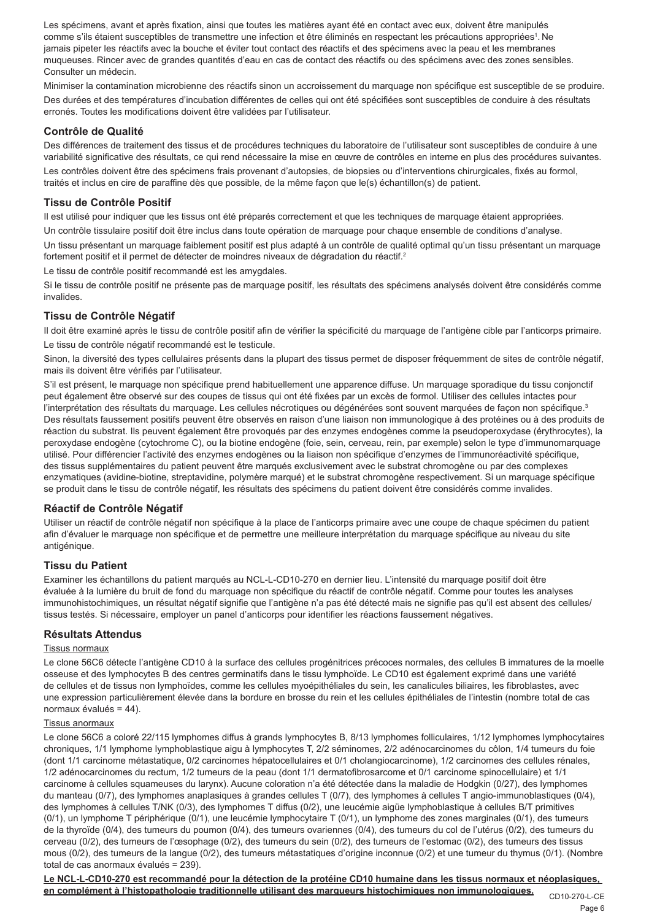Les spécimens, avant et après fixation, ainsi que toutes les matières ayant été en contact avec eux, doivent être manipulés comme s'ils étaient susceptibles de transmettre une infection et être éliminés en respectant les précautions appropriées[1]. Ne jamais pipeter les réactifs avec la bouche et éviter tout contact des réactifs et des spécimens avec la peau et les membranes muqueuses. Rincer avec de grandes quantités d'eau en cas de contact des réactifs ou des spécimens avec des zones sensibles. Consulter un médecin.

Minimiser la contamination microbienne des réactifs sinon un accroissement du marquage non spécifique est susceptible de se produire.

Des durées et des températures d'incubation différentes de celles qui ont été spécifiées sont susceptibles de conduire à des résultats erronés. Toutes les modifications doivent être validées par l'utilisateur.

### Contrôle de Qualité

Des différences de traitement des tissus et de procédures techniques du laboratoire de l'utilisateur sont susceptibles de conduire à une variabilité significative des résultats, ce qui rend nécessaire la mise en œuvre de contrôles en interne en plus des procédures suivantes.

Les contrôles doivent être des spécimens frais provenant d'autopsies, de biopsies ou d'interventions chirurgicales, fixés au formol, traités et inclus en cire de paraffine dès que possible, de la même façon que le(s) échantillon(s) de patient.

### Tissu de Contrôle Positif

Il est utilisé pour indiquer que les tissus ont été préparés correctement et que les techniques de marquage étaient appropriées.

Un contrôle tissulaire positif doit être inclus dans toute opération de marquage pour chaque ensemble de conditions d'analyse.

Un tissu présentant un marquage faiblement positif est plus adapté à un contrôle de qualité optimal qu'un tissu présentant un marquage fortement positif et il permet de détecter de moindres niveaux de dégradation du réactif.[2]

Le tissu de contrôle positif recommandé est les amygdales.

Si le tissu de contrôle positif ne présente pas de marquage positif, les résultats des spécimens analysés doivent être considérés comme invalides.

### Tissu de Contrôle Négatif

Il doit être examiné après le tissu de contrôle positif afin de vérifier la spécificité du marquage de l'antigène cible par l'anticorps primaire.

Le tissu de contrôle négatif recommandé est le testicule.

Sinon, la diversité des types cellulaires présents dans la plupart des tissus permet de disposer fréquemment de sites de contrôle négatif, mais ils doivent être vérifiés par l'utilisateur.

S'il est présent, le marquage non spécifique prend habituellement une apparence diffuse. Un marquage sporadique du tissu conjonctif peut également être observé sur des coupes de tissus qui ont été fixées par un excès de formol. Utiliser des cellules intactes pour l'interprétation des résultats du marquage. Les cellules nécrotiques ou dégénérées sont souvent marquées de façon non spécifique.[3] Des résultats faussement positifs peuvent être observés en raison d'une liaison non immunologique à des protéines ou à des produits de réaction du substrat. Ils peuvent également être provoqués par des enzymes endogènes comme la pseudoperoxydase (érythrocytes), la peroxydase endogène (cytochrome C), ou la biotine endogène (foie, sein, cerveau, rein, par exemple) selon le type d'immunomarquage utilisé. Pour différencier l'activité des enzymes endogènes ou la liaison non spécifique d'enzymes de l'immunoréactivité spécifique, des tissus supplémentaires du patient peuvent être marqués exclusivement avec le substrat chromogène ou par des complexes enzymatiques (avidine-biotine, streptavidine, polymère marqué) et le substrat chromogène respectivement. Si un marquage spécifique se produit dans le tissu de contrôle négatif, les résultats des spécimens du patient doivent être considérés comme invalides.

### Réactif de Contrôle Négatif

Utiliser un réactif de contrôle négatif non spécifique à la place de l'anticorps primaire avec une coupe de chaque spécimen du patient afin d'évaluer le marquage non spécifique et de permettre une meilleure interprétation du marquage spécifique au niveau du site antigénique.

### Tissu du Patient

Examiner les échantillons du patient marqués au NCL-L-CD10-270 en dernier lieu. L'intensité du marquage positif doit être évaluée à la lumière du bruit de fond du marquage non spécifique du réactif de contrôle négatif. Comme pour toutes les analyses immunohistochimiques, un résultat négatif signifie que l'antigène n'a pas été détecté mais ne signifie pas qu'il est absent des cellules/tissus testés. Si nécessaire, employer un panel d'anticorps pour identifier les réactions faussement négatives.

### Résultats Attendus

Tissus normaux

Le clone 56C6 détecte l'antigène CD10 à la surface des cellules progénitrices précoces normales, des cellules B immatures de la moelle osseuse et des lymphocytes B des centres germinatifs dans le tissu lymphoïde. Le CD10 est également exprimé dans une variété de cellules et de tissus non lymphoïdes, comme les cellules myoépithéliales du sein, les canalicules biliaires, les fibroblastes, avec une expression particulièrement élevée dans la bordure en brosse du rein et les cellules épithéliales de l'intestin (nombre total de cas normaux évalués = 44).

Tissus anormaux

Le clone 56C6 a coloré 22/115 lymphomes diffus à grands lymphocytes B, 8/13 lymphomes folliculaires, 1/12 lymphomes lymphocytaires chroniques, 1/1 lymphome lymphoblastique aigu à lymphocytes T, 2/2 séminomes, 2/2 adénocarcinomes du côlon, 1/4 tumeurs du foie (dont 1/1 carcinome métastatique, 0/2 carcinomes hépatocellulaires et 0/1 cholangiocarcinome), 1/2 carcinomes des cellules rénales, 1/2 adénocarcinomes du rectum, 1/2 tumeurs de la peau (dont 1/1 dermatofibrosarcome et 0/1 carcinome spinocellulaire) et 1/1 carcinome à cellules squameuses du larynx). Aucune coloration n'a été détectée dans la maladie de Hodgkin (0/27), des lymphomes du manteau (0/7), des lymphomes anaplasiques à grandes cellules T (0/7), des lymphomes à cellules T angio-immunoblastiques (0/4), des lymphomes à cellules T/NK (0/3), des lymphomes T diffus (0/2), une leucémie aigüe lymphoblastique à cellules B/T primitives (0/1), un lymphome T périphérique (0/1), une leucémie lymphocytaire T (0/1), un lymphome des zones marginales (0/1), des tumeurs de la thyroïde (0/4), des tumeurs du poumon (0/4), des tumeurs ovariennes (0/4), des tumeurs du col de l'utérus (0/2), des tumeurs du cerveau (0/2), des tumeurs de l'œsophage (0/2), des tumeurs du sein (0/2), des tumeurs de l'estomac (0/2), des tumeurs des tissus mous (0/2), des tumeurs de la langue (0/2), des tumeurs métastatiques d'origine inconnue (0/2) et une tumeur du thymus (0/1). (Nombre total de cas anormaux évalués = 239).

**Le NCL-L-CD10-270 est recommandé pour la détection de la protéine CD10 humaine dans les tissus normaux et néoplasiques, en complément à l'histopathologie traditionnelle utilisant des marqueurs histochimiques non immunologiques.**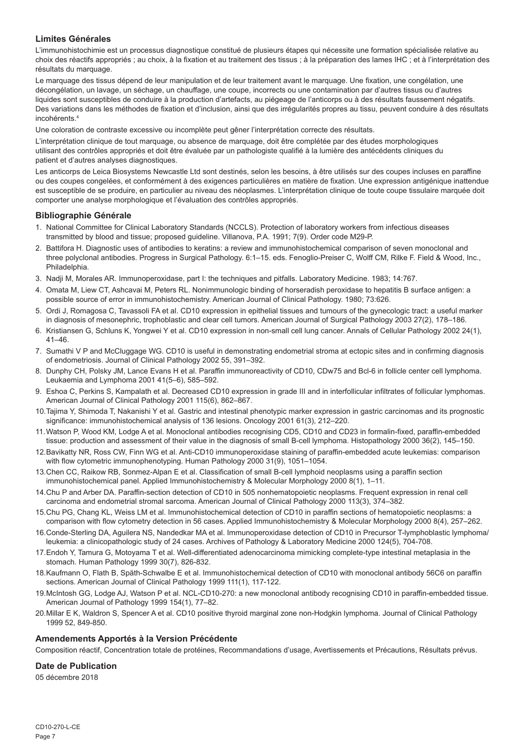## Limites Générales

L'immunohistochimie est un processus diagnostique constitué de plusieurs étapes qui nécessite une formation spécialisée relative au choix des réactifs appropriés ; au choix, à la fixation et au traitement des tissus ; à la préparation des lames IHC ; et à l'interprétation des résultats du marquage.

Le marquage des tissus dépend de leur manipulation et de leur traitement avant le marquage. Une fixation, une congélation, une décongélation, un lavage, un séchage, un chauffage, une coupe, incorrects ou une contamination par d'autres tissus ou d'autres liquides sont susceptibles de conduire à la production d'artefacts, au piégeage de l'anticorps ou à des résultats faussement négatifs. Des variations dans les méthodes de fixation et d'inclusion, ainsi que des irrégularités propres au tissu, peuvent conduire à des résultats incohérents.[4]

Une coloration de contraste excessive ou incomplète peut gêner l'interprétation correcte des résultats.

L'interprétation clinique de tout marquage, ou absence de marquage, doit être complétée par des études morphologiques utilisant des contrôles appropriés et doit être évaluée par un pathologiste qualifié à la lumière des antécédents cliniques du patient et d'autres analyses diagnostiques.

Les anticorps de Leica Biosystems Newcastle Ltd sont destinés, selon les besoins, à être utilisés sur des coupes incluses en paraffine ou des coupes congelées, et conformément à des exigences particulières en matière de fixation. Une expression antigénique inattendue est susceptible de se produire, en particulier au niveau des néoplasmes. L'interprétation clinique de toute coupe tissulaire marquée doit comporter une analyse morphologique et l'évaluation des contrôles appropriés.

## Bibliographie Générale

1. National Committee for Clinical Laboratory Standards (NCCLS). Protection of laboratory workers from infectious diseases transmitted by blood and tissue; proposed guideline. Villanova, P.A. 1991; 7(9). Order code M29-P.
2. Battifora H. Diagnostic uses of antibodies to keratins: a review and immunohistochemical comparison of seven monoclonal and three polyclonal antibodies. Progress in Surgical Pathology. 6:1–15. eds. Fenoglio-Preiser C, Wolff CM, Rilke F. Field & Wood, Inc., Philadelphia.
3. Nadji M, Morales AR. Immunoperoxidase, part I: the techniques and pitfalls. Laboratory Medicine. 1983; 14:767.
4. Omata M, Liew CT, Ashcavai M, Peters RL. Nonimmunologic binding of horseradish peroxidase to hepatitis B surface antigen: a possible source of error in immunohistochemistry. American Journal of Clinical Pathology. 1980; 73:626.
5. Ordi J, Romagosa C, Tavassoli FA et al. CD10 expression in epithelial tissues and tumours of the gynecologic tract: a useful marker in diagnosis of mesonephric, trophoblastic and clear cell tumors. American Journal of Surgical Pathology 2003 27(2), 178–186.
6. Kristiansen G, Schluns K, Yongwei Y et al. CD10 expression in non-small cell lung cancer. Annals of Cellular Pathology 2002 24(1), 41–46.
7. Sumathi V P and McCluggage WG. CD10 is useful in demonstrating endometrial stroma at ectopic sites and in confirming diagnosis of endometriosis. Journal of Clinical Pathology 2002 55, 391–392.
8. Dunphy CH, Polsky JM, Lance Evans H et al. Paraffin immunoreactivity of CD10, CDw75 and Bcl-6 in follicle center cell lymphoma. Leukaemia and Lymphoma 2001 41(5–6), 585–592.
9. Eshoa C, Perkins S, Kampalath et al. Decreased CD10 expression in grade III and in interfollicular infiltrates of follicular lymphomas. American Journal of Clinical Pathology 2001 115(6), 862–867.
10. Tajima Y, Shimoda T, Nakanishi Y et al. Gastric and intestinal phenotypic marker expression in gastric carcinomas and its prognostic significance: immunohistochemical analysis of 136 lesions. Oncology 2001 61(3), 212–220.
11. Watson P, Wood KM, Lodge A et al. Monoclonal antibodies recognising CD5, CD10 and CD23 in formalin-fixed, paraffin-embedded tissue: production and assessment of their value in the diagnosis of small B-cell lymphoma. Histopathology 2000 36(2), 145–150.
12. Bavikatty NR, Ross CW, Finn WG et al. Anti-CD10 immunoperoxidase staining of paraffin-embedded acute leukemias: comparison with flow cytometric immunophenotyping. Human Pathology 2000 31(9), 1051–1054.
13. Chen CC, Raikow RB, Sonmez-Alpan E et al. Classification of small B-cell lymphoid neoplasms using a paraffin section immunohistochemical panel. Applied Immunohistochemistry & Molecular Morphology 2000 8(1), 1–11.
14. Chu P and Arber DA. Paraffin-section detection of CD10 in 505 nonhematopoietic neoplasms. Frequent expression in renal cell carcinoma and endometrial stromal sarcoma. American Journal of Clinical Pathology 2000 113(3), 374–382.
15. Chu PG, Chang KL, Weiss LM et al. Immunohistochemical detection of CD10 in paraffin sections of hematopoietic neoplasms: a comparison with flow cytometry detection in 56 cases. Applied Immunohistochemistry & Molecular Morphology 2000 8(4), 257–262.
16. Conde-Sterling DA, Aguilera NS, Nandedkar MA et al. Immunoperoxidase detection of CD10 in Precursor T-lymphoblastic lymphoma/ leukemia: a clinicopathologic study of 24 cases. Archives of Pathology & Laboratory Medicine 2000 124(5), 704-708.
17. Endoh Y, Tamura G, Motoyama T et al. Well-differentiated adenocarcinoma mimicking complete-type intestinal metaplasia in the stomach. Human Pathology 1999 30(7), 826-832.
18. Kaufmann O, Flath B, Späth-Schwalbe E et al. Immunohistochemical detection of CD10 with monoclonal antibody 56C6 on paraffin sections. American Journal of Clinical Pathology 1999 111(1), 117-122.
19. McIntosh GG, Lodge AJ, Watson P et al. NCL-CD10-270: a new monoclonal antibody recognising CD10 in paraffin-embedded tissue. American Journal of Pathology 1999 154(1), 77–82.
20. Millar E K, Waldron S, Spencer A et al. CD10 positive thyroid marginal zone non-Hodgkin lymphoma. Journal of Clinical Pathology 1999 52, 849-850.

## Amendements Apportés à la Version Précédente

Composition réactif, Concentration totale de protéines, Recommandations d'usage, Avertissements et Précautions, Résultats prévus.

## Date de Publication

05 décembre 2018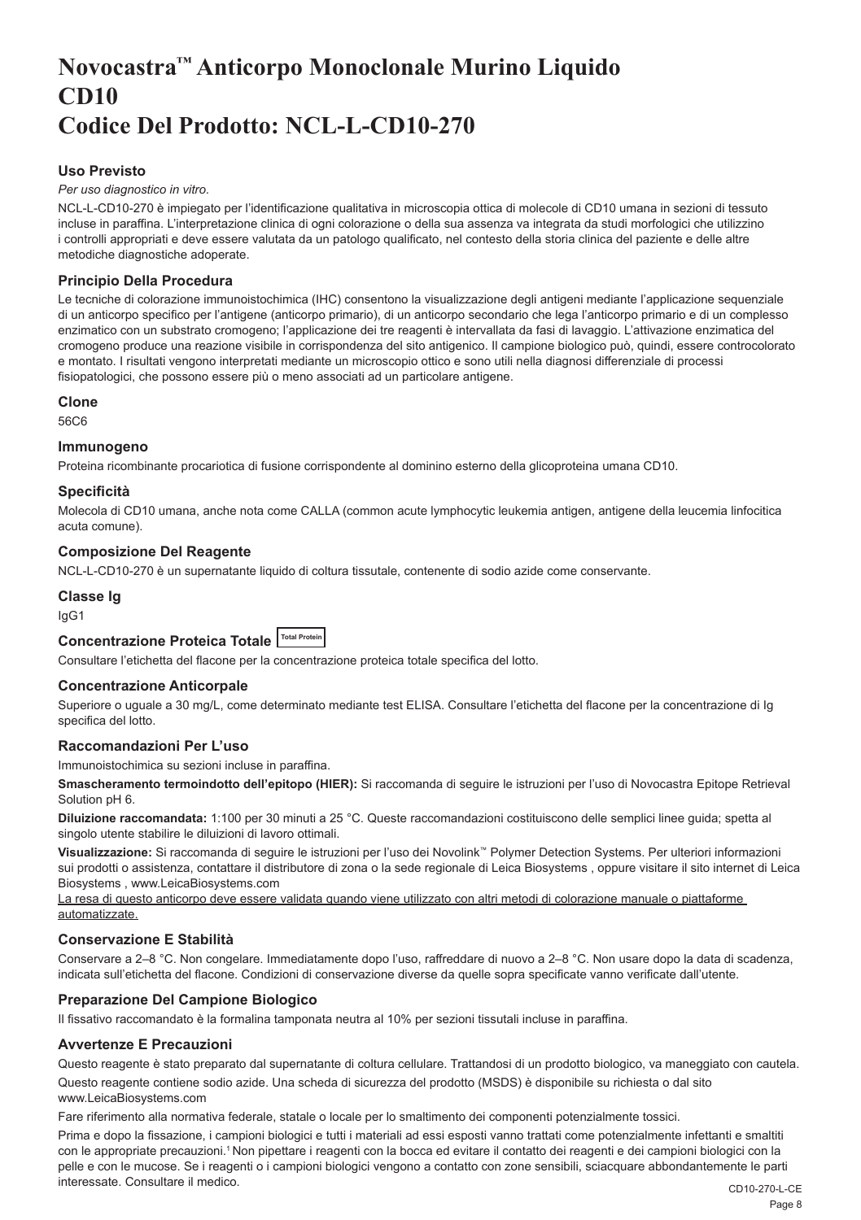# Novocastra™ Anticorpo Monoclonale Murino Liquido CD10 Codice Del Prodotto: NCL-L-CD10-270

## Uso Previsto

*Per uso diagnostico in vitro.*

NCL-L-CD10-270 è impiegato per l'identificazione qualitativa in microscopia ottica di molecole di CD10 umana in sezioni di tessuto incluse in paraffina. L'interpretazione clinica di ogni colorazione o della sua assenza va integrata da studi morfologici che utilizzino i controlli appropriati e deve essere valutata da un patologo qualificato, nel contesto della storia clinica del paziente e delle altre metodiche diagnostiche adoperate.

## Principio Della Procedura

Le tecniche di colorazione immunoistochimica (IHC) consentono la visualizzazione degli antigeni mediante l'applicazione sequenziale di un anticorpo specifico per l'antigene (anticorpo primario), di un anticorpo secondario che lega l'anticorpo primario e di un complesso enzimatico con un substrato cromogeno; l'applicazione dei tre reagenti è intervallata da fasi di lavaggio. L'attivazione enzimatica del cromogeno produce una reazione visibile in corrispondenza del sito antigenico. Il campione biologico può, quindi, essere controcolorato e montato. I risultati vengono interpretati mediante un microscopio ottico e sono utili nella diagnosi differenziale di processi fisiopatologici, che possono essere più o meno associati ad un particolare antigene.

## Clone

56C6

## Immunogeno

Proteina ricombinante procariotica di fusione corrispondente al dominino esterno della glicoproteina umana CD10.

## Specificità

Molecola di CD10 umana, anche nota come CALLA (common acute lymphocytic leukemia antigen, antigene della leucemia linfocitica acuta comune).

## Composizione Del Reagente

NCL-L-CD10-270 è un supernatante liquido di coltura tissutale, contenente di sodio azide come conservante.

## Classe Ig

IgG1

## Concentrazione Proteica Totale Total Protein

Consultare l'etichetta del flacone per la concentrazione proteica totale specifica del lotto.

## Concentrazione Anticorpale

Superiore o uguale a 30 mg/L, come determinato mediante test ELISA. Consultare l'etichetta del flacone per la concentrazione di Ig specifica del lotto.

## Raccomandazioni Per L'uso

Immunoistochimica su sezioni incluse in paraffina.

**Smascheramento termoindotto dell'epitopo (HIER):** Si raccomanda di seguire le istruzioni per l'uso di Novocastra Epitope Retrieval Solution pH 6.

**Diluizione raccomandata:** 1:100 per 30 minuti a 25 °C. Queste raccomandazioni costituiscono delle semplici linee guida; spetta al singolo utente stabilire le diluizioni di lavoro ottimali.

**Visualizzazione:** Si raccomanda di seguire le istruzioni per l'uso dei Novolink™ Polymer Detection Systems. Per ulteriori informazioni sui prodotti o assistenza, contattare il distributore di zona o la sede regionale di Leica Biosystems , oppure visitare il sito internet di Leica Biosystems , www.LeicaBiosystems.com

La resa di questo anticorpo deve essere validata quando viene utilizzato con altri metodi di colorazione manuale o piattaforme automatizzate.

## Conservazione E Stabilità

Conservare a 2–8 °C. Non congelare. Immediatamente dopo l'uso, raffreddare di nuovo a 2–8 °C. Non usare dopo la data di scadenza, indicata sull'etichetta del flacone. Condizioni di conservazione diverse da quelle sopra specificate vanno verificate dall'utente.

## Preparazione Del Campione Biologico

Il fissativo raccomandato è la formalina tamponata neutra al 10% per sezioni tissutali incluse in paraffina.

## Avvertenze E Precauzioni

Questo reagente è stato preparato dal supernatante di coltura cellulare. Trattandosi di un prodotto biologico, va maneggiato con cautela.

Questo reagente contiene sodio azide. Una scheda di sicurezza del prodotto (MSDS) è disponibile su richiesta o dal sito www.LeicaBiosystems.com

Fare riferimento alla normativa federale, statale o locale per lo smaltimento dei componenti potenzialmente tossici.

Prima e dopo la fissazione, i campioni biologici e tutti i materiali ad essi esposti vanno trattati come potenzialmente infettanti e smaltiti con le appropriate precauzioni.[1] Non pipettare i reagenti con la bocca ed evitare il contatto dei reagenti e dei campioni biologici con la pelle e con le mucose. Se i reagenti o i campioni biologici vengono a contatto con zone sensibili, sciacquare abbondantemente le parti interessate. Consultare il medico.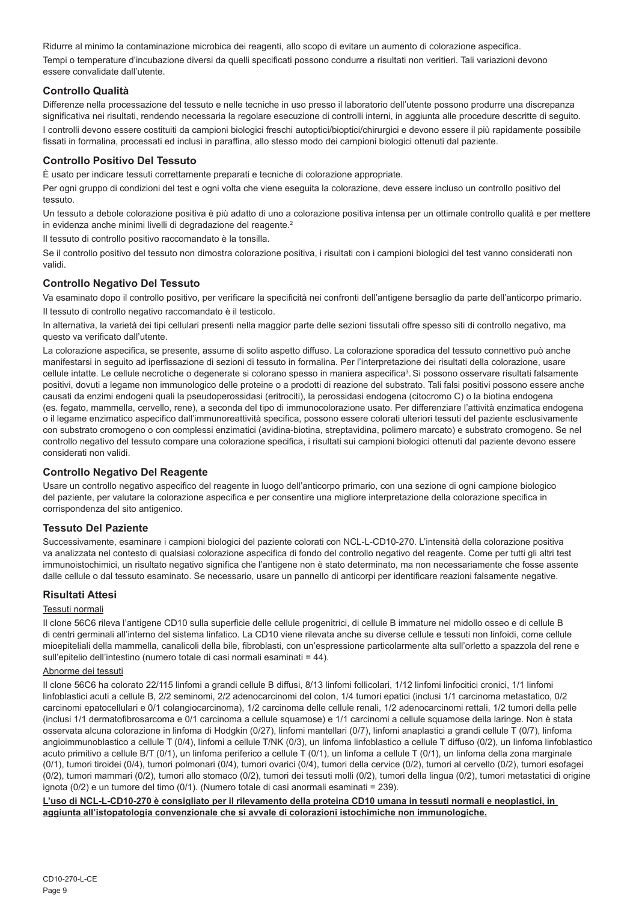Ridurre al minimo la contaminazione microbica dei reagenti, allo scopo di evitare un aumento di colorazione aspecifica.

Tempi o temperature d'incubazione diversi da quelli specificati possono condurre a risultati non veritieri. Tali variazioni devono essere convalidate dall'utente.

### Controllo Qualità

Differenze nella processazione del tessuto e nelle tecniche in uso presso il laboratorio dell'utente possono produrre una discrepanza significativa nei risultati, rendendo necessaria la regolare esecuzione di controlli interni, in aggiunta alle procedure descritte di seguito.

I controlli devono essere costituiti da campioni biologici freschi autoptici/bioptici/chirurgici e devono essere il più rapidamente possibile fissati in formalina, processati ed inclusi in paraffina, allo stesso modo dei campioni biologici ottenuti dal paziente.

### Controllo Positivo Del Tessuto

È usato per indicare tessuti correttamente preparati e tecniche di colorazione appropriate.

Per ogni gruppo di condizioni del test e ogni volta che viene eseguita la colorazione, deve essere incluso un controllo positivo del tessuto.

Un tessuto a debole colorazione positiva è più adatto di uno a colorazione positiva intensa per un ottimale controllo qualità e per mettere in evidenza anche minimi livelli di degradazione del reagente.[2]

Il tessuto di controllo positivo raccomandato è la tonsilla.

Se il controllo positivo del tessuto non dimostra colorazione positiva, i risultati con i campioni biologici del test vanno considerati non validi.

### Controllo Negativo Del Tessuto

Va esaminato dopo il controllo positivo, per verificare la specificità nei confronti dell'antigene bersaglio da parte dell'anticorpo primario.

Il tessuto di controllo negativo raccomandato è il testicolo.

In alternativa, la varietà dei tipi cellulari presenti nella maggior parte delle sezioni tissutali offre spesso siti di controllo negativo, ma questo va verificato dall'utente.

La colorazione aspecifica, se presente, assume di solito aspetto diffuso. La colorazione sporadica del tessuto connettivo può anche manifestarsi in seguito ad iperfissazione di sezioni di tessuto in formalina. Per l'interpretazione dei risultati della colorazione, usare cellule intatte. Le cellule necrotiche o degenerate si colorano spesso in maniera aspecifica[3]. Si possono osservare risultati falsamente positivi, dovuti a legame non immunologico delle proteine o a prodotti di reazione del substrato. Tali falsi positivi possono essere anche causati da enzimi endogeni quali la pseudoperossidasi (eritrociti), la perossidasi endogena (citocromo C) o la biotina endogena (es. fegato, mammella, cervello, rene), a seconda del tipo di immunocolorazione usato. Per differenziare l'attività enzimatica endogena o il legame enzimatico aspecifico dall'immunoreattività specifica, possono essere colorati ulteriori tessuti del paziente esclusivamente con substrato cromogeno o con complessi enzimatici (avidina-biotina, streptavidina, polimero marcato) e substrato cromogeno. Se nel controllo negativo del tessuto compare una colorazione specifica, i risultati sui campioni biologici ottenuti dal paziente devono essere considerati non validi.

### Controllo Negativo Del Reagente

Usare un controllo negativo aspecifico del reagente in luogo dell'anticorpo primario, con una sezione di ogni campione biologico del paziente, per valutare la colorazione aspecifica e per consentire una migliore interpretazione della colorazione specifica in corrispondenza del sito antigenico.

### Tessuto Del Paziente

Successivamente, esaminare i campioni biologici del paziente colorati con NCL-L-CD10-270. L'intensità della colorazione positiva va analizzata nel contesto di qualsiasi colorazione aspecifica di fondo del controllo negativo del reagente. Come per tutti gli altri test immunoistochimici, un risultato negativo significa che l'antigene non è stato determinato, ma non necessariamente che fosse assente dalle cellule o dal tessuto esaminato. Se necessario, usare un pannello di anticorpi per identificare reazioni falsamente negative.

### Risultati Attesi

Tessuti normali

Il clone 56C6 rileva l'antigene CD10 sulla superficie delle cellule progenitrici, di cellule B immature nel midollo osseo e di cellule B di centri germinali all'interno del sistema linfatico. La CD10 viene rilevata anche su diverse cellule e tessuti non linfoidi, come cellule mioepiteliali della mammella, canalicoli della bile, fibroblasti, con un'espressione particolarmente alta sull'orletto a spazzola del rene e sull'epitelio dell'intestino (numero totale di casi normali esaminati = 44).

Abnorme dei tessuti

Il clone 56C6 ha colorato 22/115 linfomi a grandi cellule B diffusi, 8/13 linfomi follicolari, 1/12 linfomi linfocitici cronici, 1/1 linfomi linfoblastici acuti a cellule B, 2/2 seminomi, 2/2 adenocarcinomi del colon, 1/4 tumori epatici (inclusi 1/1 carcinoma metastatico, 0/2 carcinomi epatocellulari e 0/1 colangiocarcinoma), 1/2 carcinoma delle cellule renali, 1/2 adenocarcinomi rettali, 1/2 tumori della pelle (inclusi 1/1 dermatofibrosarcoma e 0/1 carcinoma a cellule squamose) e 1/1 carcinomi a cellule squamose della laringe. Non è stata osservata alcuna colorazione in linfoma di Hodgkin (0/27), linfomi mantellari (0/7), linfomi anaplastici a grandi cellule T (0/7), linfoma angioimmunoblastico a cellule T (0/4), linfomi a cellule T/NK (0/3), un linfoma linfoblastico a cellule T diffuso (0/2), un linfoma linfoblastico acuto primitivo a cellule B/T (0/1), un linfoma periferico a cellule T (0/1), un linfoma a cellule T (0/1), un linfoma della zona marginale (0/1), tumori tiroidei (0/4), tumori polmonari (0/4), tumori ovarici (0/4), tumori della cervice (0/2), tumori al cervello (0/2), tumori esofagei (0/2), tumori mammari (0/2), tumori allo stomaco (0/2), tumori dei tessuti molli (0/2), tumori della lingua (0/2), tumori metastatici di origine ignota (0/2) e un tumore del timo (0/1). (Numero totale di casi anormali esaminati = 239).

**L'uso di NCL-L-CD10-270 è consigliato per il rilevamento della proteina CD10 umana in tessuti normali e neoplastici, in aggiunta all'istopatologia convenzionale che si avvale di colorazioni istochimiche non immunologiche.**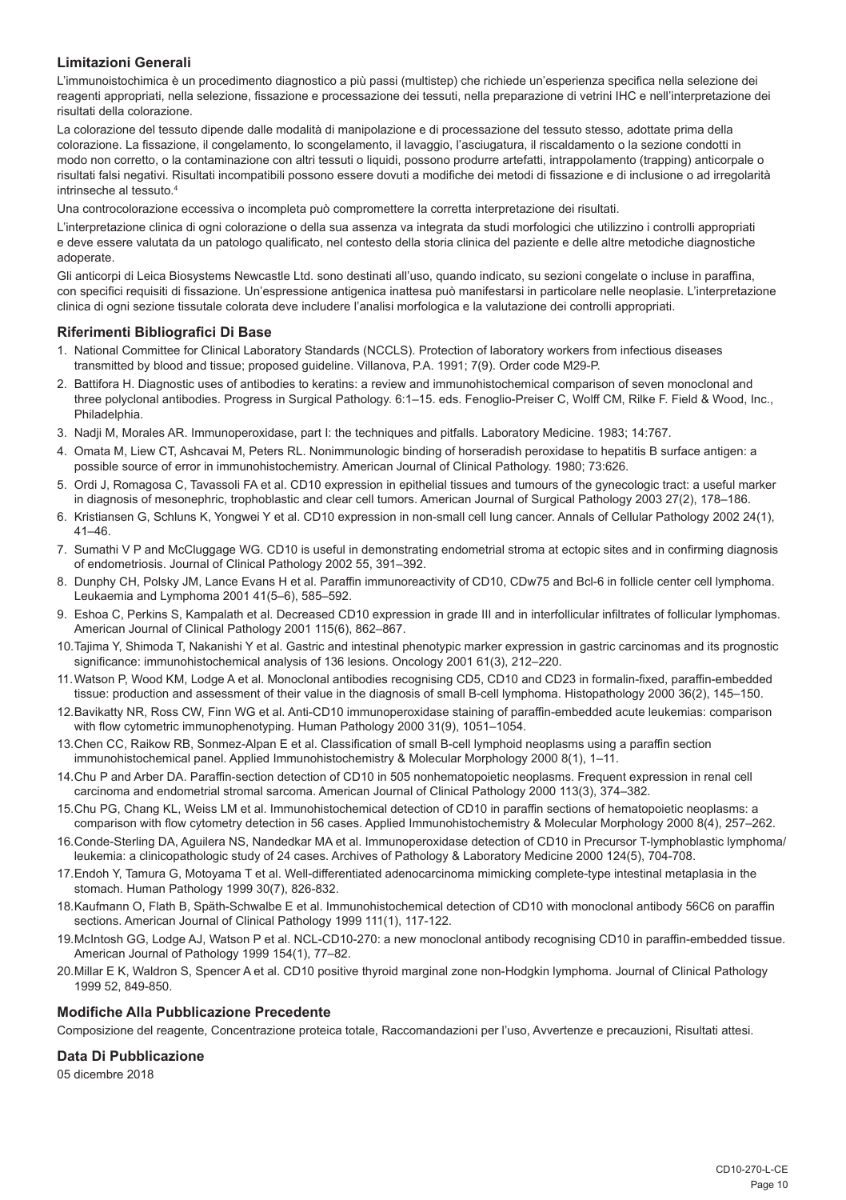## Limitazioni Generali

L'immunoistochimica è un procedimento diagnostico a più passi (multistep) che richiede un'esperienza specifica nella selezione dei reagenti appropriati, nella selezione, fissazione e processazione dei tessuti, nella preparazione di vetrini IHC e nell'interpretazione dei risultati della colorazione.

La colorazione del tessuto dipende dalle modalità di manipolazione e di processazione del tessuto stesso, adottate prima della colorazione. La fissazione, il congelamento, lo scongelamento, il lavaggio, l'asciugatura, il riscaldamento o la sezione condotti in modo non corretto, o la contaminazione con altri tessuti o liquidi, possono produrre artefatti, intrappolamento (trapping) anticorpale o risultati falsi negativi. Risultati incompatibili possono essere dovuti a modifiche dei metodi di fissazione e di inclusione o ad irregolarità intrinseche al tessuto.[4]

Una controcolorazione eccessiva o incompleta può compromettere la corretta interpretazione dei risultati.

L'interpretazione clinica di ogni colorazione o della sua assenza va integrata da studi morfologici che utilizzino i controlli appropriati e deve essere valutata da un patologo qualificato, nel contesto della storia clinica del paziente e delle altre metodiche diagnostiche adoperate.

Gli anticorpi di Leica Biosystems Newcastle Ltd. sono destinati all'uso, quando indicato, su sezioni congelate o incluse in paraffina, con specifici requisiti di fissazione. Un'espressione antigenica inattesa può manifestarsi in particolare nelle neoplasie. L'interpretazione clinica di ogni sezione tissutale colorata deve includere l'analisi morfologica e la valutazione dei controlli appropriati.

## Riferimenti Bibliografici Di Base

1. National Committee for Clinical Laboratory Standards (NCCLS). Protection of laboratory workers from infectious diseases transmitted by blood and tissue; proposed guideline. Villanova, P.A. 1991; 7(9). Order code M29-P.
2. Battifora H. Diagnostic uses of antibodies to keratins: a review and immunohistochemical comparison of seven monoclonal and three polyclonal antibodies. Progress in Surgical Pathology. 6:1–15. eds. Fenoglio-Preiser C, Wolff CM, Rilke F. Field & Wood, Inc., Philadelphia.
3. Nadji M, Morales AR. Immunoperoxidase, part I: the techniques and pitfalls. Laboratory Medicine. 1983; 14:767.
4. Omata M, Liew CT, Ashcavai M, Peters RL. Nonimmunologic binding of horseradish peroxidase to hepatitis B surface antigen: a possible source of error in immunohistochemistry. American Journal of Clinical Pathology. 1980; 73:626.
5. Ordi J, Romagosa C, Tavassoli FA et al. CD10 expression in epithelial tissues and tumours of the gynecologic tract: a useful marker in diagnosis of mesonephric, trophoblastic and clear cell tumors. American Journal of Surgical Pathology 2003 27(2), 178–186.
6. Kristiansen G, Schluns K, Yongwei Y et al. CD10 expression in non-small cell lung cancer. Annals of Cellular Pathology 2002 24(1), 41–46.
7. Sumathi V P and McCluggage WG. CD10 is useful in demonstrating endometrial stroma at ectopic sites and in confirming diagnosis of endometriosis. Journal of Clinical Pathology 2002 55, 391–392.
8. Dunphy CH, Polsky JM, Lance Evans H et al. Paraffin immunoreactivity of CD10, CDw75 and Bcl-6 in follicle center cell lymphoma. Leukaemia and Lymphoma 2001 41(5–6), 585–592.
9. Eshoa C, Perkins S, Kampalath et al. Decreased CD10 expression in grade III and in interfollicular infiltrates of follicular lymphomas. American Journal of Clinical Pathology 2001 115(6), 862–867.
10. Tajima Y, Shimoda T, Nakanishi Y et al. Gastric and intestinal phenotypic marker expression in gastric carcinomas and its prognostic significance: immunohistochemical analysis of 136 lesions. Oncology 2001 61(3), 212–220.
11. Watson P, Wood KM, Lodge A et al. Monoclonal antibodies recognising CD5, CD10 and CD23 in formalin-fixed, paraffin-embedded tissue: production and assessment of their value in the diagnosis of small B-cell lymphoma. Histopathology 2000 36(2), 145–150.
12. Bavikatty NR, Ross CW, Finn WG et al. Anti-CD10 immunoperoxidase staining of paraffin-embedded acute leukemias: comparison with flow cytometric immunophenotyping. Human Pathology 2000 31(9), 1051–1054.
13. Chen CC, Raikow RB, Sonmez-Alpan E et al. Classification of small B-cell lymphoid neoplasms using a paraffin section immunohistochemical panel. Applied Immunohistochemistry & Molecular Morphology 2000 8(1), 1–11.
14. Chu P and Arber DA. Paraffin-section detection of CD10 in 505 nonhematopoietic neoplasms. Frequent expression in renal cell carcinoma and endometrial stromal sarcoma. American Journal of Clinical Pathology 2000 113(3), 374–382.
15. Chu PG, Chang KL, Weiss LM et al. Immunohistochemical detection of CD10 in paraffin sections of hematopoietic neoplasms: a comparison with flow cytometry detection in 56 cases. Applied Immunohistochemistry & Molecular Morphology 2000 8(4), 257–262.
16. Conde-Sterling DA, Aguilera NS, Nandedkar MA et al. Immunoperoxidase detection of CD10 in Precursor T-lymphoblastic lymphoma/leukemia: a clinicopathologic study of 24 cases. Archives of Pathology & Laboratory Medicine 2000 124(5), 704-708.
17. Endoh Y, Tamura G, Motoyama T et al. Well-differentiated adenocarcinoma mimicking complete-type intestinal metaplasia in the stomach. Human Pathology 1999 30(7), 826-832.
18. Kaufmann O, Flath B, Späth-Schwalbe E et al. Immunohistochemical detection of CD10 with monoclonal antibody 56C6 on paraffin sections. American Journal of Clinical Pathology 1999 111(1), 117-122.
19. McIntosh GG, Lodge AJ, Watson P et al. NCL-CD10-270: a new monoclonal antibody recognising CD10 in paraffin-embedded tissue. American Journal of Pathology 1999 154(1), 77–82.
20. Millar E K, Waldron S, Spencer A et al. CD10 positive thyroid marginal zone non-Hodgkin lymphoma. Journal of Clinical Pathology 1999 52, 849-850.

## Modifiche Alla Pubblicazione Precedente

Composizione del reagente, Concentrazione proteica totale, Raccomandazioni per l'uso, Avvertenze e precauzioni, Risultati attesi.

## Data Di Pubblicazione

05 dicembre 2018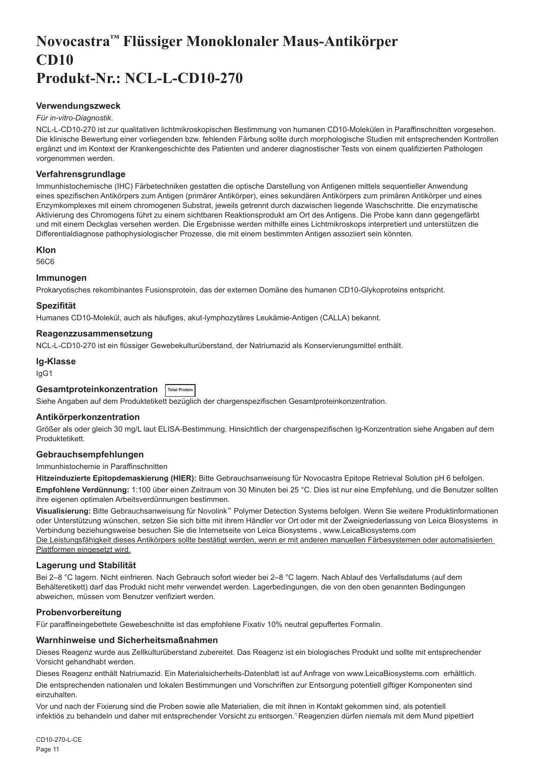# Novocastra™ Flüssiger Monoklonaler Maus-Antikörper CD10
# Produkt-Nr.: NCL-L-CD10-270

### Verwendungszweck

*Für in-vitro-Diagnostik*.

NCL-L-CD10-270 ist zur qualitativen lichtmikroskopischen Bestimmung von humanen CD10-Molekülen in Paraffinschnitten vorgesehen. Die klinische Bewertung einer vorliegenden bzw. fehlenden Färbung sollte durch morphologische Studien mit entsprechenden Kontrollen ergänzt und im Kontext der Krankengeschichte des Patienten und anderer diagnostischer Tests von einem qualifizierten Pathologen vorgenommen werden.

### Verfahrensgrundlage

Immunhistochemische (IHC) Färbetechniken gestatten die optische Darstellung von Antigenen mittels sequentieller Anwendung eines spezifischen Antikörpers zum Antigen (primärer Antikörper), eines sekundären Antikörpers zum primären Antikörper und eines Enzymkomplexes mit einem chromogenen Substrat, jeweils getrennt durch dazwischen liegende Waschschritte. Die enzymatische Aktivierung des Chromogens führt zu einem sichtbaren Reaktionsprodukt am Ort des Antigens. Die Probe kann dann gegengefärbt und mit einem Deckglas versehen werden. Die Ergebnisse werden mithilfe eines Lichtmikroskops interpretiert und unterstützen die Differentialdiagnose pathophysiologischer Prozesse, die mit einem bestimmten Antigen assoziiert sein könnten.

### Klon

56C6

### Immunogen

Prokaryotisches rekombinantes Fusionsprotein, das der externen Domäne des humanen CD10-Glykoproteins entspricht.

### Spezifität

Humanes CD10-Molekül, auch als häufiges, akut-lymphozytäres Leukämie-Antigen (CALLA) bekannt.

### Reagenzzusammensetzung

NCL-L-CD10-270 ist ein flüssiger Gewebekulturüberstand, der Natriumazid als Konservierungsmittel enthält.

### Ig-Klasse

IgG1

### Gesamtproteinkonzentration Total Protein

Siehe Angaben auf dem Produktetikett bezüglich der chargenspezifischen Gesamtproteinkonzentration.

### Antikörperkonzentration

Größer als oder gleich 30 mg/L laut ELISA-Bestimmung. Hinsichtlich der chargenspezifischen Ig-Konzentration siehe Angaben auf dem Produktetikett.

### Gebrauchsempfehlungen

Immunhistochemie in Paraffinschnitten

**Hitzeinduzierte Epitopdemaskierung (HIER):** Bitte Gebrauchsanweisung für Novocastra Epitope Retrieval Solution pH 6 befolgen.

**Empfohlene Verdünnung:** 1:100 über einen Zeitraum von 30 Minuten bei 25 °C. Dies ist nur eine Empfehlung, und die Benutzer sollten ihre eigenen optimalen Arbeitsverdünnungen bestimmen.

**Visualisierung:** Bitte Gebrauchsanweisung für Novolink™ Polymer Detection Systems befolgen. Wenn Sie weitere Produktinformationen oder Unterstützung wünschen, setzen Sie sich bitte mit ihrem Händler vor Ort oder mit der Zweigniederlassung von Leica Biosystems in Verbindung beziehungsweise besuchen Sie die Internetseite von Leica Biosystems , www.LeicaBiosystems.com

Die Leistungsfähigkeit dieses Antikörpers sollte bestätigt werden, wenn er mit anderen manuellen Färbesystemen oder automatisierten Plattformen eingesetzt wird.

### Lagerung und Stabilität

Bei 2–8 °C lagern. Nicht einfrieren. Nach Gebrauch sofort wieder bei 2–8 °C lagern. Nach Ablauf des Verfallsdatums (auf dem Behälteretikett) darf das Produkt nicht mehr verwendet werden. Lagerbedingungen, die von den oben genannten Bedingungen abweichen, müssen vom Benutzer verifiziert werden.

### Probenvorbereitung

Für paraffineingebettete Gewebeschnitte ist das empfohlene Fixativ 10% neutral gepuffertes Formalin.

### Warnhinweise und Sicherheitsmaßnahmen

Dieses Reagenz wurde aus Zellkulturüberstand zubereitet. Das Reagenz ist ein biologisches Produkt und sollte mit entsprechender Vorsicht gehandhabt werden.

Dieses Reagenz enthält Natriumazid. Ein Materialsicherheits-Datenblatt ist auf Anfrage von www.LeicaBiosystems.com erhältlich.

Die entsprechenden nationalen und lokalen Bestimmungen und Vorschriften zur Entsorgung potentiell giftiger Komponenten sind einzuhalten.

Vor und nach der Fixierung sind die Proben sowie alle Materialien, die mit ihnen in Kontakt gekommen sind, als potentiell infektiös zu behandeln und daher mit entsprechender Vorsicht zu entsorgen.[1] Reagenzien dürfen niemals mit dem Mund pipettiert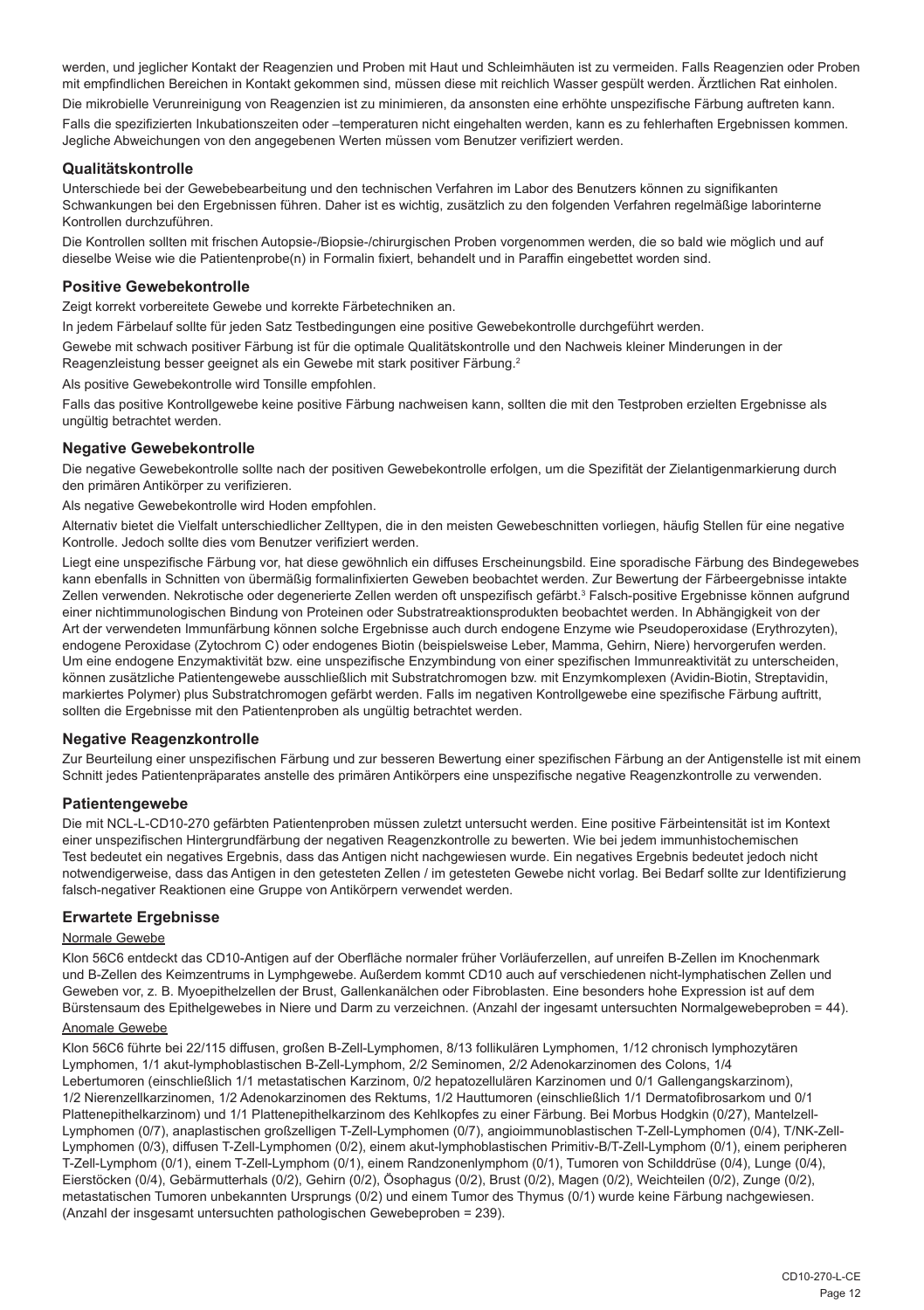werden, und jeglicher Kontakt der Reagenzien und Proben mit Haut und Schleimhäuten ist zu vermeiden. Falls Reagenzien oder Proben mit empfindlichen Bereichen in Kontakt gekommen sind, müssen diese mit reichlich Wasser gespült werden. Ärztlichen Rat einholen.

Die mikrobielle Verunreinigung von Reagenzien ist zu minimieren, da ansonsten eine erhöhte unspezifische Färbung auftreten kann.

Falls die spezifizierten Inkubationszeiten oder –temperaturen nicht eingehalten werden, kann es zu fehlerhaften Ergebnissen kommen. Jegliche Abweichungen von den angegebenen Werten müssen vom Benutzer verifiziert werden.

## Qualitätskontrolle

Unterschiede bei der Gewebebearbeitung und den technischen Verfahren im Labor des Benutzers können zu signifikanten Schwankungen bei den Ergebnissen führen. Daher ist es wichtig, zusätzlich zu den folgenden Verfahren regelmäßige laborinterne Kontrollen durchzuführen.

Die Kontrollen sollten mit frischen Autopsie-/Biopsie-/chirurgischen Proben vorgenommen werden, die so bald wie möglich und auf dieselbe Weise wie die Patientenprobe(n) in Formalin fixiert, behandelt und in Paraffin eingebettet worden sind.

## Positive Gewebekontrolle

Zeigt korrekt vorbereitete Gewebe und korrekte Färbetechniken an.

In jedem Färbelauf sollte für jeden Satz Testbedingungen eine positive Gewebekontrolle durchgeführt werden.

Gewebe mit schwach positiver Färbung ist für die optimale Qualitätskontrolle und den Nachweis kleiner Minderungen in der Reagenzleistung besser geeignet als ein Gewebe mit stark positiver Färbung.[2]

Als positive Gewebekontrolle wird Tonsille empfohlen.

Falls das positive Kontrollgewebe keine positive Färbung nachweisen kann, sollten die mit den Testproben erzielten Ergebnisse als ungültig betrachtet werden.

## Negative Gewebekontrolle

Die negative Gewebekontrolle sollte nach der positiven Gewebekontrolle erfolgen, um die Spezifität der Zielantigenmarkierung durch den primären Antikörper zu verifizieren.

Als negative Gewebekontrolle wird Hoden empfohlen.

Alternativ bietet die Vielfalt unterschiedlicher Zelltypen, die in den meisten Gewebeschnitten vorliegen, häufig Stellen für eine negative Kontrolle. Jedoch sollte dies vom Benutzer verifiziert werden.

Liegt eine unspezifische Färbung vor, hat diese gewöhnlich ein diffuses Erscheinungsbild. Eine sporadische Färbung des Bindegewebes kann ebenfalls in Schnitten von übermäßig formalinfixierten Geweben beobachtet werden. Zur Bewertung der Färbeergebnisse intakte Zellen verwenden. Nekrotische oder degenerierte Zellen werden oft unspezifisch gefärbt.[3] Falsch-positive Ergebnisse können aufgrund einer nichtimmunologischen Bindung von Proteinen oder Substratreaktionsprodukten beobachtet werden. In Abhängigkeit von der Art der verwendeten Immunfärbung können solche Ergebnisse auch durch endogene Enzyme wie Pseudoperoxidase (Erythrozyten), endogene Peroxidase (Zytochrom C) oder endogenes Biotin (beispielsweise Leber, Mamma, Gehirn, Niere) hervorgerufen werden. Um eine endogene Enzymaktivität bzw. eine unspezifische Enzymbindung von einer spezifischen Immunreaktivität zu unterscheiden, können zusätzliche Patientengewebe ausschließlich mit Substratchromogen bzw. mit Enzymkomplexen (Avidin-Biotin, Streptavidin, markiertes Polymer) plus Substratchromogen gefärbt werden. Falls im negativen Kontrollgewebe eine spezifische Färbung auftritt, sollten die Ergebnisse mit den Patientenproben als ungültig betrachtet werden.

## Negative Reagenzkontrolle

Zur Beurteilung einer unspezifischen Färbung und zur besseren Bewertung einer spezifischen Färbung an der Antigenstelle ist mit einem Schnitt jedes Patientenpräparates anstelle des primären Antikörpers eine unspezifische negative Reagenzkontrolle zu verwenden.

## Patientengewebe

Die mit NCL-L-CD10-270 gefärbten Patientenproben müssen zuletzt untersucht werden. Eine positive Färbeintensität ist im Kontext einer unspezifischen Hintergrundfärbung der negativen Reagenzkontrolle zu bewerten. Wie bei jedem immunhistochemischen Test bedeutet ein negatives Ergebnis, dass das Antigen nicht nachgewiesen wurde. Ein negatives Ergebnis bedeutet jedoch nicht notwendigerweise, dass das Antigen in den getesteten Zellen / im getesteten Gewebe nicht vorlag. Bei Bedarf sollte zur Identifizierung falsch-negativer Reaktionen eine Gruppe von Antikörpern verwendet werden.

## Erwartete Ergebnisse

### Normale Gewebe

Klon 56C6 entdeckt das CD10-Antigen auf der Oberfläche normaler früher Vorläuferzellen, auf unreifen B-Zellen im Knochenmark und B-Zellen des Keimzentrums in Lymphgewebe. Außerdem kommt CD10 auch auf verschiedenen nicht-lymphatischen Zellen und Geweben vor, z. B. Myoepithelzellen der Brust, Gallenkanälchen oder Fibroblasten. Eine besonders hohe Expression ist auf dem Bürstensaum des Epithelgewebes in Niere und Darm zu verzeichnen. (Anzahl der insgesamt untersuchten Normalgewebeproben = 44).

### Anomale Gewebe

Klon 56C6 führte bei 22/115 diffusen, großen B-Zell-Lymphomen, 8/13 follikulären Lymphomen, 1/12 chronisch lymphozytären Lymphomen, 1/1 akut-lymphoblastischen B-Zell-Lymphom, 2/2 Seminomen, 2/2 Adenokarzinomen des Colons, 1/4 Lebertumoren (einschließlich 1/1 metastatischen Karzinom, 0/2 hepatozellulären Karzinomen und 0/1 Gallengangskarzinom), 1/2 Nierenzellkarzinomen, 1/2 Adenokarzinomen des Rektums, 1/2 Hauttumoren (einschließlich 1/1 Dermatofibrosarkom und 0/1 Plattenepithelkarzinom) und 1/1 Plattenepithelkarzinom des Kehlkopfes zu einer Färbung. Bei Morbus Hodgkin (0/27), Mantelzell-Lymphomen (0/7), anaplastischen großzelligen T-Zell-Lymphomen (0/7), angioimmunoblastischen T-Zell-Lymphomen (0/4), T/NK-Zell-Lymphomen (0/3), diffusen T-Zell-Lymphomen (0/2), einem akut-lymphoblastischen Primitiv-B/T-Zell-Lymphom (0/1), einem peripheren T-Zell-Lymphom (0/1), einem T-Zell-Lymphom (0/1), einem Randzonenlymphom (0/1), Tumoren von Schilddrüse (0/4), Lunge (0/4), Eierstöcken (0/4), Gebärmutterhals (0/2), Gehirn (0/2), Ösophagus (0/2), Brust (0/2), Magen (0/2), Weichteilen (0/2), Zunge (0/2), metastatischen Tumoren unbekannten Ursprungs (0/2) und einem Tumor des Thymus (0/1) wurde keine Färbung nachgewiesen. (Anzahl der insgesamt untersuchten pathologischen Gewebeproben = 239).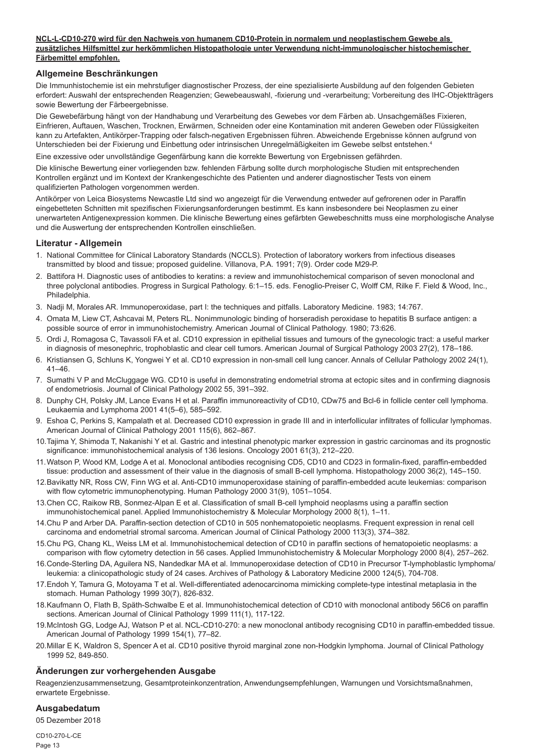**NCL-L-CD10-270 wird für den Nachweis von humanem CD10-Protein in normalem und neoplastischem Gewebe als zusätzliches Hilfsmittel zur herkömmlichen Histopathologie unter Verwendung nicht-immunologischer histochemischer Färbemittel empfohlen.**

## Allgemeine Beschränkungen

Die Immunhistochemie ist ein mehrstufiger diagnostischer Prozess, der eine spezialisierte Ausbildung auf den folgenden Gebieten erfordert: Auswahl der entsprechenden Reagenzien; Gewebeauswahl, -fixierung und -verarbeitung; Vorbereitung des IHC-Objektträgers sowie Bewertung der Färbeergebnisse.

Die Gewebefärbung hängt von der Handhabung und Verarbeitung des Gewebes vor dem Färben ab. Unsachgemäßes Fixieren, Einfrieren, Auftauen, Waschen, Trocknen, Erwärmen, Schneiden oder eine Kontamination mit anderen Geweben oder Flüssigkeiten kann zu Artefakten, Antikörper-Trapping oder falsch-negativen Ergebnissen führen. Abweichende Ergebnisse können aufgrund von Unterschieden bei der Fixierung und Einbettung oder intrinsischen Unregelmäßigkeiten im Gewebe selbst entstehen.[4]

Eine exzessive oder unvollständige Gegenfärbung kann die korrekte Bewertung von Ergebnissen gefährden.

Die klinische Bewertung einer vorliegenden bzw. fehlenden Färbung sollte durch morphologische Studien mit entsprechenden Kontrollen ergänzt und im Kontext der Krankengeschichte des Patienten und anderer diagnostischer Tests von einem qualifizierten Pathologen vorgenommen werden.

Antikörper von Leica Biosystems Newcastle Ltd sind wo angezeigt für die Verwendung entweder auf gefrorenen oder in Paraffin eingebetteten Schnitten mit spezifischen Fixierungsanforderungen bestimmt. Es kann insbesondere bei Neoplasmen zu einer unerwarteten Antigenexpression kommen. Die klinische Bewertung eines gefärbten Gewebeschnitts muss eine morphologische Analyse und die Auswertung der entsprechenden Kontrollen einschließen.

## Literatur - Allgemein

1. National Committee for Clinical Laboratory Standards (NCCLS). Protection of laboratory workers from infectious diseases transmitted by blood and tissue; proposed guideline. Villanova, P.A. 1991; 7(9). Order code M29-P.
2. Battifora H. Diagnostic uses of antibodies to keratins: a review and immunohistochemical comparison of seven monoclonal and three polyclonal antibodies. Progress in Surgical Pathology. 6:1–15. eds. Fenoglio-Preiser C, Wolff CM, Rilke F. Field & Wood, Inc., Philadelphia.
3. Nadji M, Morales AR. Immunoperoxidase, part I: the techniques and pitfalls. Laboratory Medicine. 1983; 14:767.
4. Omata M, Liew CT, Ashcavai M, Peters RL. Nonimmunologic binding of horseradish peroxidase to hepatitis B surface antigen: a possible source of error in immunohistochemistry. American Journal of Clinical Pathology. 1980; 73:626.
5. Ordi J, Romagosa C, Tavassoli FA et al. CD10 expression in epithelial tissues and tumours of the gynecologic tract: a useful marker in diagnosis of mesonephric, trophoblastic and clear cell tumors. American Journal of Surgical Pathology 2003 27(2), 178–186.
6. Kristiansen G, Schluns K, Yongwei Y et al. CD10 expression in non-small cell lung cancer. Annals of Cellular Pathology 2002 24(1), 41–46.
7. Sumathi V P and McCluggage WG. CD10 is useful in demonstrating endometrial stroma at ectopic sites and in confirming diagnosis of endometriosis. Journal of Clinical Pathology 2002 55, 391–392.
8. Dunphy CH, Polsky JM, Lance Evans H et al. Paraffin immunoreactivity of CD10, CDw75 and Bcl-6 in follicle center cell lymphoma. Leukaemia and Lymphoma 2001 41(5–6), 585–592.
9. Eshoa C, Perkins S, Kampalath et al. Decreased CD10 expression in grade III and in interfollicular infiltrates of follicular lymphomas. American Journal of Clinical Pathology 2001 115(6), 862–867.
10. Tajima Y, Shimoda T, Nakanishi Y et al. Gastric and intestinal phenotypic marker expression in gastric carcinomas and its prognostic significance: immunohistochemical analysis of 136 lesions. Oncology 2001 61(3), 212–220.
11. Watson P, Wood KM, Lodge A et al. Monoclonal antibodies recognising CD5, CD10 and CD23 in formalin-fixed, paraffin-embedded tissue: production and assessment of their value in the diagnosis of small B-cell lymphoma. Histopathology 2000 36(2), 145–150.
12. Bavikatty NR, Ross CW, Finn WG et al. Anti-CD10 immunoperoxidase staining of paraffin-embedded acute leukemias: comparison with flow cytometric immunophenotyping. Human Pathology 2000 31(9), 1051–1054.
13. Chen CC, Raikow RB, Sonmez-Alpan E et al. Classification of small B-cell lymphoid neoplasms using a paraffin section immunohistochemical panel. Applied Immunohistochemistry & Molecular Morphology 2000 8(1), 1–11.
14. Chu P and Arber DA. Paraffin-section detection of CD10 in 505 nonhematopoietic neoplasms. Frequent expression in renal cell carcinoma and endometrial stromal sarcoma. American Journal of Clinical Pathology 2000 113(3), 374–382.
15. Chu PG, Chang KL, Weiss LM et al. Immunohistochemical detection of CD10 in paraffin sections of hematopoietic neoplasms: a comparison with flow cytometry detection in 56 cases. Applied Immunohistochemistry & Molecular Morphology 2000 8(4), 257–262.
16. Conde-Sterling DA, Aguilera NS, Nandedkar MA et al. Immunoperoxidase detection of CD10 in Precursor T-lymphoblastic lymphoma/ leukemia: a clinicopathologic study of 24 cases. Archives of Pathology & Laboratory Medicine 2000 124(5), 704-708.
17. Endoh Y, Tamura G, Motoyama T et al. Well-differentiated adenocarcinoma mimicking complete-type intestinal metaplasia in the stomach. Human Pathology 1999 30(7), 826-832.
18. Kaufmann O, Flath B, Späth-Schwalbe E et al. Immunohistochemical detection of CD10 with monoclonal antibody 56C6 on paraffin sections. American Journal of Clinical Pathology 1999 111(1), 117-122.
19. McIntosh GG, Lodge AJ, Watson P et al. NCL-CD10-270: a new monoclonal antibody recognising CD10 in paraffin-embedded tissue. American Journal of Pathology 1999 154(1), 77–82.
20. Millar E K, Waldron S, Spencer A et al. CD10 positive thyroid marginal zone non-Hodgkin lymphoma. Journal of Clinical Pathology 1999 52, 849-850.

## Änderungen zur vorhergehenden Ausgabe

Reagenzienzusammensetzung, Gesamtproteinkonzentration, Anwendungsempfehlungen, Warnungen und Vorsichtsmaßnahmen, erwartete Ergebnisse.

## Ausgabedatum

05 Dezember 2018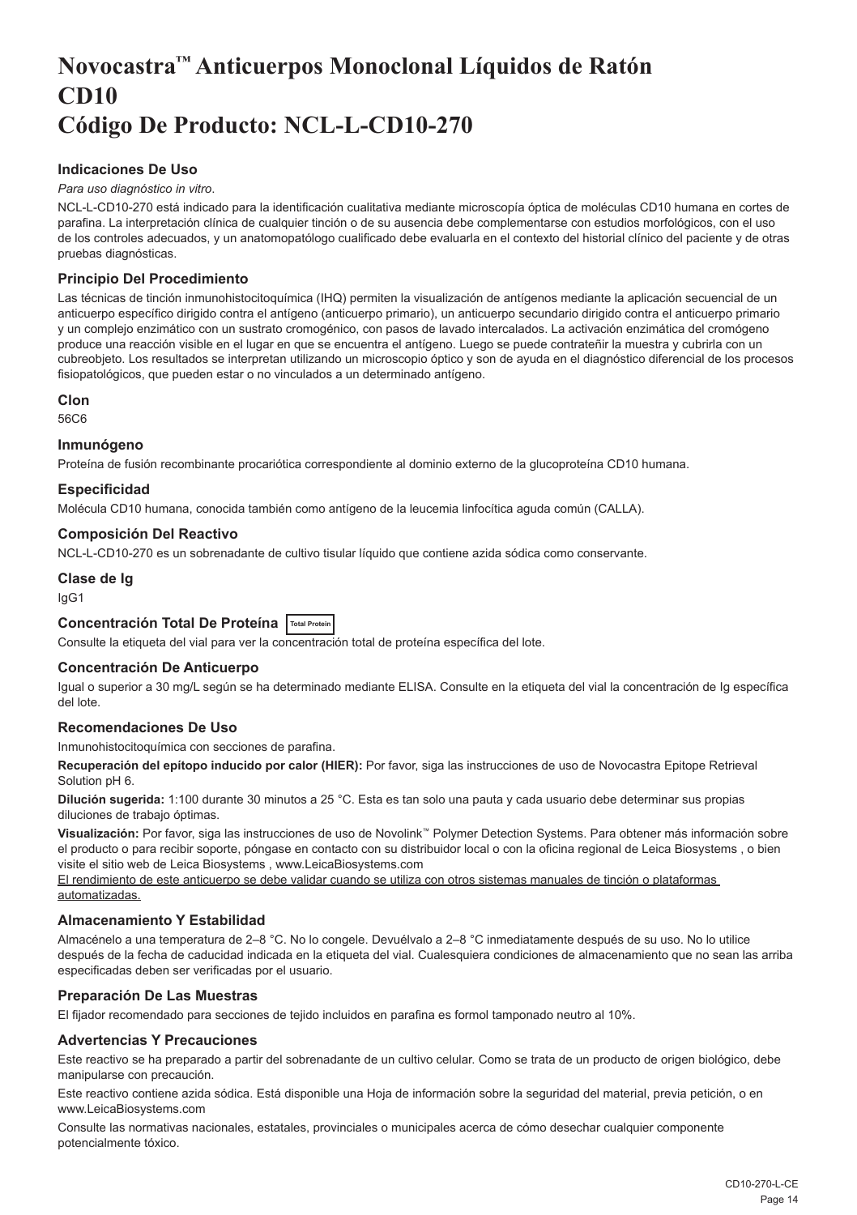# Novocastra™ Anticuerpos Monoclonal Líquidos de Ratón CD10 Código De Producto: NCL-L-CD10-270

### Indicaciones De Uso

*Para uso diagnóstico in vitro*.

NCL-L-CD10-270 está indicado para la identificación cualitativa mediante microscopía óptica de moléculas CD10 humana en cortes de parafina. La interpretación clínica de cualquier tinción o de su ausencia debe complementarse con estudios morfológicos, con el uso de los controles adecuados, y un anatomopatólogo cualificado debe evaluarla en el contexto del historial clínico del paciente y de otras pruebas diagnósticas.

### Principio Del Procedimiento

Las técnicas de tinción inmunohistocitoquímica (IHQ) permiten la visualización de antígenos mediante la aplicación secuencial de un anticuerpo específico dirigido contra el antígeno (anticuerpo primario), un anticuerpo secundario dirigido contra el anticuerpo primario y un complejo enzimático con un sustrato cromogénico, con pasos de lavado intercalados. La activación enzimática del cromógeno produce una reacción visible en el lugar en que se encuentra el antígeno. Luego se puede contrateñir la muestra y cubrirla con un cubreobjeto. Los resultados se interpretan utilizando un microscopio óptico y son de ayuda en el diagnóstico diferencial de los procesos fisiopatológicos, que pueden estar o no vinculados a un determinado antígeno.

### Clon

56C6

### Inmunógeno

Proteína de fusión recombinante procariótica correspondiente al dominio externo de la glucoproteína CD10 humana.

### Especificidad

Molécula CD10 humana, conocida también como antígeno de la leucemia linfocítica aguda común (CALLA).

### Composición Del Reactivo

NCL-L-CD10-270 es un sobrenadante de cultivo tisular líquido que contiene azida sódica como conservante.

### Clase de Ig

IgG1

### Concentración Total De Proteína Total Protein

Consulte la etiqueta del vial para ver la concentración total de proteína específica del lote.

### Concentración De Anticuerpo

Igual o superior a 30 mg/L según se ha determinado mediante ELISA. Consulte en la etiqueta del vial la concentración de Ig específica del lote.

### Recomendaciones De Uso

Inmunohistocitoquímica con secciones de parafina.

**Recuperación del epítopo inducido por calor (HIER):** Por favor, siga las instrucciones de uso de Novocastra Epitope Retrieval Solution pH 6.

**Dilución sugerida:** 1:100 durante 30 minutos a 25 °C. Esta es tan solo una pauta y cada usuario debe determinar sus propias diluciones de trabajo óptimas.

**Visualización:** Por favor, siga las instrucciones de uso de Novolink™ Polymer Detection Systems. Para obtener más información sobre el producto o para recibir soporte, póngase en contacto con su distribuidor local o con la oficina regional de Leica Biosystems , o bien visite el sitio web de Leica Biosystems , www.LeicaBiosystems.com

<u>El rendimiento de este anticuerpo se debe validar cuando se utiliza con otros sistemas manuales de tinción o plataformas automatizadas.</u>

### Almacenamiento Y Estabilidad

Almacénelo a una temperatura de 2–8 °C. No lo congele. Devuélvalo a 2–8 °C inmediatamente después de su uso. No lo utilice después de la fecha de caducidad indicada en la etiqueta del vial. Cualesquiera condiciones de almacenamiento que no sean las arriba especificadas deben ser verificadas por el usuario.

### Preparación De Las Muestras

El fijador recomendado para secciones de tejido incluidos en parafina es formol tamponado neutro al 10%.

### Advertencias Y Precauciones

Este reactivo se ha preparado a partir del sobrenadante de un cultivo celular. Como se trata de un producto de origen biológico, debe manipularse con precaución.

Este reactivo contiene azida sódica. Está disponible una Hoja de información sobre la seguridad del material, previa petición, o en www.LeicaBiosystems.com

Consulte las normativas nacionales, estatales, provinciales o municipales acerca de cómo desechar cualquier componente potencialmente tóxico.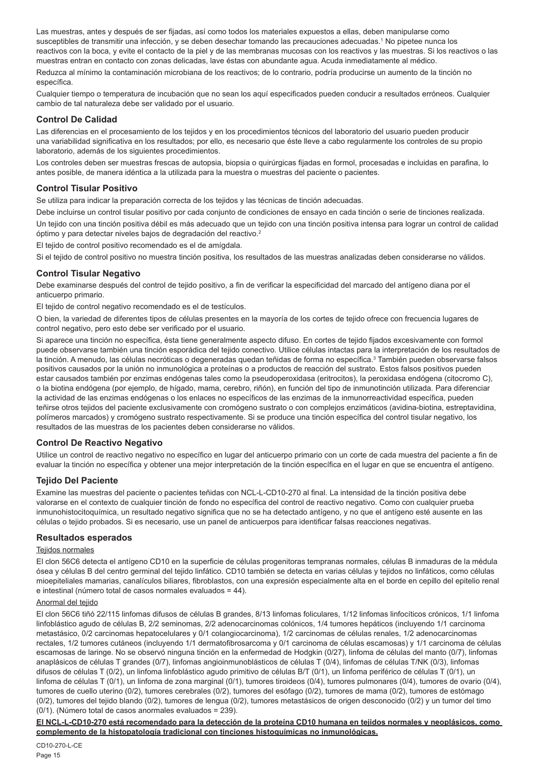Las muestras, antes y después de ser fijadas, así como todos los materiales expuestos a ellas, deben manipularse como susceptibles de transmitir una infección, y se deben desechar tomando las precauciones adecuadas.[1] No pipetee nunca los reactivos con la boca, y evite el contacto de la piel y de las membranas mucosas con los reactivos y las muestras. Si los reactivos o las muestras entran en contacto con zonas delicadas, lave éstas con abundante agua. Acuda inmediatamente al médico.

Reduzca al mínimo la contaminación microbiana de los reactivos; de lo contrario, podría producirse un aumento de la tinción no específica.

Cualquier tiempo o temperatura de incubación que no sean los aquí especificados pueden conducir a resultados erróneos. Cualquier cambio de tal naturaleza debe ser validado por el usuario.

### Control De Calidad

Las diferencias en el procesamiento de los tejidos y en los procedimientos técnicos del laboratorio del usuario pueden producir una variabilidad significativa en los resultados; por ello, es necesario que éste lleve a cabo regularmente los controles de su propio laboratorio, además de los siguientes procedimientos.

Los controles deben ser muestras frescas de autopsia, biopsia o quirúrgicas fijadas en formol, procesadas e incluidas en parafina, lo antes posible, de manera idéntica a la utilizada para la muestra o muestras del paciente o pacientes.

### Control Tisular Positivo

Se utiliza para indicar la preparación correcta de los tejidos y las técnicas de tinción adecuadas.

Debe incluirse un control tisular positivo por cada conjunto de condiciones de ensayo en cada tinción o serie de tinciones realizada.

Un tejido con una tinción positiva débil es más adecuado que un tejido con una tinción positiva intensa para lograr un control de calidad óptimo y para detectar niveles bajos de degradación del reactivo.[2]

El tejido de control positivo recomendado es el de amígdala.

Si el tejido de control positivo no muestra tinción positiva, los resultados de las muestras analizadas deben considerarse no válidos.

### Control Tisular Negativo

Debe examinarse después del control de tejido positivo, a fin de verificar la especificidad del marcado del antígeno diana por el anticuerpo primario.

El tejido de control negativo recomendado es el de testículos.

O bien, la variedad de diferentes tipos de células presentes en la mayoría de los cortes de tejido ofrece con frecuencia lugares de control negativo, pero esto debe ser verificado por el usuario.

Si aparece una tinción no específica, ésta tiene generalmente aspecto difuso. En cortes de tejido fijados excesivamente con formol puede observarse también una tinción esporádica del tejido conectivo. Utilice células intactas para la interpretación de los resultados de la tinción. A menudo, las células necróticas o degeneradas quedan teñidas de forma no específica.[3] También pueden observarse falsos positivos causados por la unión no inmunológica a proteínas o a productos de reacción del sustrato. Estos falsos positivos pueden estar causados también por enzimas endógenas tales como la pseudoperoxidasa (eritrocitos), la peroxidasa endógena (citocromo C), o la biotina endógena (por ejemplo, de hígado, mama, cerebro, riñón), en función del tipo de inmunotinción utilizada. Para diferenciar la actividad de las enzimas endógenas o los enlaces no específicos de las enzimas de la inmunorreactividad específica, pueden teñirse otros tejidos del paciente exclusivamente con cromógeno sustrato o con complejos enzimáticos (avidina-biotina, estreptavidina, polímeros marcados) y cromógeno sustrato respectivamente. Si se produce una tinción específica del control tisular negativo, los resultados de las muestras de los pacientes deben considerarse no válidos.

### Control De Reactivo Negativo

Utilice un control de reactivo negativo no específico en lugar del anticuerpo primario con un corte de cada muestra del paciente a fin de evaluar la tinción no específica y obtener una mejor interpretación de la tinción específica en el lugar en que se encuentra el antígeno.

### Tejido Del Paciente

Examine las muestras del paciente o pacientes teñidas con NCL-L-CD10-270 al final. La intensidad de la tinción positiva debe valorarse en el contexto de cualquier tinción de fondo no específica del control de reactivo negativo. Como con cualquier prueba inmunohistocitoquímica, un resultado negativo significa que no se ha detectado antígeno, y no que el antígeno esté ausente en las células o tejido probados. Si es necesario, use un panel de anticuerpos para identificar falsas reacciones negativas.

### Resultados esperados

Tejidos normales

El clon 56C6 detecta el antígeno CD10 en la superficie de células progenitoras tempranas normales, células B inmaduras de la médula ósea y células B del centro germinal del tejido linfático. CD10 también se detecta en varias células y tejidos no linfáticos, como células mioepiteliales mamarias, canalículos biliares, fibroblastos, con una expresión especialmente alta en el borde en cepillo del epitelio renal e intestinal (número total de casos normales evaluados = 44).

Anormal del tejido

El clon 56C6 tiñó 22/115 linfomas difusos de células B grandes, 8/13 linfomas foliculares, 1/12 linfomas linfocíticos crónicos, 1/1 linfoma linfoblástico agudo de células B, 2/2 seminomas, 2/2 adenocarcinomas colónicos, 1/4 tumores hepáticos (incluyendo 1/1 carcinoma metastásico, 0/2 carcinomas hepatocelulares y 0/1 colangiocarcinoma), 1/2 carcinomas de células renales, 1/2 adenocarcinomas rectales, 1/2 tumores cutáneos (incluyendo 1/1 dermatofibrosarcoma y 0/1 carcinoma de células escamosas) y 1/1 carcinoma de células escamosas de laringe. No se observó ninguna tinción en la enfermedad de Hodgkin (0/27), linfoma de células del manto (0/7), linfomas anaplásicos de células T grandes (0/7), linfomas angioinmunoblásticos de células T (0/4), linfomas de células T/NK (0/3), linfomas difusos de células T (0/2), un linfoma linfoblástico agudo primitivo de células B/T (0/1), un linfoma periférico de células T (0/1), un linfoma de células T (0/1), un linfoma de zona marginal (0/1), tumores tiroideos (0/4), tumores pulmonares (0/4), tumores de ovario (0/4), tumores de cuello uterino (0/2), tumores cerebrales (0/2), tumores del esófago (0/2), tumores de mama (0/2), tumores de estómago (0/2), tumores del tejido blando (0/2), tumores de lengua (0/2), tumores metastásicos de origen desconocido (0/2) y un tumor del timo (0/1). (Número total de casos anormales evaluados = 239).

**El NCL-L-CD10-270 está recomendado para la detección de la proteína CD10 humana en tejidos normales y neoplásicos, como complemento de la histopatología tradicional con tinciones histoquímicas no inmunológicas.**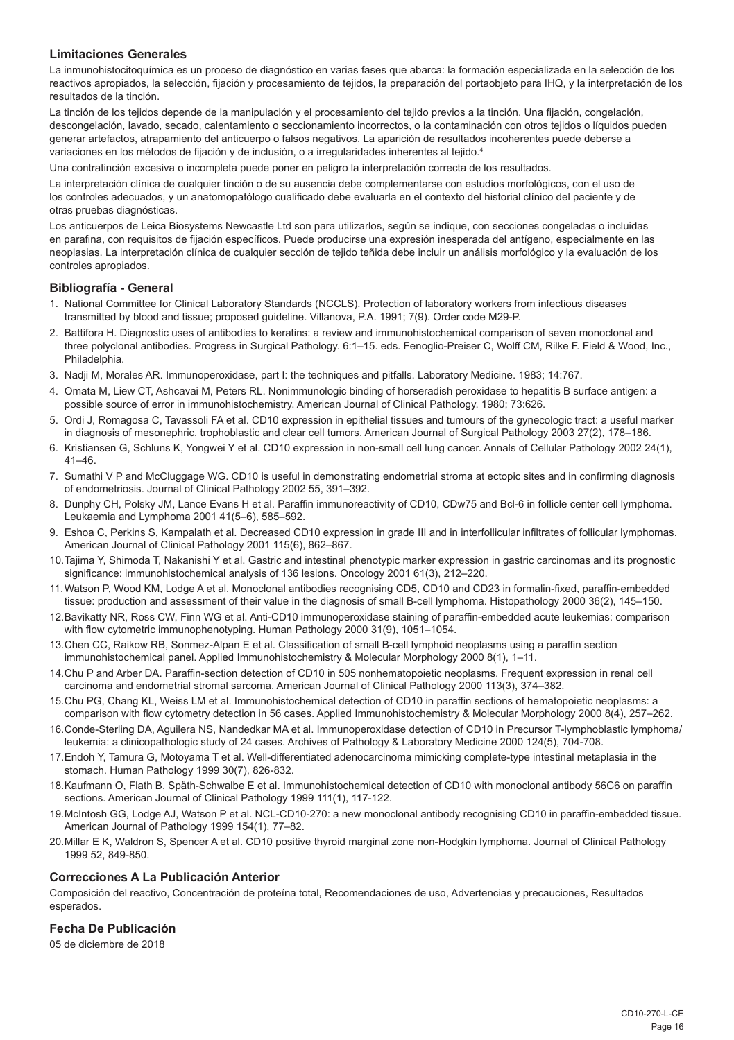### Limitaciones Generales

La inmunohistocitoquímica es un proceso de diagnóstico en varias fases que abarca: la formación especializada en la selección de los reactivos apropiados, la selección, fijación y procesamiento de tejidos, la preparación del portaobjeto para IHQ, y la interpretación de los resultados de la tinción.

La tinción de los tejidos depende de la manipulación y el procesamiento del tejido previos a la tinción. Una fijación, congelación, descongelación, lavado, secado, calentamiento o seccionamiento incorrectos, o la contaminación con otros tejidos o líquidos pueden generar artefactos, atrapamiento del anticuerpo o falsos negativos. La aparición de resultados incoherentes puede deberse a variaciones en los métodos de fijación y de inclusión, o a irregularidades inherentes al tejido.[4]

Una contratinción excesiva o incompleta puede poner en peligro la interpretación correcta de los resultados.

La interpretación clínica de cualquier tinción o de su ausencia debe complementarse con estudios morfológicos, con el uso de los controles adecuados, y un anatomopatólogo cualificado debe evaluarla en el contexto del historial clínico del paciente y de otras pruebas diagnósticas.

Los anticuerpos de Leica Biosystems Newcastle Ltd son para utilizarlos, según se indique, con secciones congeladas o incluidas en parafina, con requisitos de fijación específicos. Puede producirse una expresión inesperada del antígeno, especialmente en las neoplasias. La interpretación clínica de cualquier sección de tejido teñida debe incluir un análisis morfológico y la evaluación de los controles apropiados.

### Bibliografía - General

1. National Committee for Clinical Laboratory Standards (NCCLS). Protection of laboratory workers from infectious diseases transmitted by blood and tissue; proposed guideline. Villanova, P.A. 1991; 7(9). Order code M29-P.
2. Battifora H. Diagnostic uses of antibodies to keratins: a review and immunohistochemical comparison of seven monoclonal and three polyclonal antibodies. Progress in Surgical Pathology. 6:1–15. eds. Fenoglio-Preiser C, Wolff CM, Rilke F. Field & Wood, Inc., Philadelphia.
3. Nadji M, Morales AR. Immunoperoxidase, part I: the techniques and pitfalls. Laboratory Medicine. 1983; 14:767.
4. Omata M, Liew CT, Ashcavai M, Peters RL. Nonimmunologic binding of horseradish peroxidase to hepatitis B surface antigen: a possible source of error in immunohistochemistry. American Journal of Clinical Pathology. 1980; 73:626.
5. Ordi J, Romagosa C, Tavassoli FA et al. CD10 expression in epithelial tissues and tumours of the gynecologic tract: a useful marker in diagnosis of mesonephric, trophoblastic and clear cell tumors. American Journal of Surgical Pathology 2003 27(2), 178–186.
6. Kristiansen G, Schluns K, Yongwei Y et al. CD10 expression in non-small cell lung cancer. Annals of Cellular Pathology 2002 24(1), 41–46.
7. Sumathi V P and McCluggage WG. CD10 is useful in demonstrating endometrial stroma at ectopic sites and in confirming diagnosis of endometriosis. Journal of Clinical Pathology 2002 55, 391–392.
8. Dunphy CH, Polsky JM, Lance Evans H et al. Paraffin immunoreactivity of CD10, CDw75 and Bcl-6 in follicle center cell lymphoma. Leukaemia and Lymphoma 2001 41(5–6), 585–592.
9. Eshoa C, Perkins S, Kampalath et al. Decreased CD10 expression in grade III and in interfollicular infiltrates of follicular lymphomas. American Journal of Clinical Pathology 2001 115(6), 862–867.
10. Tajima Y, Shimoda T, Nakanishi Y et al. Gastric and intestinal phenotypic marker expression in gastric carcinomas and its prognostic significance: immunohistochemical analysis of 136 lesions. Oncology 2001 61(3), 212–220.
11. Watson P, Wood KM, Lodge A et al. Monoclonal antibodies recognising CD5, CD10 and CD23 in formalin-fixed, paraffin-embedded tissue: production and assessment of their value in the diagnosis of small B-cell lymphoma. Histopathology 2000 36(2), 145–150.
12. Bavikatty NR, Ross CW, Finn WG et al. Anti-CD10 immunoperoxidase staining of paraffin-embedded acute leukemias: comparison with flow cytometric immunophenotyping. Human Pathology 2000 31(9), 1051–1054.
13. Chen CC, Raikow RB, Sonmez-Alpan E et al. Classification of small B-cell lymphoid neoplasms using a paraffin section immunohistochemical panel. Applied Immunohistochemistry & Molecular Morphology 2000 8(1), 1–11.
14. Chu P and Arber DA. Paraffin-section detection of CD10 in 505 nonhematopoietic neoplasms. Frequent expression in renal cell carcinoma and endometrial stromal sarcoma. American Journal of Clinical Pathology 2000 113(3), 374–382.
15. Chu PG, Chang KL, Weiss LM et al. Immunohistochemical detection of CD10 in paraffin sections of hematopoietic neoplasms: a comparison with flow cytometry detection in 56 cases. Applied Immunohistochemistry & Molecular Morphology 2000 8(4), 257–262.
16. Conde-Sterling DA, Aguilera NS, Nandedkar MA et al. Immunoperoxidase detection of CD10 in Precursor T-lymphoblastic lymphoma/ leukemia: a clinicopathologic study of 24 cases. Archives of Pathology & Laboratory Medicine 2000 124(5), 704-708.
17. Endoh Y, Tamura G, Motoyama T et al. Well-differentiated adenocarcinoma mimicking complete-type intestinal metaplasia in the stomach. Human Pathology 1999 30(7), 826-832.
18. Kaufmann O, Flath B, Späth-Schwalbe E et al. Immunohistochemical detection of CD10 with monoclonal antibody 56C6 on paraffin sections. American Journal of Clinical Pathology 1999 111(1), 117-122.
19. McIntosh GG, Lodge AJ, Watson P et al. NCL-CD10-270: a new monoclonal antibody recognising CD10 in paraffin-embedded tissue. American Journal of Pathology 1999 154(1), 77–82.
20. Millar E K, Waldron S, Spencer A et al. CD10 positive thyroid marginal zone non-Hodgkin lymphoma. Journal of Clinical Pathology 1999 52, 849-850.

### Correcciones A La Publicación Anterior

Composición del reactivo, Concentración de proteína total, Recomendaciones de uso, Advertencias y precauciones, Resultados esperados.

### Fecha De Publicación

05 de diciembre de 2018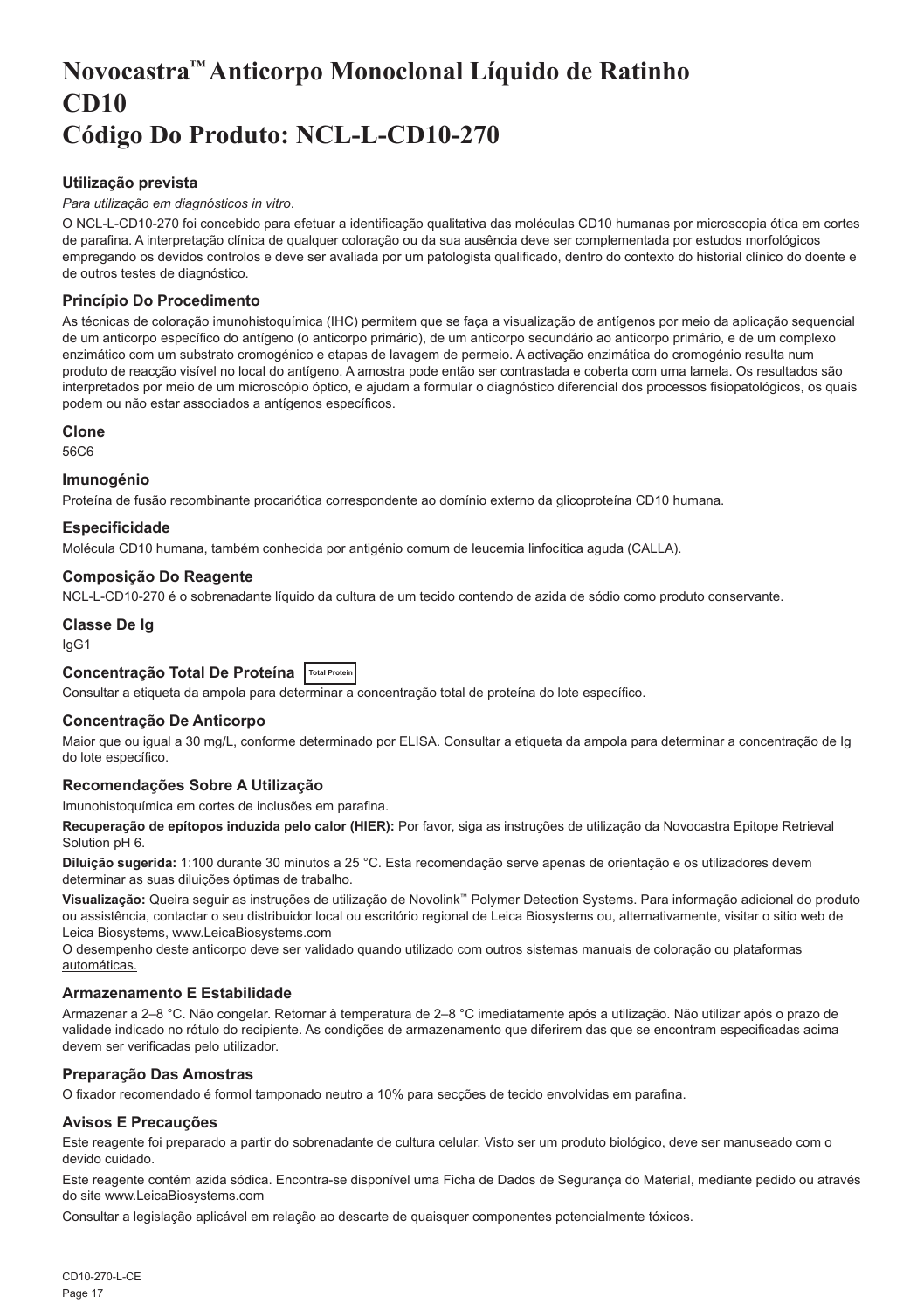# Novocastra™ Anticorpo Monoclonal Líquido de Ratinho CD10
# Código Do Produto: NCL-L-CD10-270

### Utilização prevista

*Para utilização em diagnósticos in vitro.*

O NCL-L-CD10-270 foi concebido para efetuar a identificação qualitativa das moléculas CD10 humanas por microscopia ótica em cortes de parafina. A interpretação clínica de qualquer coloração ou da sua ausência deve ser complementada por estudos morfológicos empregando os devidos controlos e deve ser avaliada por um patologista qualificado, dentro do contexto do historial clínico do doente e de outros testes de diagnóstico.

### Princípio Do Procedimento

As técnicas de coloração imunohistoquímica (IHC) permitem que se faça a visualização de antígenos por meio da aplicação sequencial de um anticorpo específico do antígeno (o anticorpo primário), de um anticorpo secundário ao anticorpo primário, e de um complexo enzimático com um substrato cromogénico e etapas de lavagem de permeio. A activação enzimática do cromogénio resulta num produto de reacção visível no local do antígeno. A amostra pode então ser contrastada e coberta com uma lamela. Os resultados são interpretados por meio de um microscópio óptico, e ajudam a formular o diagnóstico diferencial dos processos fisiopatológicos, os quais podem ou não estar associados a antígenos específicos.

### Clone

56C6

### Imunogénio

Proteína de fusão recombinante procariótica correspondente ao domínio externo da glicoproteína CD10 humana.

### Especificidade

Molécula CD10 humana, também conhecida por antigénio comum de leucemia linfocítica aguda (CALLA).

### Composição Do Reagente

NCL-L-CD10-270 é o sobrenadante líquido da cultura de um tecido contendo de azida de sódio como produto conservante.

### Classe De Ig

IgG1

### Concentração Total De Proteína Total Protein

Consultar a etiqueta da ampola para determinar a concentração total de proteína do lote específico.

### Concentração De Anticorpo

Maior que ou igual a 30 mg/L, conforme determinado por ELISA. Consultar a etiqueta da ampola para determinar a concentração de Ig do lote específico.

### Recomendações Sobre A Utilização

Imunohistoquímica em cortes de inclusões em parafina.

**Recuperação de epítopos induzida pelo calor (HIER):** Por favor, siga as instruções de utilização da Novocastra Epitope Retrieval Solution pH 6.

**Diluição sugerida:** 1:100 durante 30 minutos a 25 °C. Esta recomendação serve apenas de orientação e os utilizadores devem determinar as suas diluições óptimas de trabalho.

**Visualização:** Queira seguir as instruções de utilização de Novolink™ Polymer Detection Systems. Para informação adicional do produto ou assistência, contactar o seu distribuidor local ou escritório regional de Leica Biosystems ou, alternativamente, visitar o sitio web de Leica Biosystems, www.LeicaBiosystems.com

<u>O desempenho deste anticorpo deve ser validado quando utilizado com outros sistemas manuais de coloração ou plataformas automáticas.</u>

### Armazenamento E Estabilidade

Armazenar a 2–8 °C. Não congelar. Retornar à temperatura de 2–8 °C imediatamente após a utilização. Não utilizar após o prazo de validade indicado no rótulo do recipiente. As condições de armazenamento que diferirem das que se encontram especificadas acima devem ser verificadas pelo utilizador.

### Preparação Das Amostras

O fixador recomendado é formol tamponado neutro a 10% para secções de tecido envolvidas em parafina.

### Avisos E Precauções

Este reagente foi preparado a partir do sobrenadante de cultura celular. Visto ser um produto biológico, deve ser manuseado com o devido cuidado.

Este reagente contém azida sódica. Encontra-se disponível uma Ficha de Dados de Segurança do Material, mediante pedido ou através do site www.LeicaBiosystems.com

Consultar a legislação aplicável em relação ao descarte de quaisquer componentes potencialmente tóxicos.

CD10-270-L-CE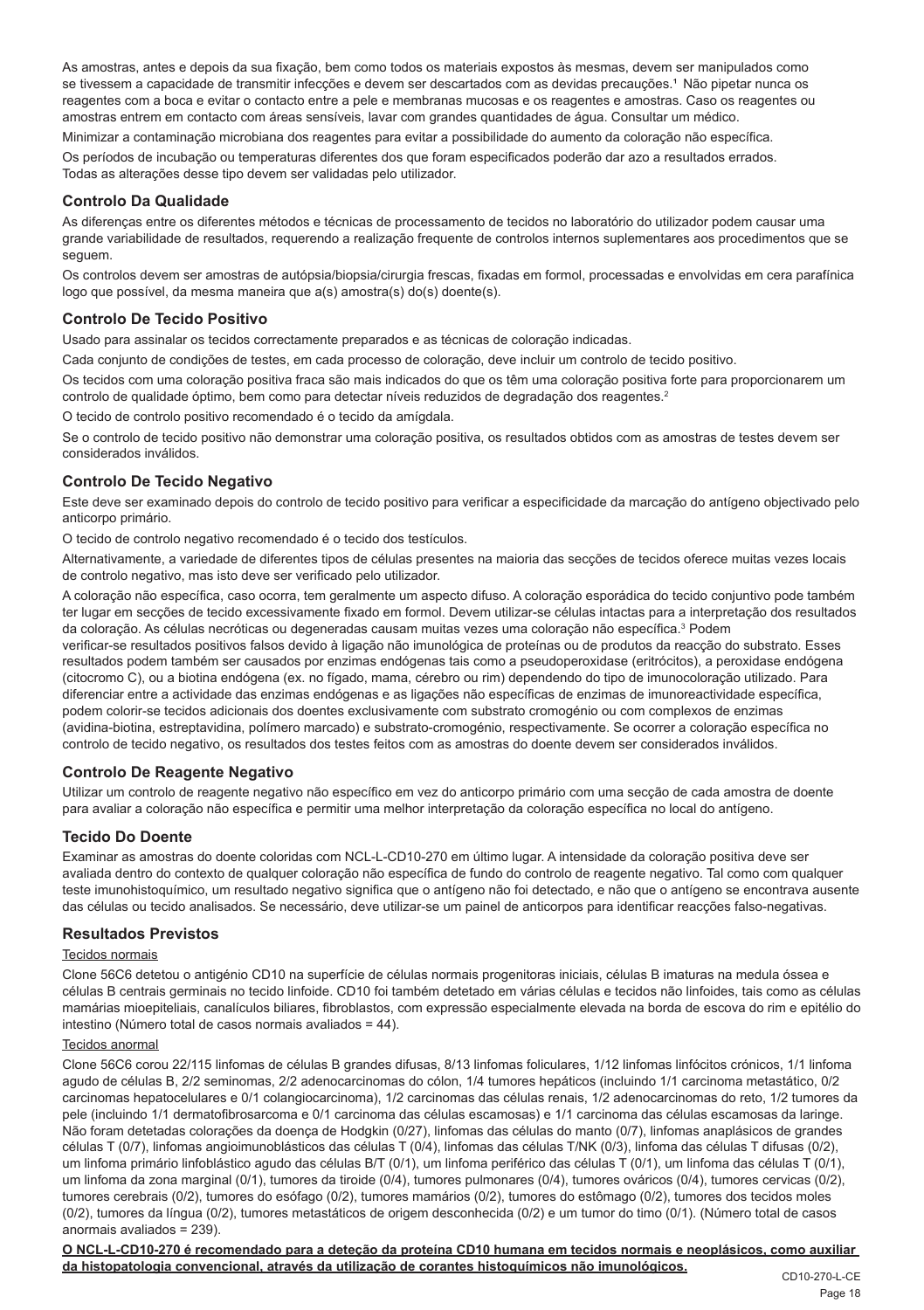As amostras, antes e depois da sua fixação, bem como todos os materiais expostos às mesmas, devem ser manipulados como se tivessem a capacidade de transmitir infecções e devem ser descartados com as devidas precauções.[1] Não pipetar nunca os reagentes com a boca e evitar o contacto entre a pele e membranas mucosas e os reagentes e amostras. Caso os reagentes ou amostras entrem em contacto com áreas sensíveis, lavar com grandes quantidades de água. Consultar um médico.

Minimizar a contaminação microbiana dos reagentes para evitar a possibilidade do aumento da coloração não específica.

Os períodos de incubação ou temperaturas diferentes dos que foram especificados poderão dar azo a resultados errados. Todas as alterações desse tipo devem ser validadas pelo utilizador.

### Controlo Da Qualidade

As diferenças entre os diferentes métodos e técnicas de processamento de tecidos no laboratório do utilizador podem causar uma grande variabilidade de resultados, requerendo a realização frequente de controlos internos suplementares aos procedimentos que se seguem.

Os controlos devem ser amostras de autópsia/biopsia/cirurgia frescas, fixadas em formol, processadas e envolvidas em cera parafínica logo que possível, da mesma maneira que a(s) amostra(s) do(s) doente(s).

### Controlo De Tecido Positivo

Usado para assinalar os tecidos correctamente preparados e as técnicas de coloração indicadas.

Cada conjunto de condições de testes, em cada processo de coloração, deve incluir um controlo de tecido positivo.

Os tecidos com uma coloração positiva fraca são mais indicados do que os têm uma coloração positiva forte para proporcionarem um controlo de qualidade óptimo, bem como para detectar níveis reduzidos de degradação dos reagentes.[2]

O tecido de controlo positivo recomendado é o tecido da amígdala.

Se o controlo de tecido positivo não demonstrar uma coloração positiva, os resultados obtidos com as amostras de testes devem ser considerados inválidos.

### Controlo De Tecido Negativo

Este deve ser examinado depois do controlo de tecido positivo para verificar a especificidade da marcação do antígeno objectivado pelo anticorpo primário.

O tecido de controlo negativo recomendado é o tecido dos testículos.

Alternativamente, a variedade de diferentes tipos de células presentes na maioria das secções de tecidos oferece muitas vezes locais de controlo negativo, mas isto deve ser verificado pelo utilizador.

A coloração não específica, caso ocorra, tem geralmente um aspecto difuso. A coloração esporádica do tecido conjuntivo pode também ter lugar em secções de tecido excessivamente fixado em formol. Devem utilizar-se células intactas para a interpretação dos resultados da coloração. As células necróticas ou degeneradas causam muitas vezes uma coloração não específica.[3] Podem verificar-se resultados positivos falsos devido à ligação não imunológica de proteínas ou de produtos da reacção do substrato. Esses resultados podem também ser causados por enzimas endógenas tais como a pseudoperoxidase (eritrócitos), a peroxidase endógena (citocromo C), ou a biotina endógena (ex. no fígado, mama, cérebro ou rim) dependendo do tipo de imunocoloração utilizado. Para diferenciar entre a actividade das enzimas endógenas e as ligações não específicas de enzimas de imunoreactividade específica, podem colorir-se tecidos adicionais dos doentes exclusivamente com substrato cromogénio ou com complexos de enzimas (avidina-biotina, estreptavidina, polímero marcado) e substrato-cromogénio, respectivamente. Se ocorrer a coloração específica no controlo de tecido negativo, os resultados dos testes feitos com as amostras do doente devem ser considerados inválidos.

### Controlo De Reagente Negativo

Utilizar um controlo de reagente negativo não específico em vez do anticorpo primário com uma secção de cada amostra de doente para avaliar a coloração não específica e permitir uma melhor interpretação da coloração específica no local do antígeno.

### Tecido Do Doente

Examinar as amostras do doente coloridas com NCL-L-CD10-270 em último lugar. A intensidade da coloração positiva deve ser avaliada dentro do contexto de qualquer coloração não específica de fundo do controlo de reagente negativo. Tal como com qualquer teste imunohistoquímico, um resultado negativo significa que o antígeno não foi detectado, e não que o antígeno se encontrava ausente das células ou tecido analisados. Se necessário, deve utilizar-se um painel de anticorpos para identificar reacções falso-negativas.

### Resultados Previstos

Tecidos normais

Clone 56C6 detetou o antigénio CD10 na superfície de células normais progenitoras iniciais, células B imaturas na medula óssea e células B centrais germinais no tecido linfoide. CD10 foi também detetado em várias células e tecidos não linfoides, tais como as células mamárias mioepiteliais, canalículos biliares, fibroblastos, com expressão especialmente elevada na borda de escova do rim e epitélio do intestino (Número total de casos normais avaliados = 44).

Tecidos anormal

Clone 56C6 corou 22/115 linfomas de células B grandes difusas, 8/13 linfomas foliculares, 1/12 linfomas linfócitos crónicos, 1/1 linfoma agudo de células B, 2/2 seminomas, 2/2 adenocarcinomas do cólon, 1/4 tumores hepáticos (incluindo 1/1 carcinoma metastático, 0/2 carcinomas hepatocelulares e 0/1 colangiocarcinoma), 1/2 carcinomas das células renais, 1/2 adenocarcinomas do reto, 1/2 tumores da pele (incluindo 1/1 dermatofibrosarcoma e 0/1 carcinoma das células escamosas) e 1/1 carcinoma das células escamosas da laringe. Não foram detetadas colorações da doença de Hodgkin (0/27), linfomas das células do manto (0/7), linfomas anaplásicos de grandes células T (0/7), linfomas angioimunoblásticos das células T (0/4), linfomas das células T/NK (0/3), linfoma das células T difusas (0/2), um linfoma primário linfoblástico agudo das células B/T (0/1), um linfoma periférico das células T (0/1), um linfoma das células T (0/1), um linfoma da zona marginal (0/1), tumores da tiroide (0/4), tumores pulmonares (0/4), tumores ováricos (0/4), tumores cervicas (0/2), tumores cerebrais (0/2), tumores do esófago (0/2), tumores mamários (0/2), tumores do estômago (0/2), tumores dos tecidos moles (0/2), tumores da língua (0/2), tumores metastáticos de origem desconhecida (0/2) e um tumor do timo (0/1). (Número total de casos anormais avaliados = 239).

**O NCL-L-CD10-270 é recomendado para a deteção da proteína CD10 humana em tecidos normais e neoplásicos, como auxiliar da histopatologia convencional, através da utilização de corantes histoquímicos não imunológicos.**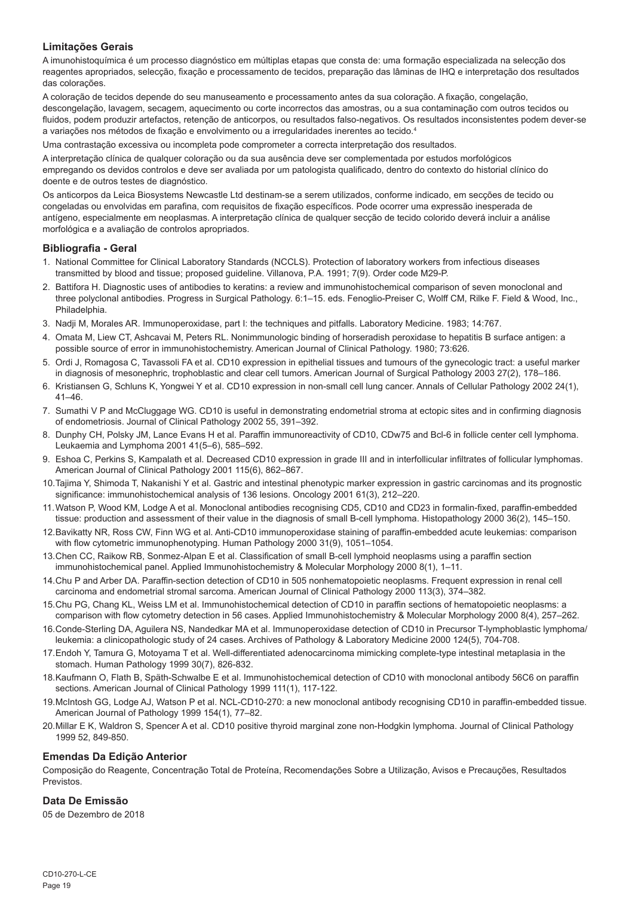## Limitações Gerais

A imunohistoquímica é um processo diagnóstico em múltiplas etapas que consta de: uma formação especializada na selecção dos reagentes apropriados, selecção, fixação e processamento de tecidos, preparação das lâminas de IHQ e interpretação dos resultados das colorações.

A coloração de tecidos depende do seu manuseamento e processamento antes da sua coloração. A fixação, congelação, descongelação, lavagem, secagem, aquecimento ou corte incorrectos das amostras, ou a sua contaminação com outros tecidos ou fluidos, podem produzir artefactos, retenção de anticorpos, ou resultados falso-negativos. Os resultados inconsistentes podem dever-se a variações nos métodos de fixação e envolvimento ou a irregularidades inerentes ao tecido.[4]

Uma contrastação excessiva ou incompleta pode comprometer a correcta interpretação dos resultados.

A interpretação clínica de qualquer coloração ou da sua ausência deve ser complementada por estudos morfológicos empregando os devidos controlos e deve ser avaliada por um patologista qualificado, dentro do contexto do historial clínico do doente e de outros testes de diagnóstico.

Os anticorpos da Leica Biosystems Newcastle Ltd destinam-se a serem utilizados, conforme indicado, em secções de tecido ou congeladas ou envolvidas em parafina, com requisitos de fixação específicos. Pode ocorrer uma expressão inesperada de antígeno, especialmente em neoplasmas. A interpretação clínica de qualquer secção de tecido colorido deverá incluir a análise morfológica e a avaliação de controlos apropriados.

## Bibliografia - Geral

1. National Committee for Clinical Laboratory Standards (NCCLS). Protection of laboratory workers from infectious diseases transmitted by blood and tissue; proposed guideline. Villanova, P.A. 1991; 7(9). Order code M29-P.
2. Battifora H. Diagnostic uses of antibodies to keratins: a review and immunohistochemical comparison of seven monoclonal and three polyclonal antibodies. Progress in Surgical Pathology. 6:1–15. eds. Fenoglio-Preiser C, Wolff CM, Rilke F. Field & Wood, Inc., Philadelphia.
3. Nadji M, Morales AR. Immunoperoxidase, part I: the techniques and pitfalls. Laboratory Medicine. 1983; 14:767.
4. Omata M, Liew CT, Ashcavai M, Peters RL. Nonimmunologic binding of horseradish peroxidase to hepatitis B surface antigen: a possible source of error in immunohistochemistry. American Journal of Clinical Pathology. 1980; 73:626.
5. Ordi J, Romagosa C, Tavassoli FA et al. CD10 expression in epithelial tissues and tumours of the gynecologic tract: a useful marker in diagnosis of mesonephric, trophoblastic and clear cell tumors. American Journal of Surgical Pathology 2003 27(2), 178–186.
6. Kristiansen G, Schluns K, Yongwei Y et al. CD10 expression in non-small cell lung cancer. Annals of Cellular Pathology 2002 24(1), 41–46.
7. Sumathi V P and McCluggage WG. CD10 is useful in demonstrating endometrial stroma at ectopic sites and in confirming diagnosis of endometriosis. Journal of Clinical Pathology 2002 55, 391–392.
8. Dunphy CH, Polsky JM, Lance Evans H et al. Paraffin immunoreactivity of CD10, CDw75 and Bcl-6 in follicle center cell lymphoma. Leukaemia and Lymphoma 2001 41(5–6), 585–592.
9. Eshoa C, Perkins S, Kampalath et al. Decreased CD10 expression in grade III and in interfollicular infiltrates of follicular lymphomas. American Journal of Clinical Pathology 2001 115(6), 862–867.
10. Tajima Y, Shimoda T, Nakanishi Y et al. Gastric and intestinal phenotypic marker expression in gastric carcinomas and its prognostic significance: immunohistochemical analysis of 136 lesions. Oncology 2001 61(3), 212–220.
11. Watson P, Wood KM, Lodge A et al. Monoclonal antibodies recognising CD5, CD10 and CD23 in formalin-fixed, paraffin-embedded tissue: production and assessment of their value in the diagnosis of small B-cell lymphoma. Histopathology 2000 36(2), 145–150.
12. Bavikatty NR, Ross CW, Finn WG et al. Anti-CD10 immunoperoxidase staining of paraffin-embedded acute leukemias: comparison with flow cytometric immunophenotyping. Human Pathology 2000 31(9), 1051–1054.
13. Chen CC, Raikow RB, Sonmez-Alpan E et al. Classification of small B-cell lymphoid neoplasms using a paraffin section immunohistochemical panel. Applied Immunohistochemistry & Molecular Morphology 2000 8(1), 1–11.
14. Chu P and Arber DA. Paraffin-section detection of CD10 in 505 nonhematopoietic neoplasms. Frequent expression in renal cell carcinoma and endometrial stromal sarcoma. American Journal of Clinical Pathology 2000 113(3), 374–382.
15. Chu PG, Chang KL, Weiss LM et al. Immunohistochemical detection of CD10 in paraffin sections of hematopoietic neoplasms: a comparison with flow cytometry detection in 56 cases. Applied Immunohistochemistry & Molecular Morphology 2000 8(4), 257–262.
16. Conde-Sterling DA, Aguilera NS, Nandedkar MA et al. Immunoperoxidase detection of CD10 in Precursor T-lymphoblastic lymphoma/leukemia: a clinicopathologic study of 24 cases. Archives of Pathology & Laboratory Medicine 2000 124(5), 704-708.
17. Endoh Y, Tamura G, Motoyama T et al. Well-differentiated adenocarcinoma mimicking complete-type intestinal metaplasia in the stomach. Human Pathology 1999 30(7), 826-832.
18. Kaufmann O, Flath B, Späth-Schwalbe E et al. Immunohistochemical detection of CD10 with monoclonal antibody 56C6 on paraffin sections. American Journal of Clinical Pathology 1999 111(1), 117-122.
19. McIntosh GG, Lodge AJ, Watson P et al. NCL-CD10-270: a new monoclonal antibody recognising CD10 in paraffin-embedded tissue. American Journal of Pathology 1999 154(1), 77–82.
20. Millar E K, Waldron S, Spencer A et al. CD10 positive thyroid marginal zone non-Hodgkin lymphoma. Journal of Clinical Pathology 1999 52, 849-850.

## Emendas Da Edição Anterior

Composição do Reagente, Concentração Total de Proteína, Recomendações Sobre a Utilização, Avisos e Precauções, Resultados Previstos.

## Data De Emissão

05 de Dezembro de 2018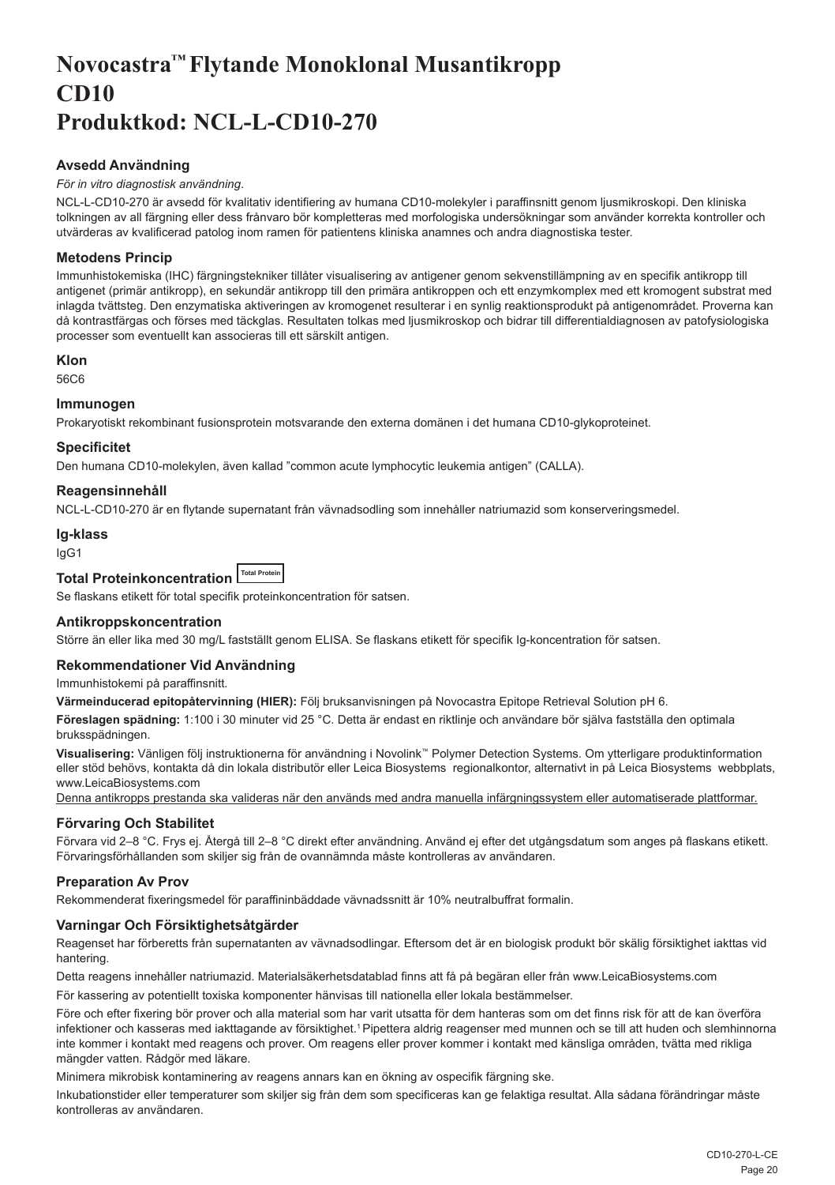# Novocastra™ Flytande Monoklonal Musantikropp CD10 Produktkod: NCL-L-CD10-270

### Avsedd Användning

*För in vitro diagnostisk användning*.

NCL-L-CD10-270 är avsedd för kvalitativ identifiering av humana CD10-molekyler i paraffinsnitt genom ljusmikroskopi. Den kliniska tolkningen av all färgning eller dess frånvaro bör kompletteras med morfologiska undersökningar som använder korrekta kontroller och utvärderas av kvalificerad patolog inom ramen för patientens kliniska anamnes och andra diagnostiska tester.

### Metodens Princip

Immunhistokemiska (IHC) färgningstekniker tillåter visualisering av antigener genom sekvenstillämpning av en specifik antikropp till antigenet (primär antikropp), en sekundär antikropp till den primära antikroppen och ett enzymkomplex med ett kromogent substrat med inlagda tvättsteg. Den enzymatiska aktiveringen av kromogenet resulterar i en synlig reaktionsprodukt på antigenområdet. Proverna kan då kontrastfärgas och förses med täckglas. Resultaten tolkas med ljusmikroskop och bidrar till differentialdiagnosen av patofysiologiska processer som eventuellt kan associeras till ett särskilt antigen.

### Klon

56C6

### Immunogen

Prokaryotiskt rekombinant fusionsprotein motsvarande den externa domänen i det humana CD10-glykoproteinet.

### Specificitet

Den humana CD10-molekylen, även kallad "common acute lymphocytic leukemia antigen" (CALLA).

### Reagensinnehåll

NCL-L-CD10-270 är en flytande supernatant från vävnadsodling som innehåller natriumazid som konserveringsmedel.

### Ig-klass

IgG1

### Total Proteinkoncentration Total Protein

Se flaskans etikett för total specifik proteinkoncentration för satsen.

### Antikroppskoncentration

Större än eller lika med 30 mg/L fastställt genom ELISA. Se flaskans etikett för specifik Ig-koncentration för satsen.

### Rekommendationer Vid Användning

Immunhistokemi på paraffinsnitt.

**Värmeinducerad epitopåtervinning (HIER):** Följ bruksanvisningen på Novocastra Epitope Retrieval Solution pH 6.

**Föreslagen spädning:** 1:100 i 30 minuter vid 25 °C. Detta är endast en riktlinje och användare bör själva fastställa den optimala bruksspädningen.

**Visualisering:** Vänligen följ instruktionerna för användning i Novolink™ Polymer Detection Systems. Om ytterligare produktinformation eller stöd behövs, kontakta då din lokala distributör eller Leica Biosystems regionalkontor, alternativt in på Leica Biosystems webbplats, www.LeicaBiosystems.com

Denna antikropps prestanda ska valideras när den används med andra manuella infärgningssystem eller automatiserade plattformar.

### Förvaring Och Stabilitet

Förvara vid 2–8 °C. Frys ej. Återgå till 2–8 °C direkt efter användning. Använd ej efter det utgångsdatum som anges på flaskans etikett. Förvaringsförhållanden som skiljer sig från de ovannämnda måste kontrolleras av användaren.

### Preparation Av Prov

Rekommenderat fixeringsmedel för paraffininbäddade vävnadssnitt är 10% neutralbuffrat formalin.

### Varningar Och Försiktighetsåtgärder

Reagenset har förberetts från supernatanten av vävnadsodlingar. Eftersom det är en biologisk produkt bör skälig försiktighet iakttas vid hantering.

Detta reagens innehåller natriumazid. Materialsäkerhetsdatablad finns att få på begäran eller från www.LeicaBiosystems.com

För kassering av potentiellt toxiska komponenter hänvisas till nationella eller lokala bestämmelser.

Före och efter fixering bör prover och alla material som har varit utsatta för dem hanteras som om det finns risk för att de kan överföra infektioner och kasseras med iakttagande av försiktighet.[1] Pipettera aldrig reagenser med munnen och se till att huden och slemhinnorna inte kommer i kontakt med reagens och prover. Om reagens eller prover kommer i kontakt med känsliga områden, tvätta med rikliga mängder vatten. Rådgör med läkare.

Minimera mikrobisk kontaminering av reagens annars kan en ökning av ospecifik färgning ske.

Inkubationstider eller temperaturer som skiljer sig från dem som specificeras kan ge felaktiga resultat. Alla sådana förändringar måste kontrolleras av användaren.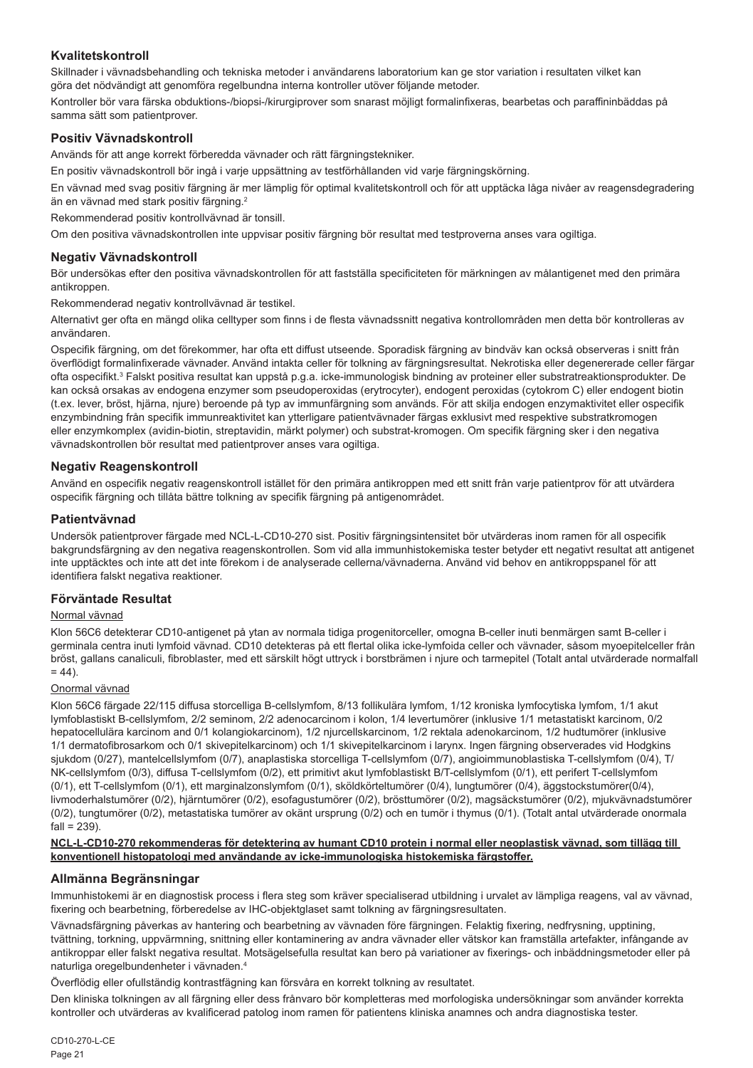## Kvalitetskontroll

Skillnader i vävnadsbehandling och tekniska metoder i användarens laboratorium kan ge stor variation i resultaten vilket kan göra det nödvändigt att genomföra regelbundna interna kontroller utöver följande metoder.

Kontroller bör vara färska obduktions-/biopsi-/kirurgiprover som snarast möjligt formalinfixeras, bearbetas och paraffininbäddas på samma sätt som patientprover.

## Positiv Vävnadskontroll

Används för att ange korrekt förberedda vävnader och rätt färgningstekniker.

En positiv vävnadskontroll bör ingå i varje uppsättning av testförhållanden vid varje färgningskörning.

En vävnad med svag positiv färgning är mer lämplig för optimal kvalitetskontroll och för att upptäcka låga nivåer av reagensdegradering än en vävnad med stark positiv färgning.[2]

Rekommenderad positiv kontrollvävnad är tonsill.

Om den positiva vävnadskontrollen inte uppvisar positiv färgning bör resultat med testproverna anses vara ogiltiga.

## Negativ Vävnadskontroll

Bör undersökas efter den positiva vävnadskontrollen för att fastställa specificiteten för märkningen av målantigenet med den primära antikroppen.

Rekommenderad negativ kontrollvävnad är testikel.

Alternativt ger ofta en mängd olika celltyper som finns i de flesta vävnadssnitt negativa kontrollområden men detta bör kontrolleras av användaren.

Ospecifik färgning, om det förekommer, har ofta ett diffust utseende. Sporadisk färgning av bindväv kan också observeras i snitt från överflödigt formalinfixerade vävnader. Använd intakta celler för tolkning av färgningsresultat. Nekrotiska eller degenererade celler färgar ofta ospecifikt.[3] Falskt positiva resultat kan uppstå p.g.a. icke-immunologisk bindning av proteiner eller substratreaktionsprodukter. De kan också orsakas av endogena enzymer som pseudoperoxidas (erytrocyter), endogent peroxidas (cytokrom C) eller endogent biotin (t.ex. lever, bröst, hjärna, njure) beroende på typ av immunfärgning som används. För att skilja endogen enzymaktivitet eller ospecifik enzymbindning från specifik immunreaktivitet kan ytterligare patientvävnader färgas exklusivt med respektive substratkromogen eller enzymkomplex (avidin-biotin, streptavidin, märkt polymer) och substrat-kromogen. Om specifik färgning sker i den negativa vävnadskontrollen bör resultat med patientprover anses vara ogiltiga.

## Negativ Reagenskontroll

Använd en ospecifik negativ reagenskontroll istället för den primära antikroppen med ett snitt från varje patientprov för att utvärdera ospecifik färgning och tillåta bättre tolkning av specifik färgning på antigenområdet.

## Patientvävnad

Undersök patientprover färgade med NCL-L-CD10-270 sist. Positiv färgningsintensitet bör utvärderas inom ramen för all ospecifik bakgrundsfärgning av den negativa reagenskontrollen. Som vid alla immunhistokemiska tester betyder ett negativt resultat att antigenet inte upptäcktes och inte att det inte förekom i de analyserade cellerna/vävnaderna. Använd vid behov en antikroppspanel för att identifiera falskt negativa reaktioner.

## Förväntade Resultat

Normal vävnad

Klon 56C6 detekterar CD10-antigenet på ytan av normala tidiga progenitorceller, omogna B-celler inuti benmärgen samt B-celler i germinala centra inuti lymfoid vävnad. CD10 detekteras på ett flertal olika icke-lymfoida celler och vävnader, såsom myoepitelceller från bröst, gallans canaliculi, fibroblaster, med ett särskilt högt uttryck i borstbrämen i njure och tarmepitel (Totalt antal utvärderade normalfall = 44).

Onormal vävnad

Klon 56C6 färgade 22/115 diffusa storcelliga B-cellslymfom, 8/13 follikulära lymfom, 1/12 kroniska lymfocytiska lymfom, 1/1 akut lymfoblastiskt B-cellslymfom, 2/2 seminom, 2/2 adenocarcinom i kolon, 1/4 levertumörer (inklusive 1/1 metastatiskt karcinom, 0/2 hepatocellulära karcinom and 0/1 kolangiokarcinom), 1/2 njurcellskarcinom, 1/2 rektala adenokarcinom, 1/2 hudtumörer (inklusive 1/1 dermatofibrosarkom och 0/1 skivepitelkarcinom) och 1/1 skivepitelkarcinom i larynx. Ingen färgning observerades vid Hodgkins sjukdom (0/27), mantelcellslymfom (0/7), anaplastiska storcelliga T-cellslymfom (0/7), angioimmunoblastiska T-cellslymfom (0/4), T/NK-cellslymfom (0/3), diffusa T-cellslymfom (0/2), ett primitivt akut lymfoblastiskt B/T-cellslymfom (0/1), ett perifert T-cellslymfom (0/1), ett T-cellslymfom (0/1), ett marginalzonslymfom (0/1), sköldkörteltumörer (0/4), lungtumörer (0/4), äggstockstumörer(0/4), livmoderhalstumörer (0/2), hjärntumörer (0/2), esofagustumörer (0/2), brösttumörer (0/2), magsäckstumörer (0/2), mjukvävnadstumörer (0/2), tungtumörer (0/2), metastatiska tumörer av okänt ursprung (0/2) och en tumör i thymus (0/1). (Totalt antal utvärderade onormala fall = 239).

**NCL-L-CD10-270 rekommenderas för detektering av humant CD10 protein i normal eller neoplastisk vävnad, som tillägg till konventionell histopatologi med användande av icke-immunologiska histokemiska färgstoffer.**

## Allmänna Begränsningar

Immunhistokemi är en diagnostisk process i flera steg som kräver specialiserad utbildning i urvalet av lämpliga reagens, val av vävnad, fixering och bearbetning, förberedelse av IHC-objektglaset samt tolkning av färgningsresultaten.

Vävnadsfärgning påverkas av hantering och bearbetning av vävnaden före färgningen. Felaktig fixering, nedfrysning, upptining, tvättning, torkning, uppvärmning, snittning eller kontaminering av andra vävnader eller vätskor kan framställa artefakter, infångande av antikroppar eller falskt negativa resultat. Motsägelsefulla resultat kan bero på variationer av fixerings- och inbäddningsmetoder eller på naturliga oregelbundenheter i vävnaden.[4]

Överflödig eller ofullständig kontrastfärgning kan försvåra en korrekt tolkning av resultatet.

Den kliniska tolkningen av all färgning eller dess frånvaro bör kompletteras med morfologiska undersökningar som använder korrekta kontroller och utvärderas av kvalificerad patolog inom ramen för patientens kliniska anamnes och andra diagnostiska tester.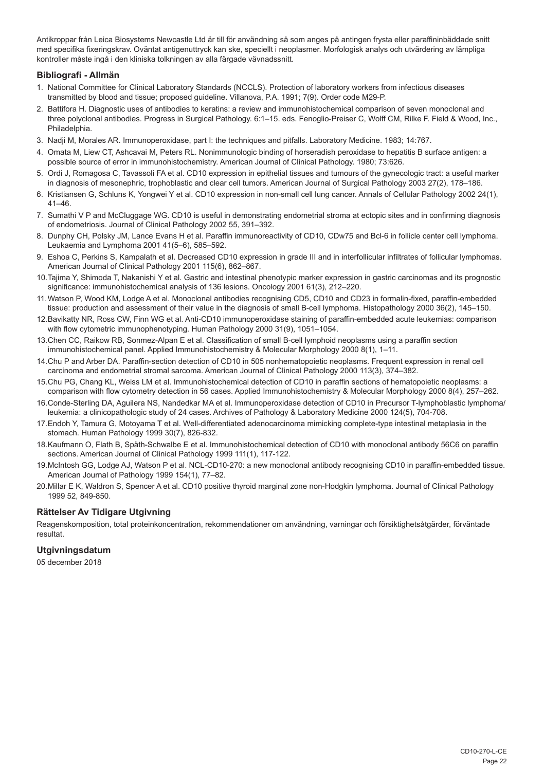Antikroppar från Leica Biosystems Newcastle Ltd är till för användning så som anges på antingen frysta eller paraffininbäddade snitt med specifika fixeringskrav. Oväntat antigenuttryck kan ske, speciellt i neoplasmer. Morfologisk analys och utvärdering av lämpliga kontroller måste ingå i den kliniska tolkningen av alla färgade vävnadssnitt.

## Bibliografi - Allmän

1. National Committee for Clinical Laboratory Standards (NCCLS). Protection of laboratory workers from infectious diseases transmitted by blood and tissue; proposed guideline. Villanova, P.A. 1991; 7(9). Order code M29-P.
2. Battifora H. Diagnostic uses of antibodies to keratins: a review and immunohistochemical comparison of seven monoclonal and three polyclonal antibodies. Progress in Surgical Pathology. 6:1–15. eds. Fenoglio-Preiser C, Wolff CM, Rilke F. Field & Wood, Inc., Philadelphia.
3. Nadji M, Morales AR. Immunoperoxidase, part I: the techniques and pitfalls. Laboratory Medicine. 1983; 14:767.
4. Omata M, Liew CT, Ashcavai M, Peters RL. Nonimmunologic binding of horseradish peroxidase to hepatitis B surface antigen: a possible source of error in immunohistochemistry. American Journal of Clinical Pathology. 1980; 73:626.
5. Ordi J, Romagosa C, Tavassoli FA et al. CD10 expression in epithelial tissues and tumours of the gynecologic tract: a useful marker in diagnosis of mesonephric, trophoblastic and clear cell tumors. American Journal of Surgical Pathology 2003 27(2), 178–186.
6. Kristiansen G, Schluns K, Yongwei Y et al. CD10 expression in non-small cell lung cancer. Annals of Cellular Pathology 2002 24(1), 41–46.
7. Sumathi V P and McCluggage WG. CD10 is useful in demonstrating endometrial stroma at ectopic sites and in confirming diagnosis of endometriosis. Journal of Clinical Pathology 2002 55, 391–392.
8. Dunphy CH, Polsky JM, Lance Evans H et al. Paraffin immunoreactivity of CD10, CDw75 and Bcl-6 in follicle center cell lymphoma. Leukaemia and Lymphoma 2001 41(5–6), 585–592.
9. Eshoa C, Perkins S, Kampalath et al. Decreased CD10 expression in grade III and in interfollicular infiltrates of follicular lymphomas. American Journal of Clinical Pathology 2001 115(6), 862–867.
10. Tajima Y, Shimoda T, Nakanishi Y et al. Gastric and intestinal phenotypic marker expression in gastric carcinomas and its prognostic significance: immunohistochemical analysis of 136 lesions. Oncology 2001 61(3), 212–220.
11. Watson P, Wood KM, Lodge A et al. Monoclonal antibodies recognising CD5, CD10 and CD23 in formalin-fixed, paraffin-embedded tissue: production and assessment of their value in the diagnosis of small B-cell lymphoma. Histopathology 2000 36(2), 145–150.
12. Bavikatty NR, Ross CW, Finn WG et al. Anti-CD10 immunoperoxidase staining of paraffin-embedded acute leukemias: comparison with flow cytometric immunophenotyping. Human Pathology 2000 31(9), 1051–1054.
13. Chen CC, Raikow RB, Sonmez-Alpan E et al. Classification of small B-cell lymphoid neoplasms using a paraffin section immunohistochemical panel. Applied Immunohistochemistry & Molecular Morphology 2000 8(1), 1–11.
14. Chu P and Arber DA. Paraffin-section detection of CD10 in 505 nonhematopoietic neoplasms. Frequent expression in renal cell carcinoma and endometrial stromal sarcoma. American Journal of Clinical Pathology 2000 113(3), 374–382.
15. Chu PG, Chang KL, Weiss LM et al. Immunohistochemical detection of CD10 in paraffin sections of hematopoietic neoplasms: a comparison with flow cytometry detection in 56 cases. Applied Immunohistochemistry & Molecular Morphology 2000 8(4), 257–262.
16. Conde-Sterling DA, Aguilera NS, Nandedkar MA et al. Immunoperoxidase detection of CD10 in Precursor T-lymphoblastic lymphoma/ leukemia: a clinicopathologic study of 24 cases. Archives of Pathology & Laboratory Medicine 2000 124(5), 704-708.
17. Endoh Y, Tamura G, Motoyama T et al. Well-differentiated adenocarcinoma mimicking complete-type intestinal metaplasia in the stomach. Human Pathology 1999 30(7), 826-832.
18. Kaufmann O, Flath B, Späth-Schwalbe E et al. Immunohistochemical detection of CD10 with monoclonal antibody 56C6 on paraffin sections. American Journal of Clinical Pathology 1999 111(1), 117-122.
19. McIntosh GG, Lodge AJ, Watson P et al. NCL-CD10-270: a new monoclonal antibody recognising CD10 in paraffin-embedded tissue. American Journal of Pathology 1999 154(1), 77–82.
20. Millar E K, Waldron S, Spencer A et al. CD10 positive thyroid marginal zone non-Hodgkin lymphoma. Journal of Clinical Pathology 1999 52, 849-850.

## Rättelser Av Tidigare Utgivning

Reagenskomposition, total proteinkoncentration, rekommendationer om användning, varningar och försiktighetsåtgärder, förväntade resultat.

## Utgivningsdatum

05 december 2018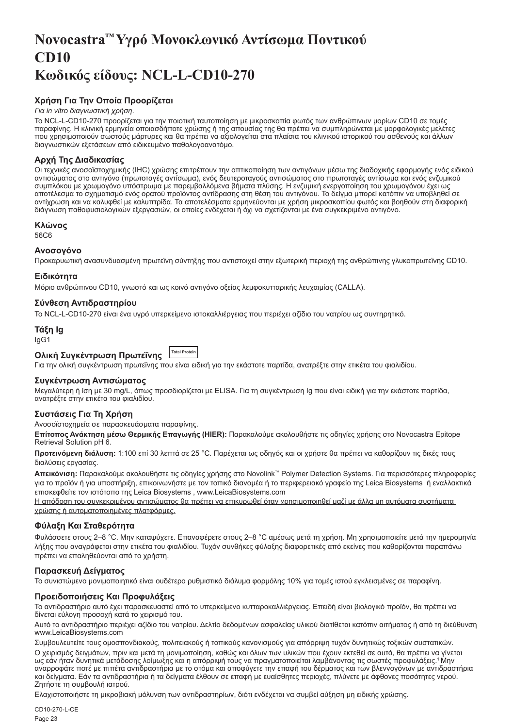# Novocastra™ Υγρό Μονοκλωνικό Αντίσωμα Ποντικού CD10
# Κωδικός είδους: NCL-L-CD10-270

## Χρήση Για Την Οποία Προορίζεται

*Για in vitro διαγνωστική χρήση.*

Το NCL-L-CD10-270 προορίζεται για την ποιοτική ταυτοποίηση με μικροσκοπία φωτός των ανθρώπινων μορίων CD10 σε τομές παραφίνης. Η κλινική ερμηνεία οποιασδήποτε χρώσης ή της απουσίας της θα πρέπει να συμπληρώνεται με μορφολογικές μελέτες που χρησιμοποιούν σωστούς μάρτυρες και θα πρέπει να αξιολογείται στα πλαίσια του κλινικού ιστορικού του ασθενούς και άλλων διαγνωστικών εξετάσεων από ειδικευμένο παθολογοανατόμο.

## Αρχή Της Διαδικασίας

Οι τεχνικές ανοσοϊστοχημικής (IHC) χρώσης επιτρέπουν την οπτικοποίηση των αντιγόνων μέσω της διαδοχικής εφαρμογής ενός ειδικού αντισώματος στο αντιγόνο (πρωτοταγές αντίσωμα), ενός δευτεροταγούς αντισώματος στο πρωτοταγές αντίσωμα και ενός ενζυμικού συμπλόκου με χρωμογόνο υπόστρωμα με παρεμβαλλόμενα βήματα πλύσης. Η ενζυμική ενεργοποίηση του χρωμογόνου έχει ως αποτέλεσμα το σχηματισμό ενός ορατού προϊόντος αντίδρασης στη θέση του αντιγόνου. Το δείγμα μπορεί κατόπιν να υποβληθεί σε αντίχρωση και να καλυφθεί με καλυπτρίδα. Τα αποτελέσματα ερμηνεύονται με χρήση μικροσκοπίου φωτός και βοηθούν στη διαφορική διάγνωση παθοφυσιολογικών εξεργασιών, οι οποίες ενδέχεται ή όχι να σχετίζονται με ένα συγκεκριμένο αντιγόνο.

## Κλώνος

56C6

## Ανοσογόνο

Προκαρυωτική ανασυνδυασμένη πρωτεΐνη σύντηξης που αντιστοιχεί στην εξωτερική περιοχή της ανθρώπινης γλυκοπρωτεΐνης CD10.

## Ειδικότητα

Μόριο ανθρώπινου CD10, γνωστό και ως κοινό αντιγόνο οξείας λεμφοκυτταρικής λευχαιμίας (CALLA).

## Σύνθεση Αντιδραστηρίου

Το NCL-L-CD10-270 είναι ένα υγρό υπερκείμενο ιστοκαλλιέργειας που περιέχει αζίδιο του νατρίου ως συντηρητικό.

## Τάξη Ig

IgG1

## Ολική Συγκέντρωση Πρωτεΐνης Total Protein

Για την ολική συγκέντρωση πρωτεΐνης που είναι ειδική για την εκάστοτε παρτίδα, ανατρέξτε στην ετικέτα του φιαλιδίου.

## Συγκέντρωση Αντισώματος

Μεγαλύτερη ή ίση με 30 mg/L, όπως προσδιορίζεται με ELISA. Για τη συγκέντρωση Ig που είναι ειδική για την εκάστοτε παρτίδα, ανατρέξτε στην ετικέτα του φιαλιδίου.

## Συστάσεις Για Τη Χρήση

Ανοσοϊστοχημεία σε παρασκευάσματα παραφίνης.

**Επίτοπος Ανάκτηση μέσω Θερμικής Επαγωγής (HIER):** Παρακαλούμε ακολουθήστε τις οδηγίες χρήσης στο Novocastra Epitope Retrieval Solution pH 6.

**Προτεινόμενη διάλυση:** 1:100 επί 30 λεπτά σε 25 °C. Παρέχεται ως οδηγός και οι χρήστε θα πρέπει να καθορίζουν τις δικές τους διαλύσεις εργασίας.

**Απεικόνιση:** Παρακαλούμε ακολουθήστε τις οδηγίες χρήσης στο Novolink™ Polymer Detection Systems. Για περισσότερες πληροφορίες για το προϊόν ή για υποστήριξη, επικοινωνήστε με τον τοπικό διανομέα ή το περιφερειακό γραφείο της Leica Biosystems ή εναλλακτικά επισκεφθείτε τον ιστότοπο της Leica Biosystems , www.LeicaBiosystems.com

<u>Η απόδοση του συγκεκριμένου αντισώματος θα πρέπει να επικυρωθεί όταν χρησιμοποιηθεί μαζί με άλλα μη αυτόματα συστήματα χρώσης ή αυτοματοποιημένες πλατφόρμες.</u>

## Φύλαξη Και Σταθερότητα

Φυλάσσετε στους 2–8 °C. Μην καταψύχετε. Επαναφέρετε στους 2–8 °C αμέσως μετά τη χρήση. Μη χρησιμοποιείτε μετά την ημερομηνία λήξης που αναγράφεται στην ετικέτα του φιαλιδίου. Τυχόν συνθήκες φύλαξης διαφορετικές από εκείνες που καθορίζονται παραπάνω πρέπει να επαληθεύονται από το χρήστη.

## Παρασκευή Δείγματος

Το συνιστώμενο μονιμοποιητικό είναι ουδέτερο ρυθμιστικό διάλυμα φορμόλης 10% για τομές ιστού εγκλεισμένες σε παραφίνη.

## Προειδοποιήσεις Και Προφυλάξεις

Το αντιδραστήριο αυτό έχει παρασκευαστεί από το υπερκείμενο κυτταροκαλλιέργειας. Επειδή είναι βιολογικό προϊόν, θα πρέπει να δίνεται εύλογη προσοχή κατά το χειρισμό του.

Αυτό το αντιδραστήριο περιέχει αζίδιο του νατρίου. Δελτίο δεδομένων ασφαλείας υλικού διατίθεται κατόπιν αιτήματος ή από τη διεύθυνση www.LeicaBiosystems.com

Συμβουλευτείτε τους ομοσπονδιακούς, πολιτειακούς ή τοπικούς κανονισμούς για απόρριψη τυχόν δυνητικώς τοξικών συστατικών.

Ο χειρισμός δειγμάτων, πριν και μετά τη μονιμοποίηση, καθώς και όλων των υλικών που έχουν εκτεθεί σε αυτά, θα πρέπει να γίνεται ως εάν ήταν δυνητικά μετάδοσης λοίμωξης και η απόρριψή τους να πραγματοποιείται λαμβάνοντας τις σωστές προφυλάξεις.[1] Μην αναρροφάτε ποτέ με πιπέτα αντιδραστήρια με το στόμα και αποφύγετε την επαφή του δέρματος και των βλεννογόνων με αντιδραστήρια και δείγματα. Εάν τα αντιδραστήρια ή τα δείγματα έλθουν σε επαφή με ευαίσθητες περιοχές, πλύνετε με άφθονες ποσότητες νερού. Ζητήστε τη συμβουλή ιατρού.

Ελαχιστοποιήστε τη μικροβιακή μόλυνση των αντιδραστηρίων, διότι ενδέχεται να συμβεί αύξηση μη ειδικής χρώσης.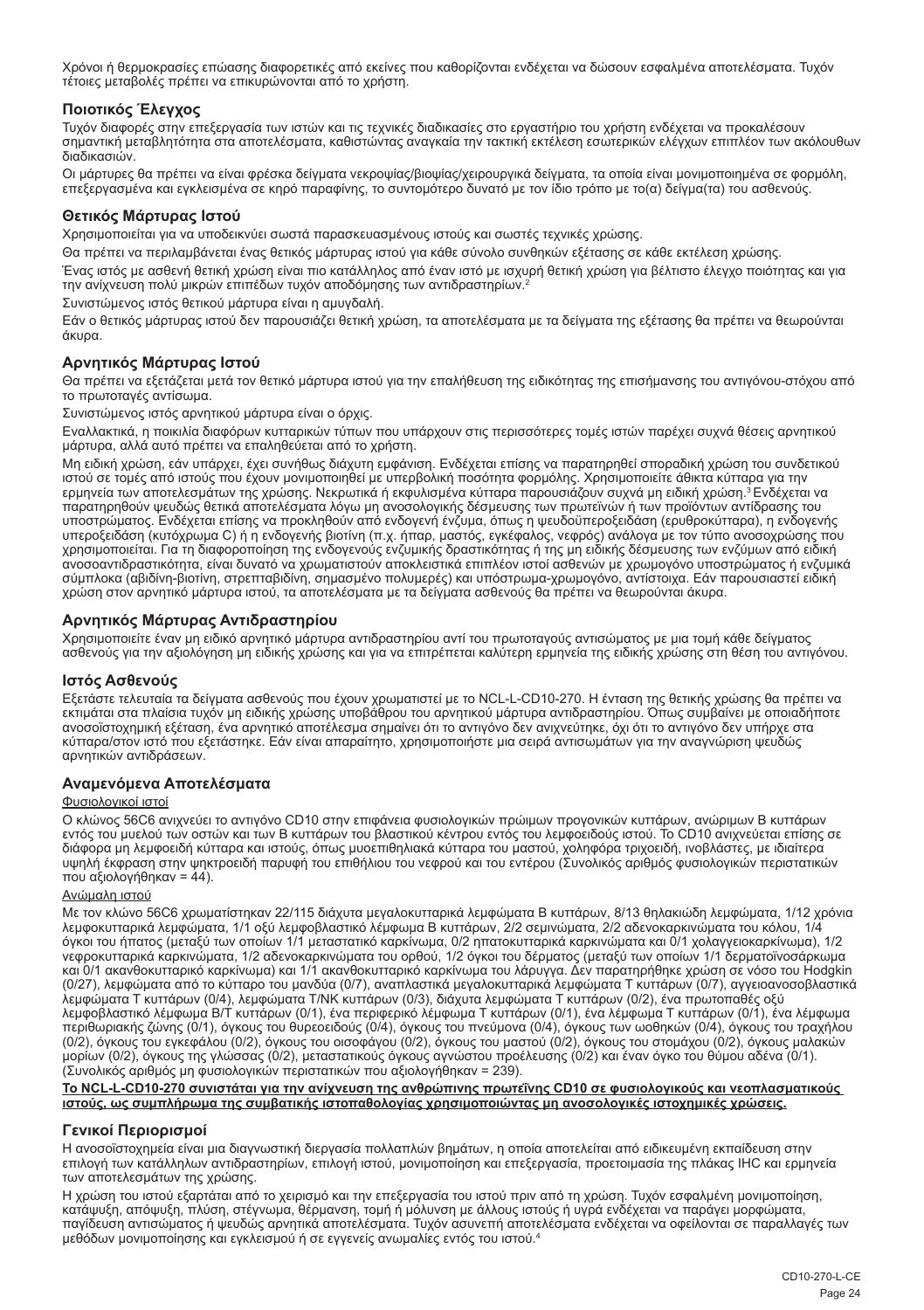Χρόνοι ή θερμοκρασίες επώασης διαφορετικές από εκείνες που καθορίζονται ενδέχεται να δώσουν εσφαλμένα αποτελέσματα. Τυχόν τέτοιες μεταβολές πρέπει να επικυρώνονται από το χρήστη.

## Ποιοτικός Έλεγχος

Τυχόν διαφορές στην επεξεργασία των ιστών και τις τεχνικές διαδικασίες στο εργαστήριο του χρήστη ενδέχεται να προκαλέσουν σημαντική μεταβλητότητα στα αποτελέσματα, καθιστώντας αναγκαία την τακτική εκτέλεση εσωτερικών ελέγχων επιπλέον των ακόλουθων διαδικασιών.

Οι μάρτυρες θα πρέπει να είναι φρέσκα δείγματα νεκροψίας/βιοψίας/χειρουργικά δείγματα, τα οποία είναι μονιμοποιημένα σε φορμόλη, επεξεργασμένα και εγκλεισμένα σε κηρό παραφίνης, το συντομότερο δυνατό με τον ίδιο τρόπο με το(α) δείγμα(τα) του ασθενούς.

## Θετικός Μάρτυρας Ιστού

Χρησιμοποιείται για να υποδεικνύει σωστά παρασκευασμένους ιστούς και σωστές τεχνικές χρώσης.

Θα πρέπει να περιλαμβάνεται ένας θετικός μάρτυρας ιστού για κάθε σύνολο συνθηκών εξέτασης σε κάθε εκτέλεση χρώσης.

Ένας ιστός με ασθενή θετική χρώση είναι πιο κατάλληλος από έναν ιστό με ισχυρή θετική χρώση για βέλτιστο έλεγχο ποιότητας και για την ανίχνευση πολύ μικρών επιπέδων τυχόν αποδόμησης των αντιδραστηρίων.[2]

Συνιστώμενος ιστός θετικού μάρτυρα είναι η αμυγδαλή.

Εάν ο θετικός μάρτυρας ιστού δεν παρουσιάζει θετική χρώση, τα αποτελέσματα με τα δείγματα της εξέτασης θα πρέπει να θεωρούνται άκυρα.

## Αρνητικός Μάρτυρας Ιστού

Θα πρέπει να εξετάζεται μετά τον θετικό μάρτυρα ιστού για την επαλήθευση της ειδικότητας της επισήμανσης του αντιγόνου-στόχου από το πρωτοταγές αντίσωμα.

Συνιστώμενος ιστός αρνητικού μάρτυρα είναι ο όρχις.

Εναλλακτικά, η ποικιλία διαφόρων κυτταρικών τύπων που υπάρχουν στις περισσότερες τομές ιστών παρέχει συχνά θέσεις αρνητικού μάρτυρα, αλλά αυτό πρέπει να επαληθεύεται από το χρήστη.

Μη ειδική χρώση, εάν υπάρχει, έχει συνήθως διάχυτη εμφάνιση. Ενδέχεται επίσης να παρατηρηθεί σποραδική χρώση του συνδετικού ιστού σε τομές από ιστούς που έχουν μονιμοποιηθεί με υπερβολική ποσότητα φορμόλης. Χρησιμοποιείτε άθικτα κύτταρα για την ερμηνεία των αποτελεσμάτων της χρώσης. Νεκρωτικά ή εκφυλισμένα κύτταρα παρουσιάζουν συχνά μη ειδική χρώση.[3] Ενδέχεται να παρατηρηθούν ψευδώς θετικά αποτελέσματα λόγω μη ανοσολογικής δέσμευσης των πρωτεϊνών ή των προϊόντων αντίδρασης του υποστρώματος. Ενδέχεται επίσης να προκληθούν από ενδογενή ένζυμα, όπως η ψευδοϋπεροξειδάση (ερυθροκύτταρα), η ενδογενής υπεροξειδάση (κυτόχρωμα C) ή η ενδογενής βιοτίνη (π.χ. ήπαρ, μαστός, εγκέφαλος, νεφρός) ανάλογα με τον τύπο ανοσοχρώσης που χρησιμοποιείται. Για τη διαφοροποίηση της ενδογενούς ενζυμικής δραστικότητας ή της μη ειδικής δέσμευσης των ενζύμων από ειδική ανοσοαντιδραστικότητα, είναι δυνατό να χρωματιστούν αποκλειστικά επιπλέον ιστοί ασθενών με χρωμογόνο υποστρώματος ή ενζυμικά σύμπλοκα (αβιδίνη-βιοτίνη, στρεπταβιδίνη, σημασμένο πολυμερές) και υπόστρωμα-χρωμογόνο, αντίστοιχα. Εάν παρουσιαστεί ειδική χρώση στον αρνητικό μάρτυρα ιστού, τα αποτελέσματα με τα δείγματα ασθενούς θα πρέπει να θεωρούνται άκυρα.

## Αρνητικός Μάρτυρας Αντιδραστηρίου

Χρησιμοποιείτε έναν μη ειδικό αρνητικό μάρτυρα αντιδραστηρίου αντί του πρωτοταγούς αντισώματος με μια τομή κάθε δείγματος ασθενούς για την αξιολόγηση μη ειδικής χρώσης και για να επιτρέπεται καλύτερη ερμηνεία της ειδικής χρώσης στη θέση του αντιγόνου.

## Ιστός Ασθενούς

Εξετάστε τελευταία τα δείγματα ασθενούς που έχουν χρωματιστεί με το NCL-L-CD10-270. Η ένταση της θετικής χρώσης θα πρέπει να εκτιμάται στα πλαίσια τυχόν μη ειδικής χρώσης υποβάθρου του αρνητικού μάρτυρα αντιδραστηρίου. Όπως συμβαίνει με οποιαδήποτε ανοσοϊστοχημική εξέταση, ένα αρνητικό αποτέλεσμα σημαίνει ότι το αντιγόνο δεν ανιχνεύτηκε, όχι ότι το αντιγόνο δεν υπήρχε στα κύτταρα/στον ιστό που εξετάστηκε. Εάν είναι απαραίτητο, χρησιμοποιήστε μια σειρά αντισωμάτων για την αναγνώριση ψευδώς αρνητικών αντιδράσεων.

## Αναμενόμενα Αποτελέσματα

Φυσιολογικοί ιστοί

Ο κλώνος 56C6 ανιχνεύει το αντιγόνο CD10 στην επιφάνεια φυσιολογικών πρώιμων προγονικών κυττάρων, ανώριμων B κυττάρων εντός του μυελού των οστών και των B κυττάρων του βλαστικού κέντρου εντός του λεμφοειδούς ιστού. Το CD10 ανιχνεύεται επίσης σε διάφορα μη λεμφοειδή κύτταρα και ιστούς, όπως μυοεπιθηλιακά κύτταρα του μαστού, χολήφόρα τριχοειδή, ινοβλάστες, με ιδιαίτερα υψηλή έκφραση στην ψηκτροειδή παρυφή του επιθήλιου του νεφρού και του εντέρου (Συνολικός αριθμός φυσιολογικών περιστατικών που αξιολογήθηκαν = 44).

Ανώμαλη ιστού

Με τον κλώνο 56C6 χρωματίστηκαν 22/115 διάχυτα μεγαλοκυτταρικά λεμφώματα B κυττάρων, 8/13 θηλακιώδη λεμφώματα, 1/12 χρόνια λεμφοκυτταρικά λεμφώματα, 1/1 οξύ λεμφοβλαστικό λέμφωμα B κυττάρων, 2/2 σεμινώματα, 2/2 αδενοκαρκινώματα του κόλου, 1/4 όγκοι του ήπατος (μεταξύ των οποίων 1/1 μεταστατικό καρκίνωμα, 0/2 ηπατοκυτταρικά καρκινώματα και 0/1 χολαγγειοκαρκίνωμα), 1/2 νεφροκυτταρικά καρκινώματα, 1/2 αδενοκαρκινώματα του ορθού, 1/2 όγκοι του δέρματος (μεταξύ των οποίων 1/1 δερματοϊνοσάρκωμα και 0/1 ακανθοκυτταρικό καρκίνωμα) και 1/1 ακανθοκυτταρικό καρκίνωμα του λάρυγγα. Δεν παρατηρήθηκε χρώση σε νόσο του Hodgkin (0/27), λεμφώματα από το κύτταρο του μανδύα (0/7), αναπλαστικά μεγαλοκυτταρικά λεμφώματα T κυττάρων (0/7), αγγειοανοσοβλαστικά λεμφώματα T κυττάρων (0/4), λεμφώματα T/NK κυττάρων (0/3), διάχυτα λεμφώματα T κυττάρων (0/2), ένα πρωτοπαθές οξύ λεμφοβλαστικό λέμφωμα B/T κυττάρων (0/1), ένα περιφερικό λέμφωμα T κυττάρων (0/1), ένα λέμφωμα T κυττάρων (0/1), ένα λέμφωμα περιθωριακής ζώνης (0/1), όγκους του θυρεοειδούς (0/4), όγκους του πνεύμονα (0/4), όγκους των ωοθηκών (0/4), όγκους του τραχήλου (0/2), όγκους του εγκεφάλου (0/2), όγκους του οισοφάγου (0/2), όγκους του μαστού (0/2), όγκους του στομάχου (0/2), όγκους μαλακών μορίων (0/2), όγκους της γλώσσας (0/2), μεταστατικούς όγκους αγνώστου προέλευσης (0/2) και έναν όγκο του θύμου αδένα (0/1). (Συνολικός αριθμός μη φυσιολογικών περιστατικών που αξιολογήθηκαν = 239).

**Το NCL-L-CD10-270 συνιστάται για την ανίχνευση της ανθρώπινης πρωτεΐνης CD10 σε φυσιολογικούς και νεοπλασματικούς ιστούς, ως συμπλήρωμα της συμβατικής ιστοπαθολογίας χρησιμοποιώντας μη ανοσολογικές ιστοχημικές χρώσεις.**

## Γενικοί Περιορισμοί

Η ανοσοϊστοχημεία είναι μια διαγνωστική διεργασία πολλαπλών βημάτων, η οποία αποτελείται από ειδικευμένη εκπαίδευση στην επιλογή των κατάλληλων αντιδραστηρίων, επιλογή ιστού, μονιμοποίηση και επεξεργασία, προετοιμασία της πλάκας IHC και ερμηνεία των αποτελεσμάτων της χρώσης.

Η χρώση του ιστού εξαρτάται από το χειρισμό και την επεξεργασία του ιστού πριν από τη χρώση. Τυχόν εσφαλμένη μονιμοποίηση, κατάψυξη, απόψυξη, πλύση, στέγνωμα, θέρμανση, τομή ή μόλυνση με άλλους ιστούς ή υγρά ενδέχεται να παράγει μορφώματα, παγίδευση αντισώματος ή ψευδώς αρνητικά αποτελέσματα. Τυχόν ασυνεπή αποτελέσματα ενδέχεται να οφείλονται σε παραλλαγές των μεθόδων μονιμοποίησης και εγκλεισμού ή σε εγγενείς ανωμαλίες εντός του ιστού.[4]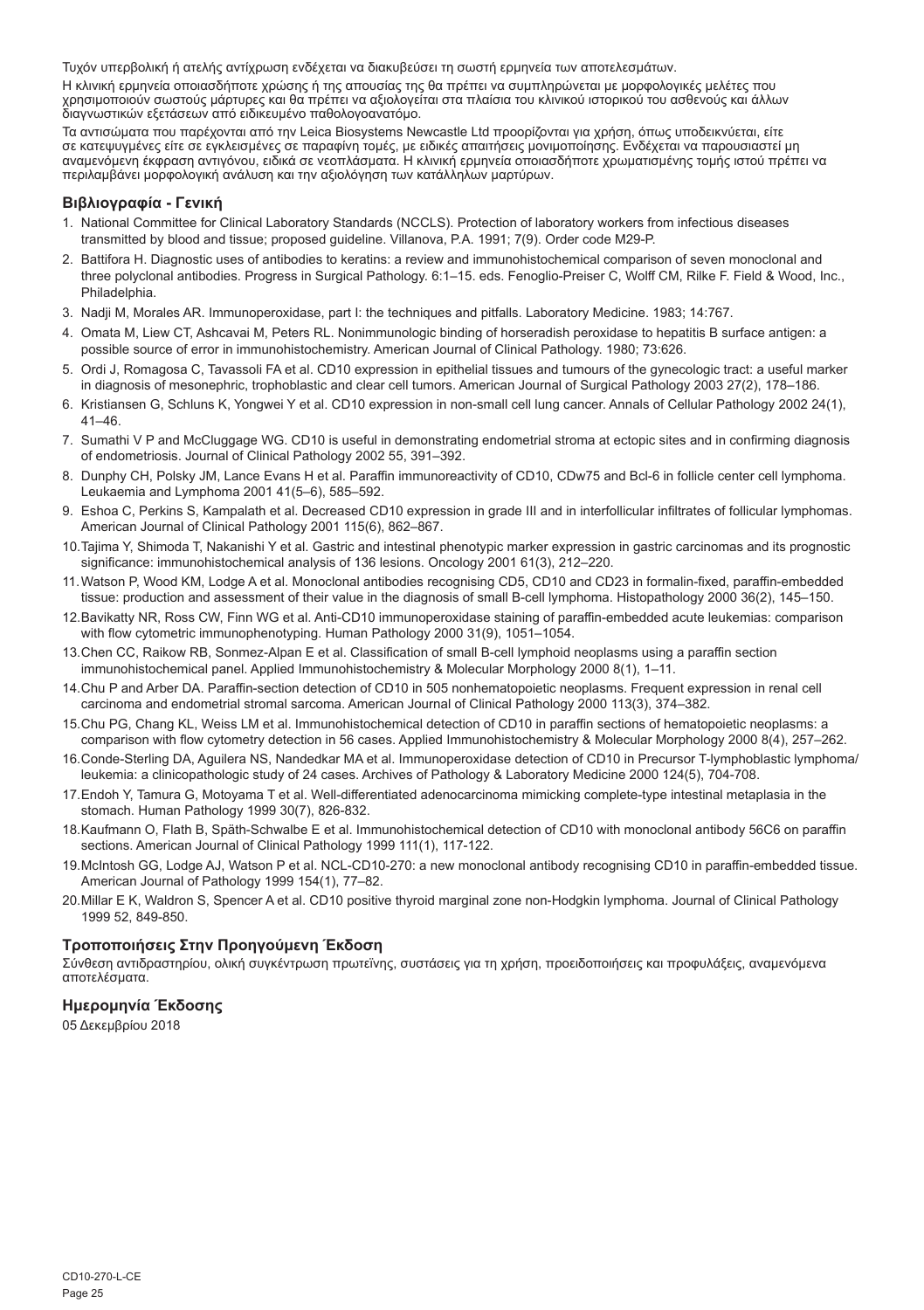Τυχόν υπερβολική ή ατελής αντίχρωση ενδέχεται να διακυβεύσει τη σωστή ερμηνεία των αποτελεσμάτων.

Η κλινική ερμηνεία οποιασδήποτε χρώσης ή της απουσίας της θα πρέπει να συμπληρώνεται με μορφολογικές μελέτες που χρησιμοποιούν σωστούς μάρτυρες και θα πρέπει να αξιολογείται στα πλαίσια του κλινικού ιστορικού του ασθενούς και άλλων διαγνωστικών εξετάσεων από ειδικευμένο παθολογοανατόμο.

Τα αντισώματα που παρέχονται από την Leica Biosystems Newcastle Ltd προορίζονται για χρήση, όπως υποδεικνύεται, είτε σε κατεψυγμένες είτε σε εγκλεισμένες σε παραφίνη τομές, με ειδικές απαιτήσεις μονιμοποίησης. Ενδέχεται να παρουσιαστεί μη αναμενόμενη έκφραση αντιγόνου, ειδικά σε νεοπλάσματα. Η κλινική ερμηνεία οποιασδήποτε χρωματισμένης τομής ιστού πρέπει να περιλαμβάνει μορφολογική ανάλυση και την αξιολόγηση των κατάλληλων μαρτύρων.

## Βιβλιογραφία - Γενική

1. National Committee for Clinical Laboratory Standards (NCCLS). Protection of laboratory workers from infectious diseases transmitted by blood and tissue; proposed guideline. Villanova, P.A. 1991; 7(9). Order code M29-P.
2. Battifora H. Diagnostic uses of antibodies to keratins: a review and immunohistochemical comparison of seven monoclonal and three polyclonal antibodies. Progress in Surgical Pathology. 6:1–15. eds. Fenoglio-Preiser C, Wolff CM, Rilke F. Field & Wood, Inc., Philadelphia.
3. Nadji M, Morales AR. Immunoperoxidase, part I: the techniques and pitfalls. Laboratory Medicine. 1983; 14:767.
4. Omata M, Liew CT, Ashcavai M, Peters RL. Nonimmunologic binding of horseradish peroxidase to hepatitis B surface antigen: a possible source of error in immunohistochemistry. American Journal of Clinical Pathology. 1980; 73:626.
5. Ordi J, Romagosa C, Tavassoli FA et al. CD10 expression in epithelial tissues and tumours of the gynecologic tract: a useful marker in diagnosis of mesonephric, trophoblastic and clear cell tumors. American Journal of Surgical Pathology 2003 27(2), 178–186.
6. Kristiansen G, Schluns K, Yongwei Y et al. CD10 expression in non-small cell lung cancer. Annals of Cellular Pathology 2002 24(1), 41–46.
7. Sumathi V P and McCluggage WG. CD10 is useful in demonstrating endometrial stroma at ectopic sites and in confirming diagnosis of endometriosis. Journal of Clinical Pathology 2002 55, 391–392.
8. Dunphy CH, Polsky JM, Lance Evans H et al. Paraffin immunoreactivity of CD10, CDw75 and Bcl-6 in follicle center cell lymphoma. Leukaemia and Lymphoma 2001 41(5–6), 585–592.
9. Eshoa C, Perkins S, Kampalath et al. Decreased CD10 expression in grade III and in interfollicular infiltrates of follicular lymphomas. American Journal of Clinical Pathology 2001 115(6), 862–867.
10. Tajima Y, Shimoda T, Nakanishi Y et al. Gastric and intestinal phenotypic marker expression in gastric carcinomas and its prognostic significance: immunohistochemical analysis of 136 lesions. Oncology 2001 61(3), 212–220.
11. Watson P, Wood KM, Lodge A et al. Monoclonal antibodies recognising CD5, CD10 and CD23 in formalin-fixed, paraffin-embedded tissue: production and assessment of their value in the diagnosis of small B-cell lymphoma. Histopathology 2000 36(2), 145–150.
12. Bavikatty NR, Ross CW, Finn WG et al. Anti-CD10 immunoperoxidase staining of paraffin-embedded acute leukemias: comparison with flow cytometric immunophenotyping. Human Pathology 2000 31(9), 1051–1054.
13. Chen CC, Raikow RB, Sonmez-Alpan E et al. Classification of small B-cell lymphoid neoplasms using a paraffin section immunohistochemical panel. Applied Immunohistochemistry & Molecular Morphology 2000 8(1), 1–11.
14. Chu P and Arber DA. Paraffin-section detection of CD10 in 505 nonhematopoietic neoplasms. Frequent expression in renal cell carcinoma and endometrial stromal sarcoma. American Journal of Clinical Pathology 2000 113(3), 374–382.
15. Chu PG, Chang KL, Weiss LM et al. Immunohistochemical detection of CD10 in paraffin sections of hematopoietic neoplasms: a comparison with flow cytometry detection in 56 cases. Applied Immunohistochemistry & Molecular Morphology 2000 8(4), 257–262.
16. Conde-Sterling DA, Aguilera NS, Nandedkar MA et al. Immunoperoxidase detection of CD10 in Precursor T-lymphoblastic lymphoma/ leukemia: a clinicopathologic study of 24 cases. Archives of Pathology & Laboratory Medicine 2000 124(5), 704-708.
17. Endoh Y, Tamura G, Motoyama T et al. Well-differentiated adenocarcinoma mimicking complete-type intestinal metaplasia in the stomach. Human Pathology 1999 30(7), 826-832.
18. Kaufmann O, Flath B, Späth-Schwalbe E et al. Immunohistochemical detection of CD10 with monoclonal antibody 56C6 on paraffin sections. American Journal of Clinical Pathology 1999 111(1), 117-122.
19. McIntosh GG, Lodge AJ, Watson P et al. NCL-CD10-270: a new monoclonal antibody recognising CD10 in paraffin-embedded tissue. American Journal of Pathology 1999 154(1), 77–82.
20. Millar E K, Waldron S, Spencer A et al. CD10 positive thyroid marginal zone non-Hodgkin lymphoma. Journal of Clinical Pathology 1999 52, 849-850.

## Τροποποιήσεις Στην Προηγούμενη Έκδοση

Σύνθεση αντιδραστηρίου, ολική συγκέντρωση πρωτεϊνης, συστάσεις για τη χρήση, προειδοποιήσεις και προφυλάξεις, αναμενόμενα αποτελέσματα.

## Ημερομηνία Έκδοσης

05 Δεκεμβρίου 2018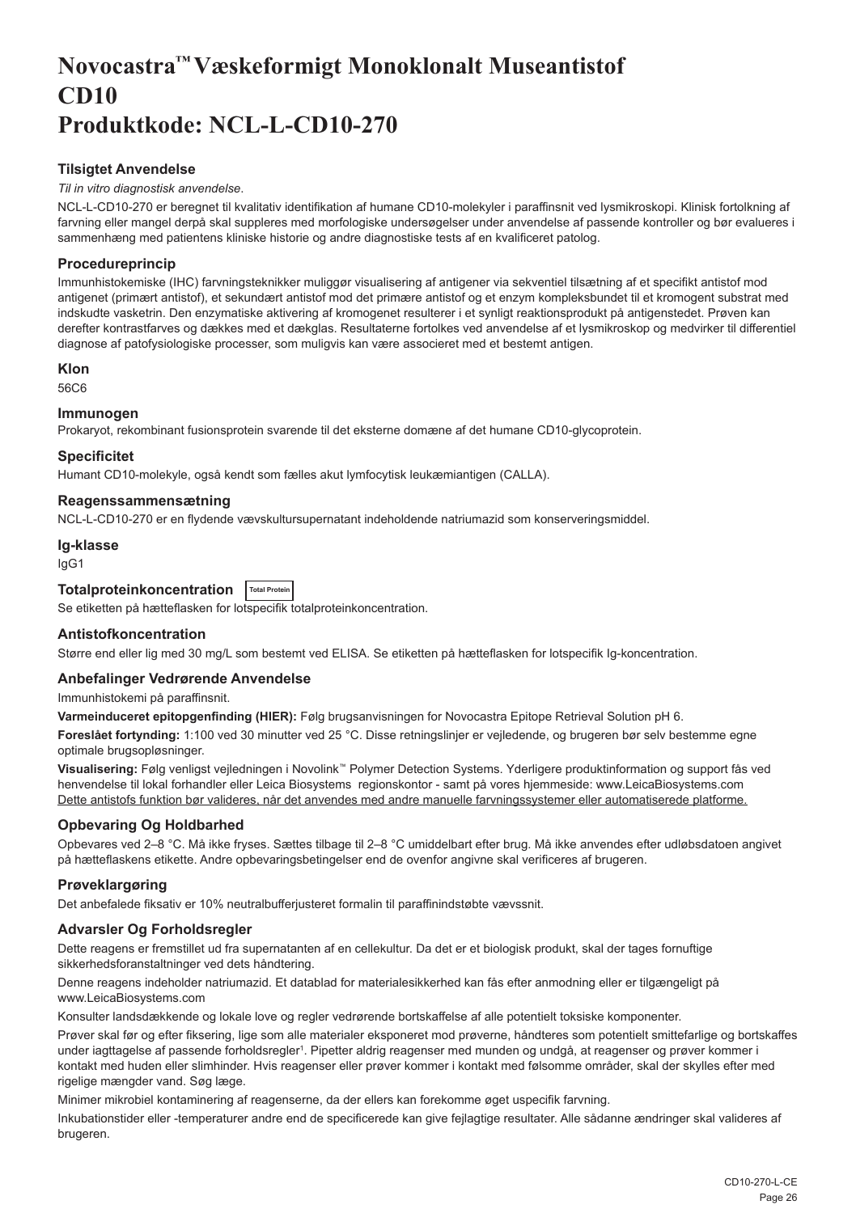# Novocastra™ Væskeformigt Monoklonalt Museantistof CD10 Produktkode: NCL-L-CD10-270

## Tilsigtet Anvendelse

*Til in vitro diagnostisk anvendelse*.

NCL-L-CD10-270 er beregnet til kvalitativ identifikation af humane CD10-molekyler i paraffinsnit ved lysmikroskopi. Klinisk fortolkning af farvning eller mangel derpå skal suppleres med morfologiske undersøgelser under anvendelse af passende kontroller og bør evalueres i sammenhæng med patientens kliniske historie og andre diagnostiske tests af en kvalificeret patolog.

## Procedureprincip

Immunhistokemiske (IHC) farvningsteknikker muliggør visualisering af antigener via sekventiel tilsætning af et specifikt antistof mod antigenet (primært antistof), et sekundært antistof mod det primære antistof og et enzym kompleksbundet til et kromogent substrat med indskudte vasketrin. Den enzymatiske aktivering af kromogenet resulterer i et synligt reaktionsprodukt på antigenstedet. Prøven kan derefter kontrastfarves og dækkes med et dækglas. Resultaterne fortolkes ved anvendelse af et lysmikroskop og medvirker til differentiel diagnose af patofysiologiske processer, som muligvis kan være associeret med et bestemt antigen.

## Klon

56C6

## Immunogen

Prokaryot, rekombinant fusionsprotein svarende til det eksterne domæne af det humane CD10-glycoprotein.

## Specificitet

Humant CD10-molekyle, også kendt som fælles akut lymfocytisk leukæmiantigen (CALLA).

## Reagenssammensætning

NCL-L-CD10-270 er en flydende vævskultursupernatant indeholdende natriumazid som konserveringsmiddel.

## Ig-klasse

IgG1

## Totalproteinkoncentration Total Protein

Se etiketten på hætteflasken for lotspecifik totalproteinkoncentration.

## Antistofkoncentration

Større end eller lig med 30 mg/L som bestemt ved ELISA. Se etiketten på hætteflasken for lotspecifik Ig-koncentration.

## Anbefalinger Vedrørende Anvendelse

Immunhistokemi på paraffinsnit.

**Varmeinduceret epitopgenfinding (HIER):** Følg brugsanvisningen for Novocastra Epitope Retrieval Solution pH 6.

**Foreslået fortynding:** 1:100 ved 30 minutter ved 25 °C. Disse retningslinjer er vejledende, og brugeren bør selv bestemme egne optimale brugsopløsninger.

**Visualisering:** Følg venligst vejledningen i Novolink™ Polymer Detection Systems. Yderligere produktinformation og support fås ved henvendelse til lokal forhandler eller Leica Biosystems regionskontor - samt på vores hjemmeside: www.LeicaBiosystems.com

Dette antistofs funktion bør valideres, når det anvendes med andre manuelle farvningssystemer eller automatiserede platforme.

## Opbevaring Og Holdbarhed

Opbevares ved 2–8 °C. Må ikke fryses. Sættes tilbage til 2–8 °C umiddelbart efter brug. Må ikke anvendes efter udløbsdatoen angivet på hætteflaskens etikette. Andre opbevaringsbetingelser end de ovenfor angivne skal verificeres af brugeren.

## Prøveklargøring

Det anbefalede fiksativ er 10% neutralbufferjusteret formalin til paraffinindstøbte vævssnit.

## Advarsler Og Forholdsregler

Dette reagens er fremstillet ud fra supernatanten af en cellekultur. Da det er et biologisk produkt, skal der tages fornuftige sikkerhedsforanstaltninger ved dets håndtering.

Denne reagens indeholder natriumazid. Et datablad for materialesikkerhed kan fås efter anmodning eller er tilgængeligt på www.LeicaBiosystems.com

Konsulter landsdækkende og lokale love og regler vedrørende bortskaffelse af alle potentielt toksiske komponenter.

Prøver skal før og efter fiksering, lige som alle materialer eksponeret mod prøverne, håndteres som potentielt smittefarlige og bortskaffes under iagttagelse af passende forholdsregler[1]. Pipetter aldrig reagenser med munden og undgå, at reagenser og prøver kommer i kontakt med huden eller slimhinder. Hvis reagenser eller prøver kommer i kontakt med følsomme områder, skal der skylles efter med rigelige mængder vand. Søg læge.

Minimer mikrobiel kontaminering af reagenserne, da der ellers kan forekomme øget uspecifik farvning.

Inkubationstider eller -temperaturer andre end de specificerede kan give fejlagtige resultater. Alle sådanne ændringer skal valideres af brugeren.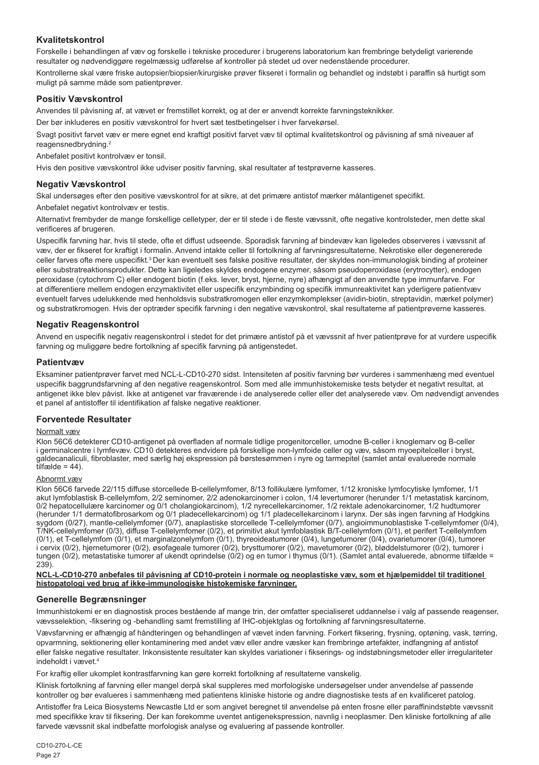## Kvalitetskontrol

Forskelle i behandlingen af væv og forskelle i tekniske procedurer i brugerens laboratorium kan frembringe betydeligt varierende resultater og nødvendiggøre regelmæssig udførelse af kontroller på stedet ud over nedenstående procedurer.

Kontrollerne skal være friske autopsier/biopsier/kirurgiske prøver fikseret i formalin og behandlet og indstøbt i paraffin så hurtigt som muligt på samme måde som patientprøver.

## Positiv Vævskontrol

Anvendes til påvisning af, at vævet er fremstillet korrekt, og at der er anvendt korrekte farvningsteknikker.

Der bør inkluderes en positiv vævskontrol for hvert sæt testbetingelser i hver farvekørsel.

Svagt positivt farvet væv er mere egnet end kraftigt positivt farvet væv til optimal kvalitetskontrol og påvisning af små niveauer af reagensnedbrydning.[2]

Anbefalet positivt kontrolvæv er tonsil.

Hvis den positive vævskontrol ikke udviser positiv farvning, skal resultater af testprøverne kasseres.

## Negativ Vævskontrol

Skal undersøges efter den positive vævskontrol for at sikre, at det primære antistof mærker målantigenet specifikt.

Anbefalet negativt kontrolvæv er testis.

Alternativt frembyder de mange forskellige celletyper, der er til stede i de fleste vævssnit, ofte negative kontrolsteder, men dette skal verificeres af brugeren.

Uspecifik farvning har, hvis til stede, ofte et diffust udseende. Sporadisk farvning af bindevæv kan ligeledes observeres i vævssnit af væv, der er fikseret for kraftigt i formalin. Anvend intakte celler til fortolkning af farvningsresultaterne. Nekrotiske eller degenererede celler farves ofte mere uspecifikt.[3] Der kan eventuelt ses falske positive resultater, der skyldes non-immunologisk binding af proteiner eller substratreaktionsprodukter. Dette kan ligeledes skyldes endogene enzymer, såsom pseudoperoxidase (erytrocytter), endogen peroxidase (cytochrom C) eller endogent biotin (f.eks. lever, bryst, hjerne, nyre) afhængigt af den anvendte type immunfarve. For at differentiere mellem endogen enzymaktivitet eller uspecifik enzymbinding og specifik immunreaktivitet kan yderligere patientvæv eventuelt farves udelukkende med henholdsvis substratkromogen eller enzymkomplekser (avidin-biotin, streptavidin, mærket polymer) og substratkromogen. Hvis der optræder specifik farvning i den negative vævskontrol, skal resultaterne af patientprøverne kasseres.

## Negativ Reagenskontrol

Anvend en uspecifik negativ reagenskontrol i stedet for det primære antistof på et vævssnit af hver patientprøve for at vurdere uspecifik farvning og muliggøre bedre fortolkning af specifik farvning på antigenstedet.

## Patientvæv

Eksaminer patientprøver farvet med NCL-L-CD10-270 sidst. Intensiteten af positiv farvning bør vurderes i sammenhæng med eventuel uspecifik baggrundsfarvning af den negative reagenskontrol. Som med alle immunhistokemiske tests betyder et negativt resultat, at antigenet ikke blev påvist. Ikke at antigenet var fraværende i de analyserede celler eller det analyserede væv. Om nødvendigt anvendes et panel af antistoffer til identifikation af falske negative reaktioner.

## Forventede Resultater

### Normalt væv

Klon 56C6 detekterer CD10-antigenet på overfladen af normale tidlige progenitorceller, umodne B-celler i knoglemarv og B-celler i germinalcentre i lymfevæv. CD10 detekteres endvidere på forskellige non-lymfoide celler og væv, såsom myoepitelceller i bryst, galdecanaliculi, fibroblaster, med særlig høj ekspression på børstesømmen i nyre og tarmepitel (samlet antal evaluerede normale tilfælde = 44).

### Abnormt væv

Klon 56C6 farvede 22/115 diffuse storcellede B-cellelymfomer, 8/13 follikulære lymfomer, 1/12 kroniske lymfocytiske lymfomer, 1/1 akut lymfoblastisk B-cellelymfom, 2/2 seminomer, 2/2 adenokarcinomer i colon, 1/4 levertumorer (herunder 1/1 metastatisk karcinom, 0/2 hepatocellulære karcinomer og 0/1 cholangiokarcinom), 1/2 nyrecellekarcinomer, 1/2 rektale adenokarcinomer, 1/2 hudtumorer (herunder 1/1 dermatofibrosarkom og 0/1 pladecellekarcinom) og 1/1 pladecellekarcinom i larynx. Der sås ingen farvning af Hodgkins sygdom (0/27), mantle-cellelymfomer (0/7), anaplastiske storcellede T-cellelymfomer (0/7), angioimmunoblastiske T-cellelymfomer (0/4), T/NK-cellelymfomer (0/3), diffuse T-cellelymfomer (0/2), et primitivt akut lymfoblastisk B/T-cellelymfom (0/1), et perifert T-cellelymfom (0/1), et T-cellelymfom (0/1), et marginalzonelymfom (0/1), thyreoideatumorer (0/4), lungetumorer (0/4), ovarietumorer (0/4), tumorer i cervix (0/2), hjernetumorer (0/2), øsofageale tumorer (0/2), brysttumorer (0/2), mavetumorer (0/2), bløddelstumorer (0/2), tumorer i tungen (0/2), metastatiske tumorer af ukendt oprindelse (0/2) og en tumor i thymus (0/1). (Samlet antal evaluerede, abnorme tilfælde = 239).

**NCL-L-CD10-270 anbefales til påvisning af CD10-protein i normale og neoplastiske væv, som et hjælpemiddel til traditionel histopatologi ved brug af ikke-immunologiske histokemiske farvninger.**

## Generelle Begrænsninger

Immunhistokemi er en diagnostisk proces bestående af mange trin, der omfatter specialiseret uddannelse i valg af passende reagenser, vævsselektion, -fiksering og -behandling samt fremstilling af IHC-objektglas og fortolkning af farvningsresultaterne.

Vævsfarvning er afhængig af håndteringen og behandlingen af vævet inden farvning. Forkert fiksering, frysning, optøning, vask, tørring, opvarmning, sektionering eller kontaminering med andet væv eller andre væsker kan frembringe artefakter, indfangning af antistof eller falske negative resultater. Inkonsistente resultater kan skyldes variationer i fikserings- og indstøbningsmetoder eller irregulariteter indeholdt i vævet.[4]

For kraftig eller ukomplet kontrastfarvning kan gøre korrekt fortolkning af resultaterne vanskelig.

Klinisk fortolkning af farvning eller mangel derpå skal suppleres med morfologiske undersøgelser under anvendelse af passende kontroller og bør evalueres i sammenhæng med patientens kliniske historie og andre diagnostiske tests af en kvalificeret patolog.

Antistoffer fra Leica Biosystems Newcastle Ltd er som angivet beregnet til anvendelse på enten frosne eller paraffinindstøbte vævssnit med specifikke krav til fiksering. Der kan forekomme uventet antigenekspression, navnlig i neoplasmer. Den kliniske fortolkning af alle farvede vævssnit skal indbefatte morfologisk analyse og evaluering af passende kontroller.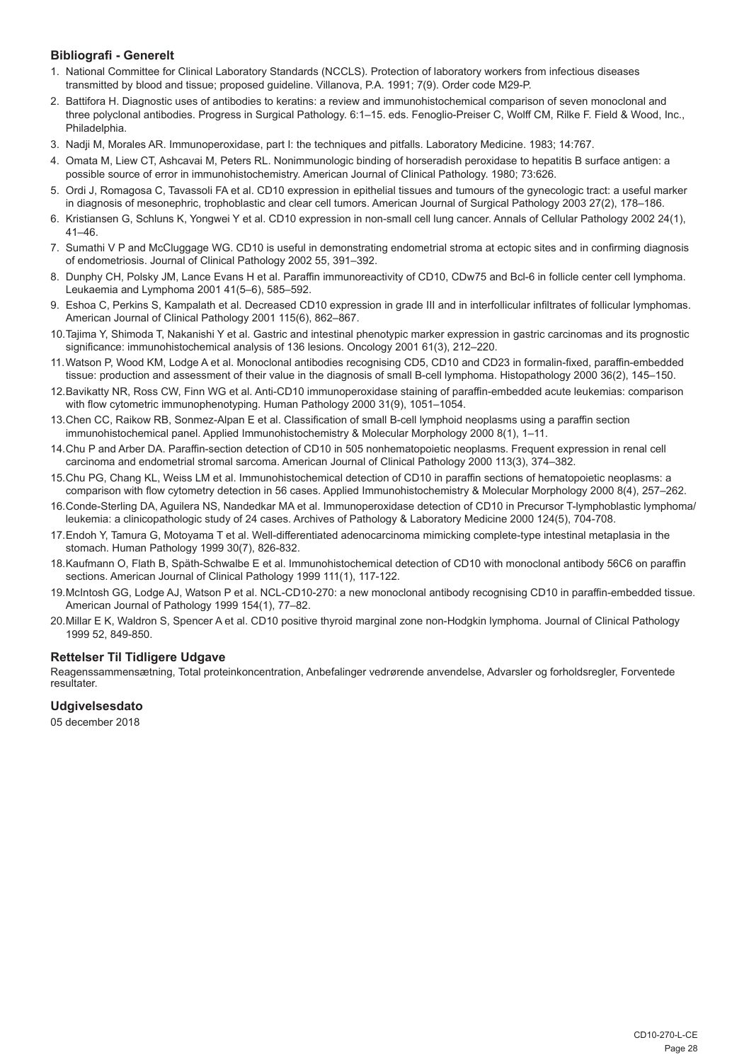## Bibliografi - Generelt

1. National Committee for Clinical Laboratory Standards (NCCLS). Protection of laboratory workers from infectious diseases transmitted by blood and tissue; proposed guideline. Villanova, P.A. 1991; 7(9). Order code M29-P.
2. Battifora H. Diagnostic uses of antibodies to keratins: a review and immunohistochemical comparison of seven monoclonal and three polyclonal antibodies. Progress in Surgical Pathology. 6:1–15. eds. Fenoglio-Preiser C, Wolff CM, Rilke F. Field & Wood, Inc., Philadelphia.
3. Nadji M, Morales AR. Immunoperoxidase, part I: the techniques and pitfalls. Laboratory Medicine. 1983; 14:767.
4. Omata M, Liew CT, Ashcavai M, Peters RL. Nonimmunologic binding of horseradish peroxidase to hepatitis B surface antigen: a possible source of error in immunohistochemistry. American Journal of Clinical Pathology. 1980; 73:626.
5. Ordi J, Romagosa C, Tavassoli FA et al. CD10 expression in epithelial tissues and tumours of the gynecologic tract: a useful marker in diagnosis of mesonephric, trophoblastic and clear cell tumors. American Journal of Surgical Pathology 2003 27(2), 178–186.
6. Kristiansen G, Schluns K, Yongwei Y et al. CD10 expression in non-small cell lung cancer. Annals of Cellular Pathology 2002 24(1), 41–46.
7. Sumathi V P and McCluggage WG. CD10 is useful in demonstrating endometrial stroma at ectopic sites and in confirming diagnosis of endometriosis. Journal of Clinical Pathology 2002 55, 391–392.
8. Dunphy CH, Polsky JM, Lance Evans H et al. Paraffin immunoreactivity of CD10, CDw75 and Bcl-6 in follicle center cell lymphoma. Leukaemia and Lymphoma 2001 41(5–6), 585–592.
9. Eshoa C, Perkins S, Kampalath A et al. Decreased CD10 expression in grade III and in interfollicular infiltrates of follicular lymphomas. American Journal of Clinical Pathology 2001 115(6), 862–867.
10. Tajima Y, Shimoda T, Nakanishi Y et al. Gastric and intestinal phenotypic marker expression in gastric carcinomas and its prognostic significance: immunohistochemical analysis of 136 lesions. Oncology 2001 61(3), 212–220.
11. Watson P, Wood KM, Lodge A et al. Monoclonal antibodies recognising CD5, CD10 and CD23 in formalin-fixed, paraffin-embedded tissue: production and assessment of their value in the diagnosis of small B-cell lymphoma. Histopathology 2000 36(2), 145–150.
12. Bavikatty NR, Ross CW, Finn WG et al. Anti-CD10 immunoperoxidase staining of paraffin-embedded acute leukemias: comparison with flow cytometric immunophenotyping. Human Pathology 2000 31(9), 1051–1054.
13. Chen CC, Raikow RB, Sonmez-Alpan E et al. Classification of small B-cell lymphoid neoplasms using a paraffin section immunohistochemical panel. Applied Immunohistochemistry & Molecular Morphology 2000 8(1), 1–11.
14. Chu P and Arber DA. Paraffin-section detection of CD10 in 505 nonhematopoietic neoplasms. Frequent expression in renal cell carcinoma and endometrial stromal sarcoma. American Journal of Clinical Pathology 2000 113(3), 374–382.
15. Chu PG, Chang KL, Weiss LM et al. Immunohistochemical detection of CD10 in paraffin sections of hematopoietic neoplasms: a comparison with flow cytometry detection in 56 cases. Applied Immunohistochemistry & Molecular Morphology 2000 8(4), 257–262.
16. Conde-Sterling DA, Aguilera NS, Nandedkar MA et al. Immunoperoxidase detection of CD10 in Precursor T-lymphoblastic lymphoma/leukemia: a clinicopathologic study of 24 cases. Archives of Pathology & Laboratory Medicine 2000 124(5), 704-708.
17. Endoh Y, Tamura G, Motoyama T et al. Well-differentiated adenocarcinoma mimicking complete-type intestinal metaplasia in the stomach. Human Pathology 1999 30(7), 826-832.
18. Kaufmann O, Flath B, Späth-Schwalbe E et al. Immunohistochemical detection of CD10 with monoclonal antibody 56C6 on paraffin sections. American Journal of Clinical Pathology 1999 111(1), 117-122.
19. McIntosh GG, Lodge AJ, Watson P et al. NCL-CD10-270: a new monoclonal antibody recognising CD10 in paraffin-embedded tissue. American Journal of Pathology 1999 154(1), 77–82.
20. Millar E K, Waldron S, Spencer A et al. CD10 positive thyroid marginal zone non-Hodgkin lymphoma. Journal of Clinical Pathology 1999 52, 849-850.

## Rettelser Til Tidligere Udgave

Reagenssammensætning, Total proteinkoncentration, Anbefalinger vedrørende anvendelse, Advarsler og forholdsregler, Forventede resultater.

## Udgivelsesdato

05 december 2018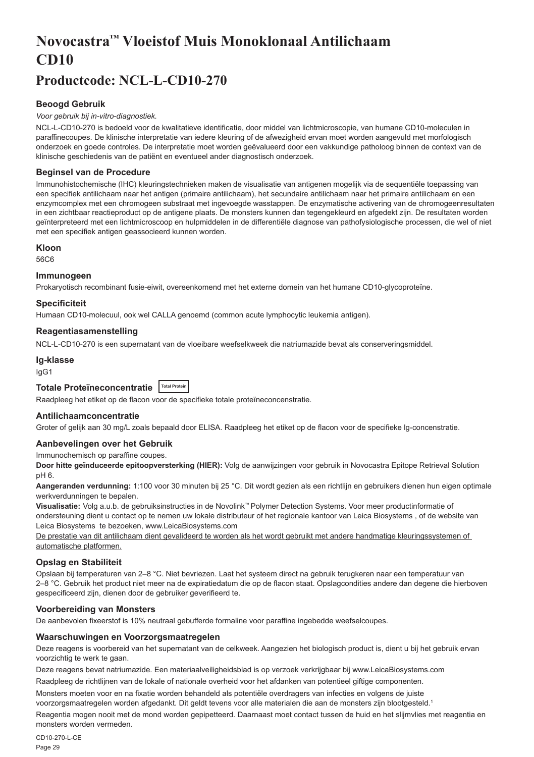# Novocastra™ Vloeistof Muis Monoklonaal Antilichaam CD10

## Productcode: NCL-L-CD10-270

### Beoogd Gebruik

*Voor gebruik bij in-vitro-diagnostiek.*

NCL-L-CD10-270 is bedoeld voor de kwalitatieve identificatie, door middel van lichtmicroscopie, van humane CD10-moleculen in paraffinecoupes. De klinische interpretatie van iedere kleuring of de afwezigheid ervan moet worden aangevuld met morfologisch onderzoek en goede controles. De interpretatie moet worden geëvalueerd door een vakkundige patholoog binnen de context van de klinische geschiedenis van de patiënt en eventueel ander diagnostisch onderzoek.

### Beginsel van de Procedure

Immunohistochemische (IHC) kleuringstechnieken maken de visualisatie van antigenen mogelijk via de sequentiële toepassing van een specifiek antilichaam naar het antigen (primaire antilichaam), het secundaire antilichaam naar het primaire antilichaam en een enzymcomplex met een chromogeen substraat met ingevoegde wasstappen. De enzymatische activering van de chromogeenresultaten in een zichtbaar reactieproduct op de antigene plaats. De monsters kunnen dan tegengekleurd en afgedekt zijn. De resultaten worden geïnterpreteerd met een lichtmicroscoop en hulpmiddelen in de differentiële diagnose van pathofysiologische processen, die wel of niet met een specifiek antigen geassocieerd kunnen worden.

### Kloon

56C6

### Immunogeen

Prokaryotisch recombinant fusie-eiwit, overeenkomend met het externe domein van het humane CD10-glycoproteïne.

### Specificiteit

Humaan CD10-molecuul, ook wel CALLA genoemd (common acute lymphocytic leukemia antigen).

### Reagentiasamenstelling

NCL-L-CD10-270 is een supernatant van de vloeibare weefselkweek die natriumazide bevat als conserveringsmiddel.

### Ig-klasse

IgG1

### Totale Proteïneconcentratie Total Protein

Raadpleeg het etiket op de flacon voor de specifieke totale proteïneconcenstratie.

### Antilichaamconcentratie

Groter of gelijk aan 30 mg/L zoals bepaald door ELISA. Raadpleeg het etiket op de flacon voor de specifieke lg-concenstratie.

### Aanbevelingen over het Gebruik

Immunochemisch op paraffine coupes.

**Door hitte geïnduceerde epitoopversterking (HIER):** Volg de aanwijzingen voor gebruik in Novocastra Epitope Retrieval Solution pH 6.

**Aangeranden verdunning:** 1:100 voor 30 minuten bij 25 °C. Dit wordt gezien als een richtlijn en gebruikers dienen hun eigen optimale werkverdunningen te bepalen.

**Visualisatie:** Volg a.u.b. de gebruiksinstructies in de Novolink™ Polymer Detection Systems. Voor meer productinformatie of ondersteuning dient u contact op te nemen uw lokale distributeur of het regionale kantoor van Leica Biosystems , of de website van Leica Biosystems te bezoeken, www.LeicaBiosystems.com

De prestatie van dit antilichaam dient gevalideerd te worden als het wordt gebruikt met andere handmatige kleuringssystemen of automatische platformen.

### Opslag en Stabiliteit

Opslaan bij temperaturen van 2–8 °C. Niet bevriezen. Laat het systeem direct na gebruik terugkeren naar een temperatuur van 2–8 °C. Gebruik het product niet meer na de expiratiedatum die op de flacon staat. Opslagcondities andere dan degene die hierboven gespecificeerd zijn, dienen door de gebruiker geverifieerd te.

### Voorbereiding van Monsters

De aanbevolen fixeerstof is 10% neutraal gebufferde formaline voor paraffine ingebedde weefselcoupes.

### Waarschuwingen en Voorzorgsmaatregelen

Deze reagens is voorbereid van het supernatant van de celkweek. Aangezien het biologisch product is, dient u bij het gebruik ervan voorzichtig te werk te gaan.

Deze reagens bevat natriumazide. Een materiaalveiligheidsblad is op verzoek verkrijgbaar bij www.LeicaBiosystems.com

Raadpleeg de richtlijnen van de lokale of nationale overheid voor het afdanken van potentieel giftige componenten.

Monsters moeten voor en na fixatie worden behandeld als potentiële overdragers van infecties en volgens de juiste voorzorgsmaatregelen worden afgedankt. Dit geldt tevens voor alle materialen die aan de monsters zijn blootgesteld.[1]

Reagentia mogen nooit met de mond worden gepipetteerd. Daarnaast moet contact tussen de huid en het slijmvlies met reagentia en monsters worden vermeden.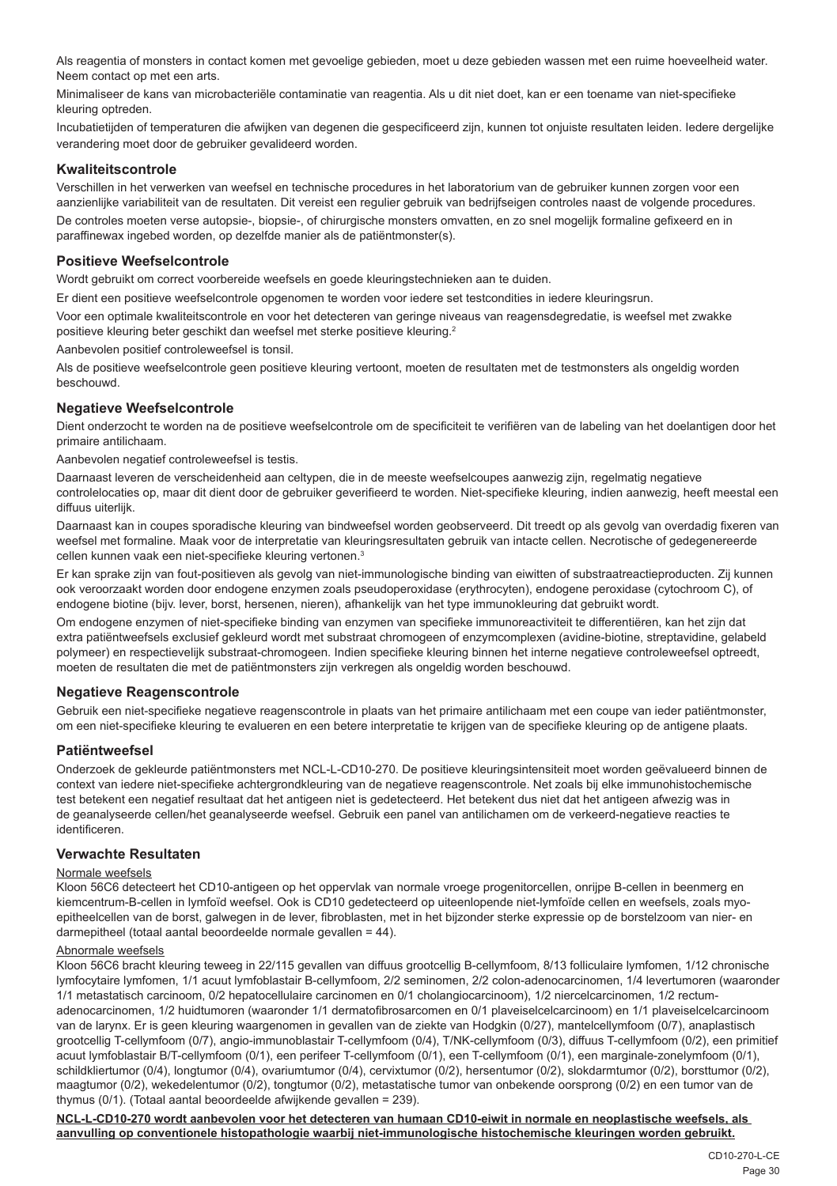Als reagentia of monsters in contact komen met gevoelige gebieden, moet u deze gebieden wassen met een ruime hoeveelheid water. Neem contact op met een arts.

Minimaliseer de kans van microbacteriële contaminatie van reagentia. Als u dit niet doet, kan er een toename van niet-specifieke kleuring optreden.

Incubatietijden of temperaturen die afwijken van degenen die gespecificeerd zijn, kunnen tot onjuiste resultaten leiden. Iedere dergelijke verandering moet door de gebruiker gevalideerd worden.

## Kwaliteitscontrole

Verschillen in het verwerken van weefsel en technische procedures in het laboratorium van de gebruiker kunnen zorgen voor een aanzienlijke variabiliteit van de resultaten. Dit vereist een regulier gebruik van bedrijfseigen controles naast de volgende procedures.

De controles moeten verse autopsie-, biopsie-, of chirurgische monsters omvatten, en zo snel mogelijk formaline gefixeerd en in paraffinewax ingebed worden, op dezelfde manier als de patiëntmonster(s).

## Positieve Weefselcontrole

Wordt gebruikt om correct voorbereide weefsels en goede kleuringstechnieken aan te duiden.

Er dient een positieve weefselcontrole opgenomen te worden voor iedere set testcondities in iedere kleuringsrun.

Voor een optimale kwaliteitscontrole en voor het detecteren van geringe niveaus van reagensdegradatie, is weefsel met zwakke positieve kleuring beter geschikt dan weefsel met sterke positieve kleuring.[2]

Aanbevolen positief controleweefsel is tonsil.

Als de positieve weefselcontrole geen positieve kleuring vertoont, moeten de resultaten met de testmonsters als ongeldig worden beschouwd.

## Negatieve Weefselcontrole

Dient onderzocht te worden na de positieve weefselcontrole om de specificiteit te verifiëren van de labeling van het doelantigen door het primaire antilichaam.

Aanbevolen negatief controleweefsel is testis.

Daarnaast leveren de verscheidenheid aan celtypen, die in de meeste weefselcoupes aanwezig zijn, regelmatig negatieve controlelocaties op, maar dit dient door de gebruiker geverifieerd te worden. Niet-specifieke kleuring, indien aanwezig, heeft meestal een diffuus uiterlijk.

Daarnaast kan in coupes sporadische kleuring van bindweefsel worden geobserveerd. Dit treedt op als gevolg van overdadig fixeren van weefsel met formaline. Maak voor de interpretatie van kleuringsresultaten gebruik van intacte cellen. Necrotische of gedegenereerde cellen kunnen vaak een niet-specifieke kleuring vertonen.[3]

Er kan sprake zijn van fout-positieven als gevolg van niet-immunologische binding van eiwitten of substraatreactieproducten. Zij kunnen ook veroorzaakt worden door endogene enzymen zoals pseudoperoxidase (erythrocyten), endogene peroxidase (cytochroom C), of endogene biotine (bijv. lever, borst, hersenen, nieren), afhankelijk van het type immunokleuring dat gebruikt wordt.

Om endogene enzymen of niet-specifieke binding van enzymen van specifieke immunoreactiviteit te differentiëren, kan het zijn dat extra patiëntweefsels exclusief gekleurd wordt met substraat chromogeen of enzymcomplexen (avidine-biotine, streptavidine, gelabeld polymeer) en respectievelijk substraat-chromogeen. Indien specifieke kleuring binnen het interne negatieve controleweefsel optreedt, moeten de resultaten die met de patiëntmonsters zijn verkregen als ongeldig worden beschouwd.

## Negatieve Reagenscontrole

Gebruik een niet-specifieke negatieve reagenscontrole in plaats van het primaire antilichaam met een coupe van ieder patiëntmonster, om een niet-specifieke kleuring te evalueren en een betere interpretatie te krijgen van de specifieke kleuring op de antigene plaats.

## Patiëntweefsel

Onderzoek de gekleurde patiëntmonsters met NCL-L-CD10-270. De positieve kleuringsintensiteit moet worden geëvalueerd binnen de context van iedere niet-specifieke achtergrondkleuring van de negatieve reagenscontrole. Net zoals bij elke immunohistochemische test betekent een negatief resultaat dat het antigeen niet is gedetecteerd. Het betekent dus niet dat het antigeen afwezig was in de geanalyseerde cellen/het geanalyseerde weefsel. Gebruik een panel van antilichamen om de verkeerd-negatieve reacties te identificeren.

## Verwachte Resultaten

Normale weefsels

Kloon 56C6 detecteert het CD10-antigeen op het oppervlak van normale vroege progenitorcellen, onrijpe B-cellen in beenmerg en kiemcentrum-B-cellen in lymfoïd weefsel. Ook is CD10 gedetecteerd op uiteenlopende niet-lymfoïde cellen en weefsels, zoals myo-epitheelcellen van de borst, galwegen in de lever, fibroblasten, met in het bijzonder sterke expressie op de borstelzoom van nier- en darmepitheel (totaal aantal beoordeelde normale gevallen = 44).

Abnormale weefsels

Kloon 56C6 bracht kleuring teweeg in 22/115 gevallen van diffuus grootcellig B-cellymfoom, 8/13 folliculaire lymfomen, 1/12 chronische lymfocytaire lymfomen, 1/1 acuut lymfoblastair B-cellymfoom, 2/2 seminomen, 2/2 colon-adenocarcinomen, 1/4 levertumoren (waaronder 1/1 metastatisch carcinoom, 0/2 hepatocellulaire carcinomen en 0/1 cholangiocarcinoom), 1/2 niercelcarcinomen, 1/2 rectum-adenocarcinomen, 1/2 huidtumoren (waaronder 1/1 dermatofibrosarcomen en 0/1 plaveiselcelcarcinoom) en 1/1 plaveiselcelcarcinoom van de larynx. Er is geen kleuring waargenomen in gevallen van de ziekte van Hodgkin (0/27), mantelcellymfoom (0/7), anaplastisch grootcellig T-cellymfoom (0/7), angio-immunoblastair T-cellymfoom (0/4), T/NK-cellymfoom (0/3), diffuus T-cellymfoom (0/2), een primitief acuut lymfoblastair B/T-cellymfoom (0/1), een perifeer T-cellymfoom (0/1), een T-cellymfoom (0/1), een marginale-zonelymfoom (0/1), schildkliertumor (0/4), longtumor (0/4), ovariumtumor (0/4), cervixtumor (0/2), hersentumor (0/2), slokdarmtumor (0/2), borsttumor (0/2), maagtumor (0/2), wekedelentumor (0/2), tongtumor (0/2), metastatische tumor van onbekende oorsprong (0/2) en een tumor van de thymus (0/1). (Totaal aantal beoordeelde afwijkende gevallen = 239).

**NCL-L-CD10-270 wordt aanbevolen voor het detecteren van humaan CD10-eiwit in normale en neoplastische weefsels, als aanvulling op conventionele histopathologie waarbij niet-immunologische histochemische kleuringen worden gebruikt.**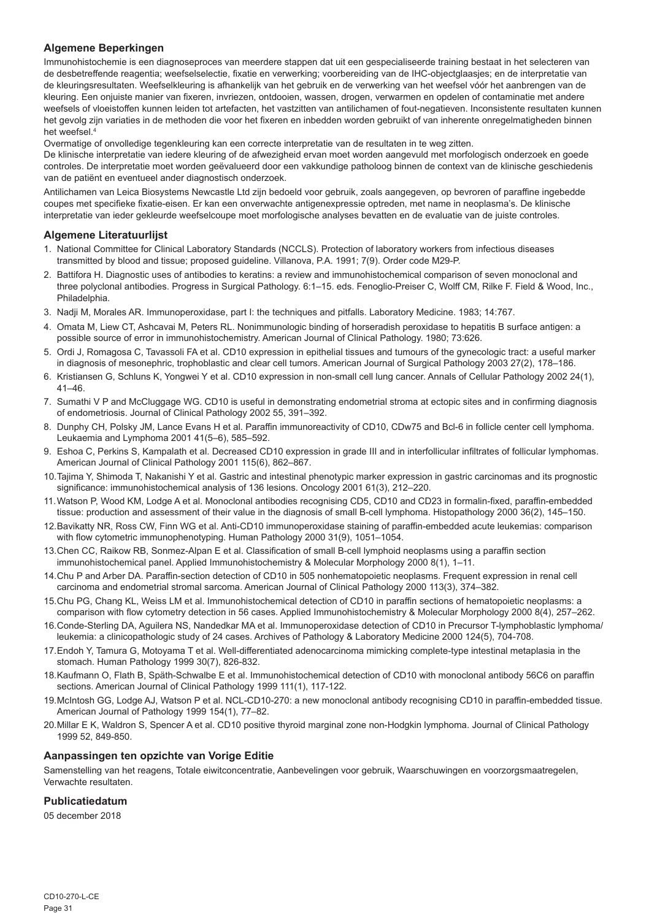### Algemene Beperkingen

Immunohistochemie is een diagnoseproces van meerdere stappen dat uit een gespecialiseerde training bestaat in het selecteren van de desbetreffende reagentia; weefselselectie, fixatie en verwerking; voorbereiding van de IHC-objectglaasjes; en de interpretatie van de kleuringsresultaten. Weefselkleuring is afhankelijk van het gebruik en de verwerking van het weefsel vóór het aanbrengen van de kleuring. Een onjuiste manier van fixeren, invriezen, ontdooien, wassen, drogen, verwarmen en opdelen of contaminatie met andere weefsels of vloeistoffen kunnen leiden tot artefacten, het vastzitten van antilichamen of fout-negatieven. Inconsistente resultaten kunnen het gevolg zijn variaties in de methoden die voor het fixeren en inbedden worden gebruikt of van inherente onregelmatigheden binnen het weefsel.[4]

Overmatige of onvolledige tegenkleuring kan een correcte interpretatie van de resultaten in te weg zitten.

De klinische interpretatie van iedere kleuring of de afwezigheid ervan moet worden aangevuld met morfologisch onderzoek en goede controles. De interpretatie moet worden geëvalueerd door een vakkundige patholoog binnen de context van de klinische geschiedenis van de patiënt en eventueel ander diagnostisch onderzoek.

Antilichamen van Leica Biosystems Newcastle Ltd zijn bedoeld voor gebruik, zoals aangegeven, op bevroren of paraffine ingebedde coupes met specifieke fixatie-eisen. Er kan een onverwachte antigenexpressie optreden, met name in neoplasma's. De klinische interpretatie van ieder gekleurde weefselcoupe moet morfologische analyses bevatten en de evaluatie van de juiste controles.

### Algemene Literatuurlijst

1. National Committee for Clinical Laboratory Standards (NCCLS). Protection of laboratory workers from infectious diseases transmitted by blood and tissue; proposed guideline. Villanova, P.A. 1991; 7(9). Order code M29-P.
2. Battifora H. Diagnostic uses of antibodies to keratins: a review and immunohistochemical comparison of seven monoclonal and three polyclonal antibodies. Progress in Surgical Pathology. 6:1–15. eds. Fenoglio-Preiser C, Wolff CM, Rilke F. Field & Wood, Inc., Philadelphia.
3. Nadji M, Morales AR. Immunoperoxidase, part I: the techniques and pitfalls. Laboratory Medicine. 1983; 14:767.
4. Omata M, Liew CT, Ashcavai M, Peters RL. Nonimmunologic binding of horseradish peroxidase to hepatitis B surface antigen: a possible source of error in immunohistochemistry. American Journal of Clinical Pathology. 1980; 73:626.
5. Ordi J, Romagosa C, Tavassoli FA et al. CD10 expression in epithelial tissues and tumours of the gynecologic tract: a useful marker in diagnosis of mesonephric, trophoblastic and clear cell tumors. American Journal of Surgical Pathology 2003 27(2), 178–186.
6. Kristiansen G, Schluns K, Yongwei Y et al. CD10 expression in non-small cell lung cancer. Annals of Cellular Pathology 2002 24(1), 41–46.
7. Sumathi V P and McCluggage WG. CD10 is useful in demonstrating endometrial stroma at ectopic sites and in confirming diagnosis of endometriosis. Journal of Clinical Pathology 2002 55, 391–392.
8. Dunphy CH, Polsky JM, Lance Evans H et al. Paraffin immunoreactivity of CD10, CDw75 and Bcl-6 in follicle center cell lymphoma. Leukaemia and Lymphoma 2001 41(5–6), 585–592.
9. Eshoa C, Perkins S, Kampalath et al. Decreased CD10 expression in grade III and in interfollicular infiltrates of follicular lymphomas. American Journal of Clinical Pathology 2001 115(6), 862–867.
10. Tajima Y, Shimoda T, Nakanishi Y et al. Gastric and intestinal phenotypic marker expression in gastric carcinomas and its prognostic significance: immunohistochemical analysis of 136 lesions. Oncology 2001 61(3), 212–220.
11. Watson P, Wood KM, Lodge A et al. Monoclonal antibodies recognising CD5, CD10 and CD23 in formalin-fixed, paraffin-embedded tissue: production and assessment of their value in the diagnosis of small B-cell lymphoma. Histopathology 2000 36(2), 145–150.
12. Bavikatty NR, Ross CW, Finn WG et al. Anti-CD10 immunoperoxidase staining of paraffin-embedded acute leukemias: comparison with flow cytometric immunophenotyping. Human Pathology 2000 31(9), 1051–1054.
13. Chen CC, Raikow RB, Sonmez-Alpan E et al. Classification of small B-cell lymphoid neoplasms using a paraffin section immunohistochemical panel. Applied Immunohistochemistry & Molecular Morphology 2000 8(1), 1–11.
14. Chu P and Arber DA. Paraffin-section detection of CD10 in 505 nonhematopoietic neoplasms. Frequent expression in renal cell carcinoma and endometrial stromal sarcoma. American Journal of Clinical Pathology 2000 113(3), 374–382.
15. Chu PG, Chang KL, Weiss LM et al. Immunohistochemical detection of CD10 in paraffin sections of hematopoietic neoplasms: a comparison with flow cytometry detection in 56 cases. Applied Immunohistochemistry & Molecular Morphology 2000 8(4), 257–262.
16. Conde-Sterling DA, Aguilera NS, Nandedkar MA et al. Immunoperoxidase detection of CD10 in Precursor T-lymphoblastic lymphoma/ leukemia: a clinicopathologic study of 24 cases. Archives of Pathology & Laboratory Medicine 2000 124(5), 704-708.
17. Endoh Y, Tamura G, Motoyama T et al. Well-differentiated adenocarcinoma mimicking complete-type intestinal metaplasia in the stomach. Human Pathology 1999 30(7), 826-832.
18. Kaufmann O, Flath B, Späth-Schwalbe E et al. Immunohistochemical detection of CD10 with monoclonal antibody 56C6 on paraffin sections. American Journal of Clinical Pathology 1999 111(1), 117-122.
19. McIntosh GG, Lodge AJ, Watson P et al. NCL-CD10-270: a new monoclonal antibody recognising CD10 in paraffin-embedded tissue. American Journal of Pathology 1999 154(1), 77–82.
20. Millar E K, Waldron S, Spencer A et al. CD10 positive thyroid marginal zone non-Hodgkin lymphoma. Journal of Clinical Pathology 1999 52, 849-850.

### Aanpassingen ten opzichte van Vorige Editie

Samenstelling van het reagens, Totale eiwitconcentratie, Aanbevelingen voor gebruik, Waarschuwingen en voorzorgsmaatregelen, Verwachte resultaten.

### Publicatiedatum

05 december 2018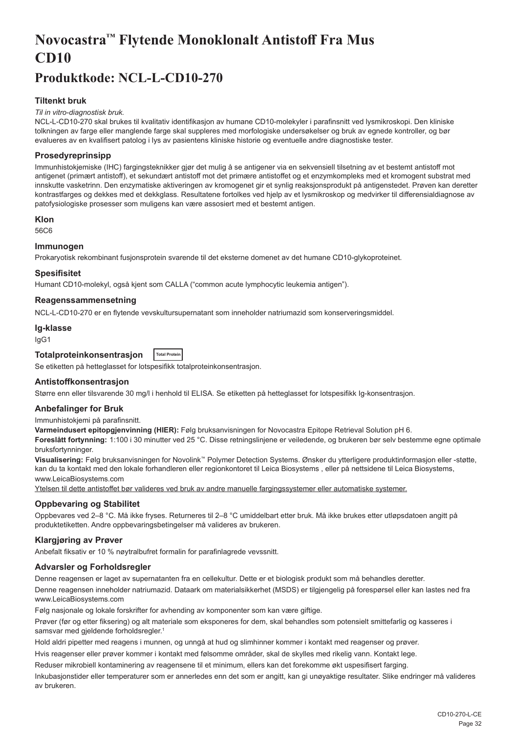# Novocastra™ Flytende Monoklonalt Antistoff Fra Mus CD10

## Produktkode: NCL-L-CD10-270

### Tiltenkt bruk

*Til in vitro-diagnostisk bruk.*

NCL-L-CD10-270 skal brukes til kvalitativ identifikasjon av humane CD10-molekyler i parafinsnitt ved lysmikroskopi. Den kliniske tolkningen av farge eller manglende farge skal suppleres med morfologiske undersøkelser og bruk av egnede kontroller, og bør evalueres av en kvalifisert patolog i lys av pasientens kliniske historie og eventuelle andre diagnostiske tester.

### Prosedyreprinsipp

Immunhistokjemiske (IHC) fargingsteknikker gjør det mulig å se antigener via en sekvensiell tilsetning av et bestemt antistoff mot antigenet (primært antistoff), et sekundært antistoff mot det primære antistoffet og et enzymkompleks med et kromogent substrat med innskutte vasketrinn. Den enzymatiske aktiveringen av kromogenet gir et synlig reaksjonsprodukt på antigenstedet. Prøven kan deretter kontrastfarges og dekkes med et dekkglass. Resultatene fortolkes ved hjelp av et lysmikroskop og medvirker til differensialdiagnose av patofysiologiske prosesser som muligens kan være assosiert med et bestemt antigen.

### Klon

56C6

### Immunogen

Prokaryotisk rekombinant fusjonsprotein svarende til det eksterne domenet av det humane CD10-glykoproteinet.

### Spesifisitet

Humant CD10-molekyl, også kjent som CALLA ("common acute lymphocytic leukemia antigen").

### Reagenssammensetning

NCL-L-CD10-270 er en flytende vevskultursupernatant som inneholder natriumazid som konserveringsmiddel.

### Ig-klasse

IgG1

### Totalproteinkonsentrasjon Total Protein

Se etiketten på hetteglasset for lotspesifikk totalproteinkonsentrasjon.

### Antistoffkonsentrasjon

Større enn eller tilsvarende 30 mg/l i henhold til ELISA. Se etiketten på hetteglasset for lotspesifikk Ig-konsentrasjon.

### Anbefalinger for Bruk

Immunhistokjemi på parafinsnitt.

**Varmeindusert epitopgjenvinning (HIER):** Følg bruksanvisningen for Novocastra Epitope Retrieval Solution pH 6.

**Foreslått fortynning:** 1:100 i 30 minutter ved 25 °C. Disse retningslinjene er veiledende, og brukeren bør selv bestemme egne optimale bruksfortynninger.

**Visualisering:** Følg bruksanvisningen for Novolink™ Polymer Detection Systems. Ønsker du ytterligere produktinformasjon eller -støtte, kan du ta kontakt med den lokale forhandleren eller regionkontoret til Leica Biosystems , eller på nettsidene til Leica Biosystems, www.LeicaBiosystems.com

Ytelsen til dette antistoffet bør valideres ved bruk av andre manuelle fargingssystemer eller automatiske systemer.

### Oppbevaring og Stabilitet

Oppbevares ved 2–8 °C. Må ikke fryses. Returneres til 2–8 °C umiddelbart etter bruk. Må ikke brukes etter utløpsdatoen angitt på produktetiketten. Andre oppbevaringsbetingelser må valideres av brukeren.

### Klargjøring av Prøver

Anbefalt fiksativ er 10 % nøytralbufret formalin for parafinlagrede vevssnitt.

### Advarsler og Forholdsregler

Denne reagensen er laget av supernatanten fra en cellekultur. Dette er et biologisk produkt som må behandles deretter.

Denne reagensen inneholder natriumazid. Dataark om materialsikkerhet (MSDS) er tilgjengelig på forespørsel eller kan lastes ned fra www.LeicaBiosystems.com

Følg nasjonale og lokale forskrifter for avhending av komponenter som kan være giftige.

Prøver (før og etter fiksering) og alt materiale som eksponeres for dem, skal behandles som potensielt smittefarlig og kasseres i samsvar med gjeldende forholdsregler.[1]

Hold aldri pipetter med reagens i munnen, og unngå at hud og slimhinner kommer i kontakt med reagenser og prøver.

Hvis reagenser eller prøver kommer i kontakt med følsomme områder, skal de skylles med rikelig vann. Kontakt lege.

Reduser mikrobiell kontaminering av reagensene til et minimum, ellers kan det forekomme økt uspesifisert farging.

Inkubasjonstider eller temperaturer som er annerledes enn det som er angitt, kan gi unøyaktige resultater. Slike endringer må valideres av brukeren.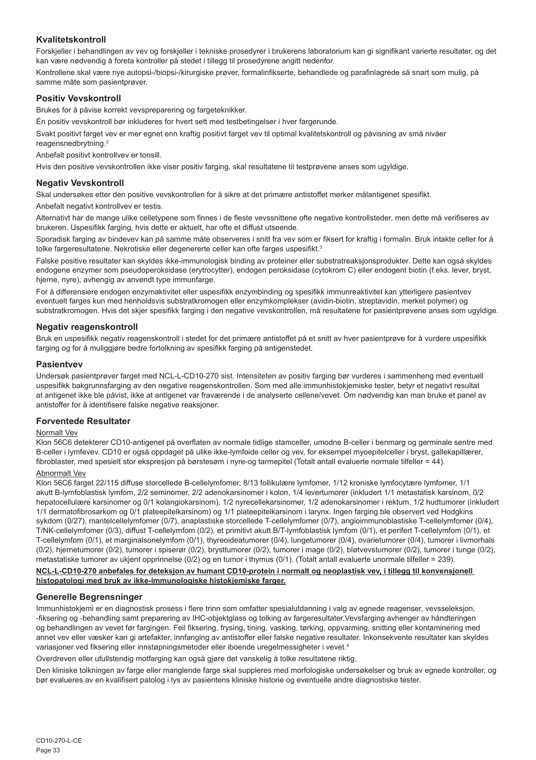## Kvalitetskontroll

Forskjeller i behandlingen av vev og forskjeller i tekniske prosedyrer i brukerens laboratorium kan gi signifikant varierte resultater, og det kan være nødvendig å foreta kontroller på stedet i tillegg til prosedyrene angitt nedenfor.

Kontrollene skal være nye autopsi-/biopsi-/kirurgiske prøver, formalinfikserte, behandlede og parafinlagrede så snart som mulig, på samme måte som pasientprøver.

### Positiv Vevskontroll

Brukes for å påvise korrekt vevspreparering og fargeteknikker.

Én positiv vevskontroll bør inkluderes for hvert sett med testbetingelser i hver fargerunde.

Svakt positivt farget vev er mer egnet enn kraftig positivt farget vev til optimal kvalitetskontroll og påvisning av små nivåer reagensnedbrytning.[2]

Anbefalt positivt kontrollvev er tonsill.

Hvis den positive vevskontrollen ikke viser positiv farging, skal resultatene til testprøvene anses som ugyldige.

### Negativ Vevskontroll

Skal undersøkes etter den positive vevskontrollen for å sikre at det primære antistoffet merker målantigenet spesifikt.

Anbefalt negativt kontrollvev er testis.

Alternativt har de mange ulike celletypene som finnes i de fleste vevssnittene ofte negative kontrollsteder, men dette må verifiseres av brukeren. Uspesifikk farging, hvis dette er aktuelt, har ofte et diffust utseende.

Sporadisk farging av bindevev kan på samme måte observeres i snitt fra vev som er fiksert for kraftig i formalin. Bruk intakte celler for å tolke fargeresultatene. Nekrotiske eller degenererte celler kan ofte farges uspesifikt.[3]

Falske positive resultater kan skyldes ikke-immunologisk binding av proteiner eller substratreaksjonsprodukter. Dette kan også skyldes endogene enzymer som pseudoperoksidase (erytrocytter), endogen peroksidase (cytokrom C) eller endogent biotin (f.eks. lever, bryst, hjerne, nyre), avhengig av anvendt type immunfarge.

For å differensiere endogen enzymaktivitet eller uspesifikk enzymbinding og spesifikk immunreaktivitet kan ytterligere pasientvev eventuelt farges kun med henholdsvis substratkromogen eller enzymkomplekser (avidin-biotin, streptavidin, merket polymer) og substratkromogen. Hvis det skjer spesifikk farging i den negative vevskontrollen, må resultatene for pasientprøvene anses som ugyldige.

### Negativ reagenskontroll

Bruk en uspesifikk negativ reagenskontroll i stedet for det primære antistoffet på et snitt av hver pasientprøve for å vurdere uspesifikk farging og for å muliggjøre bedre fortolkning av spesifikk farging på antigenstedet.

### Pasientvev

Undersøk pasientprøver farget med NCL-L-CD10-270 sist. Intensiteten av positiv farging bør vurderes i sammenheng med eventuell uspesifikk bakgrunnsfarging av den negative reagenskontrollen. Som med alle immunhistokjemiske tester, betyr et negativt resultat at antigenet ikke ble påvist, ikke at antigenet var fraværende i de analyserte cellene/vevet. Om nødvendig kan man bruke et panel av antistoffer for å identifisere falske negative reaksjoner.

## Forventede Resultater

Normalt Vev

Klon 56C6 detekterer CD10-antigenet på overflaten av normale tidlige stamceller, umodne B-celler i benmarg og germinale sentre med B-celler i lymfevev. CD10 er også oppdaget på ulike ikke-lymfoide celler og vev, for eksempel myoepitelceller i bryst, gallekapillærer, fibroblaster, med spesielt stor ekspresjon på børstesøm i nyre-og tarmepitel (Totalt antall evaluerte normale tilfeller = 44).

Abnormalt Vev

Klon 56C6 farget 22/115 diffuse storcellede B-cellelymfomer, 8/13 follikulære lymfomer, 1/12 kroniske lymfocytære lymfomer, 1/1 akutt B-lymfoblastisk lymfom, 2/2 seminomer, 2/2 adenokarsinomer i kolon, 1/4 levertumorer (inkludert 1/1 metastatisk karsinom, 0/2 hepatocellulære karsinomer og 0/1 kolangiokarsinom), 1/2 nyrecellekarsinomer, 1/2 adenokarsinomer i rektum, 1/2 hudtumorer (inkludert 1/1 dermatofibrosarkom og 0/1 plateepitelkarsinom) og 1/1 plateepitelkarsinom i larynx. Ingen farging ble observert ved Hodgkins sykdom (0/27), mantelcellelymfomer (0/7), anaplastiske storcellede T-cellelymfomer (0/7), angioimmunoblastiske T-cellelymfomer (0/4), T/NK-cellelymfomer (0/3), diffust T-cellelymfom (0/2), et primitivt akutt B/T-lymfoblastisk lymfom (0/1), et perifert T-cellelymfom (0/1), et T-cellelymfom (0/1), et marginalsonelymfom (0/1), thyreoideatumorer (0/4), lungetumorer (0/4), ovarietumorer (0/4), tumorer i livmorhals (0/2), hjernetumorer (0/2), tumorer i spiserør (0/2), brysttumorer (0/2), tumorer i mage (0/2), bløtvevstumorer (0/2), tumorer i tunge (0/2), metastatiske tumorer av ukjent opprinnelse (0/2) og en tumor i thymus (0/1). (Totalt antall evaluerte unormale tilfeller = 239).

**NCL-L-CD10-270 anbefales for deteksjon av humant CD10-protein i normalt og neoplastisk vev, i tillegg til konvensjonell histopatologi med bruk av ikke-immunologiske histokjemiske farger.**

## Generelle Begrensninger

Immunhistokjemi er en diagnostisk prosess i flere trinn som omfatter spesialutdanning i valg av egnede reagenser, vevsseleksjon, -fiksering og -behandling samt preparering av IHC-objektglass og tolking av fargeresultater.Vevsfarging avhenger av håndteringen og behandlingen av vevet før fargingen. Feil fiksering, frysing, tining, vasking, tørking, oppvarming, snitting eller kontaminering med annet vev eller væsker kan gi artefakter, innfanging av antistoffer eller falske negative resultater. Inkonsekvente resultater kan skyldes variasjoner ved fiksering eller innstøpningsmetoder eller iboende uregelmessigheter i vevet.[4]

Overdreven eller ufullstendig motfarging kan også gjøre det vanskelig å tolke resultatene riktig.

Den kliniske tolkningen av farge eller manglende farge skal suppleres med morfologiske undersøkelser og bruk av egnede kontroller, og bør evalueres av en kvalifisert patolog i lys av pasientens kliniske historie og eventuelle andre diagnostiske tester.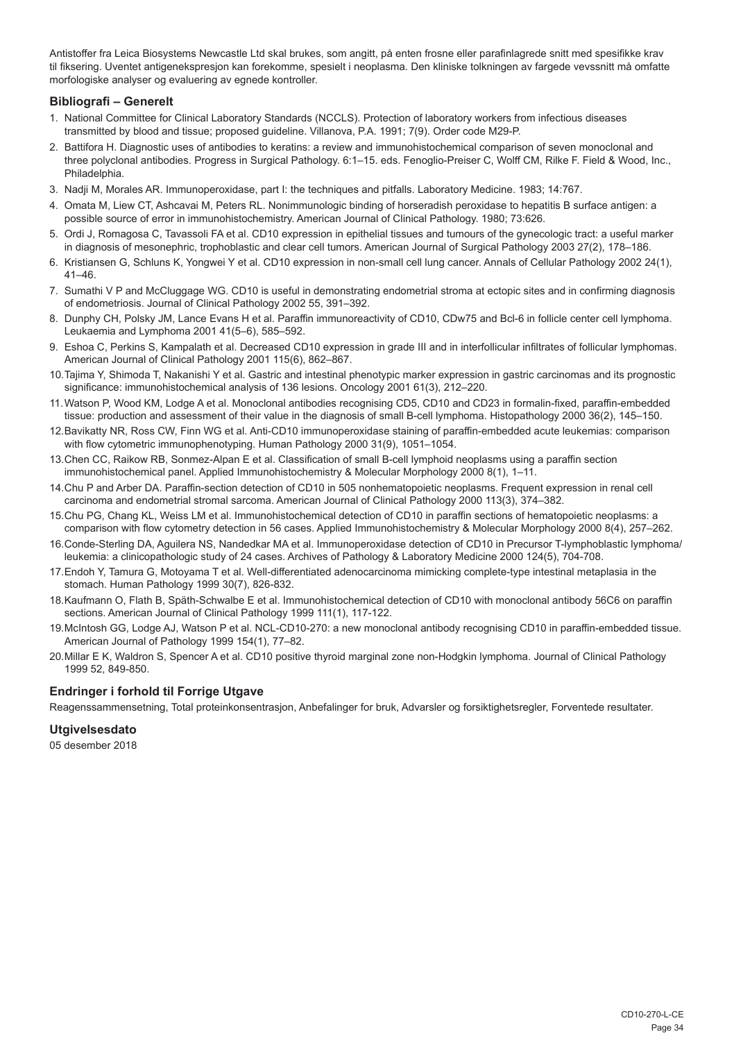Antistoffer fra Leica Biosystems Newcastle Ltd skal brukes, som angitt, på enten frosne eller parafinlagrede snitt med spesifikke krav til fiksering. Uventet antigenekspresjon kan forekomme, spesielt i neoplasma. Den kliniske tolkningen av fargede vevssnitt må omfatte morfologiske analyser og evaluering av egnede kontroller.

## Bibliografi – Generelt

1. National Committee for Clinical Laboratory Standards (NCCLS). Protection of laboratory workers from infectious diseases transmitted by blood and tissue; proposed guideline. Villanova, P.A. 1991; 7(9). Order code M29-P.
2. Battifora H. Diagnostic uses of antibodies to keratins: a review and immunohistochemical comparison of seven monoclonal and three polyclonal antibodies. Progress in Surgical Pathology. 6:1–15. eds. Fenoglio-Preiser C, Wolff CM, Rilke F. Field & Wood, Inc., Philadelphia.
3. Nadji M, Morales AR. Immunoperoxidase, part I: the techniques and pitfalls. Laboratory Medicine. 1983; 14:767.
4. Omata M, Liew CT, Ashcavai M, Peters RL. Nonimmunologic binding of horseradish peroxidase to hepatitis B surface antigen: a possible source of error in immunohistochemistry. American Journal of Clinical Pathology. 1980; 73:626.
5. Ordi J, Romagosa C, Tavassoli FA et al. CD10 expression in epithelial tissues and tumours of the gynecologic tract: a useful marker in diagnosis of mesonephric, trophoblastic and clear cell tumors. American Journal of Surgical Pathology 2003 27(2), 178–186.
6. Kristiansen G, Schluns K, Yongwei Y et al. CD10 expression in non-small cell lung cancer. Annals of Cellular Pathology 2002 24(1), 41–46.
7. Sumathi V P and McCluggage WG. CD10 is useful in demonstrating endometrial stroma at ectopic sites and in confirming diagnosis of endometriosis. Journal of Clinical Pathology 2002 55, 391–392.
8. Dunphy CH, Polsky JM, Lance Evans H et al. Paraffin immunoreactivity of CD10, CDw75 and Bcl-6 in follicle center cell lymphoma. Leukaemia and Lymphoma 2001 41(5–6), 585–592.
9. Eshoa C, Perkins S, Kampalath et al. Decreased CD10 expression in grade III and in interfollicular infiltrates of follicular lymphomas. American Journal of Clinical Pathology 2001 115(6), 862–867.
10. Tajima Y, Shimoda T, Nakanishi Y et al. Gastric and intestinal phenotypic marker expression in gastric carcinomas and its prognostic significance: immunohistochemical analysis of 136 lesions. Oncology 2001 61(3), 212–220.
11. Watson P, Wood KM, Lodge A et al. Monoclonal antibodies recognising CD5, CD10 and CD23 in formalin-fixed, paraffin-embedded tissue: production and assessment of their value in the diagnosis of small B-cell lymphoma. Histopathology 2000 36(2), 145–150.
12. Bavikatty NR, Ross CW, Finn WG et al. Anti-CD10 immunoperoxidase staining of paraffin-embedded acute leukemias: comparison with flow cytometric immunophenotyping. Human Pathology 2000 31(9), 1051–1054.
13. Chen CC, Raikow RB, Sonmez-Alpan E et al. Classification of small B-cell lymphoid neoplasms using a paraffin section immunohistochemical panel. Applied Immunohistochemistry & Molecular Morphology 2000 8(1), 1–11.
14. Chu P and Arber DA. Paraffin-section detection of CD10 in 505 nonhematopoietic neoplasms. Frequent expression in renal cell carcinoma and endometrial stromal sarcoma. American Journal of Clinical Pathology 2000 113(3), 374–382.
15. Chu PG, Chang KL, Weiss LM et al. Immunohistochemical detection of CD10 in paraffin sections of hematopoietic neoplasms: a comparison with flow cytometry detection in 56 cases. Applied Immunohistochemistry & Molecular Morphology 2000 8(4), 257–262.
16. Conde-Sterling DA, Aguilera NS, Nandedkar MA et al. Immunoperoxidase detection of CD10 in Precursor T-lymphoblastic lymphoma/leukemia: a clinicopathologic study of 24 cases. Archives of Pathology & Laboratory Medicine 2000 124(5), 704-708.
17. Endoh Y, Tamura G, Motoyama T et al. Well-differentiated adenocarcinoma mimicking complete-type intestinal metaplasia in the stomach. Human Pathology 1999 30(7), 826-832.
18. Kaufmann O, Flath B, Späth-Schwalbe E et al. Immunohistochemical detection of CD10 with monoclonal antibody 56C6 on paraffin sections. American Journal of Clinical Pathology 1999 111(1), 117-122.
19. McIntosh GG, Lodge AJ, Watson P et al. NCL-CD10-270: a new monoclonal antibody recognising CD10 in paraffin-embedded tissue. American Journal of Pathology 1999 154(1), 77–82.
20. Millar E K, Waldron S, Spencer A et al. CD10 positive thyroid marginal zone non-Hodgkin lymphoma. Journal of Clinical Pathology 1999 52, 849-850.

## Endringer i forhold til Forrige Utgave

Reagenssammensetning, Total proteinkonsentrasjon, Anbefalinger for bruk, Advarsler og forsiktighetsregler, Forventede resultater.

## Utgivelsesdato

05 desember 2018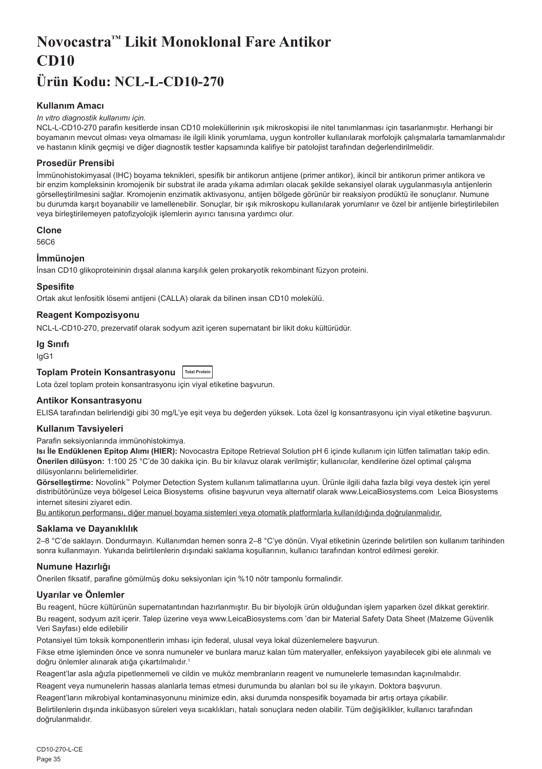# Novocastra™ Likit Monoklonal Fare Antikor CD10

# Ürün Kodu: NCL-L-CD10-270

### Kullanım Amacı

*In vitro diagnostik kullanımı için.*

NCL-L-CD10-270 parafin kesitlerde insan CD10 moleküllerinin ışık mikroskopisi ile nitel tanımlanması için tasarlanmıştır. Herhangi bir boyamanın mevcut olması veya olmaması ile ilgili klinik yorumlama, uygun kontroller kullanılarak morfolojik çalışmalarla tamamlanmalıdır ve hastanın klinik geçmişi ve diğer diagnostik testler kapsamında kalifiye bir patolojist tarafından değerlendirilmelidir.

### Prosedür Prensibi

İmmünohistokimyasal (IHC) boyama teknikleri, spesifik bir antikorun antijene (primer antikor), ikincil bir antikorun primer antikora ve bir enzim kompleksinin kromojenik bir substrat ile arada yıkama adımları olacak şekilde sekansiyel olarak uygulanmasıyla antijenlerin görselleştirilmesini sağlar. Kromojenin enzimatik aktivasyonu, antijen bölgede görünür bir reaksiyon prodüktü ile sonuçlanır. Numune bu durumda karşıt boyanabilir ve lamellenebilir. Sonuçlar, bir ışık mikroskopu kullanılarak yorumlanır ve özel bir antijenle birleştirilebilen veya birleştirilemeyen patofizyolojik işlemlerin ayırıcı tanısına yardımcı olur.

### Clone

56C6

### İmmünojen

İnsan CD10 glikoproteininin dışsal alanına karşılık gelen prokaryotik rekombinant füzyon proteini.

### Spesifite

Ortak akut lenfositik lösemi antijeni (CALLA) olarak da bilinen insan CD10 molekülü.

### Reagent Kompozisyonu

NCL-L-CD10-270, prezervatif olarak sodyum azit içeren supernatant bir likit doku kültürüdür.

### Ig Sınıfı

IgG1

### Toplam Protein Konsantrasyonu Total Protein

Lota özel toplam protein konsantrasyonu için viyal etiketine başvurun.

### Antikor Konsantrasyonu

ELISA tarafından belirlendiği gibi 30 mg/L'ye eşit veya bu değerden yüksek. Lota özel Ig konsantrasyonu için viyal etiketine başvurun.

### Kullanım Tavsiyeleri

Parafin seksiyonlarında immünohistokimya.

**Isı İle Endüklenen Epitop Alımı (HIER):** Novocastra Epitope Retrieval Solution pH 6 içinde kullanım için lütfen talimatları takip edin.

**Önerilen dilüsyon:** 1:100 25 °C'de 30 dakika için. Bu bir kılavuz olarak verilmiştir; kullanıcılar, kendilerine özel optimal çalışma dilüsyonlarını belirlemelidirler.

**Görselleştirme:** Novolink™ Polymer Detection System kullanım talimatlarına uyun. Ürünle ilgili daha fazla bilgi veya destek için yerel distribütörünüze veya bölgesel Leica Biosystems ofisine başvurun veya alternatif olarak www.LeicaBiosystems.com Leica Biosystems internet sitesini ziyaret edin.

<u>Bu antikorun performansı, diğer manuel boyama sistemleri veya otomatik platformlarla kullanıldığında doğrulanmalıdır.</u>

### Saklama ve Dayanıklılık

2–8 °C'de saklayın. Dondurmayın. Kullanımdan hemen sonra 2–8 °C'ye dönün. Viyal etiketinin üzerinde belirtilen son kullanım tarihinden sonra kullanmayın. Yukarıda belirtilenlerin dışındaki saklama koşullarının, kullanıcı tarafından kontrol edilmesi gerekir.

### Numune Hazırlığı

Önerilen fiksatif, parafine gömülmüş doku seksiyonları için %10 nötr tamponlu formalindir.

### Uyarılar ve Önlemler

Bu reagent, hücre kültürünün supernatantından hazırlanmıştır. Bu bir biyolojik ürün olduğundan işlem yaparken özel dikkat gerektirir.

Bu reagent, sodyum azit içerir. Talep üzerine veya www.LeicaBiosystems.com 'dan bir Material Safety Data Sheet (Malzeme Güvenlik Veri Sayfası) elde edilebilir

Potansiyel tüm toksik komponentlerin imhası için federal, ulusal veya lokal düzenlemelere başvurun.

Fikse etme işleminden önce ve sonra numuneler ve bunlara maruz kalan tüm materyaller, enfeksiyon yayabilecek gibi ele alınmalı ve doğru önlemler alınarak atığa çıkartılmalıdır.[1]

Reagent'lar asla ağızla pipetlenmemeli ve cildin ve muköz membranların reagent ve numunelerle temasından kaçınılmalıdır.

Reagent veya numunelerin hassas alanlarla temas etmesi durumunda bu alanları bol su ile yıkayın. Doktora başvurun.

Reagent'ların mikrobiyal kontaminasyonunu minimize edin, aksi durumda nonspesifik boyamada bir artış ortaya çıkabilir.

Belirtilenlerin dışında inkübasyon süreleri veya sıcaklıkları, hatalı sonuçlara neden olabilir. Tüm değişiklikler, kullanıcı tarafından doğrulanmalıdır.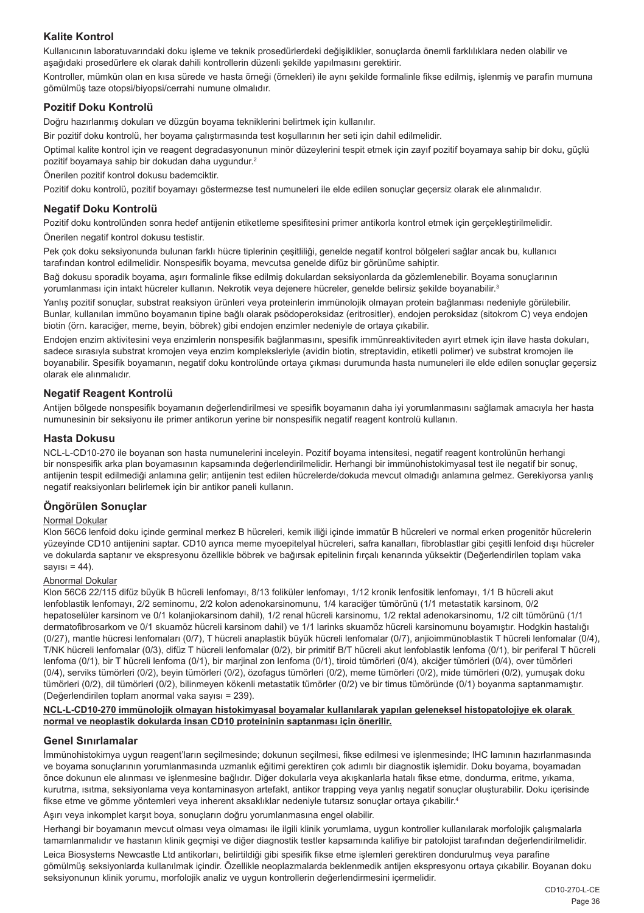## Kalite Kontrol

Kullanıcının laboratuvarındaki doku işleme ve teknik prosedürlerdeki değişiklikler, sonuçlarda önemli farklılıklara neden olabilir ve aşağıdaki prosedürlere ek olarak dahili kontrollerin düzenli şekilde yapılmasını gerektirir.

Kontroller, mümkün olan en kısa sürede ve hasta örneği (örnekleri) ile aynı şekilde formalinle fikse edilmiş, işlenmiş ve parafin mumuna gömülmüş taze otopsi/biyopsi/cerrahi numune olmalıdır.

## Pozitif Doku Kontrolü

Doğru hazırlanmış dokuları ve düzgün boyama tekniklerini belirtmek için kullanılır.

Bir pozitif doku kontrolü, her boyama çalıştırmasında test koşullarının her seti için dahil edilmelidir.

Optimal kalite kontrol için ve reagent degradasyonunun minör düzeylerini tespit etmek için zayıf pozitif boyamaya sahip bir doku, güçlü pozitif boyamaya sahip bir dokudan daha uygundur.[2]

Önerilen pozitif kontrol dokusu bademciktir.

Pozitif doku kontrolü, pozitif boyamayı göstermezse test numuneleri ile elde edilen sonuçlar geçersiz olarak ele alınmalıdır.

## Negatif Doku Kontrolü

Pozitif doku kontrolünden sonra hedef antijenin etiketleme spesifitesini primer antikorla kontrol etmek için gerçekleştirilmelidir.

Önerilen negatif kontrol dokusu testistir.

Pek çok doku seksiyonunda bulunan farklı hücre tiplerinin çeşitliliği, genelde negatif kontrol bölgeleri sağlar ancak bu, kullanıcı tarafından kontrol edilmelidir. Nonspesifik boyama, mevcutsa genelde difüz bir görünüme sahiptir.

Bağ dokusu sporadik boyama, aşırı formalinle fikse edilmiş dokulardan seksiyonlarda da gözlemlenebilir. Boyama sonuçlarının yorumlanması için intakt hücreler kullanın. Nekrotik veya dejenere hücreler, genelde belirsiz şekilde boyanabilir.[3]

Yanlış pozitif sonuçlar, substrat reaksiyon ürünleri veya proteinlerin immünolojik olmayan protein bağlanması nedeniyle görülebilir. Bunlar, kullanılan immüno boyamanın tipine bağlı olarak psödoperoksidaz (eritrositler), endojen peroksidaz (sitokrom C) veya endojen biotin (örn. karaciğer, meme, beyin, böbrek) gibi endojen enzimler nedeniyle de ortaya çıkabilir.

Endojen enzim aktivitesini veya enzimlerin nonspesifik bağlanmasını, spesifik immünreaktiviteden ayırt etmek için ilave hasta dokuları, sadece sırasıyla substrat kromojen veya enzim kompleksleriyle (avidin biotin, streptavidin, etiketli polimer) ve substrat kromojen ile boyanabilir. Spesifik boyamanın, negatif doku kontrolünde ortaya çıkması durumunda hasta numuneleri ile elde edilen sonuçlar geçersiz olarak ele alınmalıdır.

## Negatif Reagent Kontrolü

Antijen bölgede nonspesifik boyamanın değerlendirilmesi ve spesifik boyamanın daha iyi yorumlanmasını sağlamak amacıyla her hasta numunesinin bir seksiyonu ile primer antikorun yerine bir nonspesifik negatif reagent kontrolü kullanın.

## Hasta Dokusu

NCL-L-CD10-270 ile boyanan son hasta numunelerini inceleyin. Pozitif boyama intensitesi, negatif reagent kontrolünün herhangi bir nonspesifik arka plan boyamasının kapsamında değerlendirilmelidir. Herhangi bir immünohistokimyasal test ile negatif bir sonuç, antijenin tespit edilmediği anlamına gelir; antijenin test edilen hücrelerde/dokuda mevcut olmadığı anlamına gelmez. Gerekiyorsa yanlış negatif reaksiyonları belirlemek için bir antikor paneli kullanın.

## Öngörülen Sonuçlar

Normal Dokular

Klon 56C6 lenfoid doku içinde germinal merkez B hücreleri, kemik iliği içinde immatür B hücreleri ve normal erken progenitör hücrelerin yüzeyinde CD10 antijenini saptar. CD10 ayrıca meme myoepitelyal hücreleri, safra kanalları, fibroblastlar gibi çeşitli lenfoid dışı hücreler ve dokularda saptanır ve ekspresyonu özellikle böbrek ve bağırsak epitelinin fırçalı kenarında yüksektir (Değerlendirilen toplam vaka sayısı = 44).

Abnormal Dokular

Klon 56C6 22/115 difüz büyük B hücreli lenfomayı, 8/13 foliküler lenfomayı, 1/12 kronik lenfositik lenfomayı, 1/1 B hücreli akut lenfoblastik lenfomayı, 2/2 seminomu, 2/2 kolon adenokarsinomunu, 1/4 karaciğer tümörünü (1/1 metastatik karsinom, 0/2 hepatoselüler karsinom ve 0/1 kolanjiokarsinom dahil), 1/2 renal hücreli karsinomu, 1/2 rektal adenokarsinomu, 1/2 cilt tümörünü (1/1 dermatofibrosarkom ve 0/1 skuamöz hücreli karsinom dahil) ve 1/1 larinks skuamöz hücreli karsinomunu boyamıştır. Hodgkin hastalığı (0/27), mantle hücresi lenfomaları (0/7), T hücreli anaplastik büyük hücreli lenfomalar (0/7), anjioimmünoblastik T hücreli lenfomalar (0/4), T/NK hücreli lenfomalar (0/3), difüz T hücreli lenfomalar (0/2), bir primitif B/T hücreli akut lenfoblastik lenfoma (0/1), bir periferal T hücreli lenfoma (0/1), bir T hücreli lenfoma (0/1), bir marjinal zon lenfoma (0/1), tiroid tümörleri (0/4), akciğer tümörleri (0/4), over tümörleri (0/4), serviks tümörleri (0/2), beyin tümörleri (0/2), özofagus tümörleri (0/2), meme tümörleri (0/2), mide tümörleri (0/2), yumuşak doku tümörleri (0/2), dil tümörleri (0/2), bilinmeyen kökenli metastatik tümörler (0/2) ve bir timus tümöründe (0/1) boyanma saptanmamıştır. (Değerlendirilen toplam anormal vaka sayısı = 239).

**NCL-L-CD10-270 immünolojik olmayan histokimyasal boyamalar kullanılarak yapılan geleneksel histopatolojiye ek olarak normal ve neoplastik dokularda insan CD10 proteininin saptanması için önerilir.**

## Genel Sınırlamalar

İmmünohistokimya uygun reagent'ların seçilmesinde; dokunun seçilmesi, fikse edilmesi ve işlenmesinde; IHC lamının hazırlanmasında ve boyama sonuçlarının yorumlanmasında uzmanlık eğitimi gerektiren çok adımlı bir diagnostik işlemidir. Doku boyama, boyamadan önce dokunun ele alınması ve işlenmesine bağlıdır. Diğer dokularla veya akışkanlarla hatalı fikse etme, dondurma, eritme, yıkama, kurutma, ısıtma, seksiyonlama veya kontaminasyon artefakt, antikor trapping veya yanlış negatif sonuçlar oluşturabilir. Doku içerisinde fikse etme ve gömme yöntemleri veya inherent aksaklıklar nedeniyle tutarsız sonuçlar ortaya çıkabilir.[4]

Aşırı veya inkomplet karşıt boya, sonuçların doğru yorumlanmasına engel olabilir.

Herhangi bir boyamanın mevcut olması veya olmaması ile ilgili klinik yorumlama, uygun kontroller kullanılarak morfolojik çalışmalarla tamamlanmalıdır ve hastanın klinik geçmişi ve diğer diagnostik testler kapsamında kalifiye bir patolojist tarafından değerlendirilmelidir.

Leica Biosystems Newcastle Ltd antikorları, belirtildiği gibi spesifik fikse etme işlemleri gerektiren dondurulmuş veya parafine gömülmüş seksiyonlarda kullanılmak içindir. Özellikle neoplazmalarda beklenmedik antijen ekspresyonu ortaya çıkabilir. Boyanan doku seksiyonunun klinik yorumu, morfolojik analiz ve uygun kontrollerin değerlendirmesini içermelidir.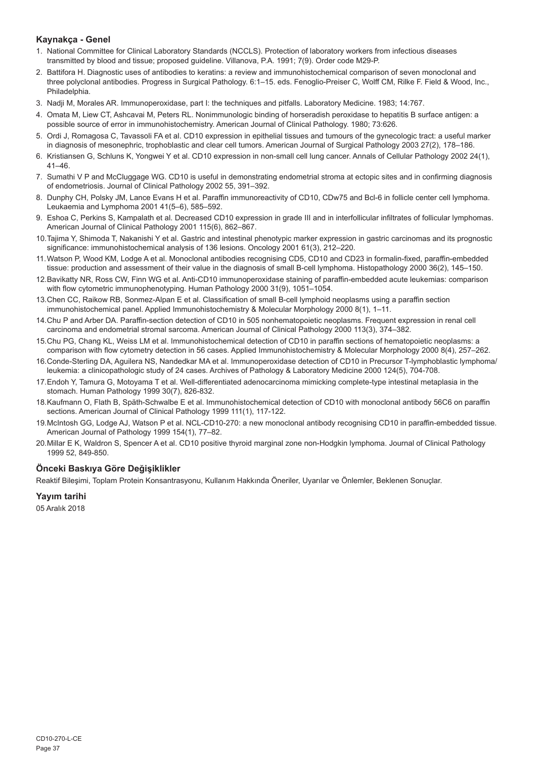## Kaynakça - Genel

1. National Committee for Clinical Laboratory Standards (NCCLS). Protection of laboratory workers from infectious diseases transmitted by blood and tissue; proposed guideline. Villanova, P.A. 1991; 7(9). Order code M29-P.
2. Battifora H. Diagnostic uses of antibodies to keratins: a review and immunohistochemical comparison of seven monoclonal and three polyclonal antibodies. Progress in Surgical Pathology. 6:1–15. eds. Fenoglio-Preiser C, Wolff CM, Rilke F. Field & Wood, Inc., Philadelphia.
3. Nadji M, Morales AR. Immunoperoxidase, part I: the techniques and pitfalls. Laboratory Medicine. 1983; 14:767.
4. Omata M, Liew CT, Ashcavai M, Peters RL. Nonimmunologic binding of horseradish peroxidase to hepatitis B surface antigen: a possible source of error in immunohistochemistry. American Journal of Clinical Pathology. 1980; 73:626.
5. Ordi J, Romagosa C, Tavassoli FA et al. CD10 expression in epithelial tissues and tumours of the gynecologic tract: a useful marker in diagnosis of mesonephric, trophoblastic and clear cell tumors. American Journal of Surgical Pathology 2003 27(2), 178–186.
6. Kristiansen G, Schluns K, Yongwei Y et al. CD10 expression in non-small cell lung cancer. Annals of Cellular Pathology 2002 24(1), 41–46.
7. Sumathi V P and McCluggage WG. CD10 is useful in demonstrating endometrial stroma at ectopic sites and in confirming diagnosis of endometriosis. Journal of Clinical Pathology 2002 55, 391–392.
8. Dunphy CH, Polsky JM, Lance Evans H et al. Paraffin immunoreactivity of CD10, CDw75 and Bcl-6 in follicle center cell lymphoma. Leukaemia and Lymphoma 2001 41(5–6), 585–592.
9. Eshoa C, Perkins S, Kampalath et al. Decreased CD10 expression in grade III and in interfollicular infiltrates of follicular lymphomas. American Journal of Clinical Pathology 2001 115(6), 862–867.
10. Tajima Y, Shimoda T, Nakanishi Y et al. Gastric and intestinal phenotypic marker expression in gastric carcinomas and its prognostic significance: immunohistochemical analysis of 136 lesions. Oncology 2001 61(3), 212–220.
11. Watson P, Wood KM, Lodge A et al. Monoclonal antibodies recognising CD5, CD10 and CD23 in formalin-fixed, paraffin-embedded tissue: production and assessment of their value in the diagnosis of small B-cell lymphoma. Histopathology 2000 36(2), 145–150.
12. Bavikatty NR, Ross CW, Finn WG et al. Anti-CD10 immunoperoxidase staining of paraffin-embedded acute leukemias: comparison with flow cytometric immunophenotyping. Human Pathology 2000 31(9), 1051–1054.
13. Chen CC, Raikow RB, Sonmez-Alpan E et al. Classification of small B-cell lymphoid neoplasms using a paraffin section immunohistochemical panel. Applied Immunohistochemistry & Molecular Morphology 2000 8(1), 1–11.
14. Chu P and Arber DA. Paraffin-section detection of CD10 in 505 nonhematopoietic neoplasms. Frequent expression in renal cell carcinoma and endometrial stromal sarcoma. American Journal of Clinical Pathology 2000 113(3), 374–382.
15. Chu PG, Chang KL, Weiss LM et al. Immunohistochemical detection of CD10 in paraffin sections of hematopoietic neoplasms: a comparison with flow cytometry detection in 56 cases. Applied Immunohistochemistry & Molecular Morphology 2000 8(4), 257–262.
16. Conde-Sterling DA, Aguilera NS, Nandedkar MA et al. Immunoperoxidase detection of CD10 in Precursor T-lymphoblastic lymphoma/ leukemia: a clinicopathologic study of 24 cases. Archives of Pathology & Laboratory Medicine 2000 124(5), 704-708.
17. Endoh Y, Tamura G, Motoyama T et al. Well-differentiated adenocarcinoma mimicking complete-type intestinal metaplasia in the stomach. Human Pathology 1999 30(7), 826-832.
18. Kaufmann O, Flath B, Späth-Schwalbe E et al. Immunohistochemical detection of CD10 with monoclonal antibody 56C6 on paraffin sections. American Journal of Clinical Pathology 1999 111(1), 117-122.
19. McIntosh GG, Lodge AJ, Watson P et al. NCL-CD10-270: a new monoclonal antibody recognising CD10 in paraffin-embedded tissue. American Journal of Pathology 1999 154(1), 77–82.
20. Millar E K, Waldron S, Spencer A et al. CD10 positive thyroid marginal zone non-Hodgkin lymphoma. Journal of Clinical Pathology 1999 52, 849-850.

## Önceki Baskıya Göre Değişiklikler

Reaktif Bileşimi, Toplam Protein Konsantrasyonu, Kullanım Hakkında Öneriler, Uyarılar ve Önlemler, Beklenen Sonuçlar.

## Yayım tarihi

05 Aralık 2018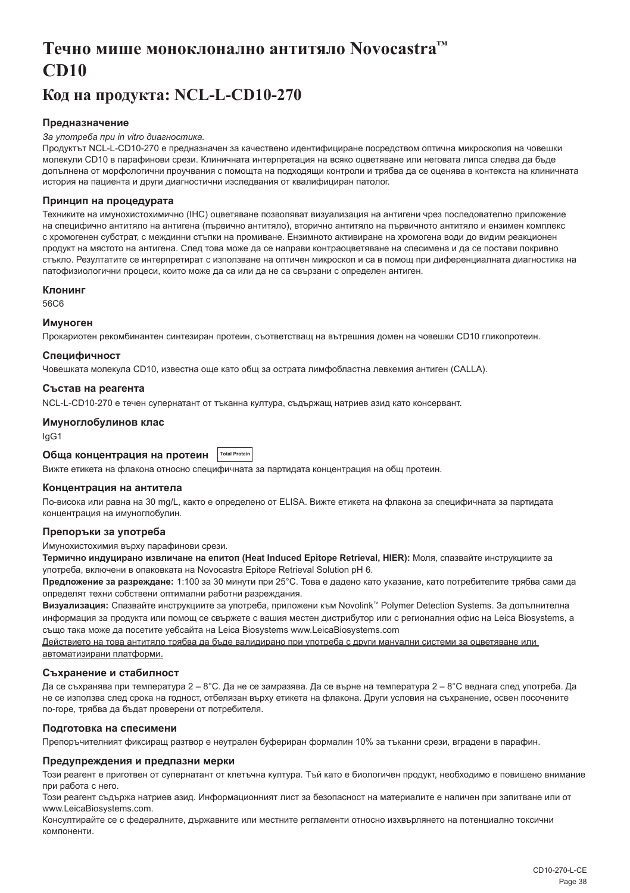# Течно мише моноклонално антитяло Novocastra™ CD10

## Код на продукта: NCL-L-CD10-270

### Предназначение

*За употреба при in vitro диагностика.*

Продуктът NCL-L-CD10-270 е предназначен за качествено идентифициране посредством оптична микроскопия на човешки молекули CD10 в парафинови срези. Клиничната интерпретация на всяко оцветяване или неговата липса следва да бъде допълнена от морфологични проучвания с помощта на подходящи контроли и трябва да се оценява в контекста на клиничната история на пациента и други диагностични изследвания от квалифициран патолог.

### Принцип на процедурата

Техниките на имунохистохимично (IHC) оцветяване позволяват визуализация на антигени чрез последователно приложение на специфично антитяло на антигена (първично антитяло), вторично антитяло на първичното антитяло и ензимен комплекс с хромогенен субстрат, с междинни стъпки на промиване. Ензимното активиране на хромогена води до видим реакционен продукт на мястото на антигена. След това може да се направи контраоцветяване на спесимена и да се постави покривно стъкло. Резултатите се интерпретират с използване на оптичен микроскоп и са в помощ при диференциалната диагностика на патофизиологични процеси, които може да са или да не са свързани с определен антиген.

### Клонинг

56C6

### Имуноген

Прокариотен рекомбинантен синтезиран протеин, съответстващ на вътрешния домен на човешки CD10 гликопротеин.

### Специфичност

Човешката молекула CD10, известна още като общ за острата лимфобластна левкемия антиген (CALLA).

### Състав на реагента

NCL-L-CD10-270 е течен супернатант от тъканна култура, съдържащ натриев азид като консервант.

### Имуноглобулинов клас

IgG1

### Обща концентрация на протеин Total Protein

Вижте етикета на флакона относно специфичната за партидата концентрация на общ протеин.

### Концентрация на антитела

По-висока или равна на 30 mg/L, както е определено от ELISA. Вижте етикета на флакона за специфичната за партидата концентрация на имуноглобулин.

### Препоръки за употреба

Имунохистохимия върху парафинови срези.

**Термично индуцирано извличане на епитоп (Heat Induced Epitope Retrieval, HIER):** Моля, спазвайте инструкциите за употреба, включени в опаковката на Novocastra Epitope Retrieval Solution pH 6.

**Предложение за разреждане:** 1:100 за 30 минути при 25°C. Това е дадено като указание, като потребителите трябва сами да определят техни собствени оптимални работни разреждания.

**Визуализация:** Спазвайте инструкциите за употреба, приложени към Novolink™ Polymer Detection Systems. За допълнителна информация за продукта или помощ се свържете с вашия местен дистрибутор или с регионалния офис на Leica Biosystems, а също така може да посетите уебсайта на Leica Biosystems www.LeicaBiosystems.com

Действието на това антитяло трябва да бъде валидирано при употреба с други мануални системи за оцветяване или автоматизирани платформи.

### Съхранение и стабилност

Да се съхранява при температура 2 – 8°C. Да не се замразява. Да се върне на температура 2 – 8°C веднага след употреба. Да не се използва след срока на годност, отбелязан върху етикета на флакона. Други условия на съхранение, освен посочените по-горе, трябва да бъдат проверени от потребителя.

### Подготовка на спесимени

Препоръчителният фиксиращ разтвор е неутрален буфериран формалин 10% за тъканни срези, вградени в парафин.

### Предупреждения и предпазни мерки

Този реагент е приготвен от супернатант от клетъчна култура. Тъй като е биологичен продукт, необходимо е повишено внимание при работа с него.

Този реагент съдържа натриев азид. Информационният лист за безопасност на материалите е наличен при запитване или от www.LeicaBiosystems.com.

Консултирайте се с федералните, държавните или местните регламенти относно изхвърлянето на потенциално токсични компоненти.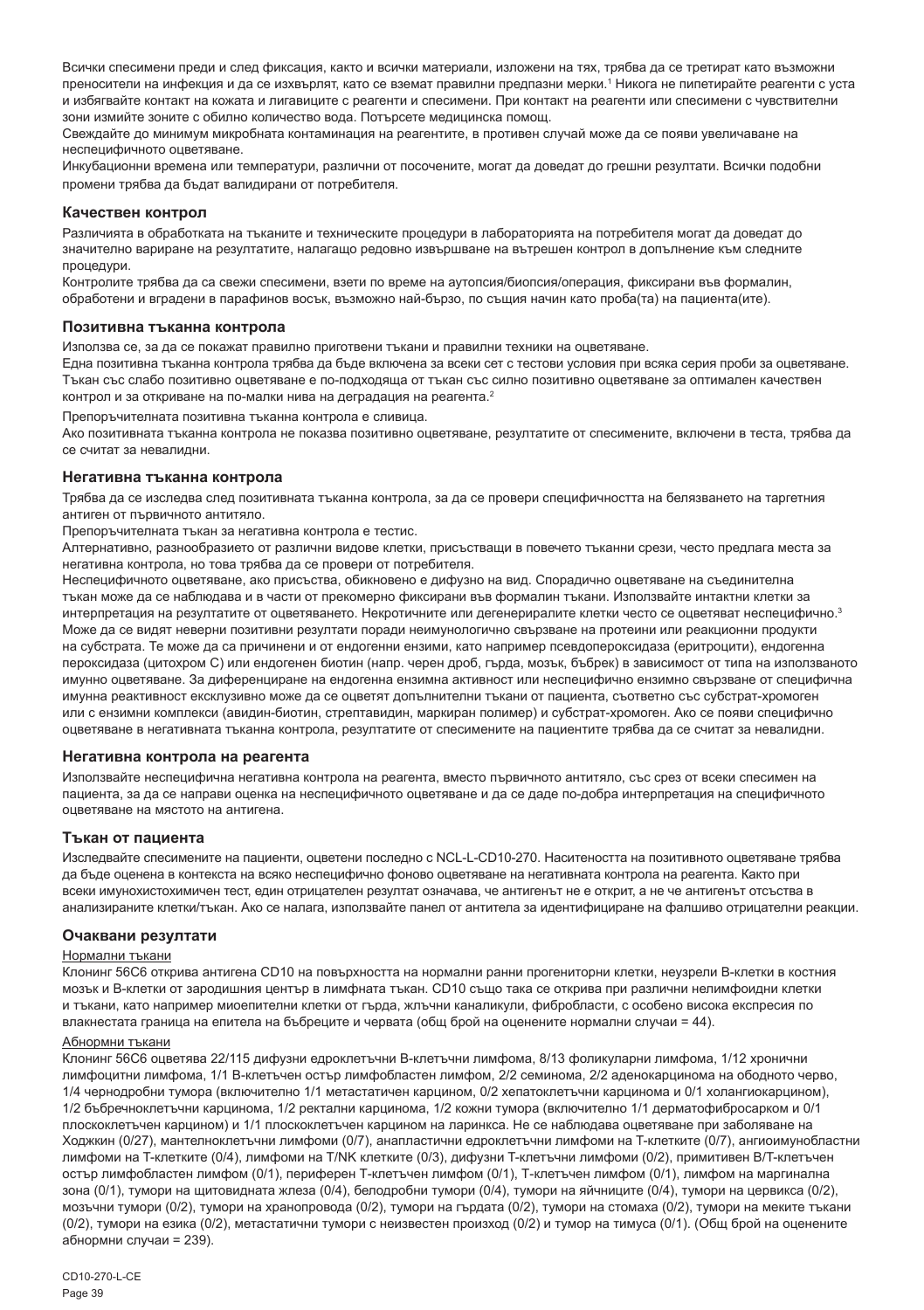Всички спесимени преди и след фиксация, както и всички материали, изложени на тях, трябва да се третират като възможни преносители на инфекция и да се изхвърлят, като се вземат правилни предпазни мерки.[1] Никога не пипетирайте реагенти с уста и избягвайте контакт на кожата и лигавиците с реагенти и спесимени. При контакт на реагенти или спесимени с чувствителни зони измийте зоните с обилно количество вода. Потърсете медицинска помощ.

Свеждайте до минимум микробната контаминация на реагентите, в противен случай може да се появи увеличаване на неспецифичното оцветяване.

Инкубационни времена или температури, различни от посочените, могат да доведат до грешни резултати. Всички подобни промени трябва да бъдат валидирани от потребителя.

### Качествен контрол

Различията в обработката на тъканите и техническите процедури в лабораторията на потребителя могат да доведат до значително вариране на резултатите, налагащо редовно извършване на вътрешен контрол в допълнение към следните процедури.

Контролите трябва да са свежи спесимени, взети по време на аутопсия/биопсия/операция, фиксирани във формалин, обработени и вградени в парафинов восък, възможно най-бързо, по същия начин като проба(та) на пациента(ите).

### Позитивна тъканна контрола

Използва се, за да се покажат правилно приготвени тъкани и правилни техники на оцветяване.

Една позитивна тъканна контрола трябва да бъде включена за всеки сет с тестови условия при всяка серия проби за оцветяване.

Тъкан със слабо позитивно оцветяване е по-подходяща от тъкан със силно позитивно оцветяване за оптимален качествен контрол и за откриване на по-малки нива на деградация на реагента.[2]

Препоръчителната позитивна тъканна контрола е сливица.

Ако позитивната тъканна контрола не показва позитивно оцветяване, резултатите от спесимените, включени в теста, трябва да се считат за невалидни.

### Негативна тъканна контрола

Трябва да се изследва след позитивната тъканна контрола, за да се провери специфичността на белязването на таргетния антиген от първичното антитяло.

Препоръчителната тъкан за негативна контрола е тестис.

Алтернативно, разнообразието от различни видове клетки, присъстващи в повечето тъканни срези, често предлага места за негативна контрола, но това трябва да се провери от потребителя.

Неспецифичното оцветяване, ако присъства, обикновено е дифузно на вид. Спорадично оцветяване на съединителна тъкан може да се наблюдава и в части от прекомерно фиксирани във формалин тъкани. Използвайте интактни клетки за интерпретация на резултатите от оцветяването. Некротичните или дегенериралите клетки често се оцветяват неспецифично.[3] Може да се видят неверни позитивни резултати поради неимунологично свързване на протеини или реакционни продукти на субстрата. Те може да са причинени и от ендогенни ензими, като например псевдопероксидаза (еритроцити), ендогенна пероксидаза (цитохром C) или ендогенен биотин (напр. черен дроб, гърда, мозък, бъбрек) в зависимост от типа на използваното имунно оцветяване. За диференциране на ендогенна ензимна активност или неспецифично ензимно свързване от специфична имунна реактивност ексклузивно може да се оцветят допълнителни тъкани от пациента, съответно със субстрат-хромоген или с ензимни комплекси (авидин-биотин, стрептавидин, маркиран полимер) и субстрат-хромоген. Ако се появи специфично оцветяване в негативната тъканна контрола, резултатите от спесимените на пациентите трябва да се считат за невалидни.

### Негативна контрола на реагента

Използвайте неспецифична негативна контрола на реагента, вместо първичното антитяло, със срез от всеки спесимен на пациента, за да се направи оценка на неспецифичното оцветяване и да се даде по-добра интерпретация на специфичното оцветяване на мястото на антигена.

### Тъкан от пациента

Изследвайте спесимените на пациенти, оцветени последно с NCL-L-CD10-270. Наситеността на позитивното оцветяване трябва да бъде оценена в контекста на всяко неспецифично фоново оцветяване на негативната контрола на реагента. Както при всеки имунохистохимичен тест, един отрицателен резултат означава, че антигенът не е открит, а не че антигенът отсъства в анализираните клетки/тъкан. Ако се налага, използвайте панел от антитела за идентифициране на фалшиво отрицателни реакции.

### Очаквани резултати

Нормални тъкани

Клонинг 56C6 открива антигена CD10 на повърхността на нормални ранни прогениторни клетки, неузрели B-клетки в костния мозък и B-клетки от зародишния център в лимфната тъкан. CD10 също така се открива при различни нелимфоидни клетки и тъкани, като например миоепителни клетки от гърда, жлъчни каналикули, фибробласти, с особено висока експресия по влакнестата граница на епитела на бъбреците и червата (общ брой на оценените нормални случаи = 44).

Абнормни тъкани

Клонинг 56C6 оцветява 22/115 дифузни едроклетъчни B-клетъчни лимфома, 8/13 фоликуларни лимфома, 1/12 хронични лимфоцитни лимфома, 1/1 B-клетъчен остър лимфобластен лимфом, 2/2 семинома, 2/2 аденокарцинома на ободното черво, 1/4 чернодробни тумора (включително 1/1 метастатичен карцином, 0/2 хепатоклетъчни карцинома и 0/1 холангиокарцином), 1/2 бъбречноклетъчни карцинома, 1/2 ректални карцинома, 1/2 кожни тумора (включително 1/1 дерматофибросарком и 0/1 плоскоклетъчен карцином) и 1/1 плоскоклетъчен карцином на ларинкса. Не се наблюдава оцветяване при заболяване на Ходжкин (0/27), мантелноклетъчни лимфоми (0/7), анапластични едроклетъчни лимфоми на T-клетките (0/7), ангиоимунобластни лимфоми на T-клетките (0/4), лимфоми на T/NK клетките (0/3), дифузни T-клетъчни лимфоми (0/2), примитивен B/T-клетъчен остър лимфобластен лимфом (0/1), периферен T-клетъчен лимфом (0/1), T-клетъчен лимфом (0/1), лимфом на маргинална зона (0/1), тумори на щитовидната жлеза (0/4), белодробни тумори (0/4), тумори на яйчниците (0/4), тумори на цервикса (0/2), мозъчни тумори (0/2), тумори на хранопровода (0/2), тумори на гърдата (0/2), тумори на стомаха (0/2), тумори на меките тъкани (0/2), тумори на езика (0/2), метастатични тумори с неизвестен произход (0/2) и тумор на тимуса (0/1). (Общ брой на оценените абнормни случаи = 239).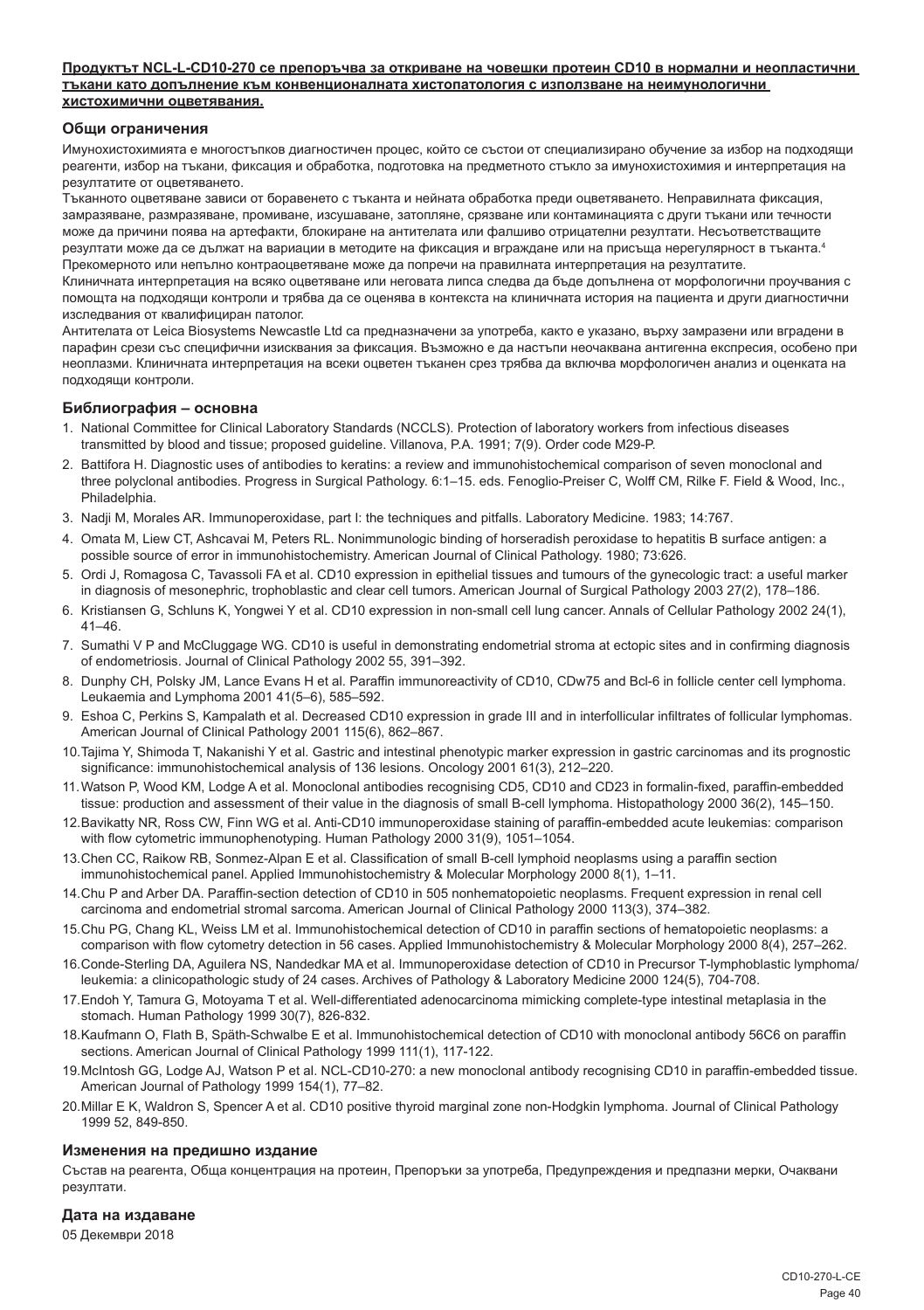**Продуктът NCL-L-CD10-270 се препоръчва за откриване на човешки протеин CD10 в нормални и неопластични тъкани като допълнение към конвенционалната хистопатология с използване на неимунологични хистохимични оцветявания.**

## Общи ограничения

Имунохистохимията е многостъпков диагностичен процес, който се състои от специализирано обучение за избор на подходящи реагенти, избор на тъкани, фиксация и обработка, подготовка на предметното стъкло за имунохистохимия и интерпретация на резултатите от оцветяването.

Тъканното оцветяване зависи от боравенето с тъканта и нейната обработка преди оцветяването. Неправилната фиксация, замразяване, размразяване, промиване, изсушаване, затопляне, срязване или контаминацията с други тъкани или течности може да причини поява на артефакти, блокиране на антителата или фалшиво отрицателни резултати. Несъответстващите резултати може да се дължат на вариации в методите на фиксация и вграждане или на присъща нерегулярност в тъканта.[4] Прекомерното или непълно контраоцветяване може да попречи на правилната интерпретация на резултатите.

Клиничната интерпретация на всяко оцветяване или неговата липса следва да бъде допълнена от морфологични проучвания с помощта на подходящи контроли и трябва да се оценява в контекста на клиничната история на пациента и други диагностични изследвания от квалифициран патолог.

Антителата от Leica Biosystems Newcastle Ltd са предназначени за употреба, както е указано, върху замразени или вградени в парафин срези със специфични изисквания за фиксация. Възможно е да настъпи неочаквана антигенна експресия, особено при неоплазми. Клиничната интерпретация на всеки оцветен тъканен срез трябва да включва морфологичен анализ и оценката на подходящи контроли.

## Библиография – основна

1. National Committee for Clinical Laboratory Standards (NCCLS). Protection of laboratory workers from infectious diseases transmitted by blood and tissue; proposed guideline. Villanova, P.A. 1991; 7(9). Order code M29-P.
2. Battifora H. Diagnostic uses of antibodies to keratins: a review and immunohistochemical comparison of seven monoclonal and three polyclonal antibodies. Progress in Surgical Pathology. 6:1–15. eds. Fenoglio-Preiser C, Wolff CM, Rilke F. Field & Wood, Inc., Philadelphia.
3. Nadji M, Morales AR. Immunoperoxidase, part I: the techniques and pitfalls. Laboratory Medicine. 1983; 14:767.
4. Omata M, Liew CT, Ashcavai M, Peters RL. Nonimmunologic binding of horseradish peroxidase to hepatitis B surface antigen: a possible source of error in immunohistochemistry. American Journal of Clinical Pathology. 1980; 73:626.
5. Ordi J, Romagosa C, Tavassoli FA et al. CD10 expression in epithelial tissues and tumours of the gynecologic tract: a useful marker in diagnosis of mesonephric, trophoblastic and clear cell tumors. American Journal of Surgical Pathology 2003 27(2), 178–186.
6. Kristiansen G, Schluns K, Yongwei Y et al. CD10 expression in non-small cell lung cancer. Annals of Cellular Pathology 2002 24(1), 41–46.
7. Sumathi V P and McCluggage WG. CD10 is useful in demonstrating endometrial stroma at ectopic sites and in confirming diagnosis of endometriosis. Journal of Clinical Pathology 2002 55, 391–392.
8. Dunphy CH, Polsky JM, Lance Evans H et al. Paraffin immunoreactivity of CD10, CDw75 and Bcl-6 in follicle center cell lymphoma. Leukaemia and Lymphoma 2001 41(5–6), 585–592.
9. Eshoa C, Perkins S, Kampalath et al. Decreased CD10 expression in grade III and in interfollicular infiltrates of follicular lymphomas. American Journal of Clinical Pathology 2001 115(6), 862–867.
10. Tajima Y, Shimoda T, Nakanishi Y et al. Gastric and intestinal phenotypic marker expression in gastric carcinomas and its prognostic significance: immunohistochemical analysis of 136 lesions. Oncology 2001 61(3), 212–220.
11. Watson P, Wood KM, Lodge A et al. Monoclonal antibodies recognising CD5, CD10 and CD23 in formalin-fixed, paraffin-embedded tissue: production and assessment of their value in the diagnosis of small B-cell lymphoma. Histopathology 2000 36(2), 145–150.
12. Bavikatty NR, Ross CW, Finn WG et al. Anti-CD10 immunoperoxidase staining of paraffin-embedded acute leukemias: comparison with flow cytometric immunophenotyping. Human Pathology 2000 31(9), 1051–1054.
13. Chen CC, Raikow RB, Sonmez-Alpan E et al. Classification of small B-cell lymphoid neoplasms using a paraffin section immunohistochemical panel. Applied Immunohistochemistry & Molecular Morphology 2000 8(1), 1–11.
14. Chu P and Arber DA. Paraffin-section detection of CD10 in 505 nonhematopoietic neoplasms. Frequent expression in renal cell carcinoma and endometrial stromal sarcoma. American Journal of Clinical Pathology 2000 113(3), 374–382.
15. Chu PG, Chang KL, Weiss LM et al. Immunohistochemical detection of CD10 in paraffin sections of hematopoietic neoplasms: a comparison with flow cytometry detection in 56 cases. Applied Immunohistochemistry & Molecular Morphology 2000 8(4), 257–262.
16. Conde-Sterling DA, Aguilera NS, Nandedkar MA et al. Immunoperoxidase detection of CD10 in Precursor T-lymphoblastic lymphoma/ leukemia: a clinicopathologic study of 24 cases. Archives of Pathology & Laboratory Medicine 2000 124(5), 704-708.
17. Endoh Y, Tamura G, Motoyama T et al. Well-differentiated adenocarcinoma mimicking complete-type intestinal metaplasia in the stomach. Human Pathology 1999 30(7), 826-832.
18. Kaufmann O, Flath B, Späth-Schwalbe E et al. Immunohistochemical detection of CD10 with monoclonal antibody 56C6 on paraffin sections. American Journal of Clinical Pathology 1999 111(1), 117-122.
19. McIntosh GG, Lodge AJ, Watson P et al. NCL-CD10-270: a new monoclonal antibody recognising CD10 in paraffin-embedded tissue. American Journal of Pathology 1999 154(1), 77–82.
20. Millar E K, Waldron S, Spencer A et al. CD10 positive thyroid marginal zone non-Hodgkin lymphoma. Journal of Clinical Pathology 1999 52, 849-850.

## Изменения на предишно издание

Състав на реагента, Обща концентрация на протеин, Препоръки за употреба, Предупреждения и предпазни мерки, Очаквани резултати.

## Дата на издаване

05 Декември 2018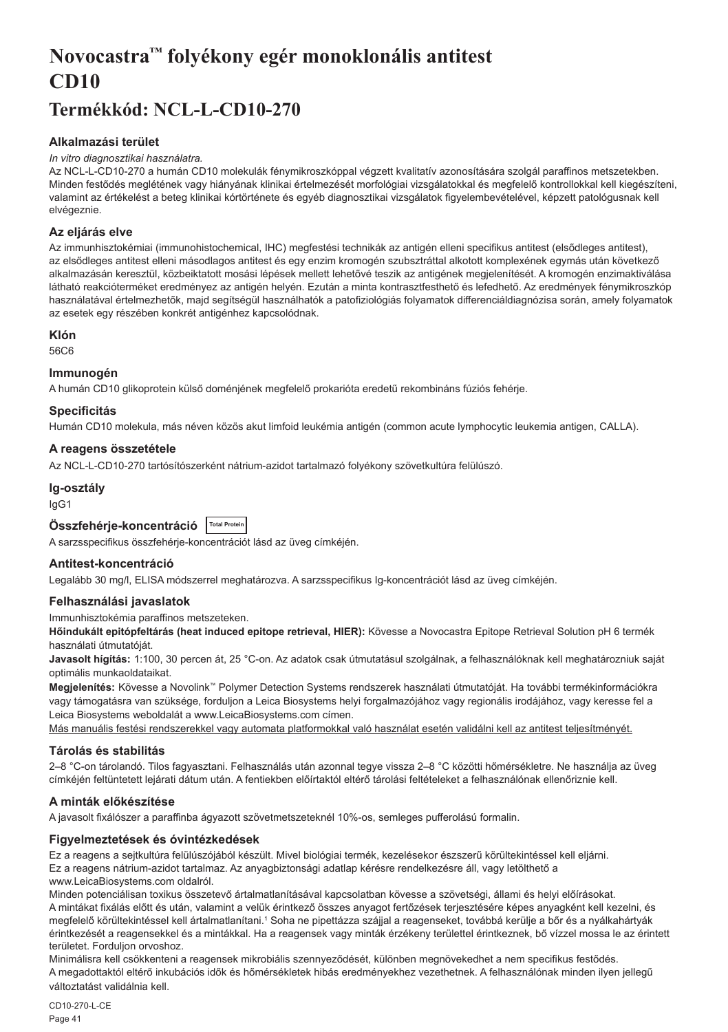# Novocastra™ folyékony egér monoklonális antitest CD10

# Termékkód: NCL-L-CD10-270

### Alkalmazási terület

*In vitro diagnosztikai használatra.*

Az NCL-L-CD10-270 a humán CD10 molekulák fénymikroszkóppal végzett kvalitatív azonosítására szolgál paraffinos metszetekben. Minden festődés meglétének vagy hiányának klinikai értelmezését morfológiai vizsgálatokkal és megfelelő kontrollokkal kell kiegészíteni, valamint az értékelést a beteg klinikai kórtörténete és egyéb diagnosztikai vizsgálatok figyelembevételével, képzett patológusnak kell elvégeznie.

### Az eljárás elve

Az immunhisztokémiai (immunohistochemical, IHC) megfestési technikák az antigén elleni specifikus antitest (elsődleges antitest), az elsődleges antitest elleni másodlagos antitest és egy enzim kromogén szubsztráttal alkotott komplexének egymás után következő alkalmazásán keresztül, közbeiktatott mosási lépések mellett lehetővé teszik az antigének megjelenítését. A kromogén enzimaktiválása látható reakcióterméket eredményez az antigén helyén. Ezután a minta kontrasztfesthető és lefedhető. Az eredmények fénymikroszkóp használatával értelmezhetők, majd segítségül használhatók a patofiziológiás folyamatok differenciáldiagnózisa során, amely folyamatok az esetek egy részében konkrét antigénhez kapcsolódnak.

### Klón

56C6

### Immunogén

A humán CD10 glikoprotein külső doménjének megfelelő prokarióta eredetű rekombináns fúziós fehérje.

### Specificitás

Humán CD10 molekula, más néven közös akut limfoid leukémia antigén (common acute lymphocytic leukemia antigen, CALLA).

### A reagens összetétele

Az NCL-L-CD10-270 tartósítószerként nátrium-azidot tartalmazó folyékony szövetkultúra felülúszó.

### Ig-osztály

IgG1

### Összfehérje-koncentráció Total Protein

A sarzsspecifikus összfehérje-koncentrációt lásd az üveg címkéjén.

### Antitest-koncentráció

Legalább 30 mg/l, ELISA módszerrel meghatározva. A sarzsspecifikus Ig-koncentrációt lásd az üveg címkéjén.

### Felhasználási javaslatok

Immunhisztokémia paraffinos metszeteken.

**Hőindukált epitópfeltárás (heat induced epitope retrieval, HIER):** Kövesse a Novocastra Epitope Retrieval Solution pH 6 termék használati útmutatóját.

**Javasolt hígítás:** 1:100, 30 percen át, 25 °C-on. Az adatok csak útmutatásul szolgálnak, a felhasználóknak kell meghatározniuk saját optimális munkaoldataikat.

**Megjelenítés:** Kövesse a Novolink™ Polymer Detection Systems rendszerek használati útmutatóját. Ha további termékinformációkra vagy támogatásra van szüksége, forduljon a Leica Biosystems helyi forgalmazójához vagy regionális irodájához, vagy keresse fel a Leica Biosystems weboldalát a www.LeicaBiosystems.com címen.

Más manuális festési rendszerekkel vagy automata platformokkal való használat esetén validálni kell az antitest teljesítményét.

### Tárolás és stabilitás

2–8 °C-on tárolandó. Tilos fagyasztani. Felhasználás után azonnal tegye vissza 2–8 °C közötti hőmérsékletre. Ne használja az üveg címkéjén feltüntetett lejárati dátum után. A fentiekben előírtaktól eltérő tárolási feltételeket a felhasználónak ellenőriznie kell.

### A minták előkészítése

A javasolt fixálószer a paraffinba ágyazott szövetmetszeteknél 10%-os, semleges pufferolású formalin.

### Figyelmeztetések és óvintézkedések

Ez a reagens a sejtkultúra felülúszójából készült. Mivel biológiai termék, kezelésekor észszerű körültekintéssel kell eljárni.

Ez a reagens nátrium-azidot tartalmaz. Az anyagbiztonsági adatlap kérésre rendelkezésre áll, vagy letölthető a www.LeicaBiosystems.com oldalról.

Minden potenciálisan toxikus összetevő ártalmatlanításával kapcsolatban kövesse a szövetségi, állami és helyi előírásokat.

A mintákat fixálás előtt és után, valamint a velük érintkező összes anyagot fertőzések terjesztésére képes anyagként kell kezelni, és megfelelő körültekintéssel kell ártalmatlanítani.[1] Soha ne pipettázza szájjal a reagenseket, továbbá kerülje a bőr és a nyálkahártyák érintkezését a reagensekkel és a mintákkal. Ha a reagensek vagy minták érzékeny területtel érintkeznek, bő vízzel mossa le az érintett területet. Forduljon orvoshoz.

Minimálisra kell csökkenteni a reagensek mikrobiális szennyeződését, különben megnövekedhet a nem specifikus festődés.

A megadottaktól eltérő inkubációs idők és hőmérsékletek hibás eredményekhez vezethetnek. A felhasználónak minden ilyen jellegű változtatást validálnia kell.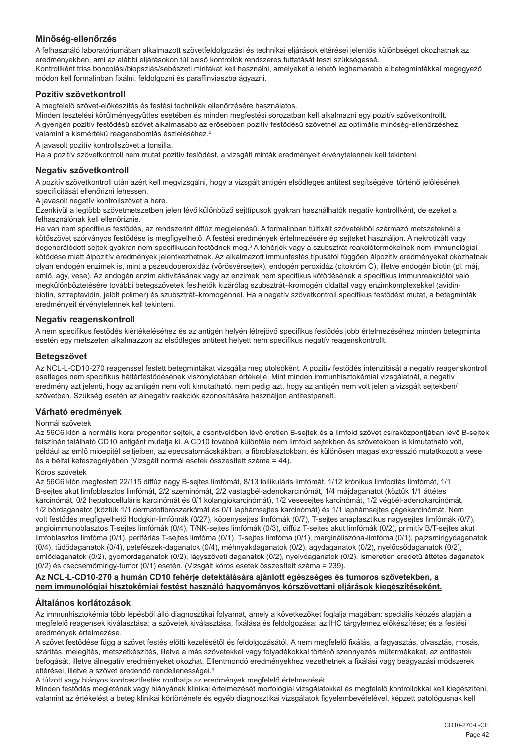## Minőség-ellenőrzés

A felhasználó laboratóriumában alkalmazott szövetfeldolgozási és technikai eljárások eltérései jelentős különbséget okozhatnak az eredményekben, ami az alábbi eljárásokon túl belső kontrollok rendszeres futtatását teszi szükségessé.
Kontrollként friss boncolási/biopsziás/sebészeti mintákat kell használni, amelyeket a lehető leghamarabb a betegmintákkal megegyező módon kell formalinban fixálni, feldolgozni és paraffinviaszba ágyazni.

### Pozitív szövetkontroll

A megfelelő szövet-előkészítés és festési technikák ellenőrzésére használatos.
Minden tesztelési körülményegyüttes esetében és minden megfestési sorozatban kell alkalmazni egy pozitív szövetkontrollt.
A gyengén pozitív festődésű szövet alkalmasabb az erősebben pozitív festődésű szövetnél az optimális minőség-ellenőrzéshez, valamint a kismértékű reagensbomlás észleléséhez.[2]

A javasolt pozitív kontrollszövet a tonsilla.
Ha a pozitív szövetkontroll nem mutat pozitív festődést, a vizsgált minták eredményeit érvénytelennek kell tekinteni.

### Negatív szövetkontroll

A pozitív szövetkontroll után azért kell megvizsgálni, hogy a vizsgált antigén elsődleges antitest segítségével történő jelölésének specificitását ellenőrizni lehessen.
A javasolt negatív kontrollszövet a here.
Ezenkívül a legtöbb szövetmetszetben jelen lévő különböző sejttípusok gyakran használhatók negatív kontrollként, de ezeket a felhasználónak kell ellenőriznie.
Ha van nem specifikus festődés, az rendszerint diffúz megjelenésű. A formalinban túlfixált szövetekből származó metszeteknél a kötőszövet szórványos festődése is megfigyelhető. A festési eredmények értelmezésére ép sejteket használjon. A nekrotizált vagy degenerálódott sejtek gyakran nem specifikusan festődnek meg.[3] A fehérjék vagy a szubsztrát reakciótermékeinek nem immunológiai kötődése miatt álpozitív eredmények jelentkezhetnek. Az alkalmazott immunfestés típusától függően álpozitív eredményeket okozhatnak olyan endogén enzimek is, mint a pszeudoperoxidáz (vörösvérsejtek), endogén peroxidáz (citokróm C), illetve endogén biotin (pl. máj, emlő, agy, vese). Az endogén enzim aktivitásának vagy az enzimek nem specifikus kötődésének a specifikus immunreakciótól való megkülönböztetésére további betegszövetek festhetők kizárólag szubsztrát–kromogén oldattal vagy enzimkomplexekkel (avidin-biotin, sztreptavidin, jelölt polimer) és szubsztrát–kromogénnel. Ha a negatív szövetkontroll specifikus festődést mutat, a betegminták eredményeit érvénytelennek kell tekinteni.

### Negatív reagenskontroll

A nem specifikus festődés kiértékeléséhez és az antigén helyén létrejövő specifikus festődés jobb értelmezéséhez minden betegminta esetén egy metszeten alkalmazzon az elsődleges antitest helyett nem specifikus negatív reagenskontrollt.

### Betegszövet

Az NCL-L-CD10-270 reagenssel festett betegmintákat vizsgálja meg utolsóként. A pozitív festődés intenzitását a negatív reagenskontroll esetleges nem specifikus háttérfestődésének viszonylatában értékelje. Mint minden immunhisztokémiai vizsgálatnál, a negatív eredmény azt jelenti, hogy az antigén nem volt kimutatható, nem pedig azt, hogy az antigén nem volt jelen a vizsgált sejtekben/szövetben. Szükség esetén az álnegatív reakciók azonosítására használjon antitestpanelt.

## Várható eredmények

Normál szövetek

Az 56C6 klón a normális korai progenitor sejtek, a csontvelőben lévő éretlen B-sejtek és a limfoid szövet csíraközpontjában lévő B-sejtek felszínén található CD10 antigént mutatja ki. A CD10 továbbá különféle nem limfoid sejtekben és szövetekben is kimutatható volt, például az emlő mioepitél sejtjeiben, az epecsatornácskákban, a fibroblasztokban, és különösen magas expressziót mutatkozott a vese és a bélfal kefeszegélyében (Vizsgált normál esetek összesített száma = 44).

Kóros szövetek

Az 56C6 klón megfestett 22/115 diffúz nagy B-sejtes limfómát, 8/13 follikuláris limfómát, 1/12 krónikus limfocitás limfómát, 1/1 B-sejtes akut limfoblasztos limfómát, 2/2 szeminómát, 2/2 vastagbél-adenokarcinómát, 1/4 májdaganatot (köztük 1/1 áttétes karcinómát, 0/2 hepatocelluláris karcinómát és 0/1 kolangiokarcinómát), 1/2 vesesejtes karcinómát, 1/2 végbél-adenokarcinómát, 1/2 bőrdaganatot (köztük 1/1 dermatofibroszarkómát és 0/1 laphámsejtes karcinómát) és 1/1 laphámsejtes gégekarcinómát. Nem volt festődés megfigyelhető Hodgkin-limfómák (0/27), köpenysejtes limfómák (0/7), T-sejtes anaplasztikus nagysejtes limfómák (0/7), angioimmunoblasztos T-sejtes limfómák (0/4), T/NK-sejtes limfómák (0/3), diffúz T-sejtes akut limfómák (0/2), primitív B/T-sejtes akut limfoblasztos limfóma (0/1), perifériás T-sejtes limfóma (0/1), T-sejtes limfóma (0/1), margináliszóna-limfóma (0/1), pajzsmirigydaganatok (0/4), tüdődaganatok (0/4), petefészek-daganatok (0/4), méhnyakdaganatok (0/2), agydaganatok (0/2), nyelőcsődaganatok (0/2), emlődaganatok (0/2), gyomordaganatok (0/2), lágyszöveti daganatok (0/2), nyelvdaganatok (0/2), ismeretlen eredetű áttétes daganatok (0/2) és csecsemőmirigy-tumor (0/1) esetén. (Vizsgált kóros esetek összesített száma = 239).

**Az NCL-L-CD10-270 a humán CD10 fehérje detektálására ajánlott egészséges és tumoros szövetekben, a nem immunológiai hisztokémiai festést használó hagyományos kórszövettani eljárások kiegészítéseként.**

## Általános korlátozások

Az immunhisztokémia több lépésből álló diagnosztikai folyamat, amely a következőket foglalja magában: speciális képzés alapján a megfelelő reagensek kiválasztása; a szövetek kiválasztása, fixálása és feldolgozása; az IHC tárgylemez előkészítése; és a festési eredmények értelmezése.

A szövet festődése függ a szövet festés előtti kezelésétől és feldolgozásától. A nem megfelelő fixálás, a fagyasztás, olvasztás, mosás, szárítás, melegítés, metszetkészítés, illetve a más szövetekkel vagy folyadékokkal történő szennyeződés műtermékeket, az antitestek befogását, illetve álnegatív eredményeket okozhat. Ellentmondó eredményekhez vezethetnek a fixálási vagy beágyazási módszerek eltérései, illetve a szövet eredendő rendellenességei.[4]

A túlzott vagy hiányos kontrasztfestés ronthatja az eredmények megfelelő értelmezését.

Minden festődés meglétének vagy hiányának klinikai értelmezését morfológiai vizsgálatokkal és megfelelő kontrollokkal kell kiegészíteni, valamint az értékelést a beteg klinikai kórtörténete és egyéb diagnosztikai vizsgálatok figyelembevételével, képzett patológusnak kell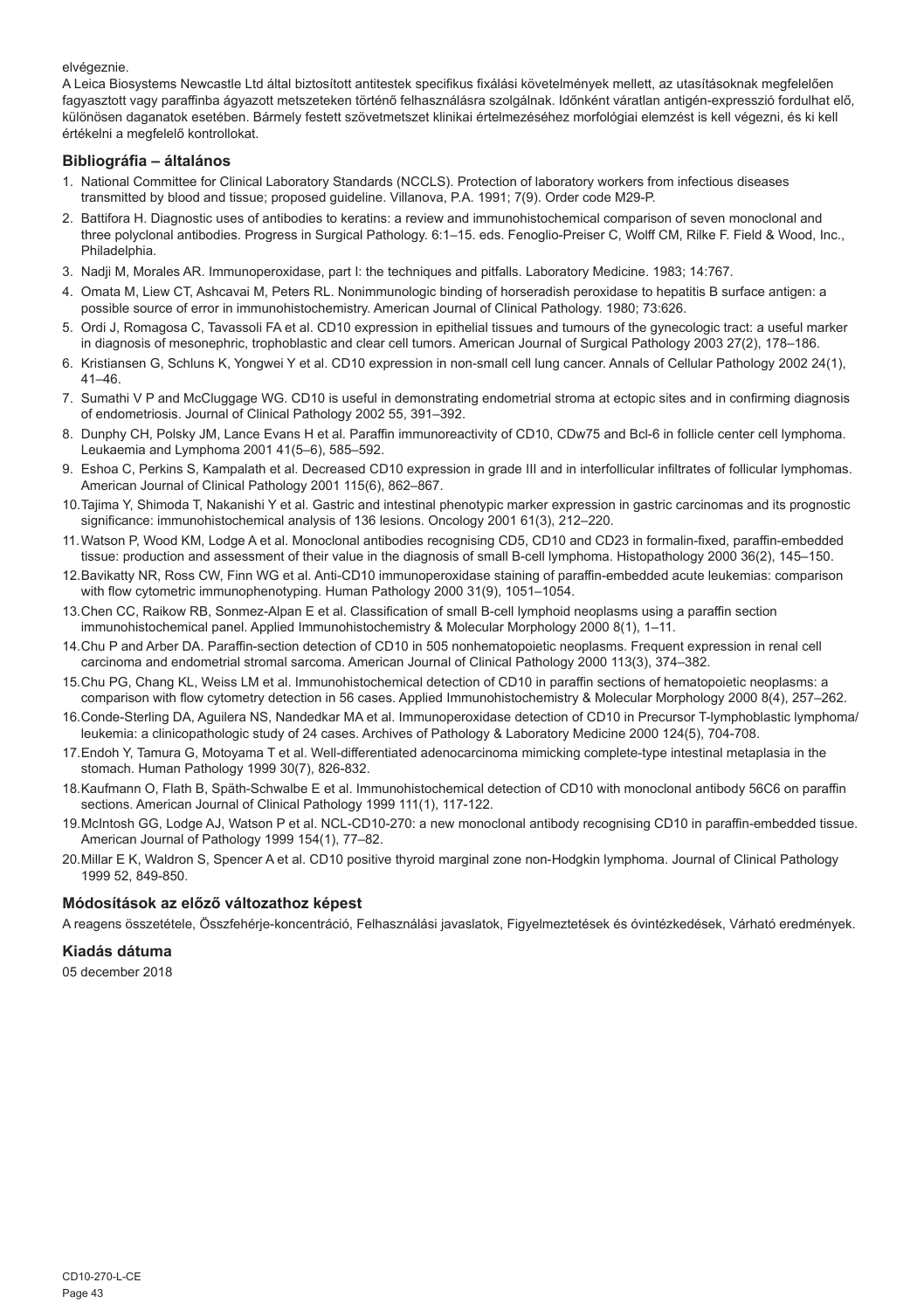elvégeznie.

A Leica Biosystems Newcastle Ltd által biztosított antitestek specifikus fixálási követelmények mellett, az utasításoknak megfelelően fagyasztott vagy paraffinba ágyazott metszeteken történő felhasználásra szolgálnak. Időnként váratlan antigén-expresszió fordulhat elő, különösen daganatok esetében. Bármely festett szövetmetszet klinikai értelmezéséhez morfológiai elemzést is kell végezni, és ki kell értékelni a megfelelő kontrollokat.

## Bibliográfia – általános

1. National Committee for Clinical Laboratory Standards (NCCLS). Protection of laboratory workers from infectious diseases transmitted by blood and tissue; proposed guideline. Villanova, P.A. 1991; 7(9). Order code M29-P.
2. Battifora H. Diagnostic uses of antibodies to keratins: a review and immunohistochemical comparison of seven monoclonal and three polyclonal antibodies. Progress in Surgical Pathology. 6:1–15. eds. Fenoglio-Preiser C, Wolff CM, Rilke F. Field & Wood, Inc., Philadelphia.
3. Nadji M, Morales AR. Immunoperoxidase, part I: the techniques and pitfalls. Laboratory Medicine. 1983; 14:767.
4. Omata M, Liew CT, Ashcavai M, Peters RL. Nonimmunologic binding of horseradish peroxidase to hepatitis B surface antigen: a possible source of error in immunohistochemistry. American Journal of Clinical Pathology. 1980; 73:626.
5. Ordi J, Romagosa C, Tavassoli FA et al. CD10 expression in epithelial tissues and tumours of the gynecologic tract: a useful marker in diagnosis of mesonephric, trophoblastic and clear cell tumors. American Journal of Surgical Pathology 2003 27(2), 178–186.
6. Kristiansen G, Schluns K, Yongwei Y et al. CD10 expression in non-small cell lung cancer. Annals of Cellular Pathology 2002 24(1), 41–46.
7. Sumathi V P and McCluggage WG. CD10 is useful in demonstrating endometrial stroma at ectopic sites and in confirming diagnosis of endometriosis. Journal of Clinical Pathology 2002 55, 391–392.
8. Dunphy CH, Polsky JM, Lance Evans H et al. Paraffin immunoreactivity of CD10, CDw75 and Bcl-6 in follicle center cell lymphoma. Leukaemia and Lymphoma 2001 41(5–6), 585–592.
9. Eshoa C, Perkins S, Kampalath et al. Decreased CD10 expression in grade III and in interfollicular infiltrates of follicular lymphomas. American Journal of Clinical Pathology 2001 115(6), 862–867.
10. Tajima Y, Shimoda T, Nakanishi Y et al. Gastric and intestinal phenotypic marker expression in gastric carcinomas and its prognostic significance: immunohistochemical analysis of 136 lesions. Oncology 2001 61(3), 212–220.
11. Watson P, Wood KM, Lodge A et al. Monoclonal antibodies recognising CD5, CD10 and CD23 in formalin-fixed, paraffin-embedded tissue: production and assessment of their value in the diagnosis of small B-cell lymphoma. Histopathology 2000 36(2), 145–150.
12. Bavikatty NR, Ross CW, Finn WG et al. Anti-CD10 immunoperoxidase staining of paraffin-embedded acute leukemias: comparison with flow cytometric immunophenotyping. Human Pathology 2000 31(9), 1051–1054.
13. Chen CC, Raikow RB, Sonmez-Alpan E et al. Classification of small B-cell lymphoid neoplasms using a paraffin section immunohistochemical panel. Applied Immunohistochemistry & Molecular Morphology 2000 8(1), 1–11.
14. Chu P and Arber DA. Paraffin-section detection of CD10 in 505 nonhematopoietic neoplasms. Frequent expression in renal cell carcinoma and endometrial stromal sarcoma. American Journal of Clinical Pathology 2000 113(3), 374–382.
15. Chu PG, Chang KL, Weiss LM et al. Immunohistochemical detection of CD10 in paraffin sections of hematopoietic neoplasms: a comparison with flow cytometry detection in 56 cases. Applied Immunohistochemistry & Molecular Morphology 2000 8(4), 257–262.
16. Conde-Sterling DA, Aguilera NS, Nandedkar MA et al. Immunoperoxidase detection of CD10 in Precursor T-lymphoblastic lymphoma/leukemia: a clinicopathologic study of 24 cases. Archives of Pathology & Laboratory Medicine 2000 124(5), 704-708.
17. Endoh Y, Tamura G, Motoyama T et al. Well-differentiated adenocarcinoma mimicking complete-type intestinal metaplasia in the stomach. Human Pathology 1999 30(7), 826-832.
18. Kaufmann O, Flath B, Späth-Schwalbe E et al. Immunohistochemical detection of CD10 with monoclonal antibody 56C6 on paraffin sections. American Journal of Clinical Pathology 1999 111(1), 117-122.
19. McIntosh GG, Lodge AJ, Watson P et al. NCL-CD10-270: a new monoclonal antibody recognising CD10 in paraffin-embedded tissue. American Journal of Pathology 1999 154(1), 77–82.
20. Millar E K, Waldron S, Spencer A et al. CD10 positive thyroid marginal zone non-Hodgkin lymphoma. Journal of Clinical Pathology 1999 52, 849-850.

## Módosítások az előző változathoz képest

A reagens összetétele, Összfehérje-koncentráció, Felhasználási javaslatok, Figyelmeztetések és óvintézkedések, Várható eredmények.

## Kiadás dátuma

05 december 2018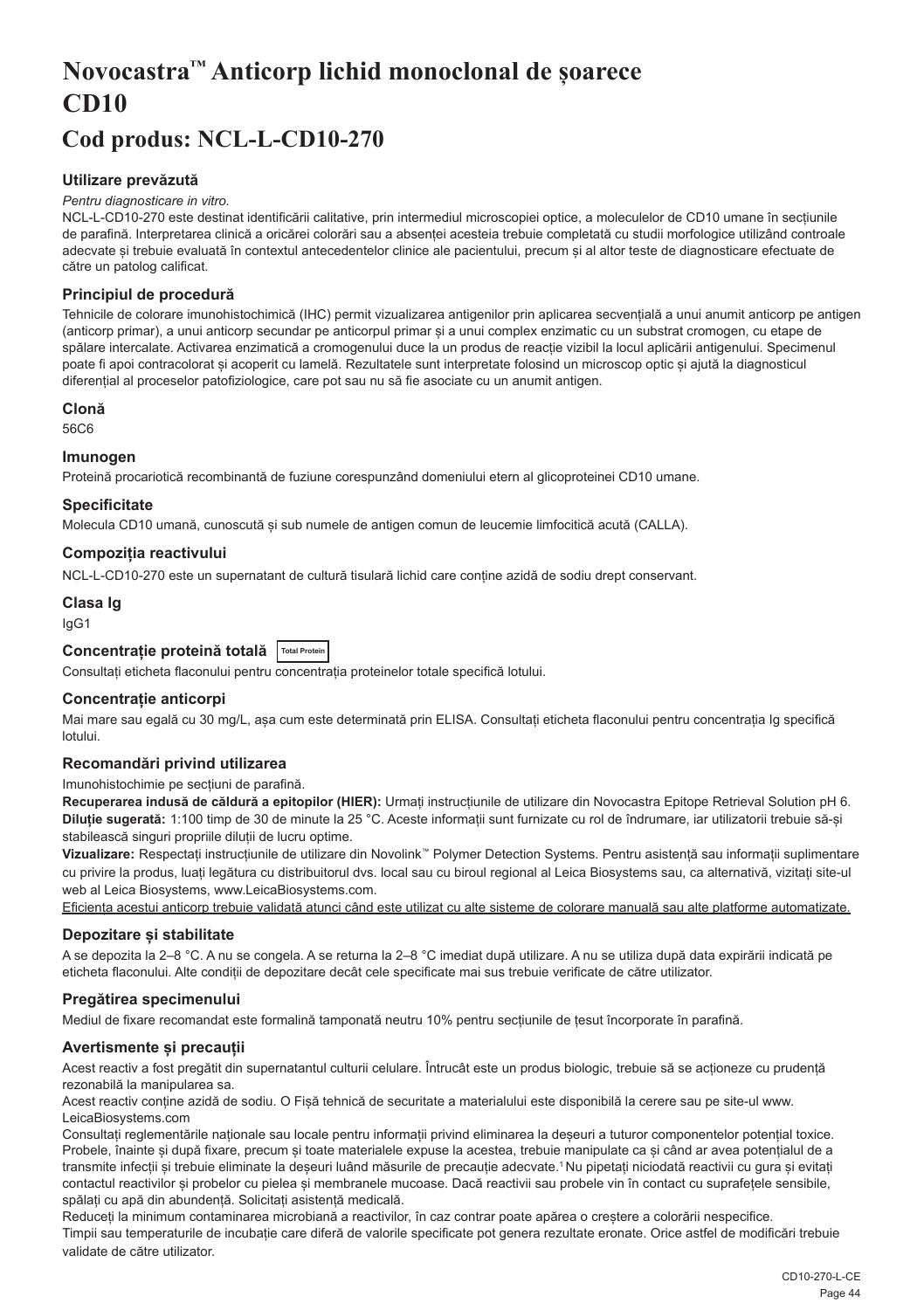# Novocastra™ Anticorp lichid monoclonal de șoarece CD10

# Cod produs: NCL-L-CD10-270

### Utilizare prevăzută

*Pentru diagnosticare in vitro.*

NCL-L-CD10-270 este destinat identificării calitative, prin intermediul microscopiei optice, a moleculelor de CD10 umane în secțiunile de parafină. Interpretarea clinică a oricărei colorări sau a absenței acesteia trebuie completată cu studii morfologice utilizând controale adecvate și trebuie evaluată în contextul antecedentelor clinice ale pacientului, precum și al altor teste de diagnosticare efectuate de către un patolog calificat.

### Principiul de procedură

Tehnicile de colorare imunohistochimică (IHC) permit vizualizarea antigenilor prin aplicarea secvențială a unui anumit anticorp pe antigen (anticorp primar), a unui anticorp secundar pe anticorpul primar și a unui complex enzimatic cu un substrat cromogen, cu etape de spălare intercalate. Activarea enzimatică a cromogenului duce la un produs de reacție vizibil la locul aplicării antigenului. Specimenul poate fi apoi contracolorat și acoperit cu lamelă. Rezultatele sunt interpretate folosind un microscop optic și ajută la diagnosticul diferențial al proceselor patofiziologice, care pot sau nu să fie asociate cu un anumit antigen.

### Clonă

56C6

### Imunogen

Proteină procariotică recombinantă de fuziune corespunzând domeniului etern al glicoproteinei CD10 umane.

### Specificitate

Molecula CD10 umană, cunoscută și sub numele de antigen comun de leucemie limfocitică acută (CALLA).

### Compoziția reactivului

NCL-L-CD10-270 este un supernatant de cultură tisulară lichid care conține azidă de sodiu drept conservant.

### Clasa Ig

IgG1

### Concentrație proteină totală Total Protein

Consultați eticheta flaconului pentru concentrația proteinelor totale specifică lotului.

### Concentrație anticorpi

Mai mare sau egală cu 30 mg/L, așa cum este determinată prin ELISA. Consultați eticheta flaconului pentru concentrația Ig specifică lotului.

### Recomandări privind utilizarea

Imunohistochimie pe secțiuni de parafină.

**Recuperarea indusă de căldură a epitopilor (HIER):** Urmați instrucțiunile de utilizare din Novocastra Epitope Retrieval Solution pH 6.

**Diluție sugerată:** 1:100 timp de 30 de minute la 25 °C. Aceste informații sunt furnizate cu rol de îndrumare, iar utilizatorii trebuie să-și stabilească singuri propriile diluții de lucru optime.

**Vizualizare:** Respectați instrucțiunile de utilizare din Novolink™ Polymer Detection Systems. Pentru asistență sau informații suplimentare cu privire la produs, luați legătura cu distribuitorul dvs. local sau cu biroul regional al Leica Biosystems sau, ca alternativă, vizitați site-ul web al Leica Biosystems, www.LeicaBiosystems.com.

Eficiența acestui anticorp trebuie validată atunci când este utilizat cu alte sisteme de colorare manuală sau alte platforme automatizate.

### Depozitare și stabilitate

A se depozita la 2–8 °C. A nu se congela. A se returna la 2–8 °C imediat după utilizare. A nu se utiliza după data expirării indicată pe eticheta flaconului. Alte condiții de depozitare decât cele specificate mai sus trebuie verificate de către utilizator.

### Pregătirea specimenului

Mediul de fixare recomandat este formalină tamponată neutru 10% pentru secțiunile de țesut încorporate în parafină.

### Avertismente și precauții

Acest reactiv a fost pregătit din supernatantul culturii celulare. Întrucât este un produs biologic, trebuie să se acționeze cu prudență rezonabilă la manipularea sa.

Acest reactiv conține azidă de sodiu. O Fișă tehnică de securitate a materialului este disponibilă la cerere sau pe site-ul www.LeicaBiosystems.com

Consultați reglementările naționale sau locale pentru informații privind eliminarea la deșeuri a tuturor componentelor potențial toxice. Probele, înainte și după fixare, precum și toate materialele expuse la acestea, trebuie manipulate ca și când ar avea potențialul de a transmite infecții și trebuie eliminate la deșeuri luând măsurile de precauție adecvate.[1] Nu pipetați niciodată reactivii cu gura și evitați contactul reactivilor și probelor cu pielea și membranele mucoase. Dacă reactivii sau probele vin în contact cu suprafețele sensibile, spălați cu apă din abundență. Solicitați asistență medicală.

Reduceți la minimum contaminarea microbiană a reactivilor, în caz contrar poate apărea o creștere a colorării nespecifice.

Timpii sau temperaturile de incubație care diferă de valorile specificate pot genera rezultate eronate. Orice astfel de modificări trebuie validate de către utilizator.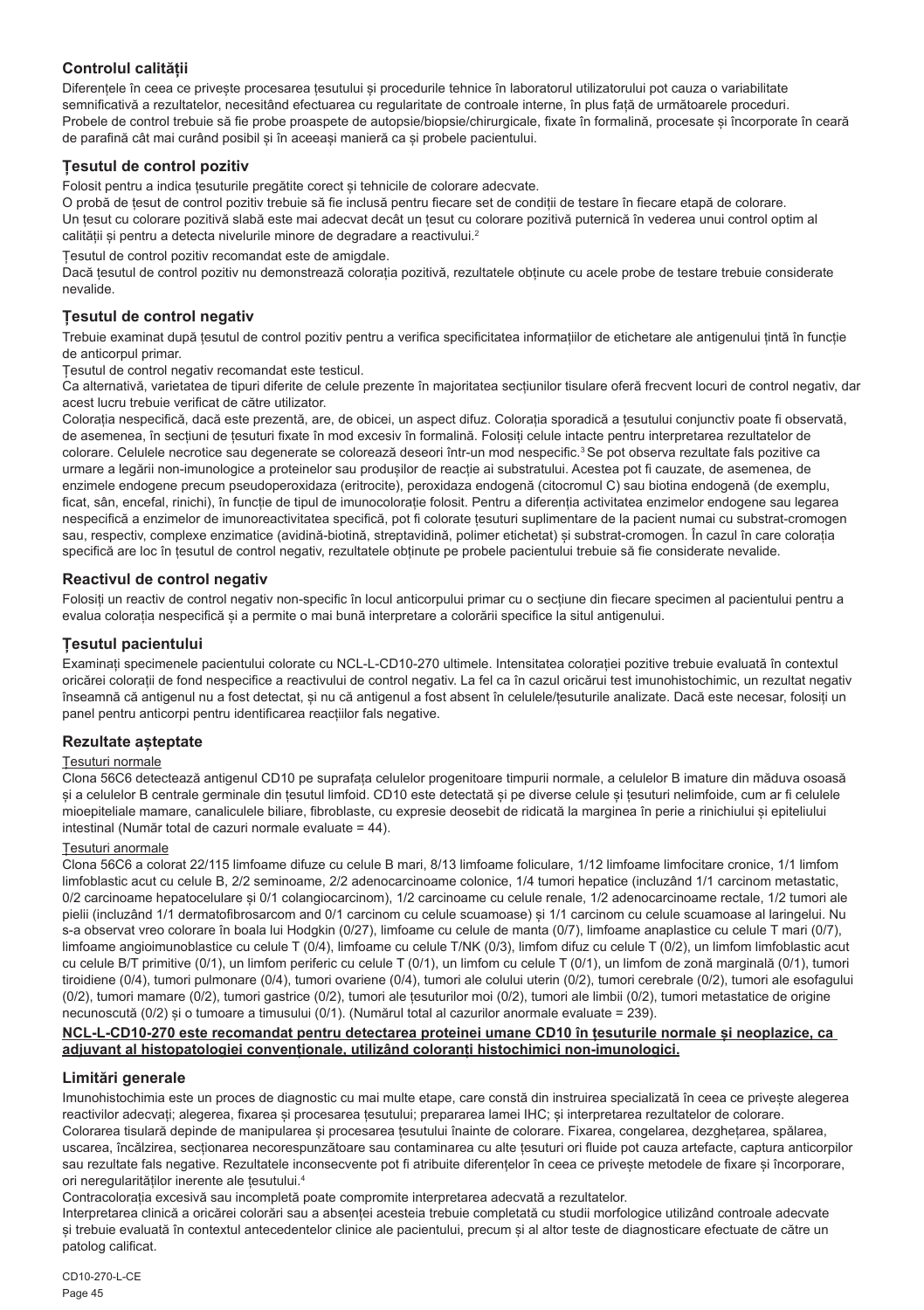## Controlul calității

Diferențele în ceea ce privește procesarea țesutului și procedurile tehnice în laboratorul utilizatorului pot cauza o variabilitate semnificativă a rezultatelor, necesitând efectuarea cu regularitate de controale interne, în plus față de următoarele proceduri. Probele de control trebuie să fie probe proaspete de autopsie/biopsie/chirurgicale, fixate în formalină, procesate și încorporate în ceară de parafină cât mai curând posibil și în aceeași manieră ca și probele pacientului.

### Țesutul de control pozitiv

Folosit pentru a indica țesuturile pregătite corect și tehnicile de colorare adecvate.

O probă de țesut de control pozitiv trebuie să fie inclusă pentru fiecare set de condiții de testare în fiecare etapă de colorare.

Un țesut cu colorare pozitivă slabă este mai adecvat decât un țesut cu colorare pozitivă puternică în vederea unui control optim al calității și pentru a detecta nivelurile minore de degradare a reactivului.[2]

Țesutul de control pozitiv recomandat este de amigdale.

Dacă țesutul de control pozitiv nu demonstrează colorația pozitivă, rezultatele obținute cu acele probe de testare trebuie considerate nevalide.

### Țesutul de control negativ

Trebuie examinat după țesutul de control pozitiv pentru a verifica specificitatea informațiilor de etichetare ale antigenului țintă în funcție de anticorpul primar.

Țesutul de control negativ recomandat este testiculul.

Ca alternativă, varietatea de tipuri diferite de celule prezente în majoritatea secțiunilor tisulare oferă frecvent locuri de control negativ, dar acest lucru trebuie verificat de către utilizator.

Colorația nespecifică, dacă este prezentă, are, de obicei, un aspect difuz. Colorația sporadică a țesutului conjunctiv poate fi observată, de asemenea, în secțiuni de țesuturi fixate în mod excesiv în formalină. Folosiți celule intacte pentru interpretarea rezultatelor de colorare. Celulele necrotice sau degenerate se colorează deseori într-un mod nespecific.[3] Se pot observa rezultate fals pozitive ca urmare a legării non-imunologice a proteinelor sau produșilor de reacție ai substratului. Acestea pot fi cauzate, de asemenea, de enzimele endogene precum pseudoperoxidaza (eritrocite), peroxidaza endogenă (citocromul C) sau biotina endogenă (de exemplu, ficat, sân, encefal, rinichi), în funcție de tipul de imunocolorație folosit. Pentru a diferenția activitatea enzimelor endogene sau legarea nespecifică a enzimelor de imunoreactivitatea specifică, pot fi colorate țesuturi suplimentare de la pacient numai cu substrat-cromogen sau, respectiv, complexe enzimatice (avidină-biotină, streptavidină, polimer etichetat) și substrat-cromogen. În cazul în care colorația specifică are loc în țesutul de control negativ, rezultatele obținute pe probele pacientului trebuie să fie considerate nevalide.

### Reactivul de control negativ

Folosiți un reactiv de control negativ non-specific în locul anticorpului primar cu o secțiune din fiecare specimen al pacientului pentru a evalua colorația nespecifică și a permite o mai bună interpretare a colorării specifice la situl antigenului.

### Țesutul pacientului

Examinați specimenele pacientului colorate cu NCL-L-CD10-270 ultimele. Intensitatea colorației pozitive trebuie evaluată în contextul oricărei colorații de fond nespecifice a reactivului de control negativ. La fel ca în cazul oricărui test imunohistochimic, un rezultat negativ înseamnă că antigenul nu a fost detectat, și nu că antigenul a fost absent în celulele/țesuturile analizate. Dacă este necesar, folosiți un panel pentru anticorpi pentru identificarea reacțiilor fals negative.

## Rezultate așteptate

Țesuturi normale

Clona 56C6 detectează antigenul CD10 pe suprafața celulelor progenitoare timpurii normale, a celulelor B imature din măduva osoasă și a celulelor B centrale germinale din țesutul limfoid. CD10 este detectată și pe diverse celule și țesuturi nelimfoide, cum ar fi celulele mioepiteliale mamare, canaliculele biliare, fibroblaste, cu expresie deosebit de ridicată la marginea în perie a rinichiului și epiteliului intestinal (Număr total de cazuri normale evaluate = 44).

Țesuturi anormale

Clona 56C6 a colorat 22/115 limfoame difuze cu celule B mari, 8/13 limfoame foliculare, 1/12 limfoame limfocitare cronice, 1/1 limfom limfoblastic acut cu celule B, 2/2 seminoame, 2/2 adenocarcinoame colonice, 1/4 tumori hepatice (incluzând 1/1 carcinom metastatic, 0/2 carcinoame hepatocelulare și 0/1 colangiocarcinom), 1/2 carcinoame cu celule renale, 1/2 adenocarcinoame rectale, 1/2 tumori ale pielii (incluzând 1/1 dermatofibrosarcom and 0/1 carcinom cu celule scuamoase) și 1/1 carcinom cu celule scuamoase al laringelui. Nu s-a observat vreo colorare în boala lui Hodgkin (0/27), limfoame cu celule de manta (0/7), limfoame anaplastice cu celule T mari (0/7), limfoame angioimunoblastice cu celule T (0/4), limfoame cu celule T/NK (0/3), limfom difuz cu celule T (0/2), un limfom limfoblastic acut cu celule B/T primitive (0/1), un limfom periferic cu celule T (0/1), un limfom cu celule T (0/1), un limfom de zonă marginală (0/1), tumori tiroidiene (0/4), tumori pulmonare (0/4), tumori ovariene (0/4), tumori ale colului uterin (0/2), tumori cerebrale (0/2), tumori ale esofagului (0/2), tumori mamare (0/2), tumori gastrice (0/2), tumori ale țesuturilor moi (0/2), tumori ale limbii (0/2), tumori metastatice de origine necunoscută (0/2) și o tumoare a timusului (0/1). (Numărul total al cazurilor anormale evaluate = 239).

**NCL-L-CD10-270 este recomandat pentru detectarea proteinei umane CD10 în țesuturile normale și neoplazice, ca adjuvant al histopatologiei convenționale, utilizând coloranți histochimici non-imunologici.**

## Limitări generale

Imunohistochimia este un proces de diagnostic cu mai multe etape, care constă din instruirea specializată în ceea ce privește alegerea reactivilor adecvați; alegerea, fixarea și procesarea țesutului; prepararea lamei IHC; și interpretarea rezultatelor de colorare.

Colorarea tisulară depinde de manipularea și procesarea țesutului înainte de colorare. Fixarea, congelarea, dezghețarea, spălarea, uscarea, încălzirea, secționarea necorespunzătoare sau contaminarea cu alte țesuturi ori fluide pot cauza artefacte, captura anticorpilor sau rezultate fals negative. Rezultatele inconsecvente pot fi atribuite diferențelor în ceea ce privește metodele de fixare și încorporare, ori neregularităților inerente ale țesutului.[4]

Contracolorația excesivă sau incompletă poate compromite interpretarea adecvată a rezultatelor.

Interpretarea clinică a oricărei colorări sau a absenței acesteia trebuie completată cu studii morfologice utilizând controale adecvate și trebuie evaluată în contextul antecedentelor clinice ale pacientului, precum și al altor teste de diagnosticare efectuate de către un patolog calificat.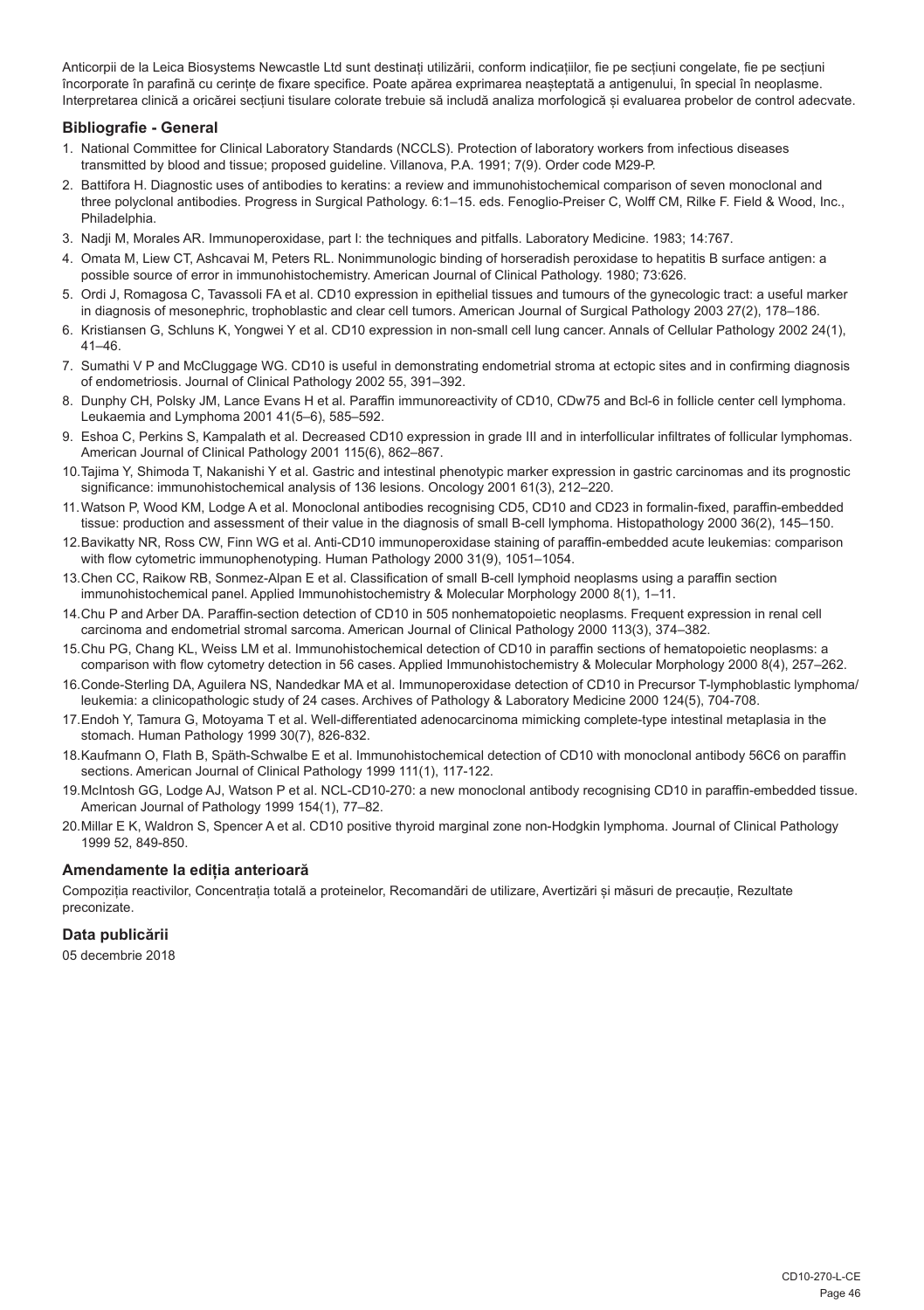Anticorpii de la Leica Biosystems Newcastle Ltd sunt destinați utilizării, conform indicațiilor, fie pe secțiuni congelate, fie pe secțiuni încorporate în parafină cu cerințe de fixare specifice. Poate apărea exprimarea neașteptată a antigenului, în special în neoplasme. Interpretarea clinică a oricărei secțiuni tisulare colorate trebuie să includă analiza morfologică și evaluarea probelor de control adecvate.

## Bibliografie - General

1. National Committee for Clinical Laboratory Standards (NCCLS). Protection of laboratory workers from infectious diseases transmitted by blood and tissue; proposed guideline. Villanova, P.A. 1991; 7(9). Order code M29-P.
2. Battifora H. Diagnostic uses of antibodies to keratins: a review and immunohistochemical comparison of seven monoclonal and three polyclonal antibodies. Progress in Surgical Pathology. 6:1–15. eds. Fenoglio-Preiser C, Wolff CM, Rilke F. Field & Wood, Inc., Philadelphia.
3. Nadji M, Morales AR. Immunoperoxidase, part I: the techniques and pitfalls. Laboratory Medicine. 1983; 14:767.
4. Omata M, Liew CT, Ashcavai M, Peters RL. Nonimmunologic binding of horseradish peroxidase to hepatitis B surface antigen: a possible source of error in immunohistochemistry. American Journal of Clinical Pathology. 1980; 73:626.
5. Ordi J, Romagosa C, Tavassoli FA et al. CD10 expression in epithelial tissues and tumours of the gynecologic tract: a useful marker in diagnosis of mesonephric, trophoblastic and clear cell tumors. American Journal of Surgical Pathology 2003 27(2), 178–186.
6. Kristiansen G, Schluns K, Yongwei Y et al. CD10 expression in non-small cell lung cancer. Annals of Cellular Pathology 2002 24(1), 41–46.
7. Sumathi V P and McCluggage WG. CD10 is useful in demonstrating endometrial stroma at ectopic sites and in confirming diagnosis of endometriosis. Journal of Clinical Pathology 2002 55, 391–392.
8. Dunphy CH, Polsky JM, Lance Evans H et al. Paraffin immunoreactivity of CD10, CDw75 and Bcl-6 in follicle center cell lymphoma. Leukaemia and Lymphoma 2001 41(5–6), 585–592.
9. Eshoa C, Perkins S, Kampalath et al. Decreased CD10 expression in grade III and in interfollicular infiltrates of follicular lymphomas. American Journal of Clinical Pathology 2001 115(6), 862–867.
10. Tajima Y, Shimoda T, Nakanishi Y et al. Gastric and intestinal phenotypic marker expression in gastric carcinomas and its prognostic significance: immunohistochemical analysis of 136 lesions. Oncology 2001 61(3), 212–220.
11. Watson P, Wood KM, Lodge A et al. Monoclonal antibodies recognising CD5, CD10 and CD23 in formalin-fixed, paraffin-embedded tissue: production and assessment of their value in the diagnosis of small B-cell lymphoma. Histopathology 2000 36(2), 145–150.
12. Bavikatty NR, Ross CW, Finn WG et al. Anti-CD10 immunoperoxidase staining of paraffin-embedded acute leukemias: comparison with flow cytometric immunophenotyping. Human Pathology 2000 31(9), 1051–1054.
13. Chen CC, Raikow RB, Sonmez-Alpan E et al. Classification of small B-cell lymphoid neoplasms using a paraffin section immunohistochemical panel. Applied Immunohistochemistry & Molecular Morphology 2000 8(1), 1–11.
14. Chu P and Arber DA. Paraffin-section detection of CD10 in 505 nonhematopoietic neoplasms. Frequent expression in renal cell carcinoma and endometrial stromal sarcoma. American Journal of Clinical Pathology 2000 113(3), 374–382.
15. Chu PG, Chang KL, Weiss LM et al. Immunohistochemical detection of CD10 in paraffin sections of hematopoietic neoplasms: a comparison with flow cytometry detection in 56 cases. Applied Immunohistochemistry & Molecular Morphology 2000 8(4), 257–262.
16. Conde-Sterling DA, Aguilera NS, Nandedkar MA et al. Immunoperoxidase detection of CD10 in Precursor T-lymphoblastic lymphoma/ leukemia: a clinicopathologic study of 24 cases. Archives of Pathology & Laboratory Medicine 2000 124(5), 704-708.
17. Endoh Y, Tamura G, Motoyama T et al. Well-differentiated adenocarcinoma mimicking complete-type intestinal metaplasia in the stomach. Human Pathology 1999 30(7), 826-832.
18. Kaufmann O, Flath B, Späth-Schwalbe E et al. Immunohistochemical detection of CD10 with monoclonal antibody 56C6 on paraffin sections. American Journal of Clinical Pathology 1999 111(1), 117-122.
19. McIntosh GG, Lodge AJ, Watson P et al. NCL-CD10-270: a new monoclonal antibody recognising CD10 in paraffin-embedded tissue. American Journal of Pathology 1999 154(1), 77–82.
20. Millar E K, Waldron S, Spencer A et al. CD10 positive thyroid marginal zone non-Hodgkin lymphoma. Journal of Clinical Pathology 1999 52, 849-850.

## Amendamente la ediția anterioară

Compoziția reactivilor, Concentrația totală a proteinelor, Recomandări de utilizare, Avertizări și măsuri de precauție, Rezultate preconizate.

## Data publicării

05 decembrie 2018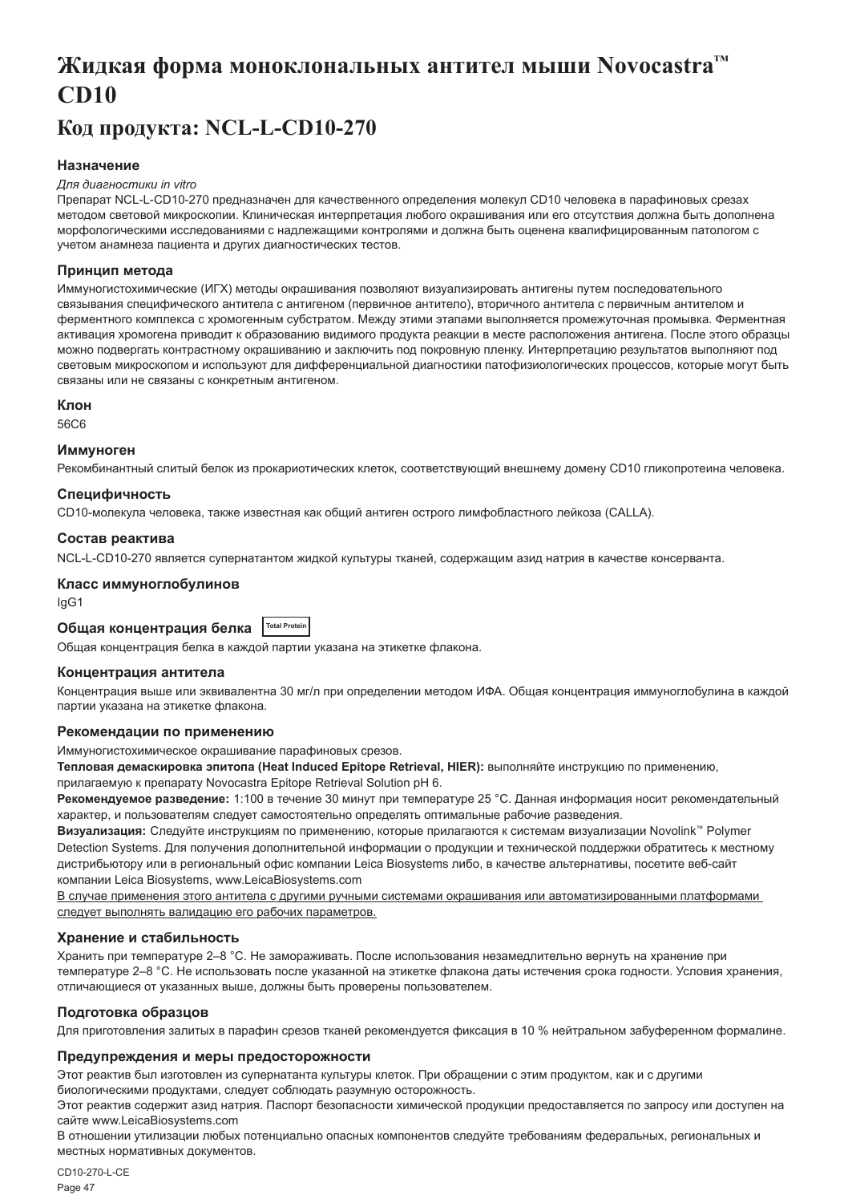# Жидкая форма моноклональных антител мыши Novocastra™ CD10

## Код продукта: NCL-L-CD10-270

### Назначение

*Для диагностики in vitro*

Препарат NCL-L-CD10-270 предназначен для качественного определения молекул CD10 человека в парафиновых срезах методом световой микроскопии. Клиническая интерпретация любого окрашивания или его отсутствия должна быть дополнена морфологическими исследованиями с надлежащими контролями и должна быть оценена квалифицированным патологом с учетом анамнеза пациента и других диагностических тестов.

### Принцип метода

Иммуногистохимические (ИГХ) методы окрашивания позволяют визуализировать антигены путем последовательного связывания специфического антитела с антигеном (первичное антитело), вторичного антитела с первичным антителом и ферментного комплекса с хромогенным субстратом. Между этими этапами выполняется промежуточная промывка. Ферментная активация хромогена приводит к образованию видимого продукта реакции в месте расположения антигена. После этого образцы можно подвергать контрастному окрашиванию и заключить под покровную пленку. Интерпретацию результатов выполняют под световым микроскопом и используют для дифференциальной диагностики патофизиологических процессов, которые могут быть связаны или не связаны с конкретным антигеном.

### Клон

56C6

### Иммуноген

Рекомбинантный слитый белок из прокариотических клеток, соответствующий внешнему домену CD10 гликопротеина человека.

### Специфичность

CD10-молекула человека, также известная как общий антиген острого лимфобластного лейкоза (CALLA).

### Состав реактива

NCL-L-CD10-270 является супернатантом жидкой культуры тканей, содержащим азид натрия в качестве консерванта.

### Класс иммуноглобулинов

IgG1

### Общая концентрация белка Total Protein

Общая концентрация белка в каждой партии указана на этикетке флакона.

### Концентрация антитела

Концентрация выше или эквивалентна 30 мг/л при определении методом ИФА. Общая концентрация иммуноглобулина в каждой партии указана на этикетке флакона.

### Рекомендации по применению

Иммуногистохимическое окрашивание парафиновых срезов.

**Тепловая демаскировка эпитопа (Heat Induced Epitope Retrieval, HIER):** выполняйте инструкцию по применению, прилагаемую к препарату Novocastra Epitope Retrieval Solution pH 6.

**Рекомендуемое разведение:** 1:100 в течение 30 минут при температуре 25 °C. Данная информация носит рекомендательный характер, и пользователям следует самостоятельно определять оптимальные рабочие разведения.

**Визуализация:** Следуйте инструкциям по применению, которые прилагаются к системам визуализации Novolink™ Polymer Detection Systems. Для получения дополнительной информации о продукции и технической поддержки обратитесь к местному дистрибьютору или в региональный офис компании Leica Biosystems либо, в качестве альтернативы, посетите веб-сайт компании Leica Biosystems, www.LeicaBiosystems.com

<u>В случае применения этого антитела с другими ручными системами окрашивания или автоматизированными платформами следует выполнять валидацию его рабочих параметров.</u>

### Хранение и стабильность

Хранить при температуре 2–8 °C. Не замораживать. После использования незамедлительно вернуть на хранение при температуре 2–8 °C. Не использовать после указанной на этикетке флакона даты истечения срока годности. Условия хранения, отличающиеся от указанных выше, должны быть проверены пользователем.

### Подготовка образцов

Для приготовления залитых в парафин срезов тканей рекомендуется фиксация в 10 % нейтральном забуференном формалине.

### Предупреждения и меры предосторожности

Этот реактив был изготовлен из супернатанта культуры клеток. При обращении с этим продуктом, как и с другими биологическими продуктами, следует соблюдать разумную осторожность.

Этот реактив содержит азид натрия. Паспорт безопасности химической продукции предоставляется по запросу или доступен на сайте www.LeicaBiosystems.com

В отношении утилизации любых потенциально опасных компонентов следуйте требованиям федеральных, региональных и местных нормативных документов.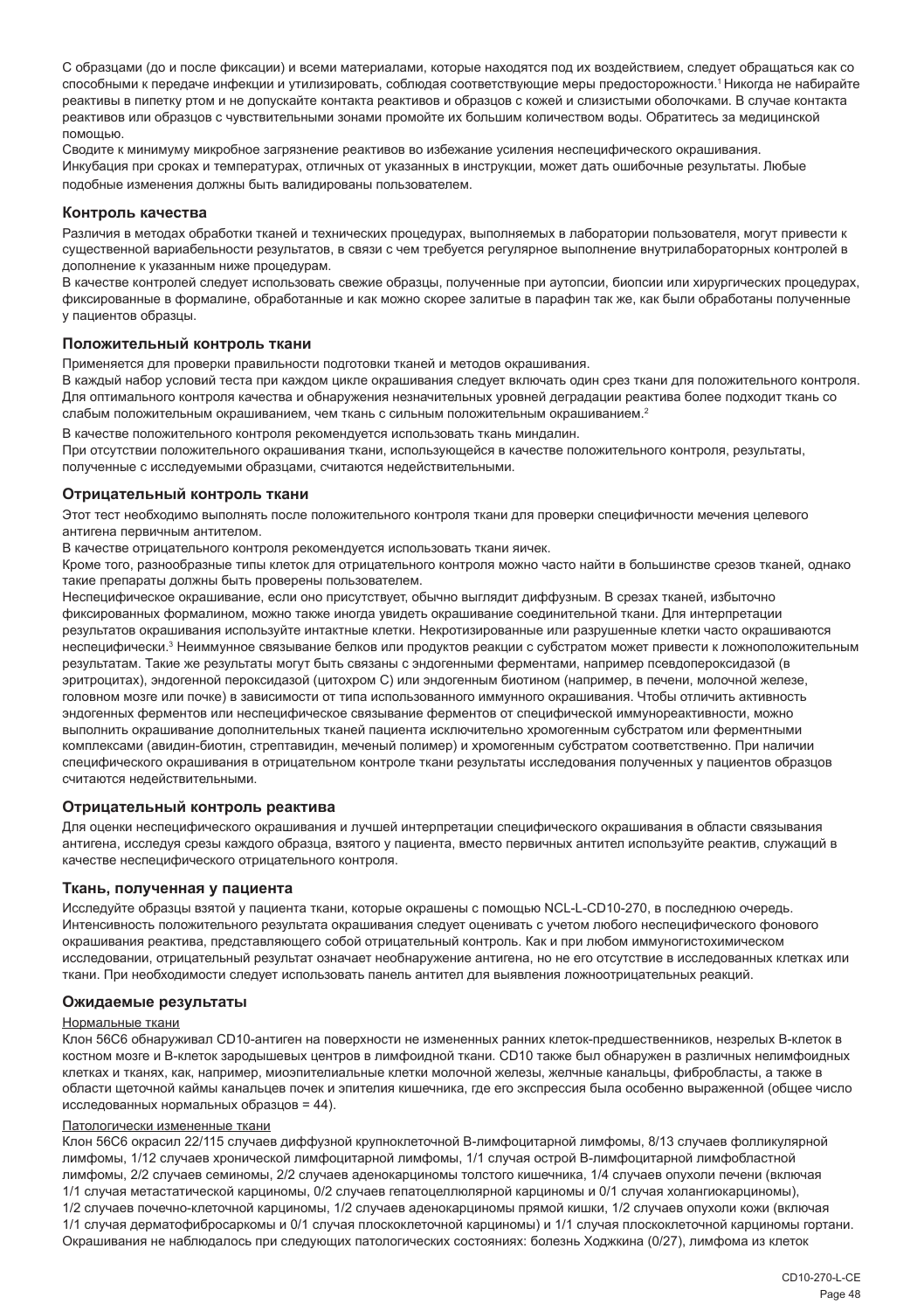С образцами (до и после фиксации) и всеми материалами, которые находятся под их воздействием, следует обращаться как со способными к передаче инфекции и утилизировать, соблюдая соответствующие меры предосторожности.[1] Никогда не набирайте реактивы в пипетку ртом и не допускайте контакта реактивов и образцов с кожей и слизистыми оболочками. В случае контакта реактивов или образцов с чувствительными зонами промойте их большим количеством воды. Обратитесь за медицинской помощью.

Сводите к минимуму микробное загрязнение реактивов во избежание усиления неспецифического окрашивания.

Инкубация при сроках и температурах, отличных от указанных в инструкции, может дать ошибочные результаты. Любые подобные изменения должны быть валидированы пользователем.

### Контроль качества

Различия в методах обработки тканей и технических процедурах, выполняемых в лаборатории пользователя, могут привести к существенной вариабельности результатов, в связи с чем требуется регулярное выполнение внутрилабораторных контролей в дополнение к указанным ниже процедурам.

В качестве контролей следует использовать свежие образцы, полученные при аутопсии, биопсии или хирургических процедурах, фиксированные в формалине, обработанные и как можно скорее залитые в парафин так же, как были обработаны полученные у пациентов образцы.

### Положительный контроль ткани

Применяется для проверки правильности подготовки тканей и методов окрашивания.

В каждый набор условий теста при каждом цикле окрашивания следует включать один срез ткани для положительного контроля. Для оптимального контроля качества и обнаружения незначительных уровней деградации реактива более подходит ткань со слабым положительным окрашиванием, чем ткань с сильным положительным окрашиванием.[2]

В качестве положительного контроля рекомендуется использовать ткань миндалин.

При отсутствии положительного окрашивания ткани, использующейся в качестве положительного контроля, результаты, полученные с исследуемыми образцами, считаются недействительными.

### Отрицательный контроль ткани

Этот тест необходимо выполнять после положительного контроля ткани для проверки специфичности мечения целевого антигена первичным антителом.

В качестве отрицательного контроля рекомендуется использовать ткани яичек.

Кроме того, разнообразные типы клеток для отрицательного контроля можно часто найти в большинстве срезов тканей, однако такие препараты должны быть проверены пользователем.

Неспецифическое окрашивание, если оно присутствует, обычно выглядит диффузным. В срезах тканей, избыточно фиксированных формалином, можно также иногда увидеть окрашивание соединительной ткани. Для интерпретации результатов окрашивания используйте интактные клетки. Некротизированные или разрушенные клетки часто окрашиваются неспецифически.[3] Неиммунное связывание белков или продуктов реакции с субстратом может привести к ложноположительным результатам. Такие же результаты могут быть связаны с эндогенными ферментами, например псевдопероксидазой (в эритроцитах), эндогенной пероксидазой (цитохром C) или эндогенным биотином (например, в печени, молочной железе, головном мозге или почке) в зависимости от типа использованного иммунного окрашивания. Чтобы отличить активность эндогенных ферментов или неспецифическое связывание ферментов от специфической иммунореактивности, можно выполнить окрашивание дополнительных тканей пациента исключительно хромогенным субстратом или ферментными комплексами (авидин-биотин, стрептавидин, меченый полимер) и хромогенным субстратом соответственно. При наличии специфического окрашивания в отрицательном контроле ткани результаты исследования полученных у пациентов образцов считаются недействительными.

### Отрицательный контроль реактива

Для оценки неспецифического окрашивания и лучшей интерпретации специфического окрашивания в области связывания антигена, исследуя срезы каждого образца, взятого у пациента, вместо первичных антител используйте реактив, служащий в качестве неспецифического отрицательного контроля.

### Ткань, полученная у пациента

Исследуйте образцы взятой у пациента ткани, которые окрашены с помощью NCL-L-CD10-270, в последнюю очередь. Интенсивность положительного результата окрашивания следует оценивать с учетом любого неспецифического фонового окрашивания реактива, представляющего собой отрицательный контроль. Как и при любом иммуногистохимическом исследовании, отрицательный результат означает необнаружение антигена, но не его отсутствие в исследованных клетках или ткани. При необходимости следует использовать панель антител для выявления ложноотрицательных реакций.

### Ожидаемые результаты

Нормальные ткани

Клон 56C6 обнаруживал CD10-антиген на поверхности не измененных ранних клеток-предшественников, незрелых B-клеток в костном мозге и B-клеток зародышевых центров в лимфоидной ткани. CD10 также был обнаружен в различных нелимфоидных клетках и тканях, как, например, миоэпителиальные клетки молочной железы, желчные канальцы, фибробласты, а также в области щеточной каймы канальцев почек и эпителия кишечника, где его экспрессия была особенно выраженной (общее число исследованных нормальных образцов = 44).

Патологически измененные ткани

Клон 56C6 окрасил 22/115 случаев диффузной крупноклеточной B-лимфоцитарной лимфомы, 8/13 случаев фолликулярной лимфомы, 1/12 случаев хронической лимфоцитарной лимфомы, 1/1 случая острой B-лимфоцитарной лимфобластной лимфомы, 2/2 случаев семиномы, 2/2 случаев аденокарциномы толстого кишечника, 1/4 случаев опухоли печени (включая 1/1 случая метастатической карциномы, 0/2 случаев гепатоцеллюлярной карциномы и 0/1 случай холангиокарциномы), 1/2 случаев почечно-клеточной карциномы, 1/2 случаев аденокарциномы прямой кишки, 1/2 случаев опухоли кожи (включая 1/1 случая дерматофибросаркомы и 0/1 случая плоскоклеточной карциномы) и 1/1 случая плоскоклеточной карциномы гортани. Окрашивания не наблюдалось при следующих патологических состояниях: болезнь Ходжкина (0/27), лимфома из клеток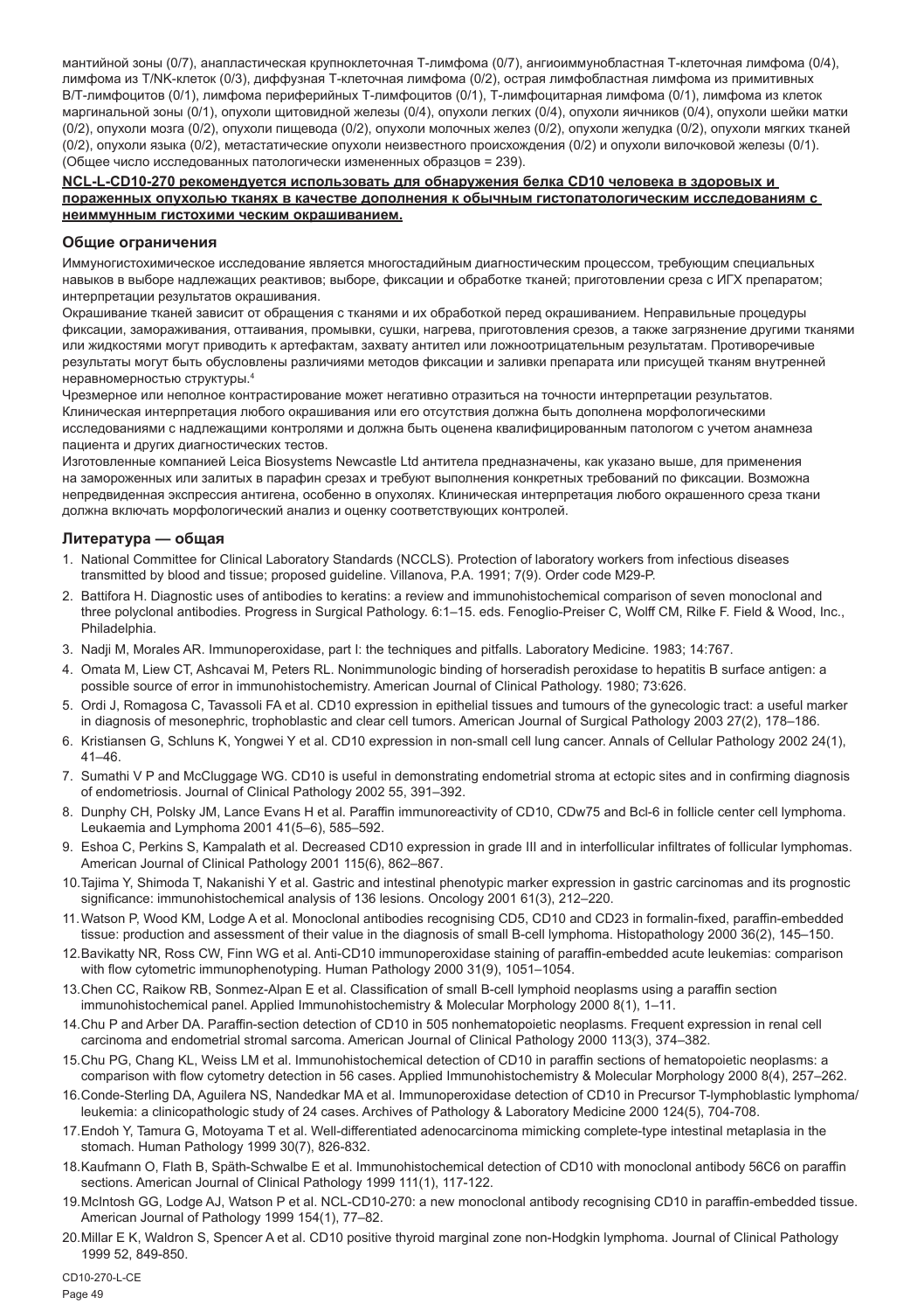мантийной зоны (0/7), анапластическая крупноклеточная T-лимфома (0/7), ангиоиммунобластная T-клеточная лимфома (0/4), лимфома из T/NK-клеток (0/3), диффузная T-клеточная лимфома (0/2), острая лимфобластная лимфома из примитивных B/T-лимфоцитов (0/1), лимфома периферийных T-лимфоцитов (0/1), T-лимфоцитарная лимфома (0/1), лимфома из клеток маргинальной зоны (0/1), опухоли щитовидной железы (0/4), опухоли легких (0/4), опухоли яичников (0/4), опухоли шейки матки (0/2), опухоли мозга (0/2), опухоли пищевода (0/2), опухоли молочных желез (0/2), опухоли желудка (0/2), опухоли мягких тканей (0/2), опухоли языка (0/2), метастатические опухоли неизвестного происхождения (0/2) и опухоли вилочковой железы (0/1). (Общее число исследованных патологически измененных образцов = 239).

**NCL-L-CD10-270 рекомендуется использовать для обнаружения белка CD10 человека в здоровых и пораженных опухолью тканях в качестве дополнения к обычным гистопатологическим исследованиям с неиммунным гистохими ческим окрашиванием.**

## Общие ограничения

Иммуногистохимическое исследование является многостадийным диагностическим процессом, требующим специальных навыков в выборе надлежащих реактивов; выборе, фиксации и обработке тканей; приготовлении среза с ИГХ препаратом; интерпретации результатов окрашивания.

Окрашивание тканей зависит от обращения с тканями и их обработкой перед окрашиванием. Неправильные процедуры фиксации, замораживания, оттаивания, промывки, сушки, нагрева, приготовления срезов, а также загрязнение другими тканями или жидкостями могут приводить к артефактам, захвату антител или ложноотрицательным результатам. Противоречивые результаты могут быть обусловлены различиями методов фиксации и заливки препарата или присущей тканям внутренней неравномерностью структуры.[4]

Чрезмерное или неполное контрастирование может негативно отразиться на точности интерпретации результатов. Клиническая интерпретация любого окрашивания или его отсутствия должна быть дополнена морфологическими исследованиями с надлежащими контролями и должна быть оценена квалифицированным патологом с учетом анамнеза пациента и других диагностических тестов.

Изготовленные компанией Leica Biosystems Newcastle Ltd антитела предназначены, как указано выше, для применения на замороженных или залитых в парафин срезах и требуют выполнения конкретных требований по фиксации. Возможна непредвиденная экспрессия антигена, особенно в опухолях. Клиническая интерпретация любого окрашенного среза ткани должна включать морфологический анализ и оценку соответствующих контролей.

## Литература — общая

1. National Committee for Clinical Laboratory Standards (NCCLS). Protection of laboratory workers from infectious diseases transmitted by blood and tissue; proposed guideline. Villanova, P.A. 1991; 7(9). Order code M29-P.
2. Battifora H. Diagnostic uses of antibodies to keratins: a review and immunohistochemical comparison of seven monoclonal and three polyclonal antibodies. Progress in Surgical Pathology. 6:1–15. eds. Fenoglio-Preiser C, Wolff CM, Rilke F. Field & Wood, Inc., Philadelphia.
3. Nadji M, Morales AR. Immunoperoxidase, part I: the techniques and pitfalls. Laboratory Medicine. 1983; 14:767.
4. Omata M, Liew CT, Ashcavai M, Peters RL. Nonimmunologic binding of horseradish peroxidase to hepatitis B surface antigen: a possible source of error in immunohistochemistry. American Journal of Clinical Pathology. 1980; 73:626.
5. Ordi J, Romagosa C, Tavassoli FA et al. CD10 expression in epithelial tissues and tumours of the gynecologic tract: a useful marker in diagnosis of mesonephric, trophoblastic and clear cell tumors. American Journal of Surgical Pathology 2003 27(2), 178–186.
6. Kristiansen G, Schluns K, Yongwei Y et al. CD10 expression in non-small cell lung cancer. Annals of Cellular Pathology 2002 24(1), 41–46.
7. Sumathi V P and McCluggage WG. CD10 is useful in demonstrating endometrial stroma at ectopic sites and in confirming diagnosis of endometriosis. Journal of Clinical Pathology 2002 55, 391–392.
8. Dunphy CH, Polsky JM, Lance Evans H et al. Paraffin immunoreactivity of CD10, CDw75 and Bcl-6 in follicle center cell lymphoma. Leukaemia and Lymphoma 2001 41(5–6), 585–592.
9. Eshoa C, Perkins S, Kampalath et al. Decreased CD10 expression in grade III and in interfollicular infiltrates of follicular lymphomas. American Journal of Clinical Pathology 2001 115(6), 862–867.
10. Tajima Y, Shimoda T, Nakanishi Y et al. Gastric and intestinal phenotypic marker expression in gastric carcinomas and its prognostic significance: immunohistochemical analysis of 136 lesions. Oncology 2001 61(3), 212–220.
11. Watson P, Wood KM, Lodge A et al. Monoclonal antibodies recognising CD5, CD10 and CD23 in formalin-fixed, paraffin-embedded tissue: production and assessment of their value in the diagnosis of small B-cell lymphoma. Histopathology 2000 36(2), 145–150.
12. Bavikatty NR, Ross CW, Finn WG et al. Anti-CD10 immunoperoxidase staining of paraffin-embedded acute leukemias: comparison with flow cytometric immunophenotyping. Human Pathology 2000 31(9), 1051–1054.
13. Chen CC, Raikow RB, Sonmez-Alpan E et al. Classification of small B-cell lymphoid neoplasms using a paraffin section immunohistochemical panel. Applied Immunohistochemistry & Molecular Morphology 2000 8(1), 1–11.
14. Chu P and Arber DA. Paraffin-section detection of CD10 in 505 nonhematopoietic neoplasms. Frequent expression in renal cell carcinoma and endometrial stromal sarcoma. American Journal of Clinical Pathology 2000 113(3), 374–382.
15. Chu PG, Chang KL, Weiss LM et al. Immunohistochemical detection of CD10 in paraffin sections of hematopoietic neoplasms: a comparison with flow cytometry detection in 56 cases. Applied Immunohistochemistry & Molecular Morphology 2000 8(4), 257–262.
16. Conde-Sterling DA, Aguilera NS, Nandedkar MA et al. Immunoperoxidase detection of CD10 in Precursor T-lymphoblastic lymphoma/leukemia: a clinicopathologic study of 24 cases. Archives of Pathology & Laboratory Medicine 2000 124(5), 704-708.
17. Endoh Y, Tamura G, Motoyama T et al. Well-differentiated adenocarcinoma mimicking complete-type intestinal metaplasia in the stomach. Human Pathology 1999 30(7), 826-832.
18. Kaufmann O, Flath B, Späth-Schwalbe E et al. Immunohistochemical detection of CD10 with monoclonal antibody 56C6 on paraffin sections. American Journal of Clinical Pathology 1999 111(1), 117-122.
19. McIntosh GG, Lodge AJ, Watson P et al. NCL-CD10-270: a new monoclonal antibody recognising CD10 in paraffin-embedded tissue. American Journal of Pathology 1999 154(1), 77–82.
20. Millar E K, Waldron S, Spencer A et al. CD10 positive thyroid marginal zone non-Hodgkin lymphoma. Journal of Clinical Pathology 1999 52, 849-850.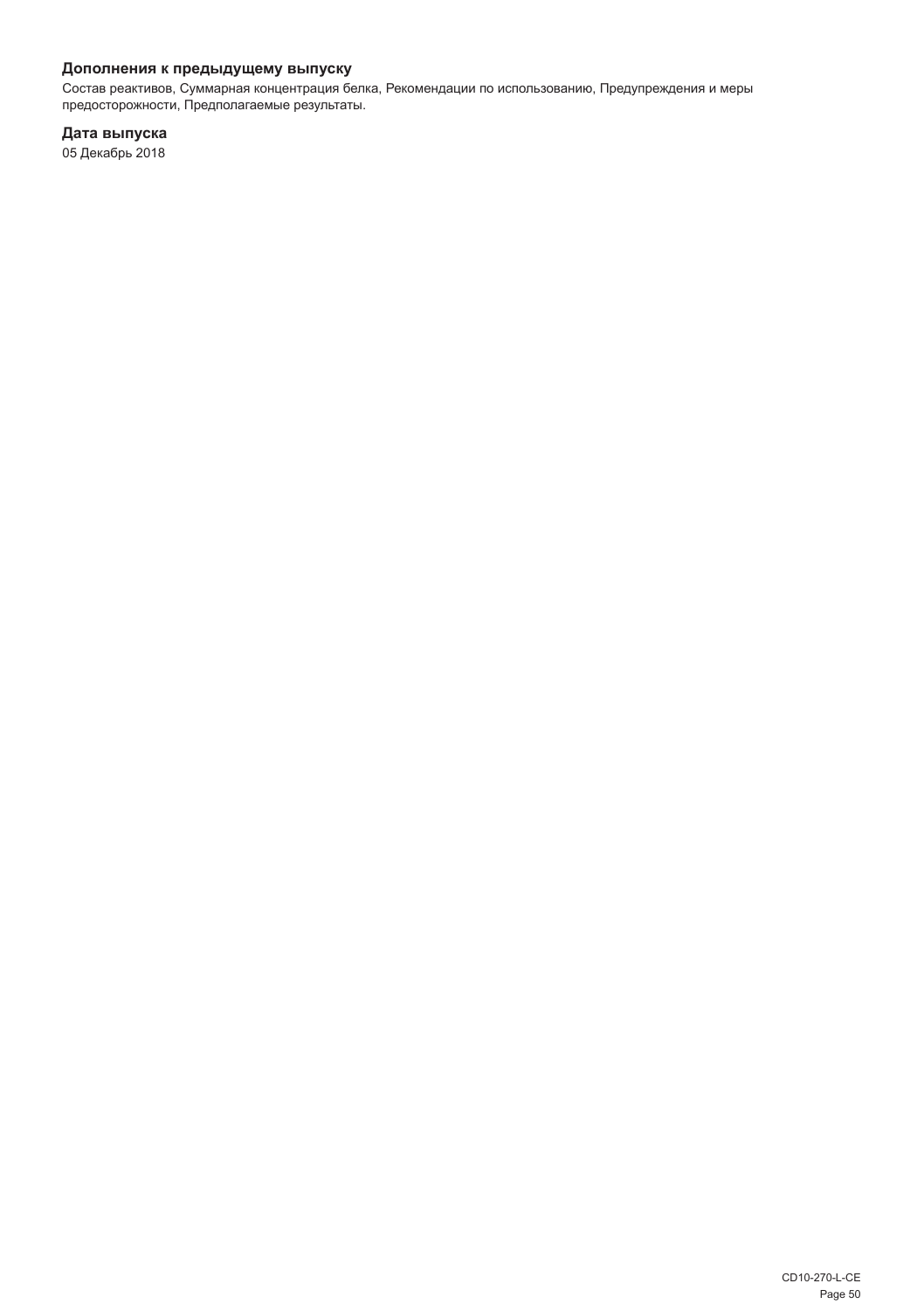### Дополнения к предыдущему выпуску

Состав реактивов, Суммарная концентрация белка, Рекомендации по использованию, Предупреждения и меры предосторожности, Предполагаемые результаты.

### Дата выпуска

05 Декабрь 2018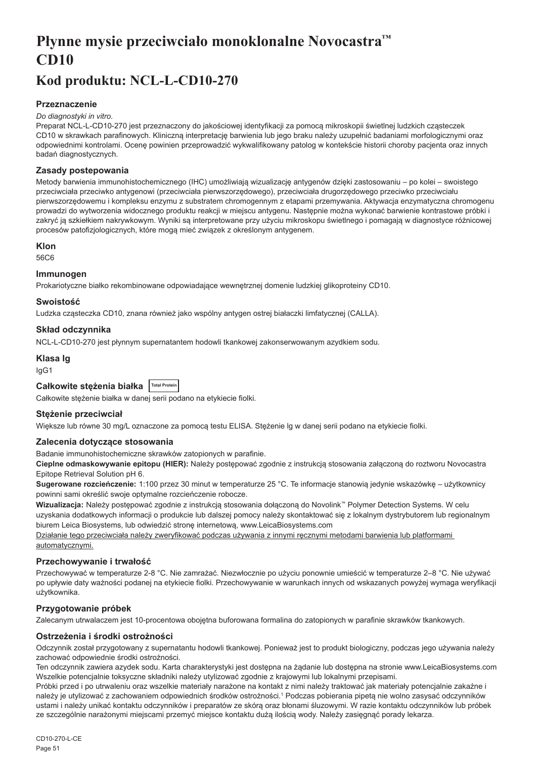# Płynne mysie przeciwciało monoklonalne Novocastra™ CD10

## Kod produktu: NCL-L-CD10-270

### Przeznaczenie

*Do diagnostyki in vitro.*

Preparat NCL-L-CD10-270 jest przeznaczony do jakościowej identyfikacji za pomocą mikroskopii świetlnej ludzkich cząsteczek CD10 w skrawkach parafinowych. Kliniczną interpretację barwienia lub jego braku należy uzupełnić badaniami morfologicznymi oraz odpowiednimi kontrolami. Ocenę powinien przeprowadzić wykwalifikowany patolog w kontekście historii choroby pacjenta oraz innych badań diagnostycznych.

### Zasady postepowania

Metody barwienia immunohistochemicznego (IHC) umożliwiają wizualizację antygenów dzięki zastosowaniu – po kolei – swoistego przeciwciała przeciwko antygenowi (przeciwciała pierwszorzędowego), przeciwciała drugorzędowego przeciwko przeciwciału pierwszorzędowemu i kompleksu enzymu z substratem chromogennym z etapami przemywania. Aktywacja enzymatyczna chromogenu prowadzi do wytworzenia widocznego produktu reakcji w miejscu antygenu. Następnie można wykonać barwienie kontrastowe próbki i zakryć ją szkiełkiem nakrywkowym. Wyniki są interpretowane przy użyciu mikroskopu świetlnego i pomagają w diagnostyce różnicowej procesów patofizjologicznych, które mogą mieć związek z określonym antygenem.

### Klon

56C6

### Immunogen

Prokariotyczne białko rekombinowane odpowiadające wewnętrznej domenie ludzkiej glikoproteiny CD10.

### Swoistość

Ludzka cząsteczka CD10, znana również jako wspólny antygen ostrej białaczki limfatycznej (CALLA).

### Skład odczynnika

NCL-L-CD10-270 jest płynnym supernatantem hodowli tkankowej zakonserwowanym azydkiem sodu.

### Klasa Ig

IgG1

### Całkowite stężenia białka Total Protein

Całkowite stężenie białka w danej serii podano na etykiecie fiolki.

### Stężenie przeciwciał

Większe lub równe 30 mg/L oznaczone za pomocą testu ELISA. Stężenie Ig w danej serii podano na etykiecie fiolki.

### Zalecenia dotyczące stosowania

Badanie immunohistochemiczne skrawków zatopionych w parafinie.

**Cieplne odmaskowywanie epitopu (HIER):** Należy postępować zgodnie z instrukcją stosowania załączoną do roztworu Novocastra Epitope Retrieval Solution pH 6.

**Sugerowane rozcieńczenie:** 1:100 przez 30 minut w temperaturze 25 °C. Te informacje stanowią jedynie wskazówkę – użytkownicy powinni sami określić swoje optymalne rozcieńczenie robocze.

**Wizualizacja:** Należy postępować zgodnie z instrukcją stosowania dołączoną do Novolink™ Polymer Detection Systems. W celu uzyskania dodatkowych informacji o produkcie lub dalszej pomocy należy skontaktować się z lokalnym dystrybutorem lub regionalnym biurem Leica Biosystems, lub odwiedzić stronę internetową, www.LeicaBiosystems.com

Działanie tego przeciwciała należy zweryfikować podczas używania z innymi ręcznymi metodami barwienia lub platformami automatycznymi.

### Przechowywanie i trwałość

Przechowywać w temperaturze 2-8 °C. Nie zamrażać. Niezwłocznie po użyciu ponownie umieścić w temperaturze 2–8 °C. Nie używać po upływie daty ważności podanej na etykiecie fiolki. Przechowywanie w warunkach innych od wskazanych powyżej wymaga weryfikacji użytkownika.

### Przygotowanie próbek

Zalecanym utrwalaczem jest 10-procentowa obojętna buforowana formalina do zatopionych w parafinie skrawków tkankowych.

### Ostrzeżenia i środki ostrożności

Odczynnik został przygotowany z supernatantu hodowli tkankowej. Ponieważ jest to produkt biologiczny, podczas jego używania należy zachować odpowiednie środki ostrożności.

Ten odczynnik zawiera azydek sodu. Karta charakterystyki jest dostępna na żądanie lub dostępna na stronie www.LeicaBiosystems.com

Wszelkie potencjalnie toksyczne składniki należy utylizować zgodnie z krajowymi lub lokalnymi przepisami.

Próbki przed i po utrwaleniu oraz wszelkie materiały narażone na kontakt z nimi należy traktować jak materiały potencjalnie zakaźne i należy je utylizować z zachowaniem odpowiednich środków ostrożności.[1] Podczas pobierania pipetą nie wolno zasysać odczynników ustami i należy unikać kontaktu odczynników i preparatów ze skórą oraz błonami śluzowymi. W razie kontaktu odczynników lub próbek ze szczególnie narażonymi miejscami przemyć miejsce kontaktu dużą ilością wody. Należy zasięgnąć porady lekarza.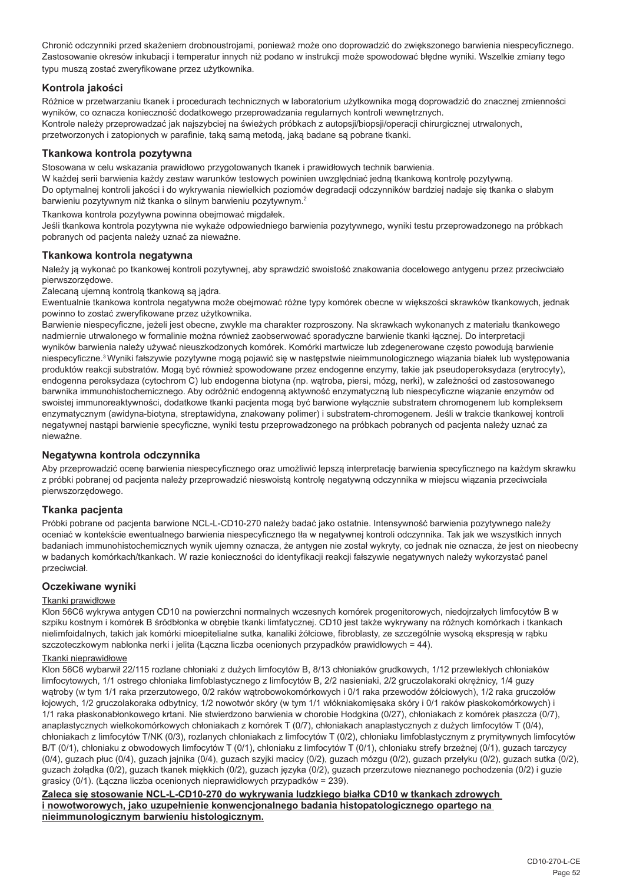Chronić odczynniki przed skażeniem drobnoustrojami, ponieważ może ono doprowadzić do zwiększonego barwienia niespecyficznego. Zastosowanie okresów inkubacji i temperatur innych niż podano w instrukcji może spowodować błędne wyniki. Wszelkie zmiany tego typu muszą zostać zweryfikowane przez użytkownika.

## Kontrola jakości

Różnice w przetwarzaniu tkanek i procedurach technicznych w laboratorium użytkownika mogą doprowadzić do znacznej zmienności wyników, co oznacza konieczność dodatkowego przeprowadzania regularnych kontroli wewnętrznych.
Kontrole należy przeprowadzać jak najszybciej na świeżych próbkach z autopsji/biopsji/operacji chirurgicznej utrwalonych, przetworzonych i zatopionych w parafinie, taką samą metodą, jaką badane są pobrane tkanki.

## Tkankowa kontrola pozytywna

Stosowana w celu wskazania prawidłowo przygotowanych tkanek i prawidłowych technik barwienia.
W każdej serii barwienia każdy zestaw warunków testowych powinien uwzględniać jedną tkankową kontrolę pozytywną.
Do optymalnej kontroli jakości i do wykrywania niewielkich poziomów degradacji odczynników bardziej nadaje się tkanka o słabym barwieniu pozytywnym niż tkanka o silnym barwieniu pozytywnym.[2]

Tkankowa kontrola pozytywna powinna obejmować migdałek.
Jeśli tkankowa kontrola pozytywna nie wykaże odpowiedniego barwienia pozytywnego, wyniki testu przeprowadzonego na próbkach pobranych od pacjenta należy uznać za nieważne.

## Tkankowa kontrola negatywna

Należy ją wykonać po tkankowej kontroli pozytywnej, aby sprawdzić swoistość znakowania docelowego antygenu przez przeciwciało pierwszorzędowe.
Zalecaną ujemną kontrolą tkankową są jądra.
Ewentualnie tkankowa kontrola negatywna może obejmować różne typy komórek obecne w większości skrawków tkankowych, jednak powinno to zostać zweryfikowane przez użytkownika.
Barwienie niespecyficzne, jeżeli jest obecne, zwykle ma charakter rozproszony. Na skrawkach wykonanych z materiału tkankowego nadmiernie utrwalonego w formalinie można również zaobserwować sporadyczne barwienie tkanki łącznej. Do interpretacji wyników barwienia należy używać nieuszkodzonych komórek. Komórki martwicze lub zdegenerowane często powodują barwienie niespecyficzne.[3] Wyniki fałszywie pozytywne mogą pojawić się w następstwie nieimmunologicznego wiązania białek lub występowania produktów reakcji substratów. Mogą być również spowodowane przez endogenne enzymy, takie jak pseudoperoksydaza (erytrocyty), endogenna peroksydaza (cytochrom C) lub endogenna biotyna (np. wątroba, piersi, mózg, nerki), w zależności od zastosowanego barwnika immunohistochemicznego. Aby odróżnić endogenną aktywność enzymatyczną lub niespecyficzne wiązanie enzymów od swoistej immunoreaktywności, dodatkowe tkanki pacjenta mogą być barwione wyłącznie substratem chromogenem lub kompleksem enzymatycznym (awidyna-biotyna, streptawidyna, znakowany polimer) i substratem-chromogenem. Jeśli w trakcie tkankowej kontroli negatywnej nastąpi barwienie specyficzne, wyniki testu przeprowadzonego na próbkach pobranych od pacjenta należy uznać za nieważne.

## Negatywna kontrola odczynnika

Aby przeprowadzić ocenę barwienia niespecyficznego oraz umożliwić lepszą interpretację barwienia specyficznego na każdym skrawku z próbki pobranej od pacjenta należy przeprowadzić nieswoistą kontrolę negatywną odczynnika w miejscu wiązania przeciwciała pierwszorzędowego.

## Tkanka pacjenta

Próbki pobrane od pacjenta barwione NCL-L-CD10-270 należy badać jako ostatnie. Intensywność barwienia pozytywnego należy oceniać w kontekście ewentualnego barwienia niespecyficznego tła w negatywnej kontroli odczynnika. Tak jak we wszystkich innych badaniach immunohistochemicznych wynik ujemny oznacza, że antygen nie został wykryty, co jednak nie oznacza, że jest on nieobecny w badanych komórkach/tkankach. W razie konieczności do identyfikacji reakcji fałszywie negatywnych należy wykorzystać panel przeciwciał.

## Oczekiwane wyniki

Tkanki prawidłowe

Klon 56C6 wykrywa antygen CD10 na powierzchni normalnych wczesnych komórek progenitorowych, niedojrzałych limfocytów B w szpiku kostnym i komórek B śródbłonka w obrębie tkanki limfatycznej. CD10 jest także wykrywany na różnych komórkach i tkankach nielimfoidalnych, takich jak komórki mioepitelialne sutka, kanaliki żółciowe, fibroblasty, ze szczególnie wysoką ekspresją w rąbku szczoteczkowym nabłonka nerki i jelita (Łączna liczba ocenionych przypadków prawidłowych = 44).

Tkanki nieprawidłowe

Klon 56C6 wybarwił 22/115 rozlane chłoniaki z dużych limfocytów B, 8/13 chłoniaków grudkowych, 1/12 przewlekłych chłoniaków limfocytowych, 1/1 ostrego chłoniaka limfoblastycznego z limfocytów B, 2/2 nasieniaki, 2/2 gruczolakoraki okrężnicy, 1/4 guzy wątroby (w tym 1/1 raka przerzutowego, 0/2 raków wątrobowokomórkowych i 0/1 raka przewodów żółciowych), 1/2 raka gruczołów łojowych, 1/2 gruczolakoraka odbytnicy, 1/2 nowotwór skóry (w tym 1/1 włókniakomięsaka skóry i 0/1 raków płaskokomórkowych) i 1/1 raka płaskonabłonkowego krtani. Nie stwierdzono barwienia w chorobie Hodgkina (0/27), chłoniakach z komórek płaszcza (0/7), anaplastycznych wielkokomórkowych chłoniakach z komórek T (0/7), chłoniakach anaplastycznych z dużych limfocytów T (0/4), chłoniakach z limfocytów T/NK (0/3), rozlanych chłoniakach z limfocytów T (0/2), chłoniaku limfoblastycznym z prymitywnych limfocytów B/T (0/1), chłoniaku z obwodowych limfocytów T (0/1), chłoniaku z limfocytów T (0/1), chłoniaku strefy brzeżnej (0/1), guzach tarczycy (0/4), guzach płuc (0/4), guzach jajnika (0/4), guzach szyjki macicy (0/2), guzach mózgu (0/2), guzach przełyku (0/2), guzach sutka (0/2), guzach żołądka (0/2), guzach tkanek miękkich (0/2), guzach języka (0/2), guzach przerzutowe nieznanego pochodzenia (0/2) i guzie grasicy (0/1). (Łączna liczba ocenionych nieprawidłowych przypadków = 239).

**Zaleca się stosowanie NCL-L-CD10-270 do wykrywania ludzkiego białka CD10 w tkankach zdrowych i nowotworowych, jako uzupełnienie konwencjonalnego badania histopatologicznego opartego na nieimmunologicznym barwieniu histologicznym.**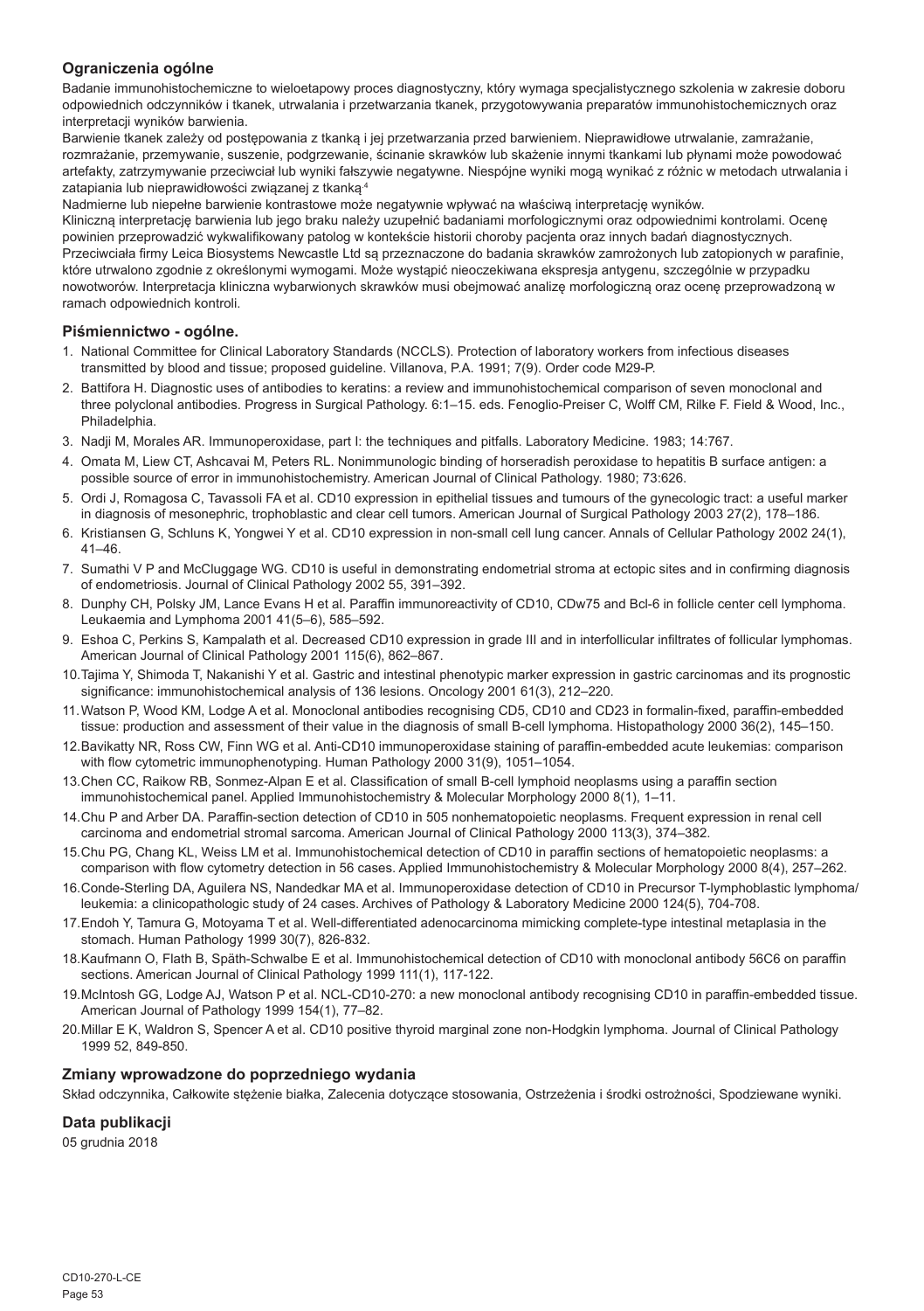### Ograniczenia ogólne

Badanie immunohistochemiczne to wieloetapowy proces diagnostyczny, który wymaga specjalistycznego szkolenia w zakresie doboru odpowiednich odczynników i tkanek, utrwalania i przetwarzania tkanek, przygotowywania preparatów immunohistochemicznych oraz interpretacji wyników barwienia.

Barwienie tkanek zależy od postępowania z tkanką i jej przetwarzania przed barwieniem. Nieprawidłowe utrwalanie, zamrażanie, rozmrażanie, przemywanie, suszenie, podgrzewanie, ścinanie skrawków lub skażenie innymi tkankami lub płynami może powodować artefakty, zatrzymywanie przeciwciał lub wyniki fałszywie negatywne. Niespójne wyniki mogą wynikać z różnic w metodach utrwalania i zatapiania lub nieprawidłowości związanej z tkanką.[4]

Nadmierne lub niepełne barwienie kontrastowe może negatywnie wpływać na właściwą interpretację wyników.

Kliniczną interpretację barwienia lub jego braku należy uzupełnić badaniami morfologicznymi oraz odpowiednimi kontrolami. Ocenę powinien przeprowadzić wykwalifikowany patolog w kontekście historii choroby pacjenta oraz innych badań diagnostycznych.

Przeciwciała firmy Leica Biosystems Newcastle Ltd są przeznaczone do badania skrawków zamrożonych lub zatopionych w parafinie, które utrwalono zgodnie z określonymi wymogami. Może wystąpić nieoczekiwana ekspresja antygenu, szczególnie w przypadku nowotworów. Interpretacja kliniczna wybarwionych skrawków musi obejmować analizę morfologiczną oraz ocenę przeprowadzoną w ramach odpowiednich kontroli.

### Piśmiennictwo - ogólne.

1. National Committee for Clinical Laboratory Standards (NCCLS). Protection of laboratory workers from infectious diseases transmitted by blood and tissue; proposed guideline. Villanova, P.A. 1991; 7(9). Order code M29-P.
2. Battifora H. Diagnostic uses of antibodies to keratins: a review and immunohistochemical comparison of seven monoclonal and three polyclonal antibodies. Progress in Surgical Pathology. 6:1–15. eds. Fenoglio-Preiser C, Wolff CM, Rilke F. Field & Wood, Inc., Philadelphia.
3. Nadji M, Morales AR. Immunoperoxidase, part I: the techniques and pitfalls. Laboratory Medicine. 1983; 14:767.
4. Omata M, Liew CT, Ashcavai M, Peters RL. Nonimmunologic binding of horseradish peroxidase to hepatitis B surface antigen: a possible source of error in immunohistochemistry. American Journal of Clinical Pathology. 1980; 73:626.
5. Ordi J, Romagosa C, Tavassoli FA et al. CD10 expression in epithelial tissues and tumours of the gynecologic tract: a useful marker in diagnosis of mesonephric, trophoblastic and clear cell tumors. American Journal of Surgical Pathology 2003 27(2), 178–186.
6. Kristiansen G, Schluns K, Yongwei Y et al. CD10 expression in non-small cell lung cancer. Annals of Cellular Pathology 2002 24(1), 41–46.
7. Sumathi V P and McCluggage WG. CD10 is useful in demonstrating endometrial stroma at ectopic sites and in confirming diagnosis of endometriosis. Journal of Clinical Pathology 2002 55, 391–392.
8. Dunphy CH, Polsky JM, Lance Evans H et al. Paraffin immunoreactivity of CD10, CDw75 and Bcl-6 in follicle center cell lymphoma. Leukaemia and Lymphoma 2001 41(5–6), 585–592.
9. Eshoa C, Perkins S, Kampalath et al. Decreased CD10 expression in grade III and in interfollicular infiltrates of follicular lymphomas. American Journal of Clinical Pathology 2001 115(6), 862–867.
10. Tajima Y, Shimoda T, Nakanishi Y et al. Gastric and intestinal phenotypic marker expression in gastric carcinomas and its prognostic significance: immunohistochemical analysis of 136 lesions. Oncology 2001 61(3), 212–220.
11. Watson P, Wood KM, Lodge A et al. Monoclonal antibodies recognising CD5, CD10 and CD23 in formalin-fixed, paraffin-embedded tissue: production and assessment of their value in the diagnosis of small B-cell lymphoma. Histopathology 2000 36(2), 145–150.
12. Bavikatty NR, Ross CW, Finn WG et al. Anti-CD10 immunoperoxidase staining of paraffin-embedded acute leukemias: comparison with flow cytometric immunophenotyping. Human Pathology 2000 31(9), 1051–1054.
13. Chen CC, Raikow RB, Sonmez-Alpan E et al. Classification of small B-cell lymphoid neoplasms using a paraffin section immunohistochemical panel. Applied Immunohistochemistry & Molecular Morphology 2000 8(1), 1–11.
14. Chu P and Arber DA. Paraffin-section detection of CD10 in 505 nonhematopoietic neoplasms. Frequent expression in renal cell carcinoma and endometrial stromal sarcoma. American Journal of Clinical Pathology 2000 113(3), 374–382.
15. Chu PG, Chang KL, Weiss LM et al. Immunohistochemical detection of CD10 in paraffin sections of hematopoietic neoplasms: a comparison with flow cytometry detection in 56 cases. Applied Immunohistochemistry & Molecular Morphology 2000 8(4), 257–262.
16. Conde-Sterling DA, Aguilera NS, Nandedkar MA et al. Immunoperoxidase detection of CD10 in Precursor T-lymphoblastic lymphoma/ leukemia: a clinicopathologic study of 24 cases. Archives of Pathology & Laboratory Medicine 2000 124(5), 704-708.
17. Endoh Y, Tamura G, Motoyama T et al. Well-differentiated adenocarcinoma mimicking complete-type intestinal metaplasia in the stomach. Human Pathology 1999 30(7), 826-832.
18. Kaufmann O, Flath B, Späth-Schwalbe E et al. Immunohistochemical detection of CD10 with monoclonal antibody 56C6 on paraffin sections. American Journal of Clinical Pathology 1999 111(1), 117-122.
19. McIntosh GG, Lodge AJ, Watson P et al. NCL-CD10-270: a new monoclonal antibody recognising CD10 in paraffin-embedded tissue. American Journal of Pathology 1999 154(1), 77–82.
20. Millar E K, Waldron S, Spencer A et al. CD10 positive thyroid marginal zone non-Hodgkin lymphoma. Journal of Clinical Pathology 1999 52, 849-850.

### Zmiany wprowadzone do poprzedniego wydania

Skład odczynnika, Całkowite stężenie białka, Zalecenia dotyczące stosowania, Ostrzeżenia i środki ostrożności, Spodziewane wyniki.

### Data publikacji

05 grudnia 2018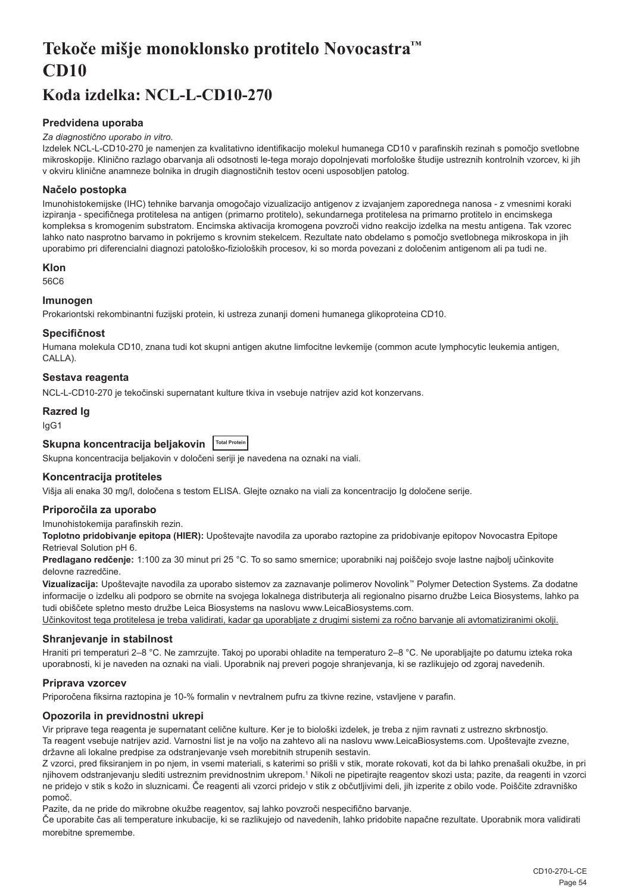# Tekoče mišje monoklonsko protitelo Novocastra™ CD10

## Koda izdelka: NCL-L-CD10-270

### Predvidena uporaba

*Za diagnostično uporabo in vitro.*

Izdelek NCL-L-CD10-270 je namenjen za kvalitativno identifikacijo molekul humanega CD10 v parafinskih rezinah s pomočjo svetlobne mikroskopije. Klinično razlago obarvanja ali odsotnosti le-tega morajo dopolnjevati morfološke študije ustreznih kontrolnih vzorcev, ki jih v okviru klinične anamneze bolnika in drugih diagnostičnih testov oceni usposobljen patolog.

### Načelo postopka

Imunohistokemijske (IHC) tehnike barvanja omogočajo vizualizacijo antigenov z izvajanjem zaporednega nanosa - z vmesnimi koraki izpiranja - specifičnega protitelesa na antigen (primarno protitelo), sekundarnega protitelesa na primarno protitelo in encimskega kompleksa s kromogenim substratom. Encimska aktivacija kromogena povzroči vidno reakcijo izdelka na mestu antigena. Tak vzorec lahko nato nasprotno barvamo in pokrijemo s krovnim stekelcem. Rezultate nato obdelamo s pomočjo svetlobnega mikroskopa in jih uporabimo pri diferencialni diagnozi patološko-fizioloških procesov, ki so morda povezani z določenim antigenom ali pa tudi ne.

### Klon

56C6

### Imunogen

Prokariontski rekombinantni fuzijski protein, ki ustreza zunanji domeni humanega glikoproteina CD10.

### Specifičnost

Humana molekula CD10, znana tudi kot skupni antigen akutne limfocitne levkemije (common acute lymphocytic leukemia antigen, CALLA).

### Sestava reagenta

NCL-L-CD10-270 je tekočinski supernatant kulture tkiva in vsebuje natrijev azid kot konzervans.

### Razred Ig

IgG1

### Skupna koncentracija beljakovin Total Protein

Skupna koncentracija beljakovin v določeni seriji je navedena na oznaki na viali.

### Koncentracija protiteles

Višja ali enaka 30 mg/l, določena s testom ELISA. Glejte oznako na viali za koncentracijo Ig določene serije.

### Priporočila za uporabo

Imunohistokemija parafinskih rezin.

**Toplotno pridobivanje epitopa (HIER):** Upoštevajte navodila za uporabo raztopine za pridobivanje epitopov Novocastra Epitope Retrieval Solution pH 6.

**Predlagano redčenje:** 1:100 za 30 minut pri 25 °C. To so samo smernice; uporabniki naj poiščejo svoje lastne najbolj učinkovite delovne razredčine.

**Vizualizacija:** Upoštevajte navodila za uporabo sistemov za zaznavanje polimerov Novolink™ Polymer Detection Systems. Za dodatne informacije o izdelku ali podporo se obrnite na svojega lokalnega distributerja ali regionalno pisarno družbe Leica Biosystems, lahko pa tudi obiščete spletno mesto družbe Leica Biosystems na naslovu www.LeicaBiosystems.com.

Učinkovitost tega protitelesa je treba validirati, kadar ga uporabljate z drugimi sistemi za ročno barvanje ali avtomatiziranimi okolji.

### Shranjevanje in stabilnost

Hraniti pri temperaturi 2–8 °C. Ne zamrzujte. Takoj po uporabi ohladite na temperaturo 2–8 °C. Ne uporabljajte po datumu izteka roka uporabnosti, ki je naveden na oznaki na viali. Uporabnik naj preveri pogoje shranjevanja, ki se razlikujejo od zgoraj navedenih.

### Priprava vzorcev

Priporočena fiksirna raztopina je 10-% formalin v nevtralnem pufru za tkivne rezine, vstavljene v parafin.

### Opozorila in previdnostni ukrepi

Vir priprave tega reagenta je supernatant celične kulture. Ker je to biološki izdelek, je treba z njim ravnati z ustrezno skrbnostjo.

Ta reagent vsebuje natrijev azid. Varnostni list je na voljo na zahtevo ali na naslovu www.LeicaBiosystems.com. Upoštevajte zvezne, državne ali lokalne predpise za odstranjevanje vseh morebitnih strupenih sestavin.

Z vzorci, pred fiksiranjem in po njem, in vsemi materiali, s katerimi so prišli v stik, morate rokovati, kot da bi lahko prenašali okužbe, in pri njihovem odstranjevanju slediti ustreznim previdnostnim ukrepom.[1] Nikoli ne pipetirajte reagentov skozi usta; pazite, da reagenti in vzorci ne pridejo v stik s kožo in sluznicami. Če reagenti ali vzorci pridejo v stik z občutljivimi deli, jih izperite z obilo vode. Poiščite zdravniško pomoč.

Pazite, da ne pride do mikrobne okužbe reagentov, saj lahko povzroči nespecifično barvanje.

Če uporabite čas ali temperature inkubacije, ki se razlikujejo od navedenih, lahko pridobite napačne rezultate. Uporabnik mora validirati morebitne spremembe.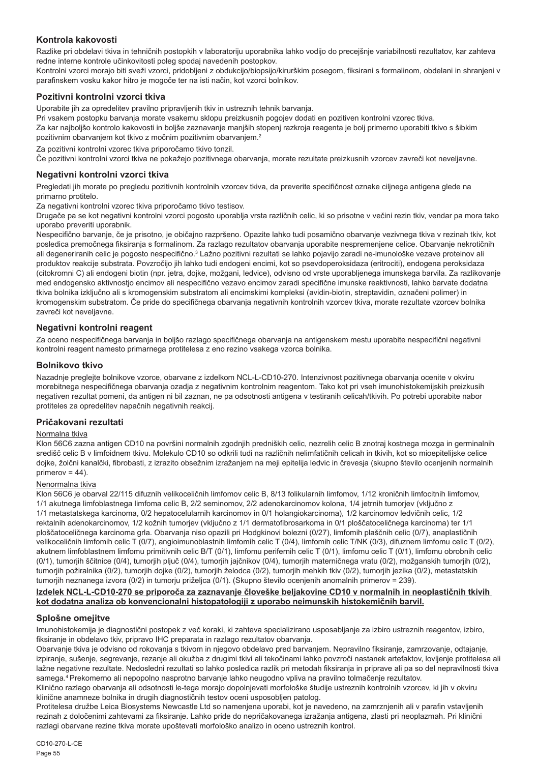## Kontrola kakovosti

Razlike pri obdelavi tkiva in tehničnih postopkih v laboratoriju uporabnika lahko vodijo do precejšnje variabilnosti rezultatov, kar zahteva redne interne kontrole učinkovitosti poleg spodaj navedenih postopkov.

Kontrolni vzorci morajo biti sveži vzorci, pridobljeni z obdukcijo/biopsijo/kirurškim posegom, fiksirani s formalinom, obdelani in shranjeni v parafinskem vosku kakor hitro je mogoče ter na isti način, kot vzorci bolnikov.

### Pozitivni kontrolni vzorci tkiva

Uporabite jih za opredelitev pravilno pripravljenih tkiv in ustreznih tehnik barvanja.

Pri vsakem postopku barvanja morate vsakemu sklopu preizkusnih pogojev dodati en pozitiven kontrolni vzorec tkiva.

Za kar najboljšo kontrolo kakovosti in boljše zaznavanje manjših stopenj razkroja reagenta je bolj primerno uporabiti tkivo s šibkim pozitivnim obarvanjem kot tkivo z močnim pozitivnim obarvanjem.[2]

Za pozitivni kontrolni vzorec tkiva priporočamo tkivo tonzil.

Če pozitivni kontrolni vzorci tkiva ne pokažejo pozitivnega obarvanja, morate rezultate preizkusnih vzorcev zavreči kot neveljavne.

### Negativni kontrolni vzorci tkiva

Pregledati jih morate po pregledu pozitivnih kontrolnih vzorcev tkiva, da preverite specifičnost oznake ciljnega antigena glede na primarno protitelo.

Za negativni kontrolni vzorec tkiva priporočamo tkivo testisov.

Drugače pa se kot negativni kontrolni vzorci pogosto uporablja vrsta različnih celic, ki so prisotne v večini rezin tkiv, vendar pa mora tako uporabo preveriti uporabnik.

Nespecifično barvanje, če je prisotno, je običajno razpršeno. Opazite lahko tudi posamično obarvanje vezivnega tkiva v rezinah tkiv, kot posledica premočnega fiksiranja s formalinom. Za razlago rezultatov obarvanja uporabite nespremenjene celice. Obarvanje nekrotičnih ali degeneriranih celic je pogosto nespecifično.[3] Lažno pozitivni rezultati se lahko pojavijo zaradi ne-imunološke vezave proteinov ali produktov reakcije substrata. Povzročijo jih lahko tudi endogeni encimi, kot so psevdoperoksidaza (eritrociti), endogena peroksidaza (citokromi C) ali endogeni biotin (npr. jetra, dojke, možgani, ledvice), odvisno od vrste uporabljenega imunskega barvila. Za razlikovanje med endogensko aktivnostjo encimov ali nespecifično vezavo encimov zaradi specifične imunske reaktivnosti, lahko barvate dodatna tkiva bolnika izključno ali s kromogenskim substratom ali encimskimi kompleksi (avidin-biotin, streptavidin, označeni polimer) in kromogenskim substratom. Če pride do specifičnega obarvanja negativnih kontrolnih vzorcev tkiva, morate rezultate vzorcev bolnika zavreči kot neveljavne.

### Negativni kontrolni reagent

Za oceno nespecifičnega barvanja in boljšo razlago specifičnega obarvanja na antigenskem mestu uporabite nespecifični negativni kontrolni reagent namesto primarnega protitelesa z eno rezino vsakega vzorca bolnika.

### Bolnikovo tkivo

Nazadnje preglejte bolnikove vzorce, obarvane z izdelkom NCL-L-CD10-270. Intenzivnost pozitivnega obarvanja ocenite v okviru morebitnega nespecifičnega obarvanja ozadja z negativnim kontrolnim reagentom. Tako kot pri vseh imunohistokemijskih preizkusih negativen rezultat pomeni, da antigen ni bil zaznan, ne pa odsotnosti antigena v testiranih celicah/tkivih. Po potrebi uporabite nabor protiteles za opredelitev napačnih negativnih reakcij.

## Pričakovani rezultati

Normalna tkiva

Klon 56C6 zazna antigen CD10 na površini normalnih zgodnjih predniških celic, nezrelih celic B znotraj kostnega mozga in germinalnih središč celic B v limfoidnem tkivu. Molekule CD10 so odkrili tudi na različnih nelimfatičnih celicah in tkivih, kot so mioepitelijske celice dojke, žolčni kanalčki, fibrobasti, z izrazito obsežnim izražanjem na meji epitelija ledvic in črevesja (skupno število ocenjenih normalnih primerov = 44).

Nenormalna tkiva

Klon 56C6 je obarval 22/115 difuznih velikoceličnih limfomov celic B, 8/13 folikularnih limfomov, 1/12 kroničnih limfocitnih limfomov, 1/1 akutnega limfoblastnega limfoma celic B, 2/2 seminomov, 2/2 adenokarcinomov kolona, 1/4 jetrnih tumorjev (vključno z 1/1 metastatskega karcinoma, 0/2 hepatocelularnih karcinomov in 0/1 holangiokarcinoma), 1/2 karcinomov ledvičnih celic, 1/2 rektalnih adenokarcinomov, 1/2 kožnih tumorjev (vključno z 1/1 dermatofibrosarkoma in 0/1 ploščatoceličnega karcinoma) ter 1/1 ploščatoceličnega karcinoma grla. Obarvanja niso opazili pri Hodgkinovi bolezni (0/27), limfomih plaščnih celic (0/7), anaplastičnih velikoceličnih limfomih celic T (0/7), angioimunoblastnih limfomih celic T (0/4), limfomih celic T/NK (0/3), difuznem limfomu celic T (0/2), akutnem limfoblastnem limfomu primitivnih celic B/T (0/1), limfomu perifernih celic T (0/1), limfomu celic T (0/1), limfomu obrobnih celic (0/1), tumorjih ščitnice (0/4), tumorjih pljuč (0/4), tumorjih jajčnikov (0/4), tumorjih materničnega vratu (0/2), možganskih tumorjih (0/2), tumorjih požiralnika (0/2), tumorjih dojke (0/2), tumorjih želodca (0/2), tumorjih mehkih tkiv (0/2), tumorjih jezika (0/2), metastatskih tumorjih neznanega izvora (0/2) in tumorju priželjca (0/1). (Skupno število ocenjenih anomalnih primerov = 239).

**Izdelek NCL-L-CD10-270 se priporoča za zaznavanje človeške beljakovine CD10 v normalnih in neoplastičnih tkivih kot dodatna analiza ob konvencionalni histopatologiji z uporabo neimunskih histokemičnih barvil.**

## Splošne omejitve

Imunohistokemija je diagnostični postopek z več koraki, ki zahteva specializirano usposabljanje za izbiro ustreznih reagentov, izbiro, fiksiranje in obdelavo tkiv, pripravo IHC preparata in razlago rezultatov obarvanja.

Obarvanje tkiva je odvisno od rokovanja s tkivom in njegovo obdelavo pred barvanjem. Nepravilno fiksiranje, zamrzovanje, odtajanje, izpiranje, sušenje, segrevanje, rezanje ali okužba z drugimi tkivi ali tekočinami lahko povzroči nastanek artefaktov, lovljenje protitelesa ali lažne negativne rezultate. Nedosledni rezultati so lahko posledica razlik pri metodah fiksiranja in priprave ali pa so del nepravilnosti tkiva samega.[4] Prekomerno ali nepopolno nasprotno barvanje lahko neugodno vpliva na pravilno tolmačenje rezultatov.

Klinično razlago obarvanja ali odsotnosti le-tega morajo dopolnjevati morfološke študije ustreznih kontrolnih vzorcev, ki jih v okviru klinične anamneze bolnika in drugih diagnostičnih testov oceni usposobljen patolog.

Protitelesa družbe Leica Biosystems Newcastle Ltd so namenjena uporabi, kot je navedeno, na zamrznjenih ali v parafin vstavljenih rezinah z določenimi zahtevami za fiksiranje. Lahko pride do nepričakovanega izražanja antigena, zlasti pri neoplazmah. Pri klinični razlagi obarvane rezine tkiva morate upoštevati morfološko analizo in oceno ustreznih kontrol.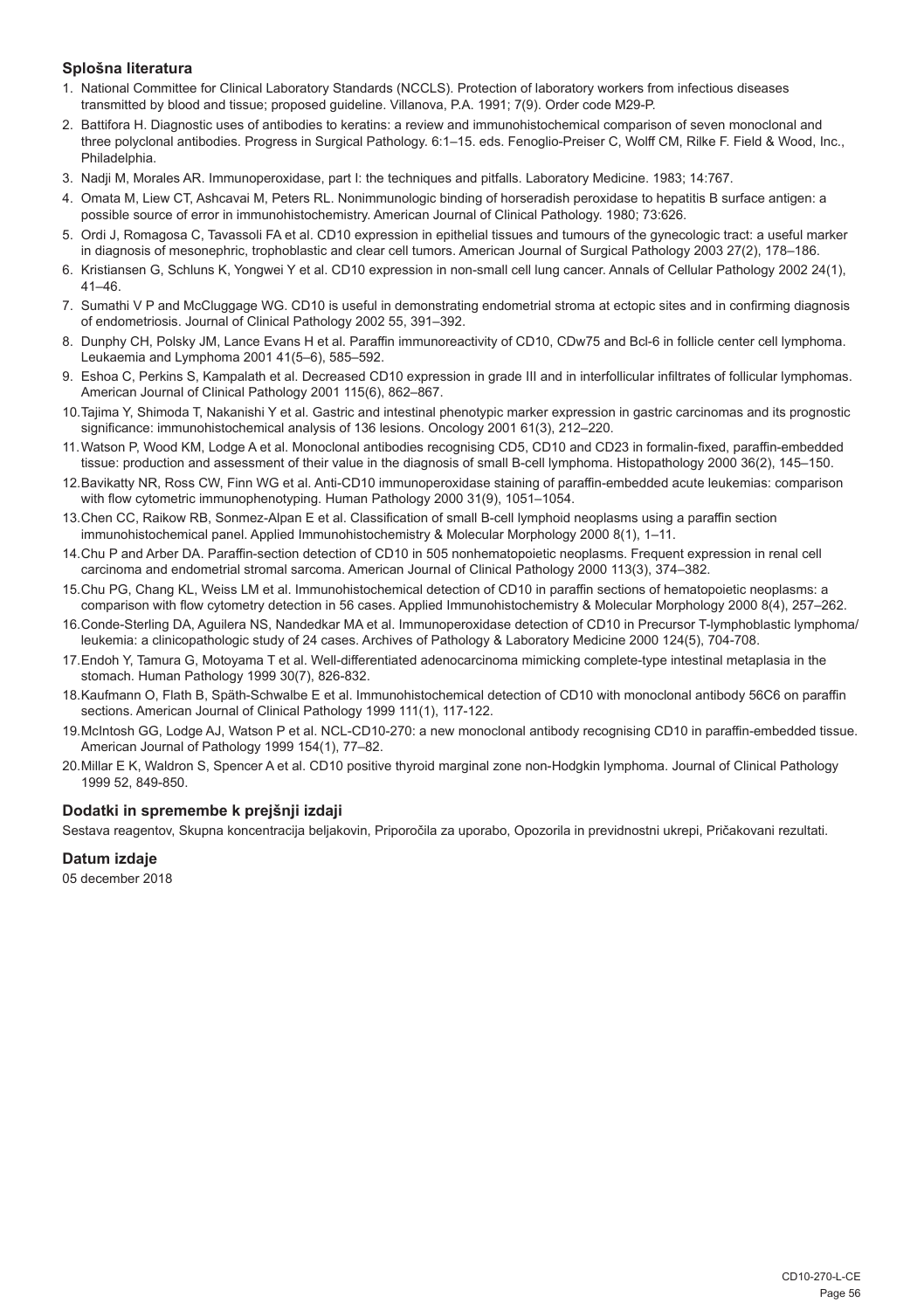## Splošna literatura

1. National Committee for Clinical Laboratory Standards (NCCLS). Protection of laboratory workers from infectious diseases transmitted by blood and tissue; proposed guideline. Villanova, P.A. 1991; 7(9). Order code M29-P.
2. Battifora H. Diagnostic uses of antibodies to keratins: a review and immunohistochemical comparison of seven monoclonal and three polyclonal antibodies. Progress in Surgical Pathology. 6:1–15. eds. Fenoglio-Preiser C, Wolff CM, Rilke F. Field & Wood, Inc., Philadelphia.
3. Nadji M, Morales AR. Immunoperoxidase, part I: the techniques and pitfalls. Laboratory Medicine. 1983; 14:767.
4. Omata M, Liew CT, Ashcavai M, Peters RL. Nonimmunologic binding of horseradish peroxidase to hepatitis B surface antigen: a possible source of error in immunohistochemistry. American Journal of Clinical Pathology. 1980; 73:626.
5. Ordi J, Romagosa C, Tavassoli FA et al. CD10 expression in epithelial tissues and tumours of the gynecologic tract: a useful marker in diagnosis of mesonephric, trophoblastic and clear cell tumors. American Journal of Surgical Pathology 2003 27(2), 178–186.
6. Kristiansen G, Schluns K, Yongwei Y et al. CD10 expression in non-small cell lung cancer. Annals of Cellular Pathology 2002 24(1), 41–46.
7. Sumathi V P and McCluggage WG. CD10 is useful in demonstrating endometrial stroma at ectopic sites and in confirming diagnosis of endometriosis. Journal of Clinical Pathology 2002 55, 391–392.
8. Dunphy CH, Polsky JM, Lance Evans H et al. Paraffin immunoreactivity of CD10, CDw75 and Bcl-6 in follicle center cell lymphoma. Leukaemia and Lymphoma 2001 41(5–6), 585–592.
9. Eshoa C, Perkins S, Kampalath et al. Decreased CD10 expression in grade III and in interfollicular infiltrates of follicular lymphomas. American Journal of Clinical Pathology 2001 115(6), 862–867.
10. Tajima Y, Shimoda T, Nakanishi Y et al. Gastric and intestinal phenotypic marker expression in gastric carcinomas and its prognostic significance: immunohistochemical analysis of 136 lesions. Oncology 2001 61(3), 212–220.
11. Watson P, Wood KM, Lodge A et al. Monoclonal antibodies recognising CD5, CD10 and CD23 in formalin-fixed, paraffin-embedded tissue: production and assessment of their value in the diagnosis of small B-cell lymphoma. Histopathology 2000 36(2), 145–150.
12. Bavikatty NR, Ross CW, Finn WG et al. Anti-CD10 immunoperoxidase staining of paraffin-embedded acute leukemias: comparison with flow cytometric immunophenotyping. Human Pathology 2000 31(9), 1051–1054.
13. Chen CC, Raikow RB, Sonmez-Alpan E et al. Classification of small B-cell lymphoid neoplasms using a paraffin section immunohistochemical panel. Applied Immunohistochemistry & Molecular Morphology 2000 8(1), 1–11.
14. Chu P and Arber DA. Paraffin-section detection of CD10 in 505 nonhematopoietic neoplasms. Frequent expression in renal cell carcinoma and endometrial stromal sarcoma. American Journal of Clinical Pathology 2000 113(3), 374–382.
15. Chu PG, Chang KL, Weiss LM et al. Immunohistochemical detection of CD10 in paraffin sections of hematopoietic neoplasms: a comparison with flow cytometry detection in 56 cases. Applied Immunohistochemistry & Molecular Morphology 2000 8(4), 257–262.
16. Conde-Sterling DA, Aguilera NS, Nandedkar MA et al. Immunoperoxidase detection of CD10 in Precursor T-lymphoblastic lymphoma/ leukemia: a clinicopathologic study of 24 cases. Archives of Pathology & Laboratory Medicine 2000 124(5), 704-708.
17. Endoh Y, Tamura G, Motoyama T et al. Well-differentiated adenocarcinoma mimicking complete-type intestinal metaplasia in the stomach. Human Pathology 1999 30(7), 826-832.
18. Kaufmann O, Flath B, Späth-Schwalbe E et al. Immunohistochemical detection of CD10 with monoclonal antibody 56C6 on paraffin sections. American Journal of Clinical Pathology 1999 111(1), 117-122.
19. McIntosh GG, Lodge AJ, Watson P et al. NCL-CD10-270: a new monoclonal antibody recognising CD10 in paraffin-embedded tissue. American Journal of Pathology 1999 154(1), 77–82.
20. Millar E K, Waldron S, Spencer A et al. CD10 positive thyroid marginal zone non-Hodgkin lymphoma. Journal of Clinical Pathology 1999 52, 849-850.

## Dodatki in spremembe k prejšnji izdaji

Sestava reagentov, Skupna koncentracija beljakovin, Priporočila za uporabo, Opozorila in previdnostni ukrepi, Pričakovani rezultati.

## Datum izdaje

05 december 2018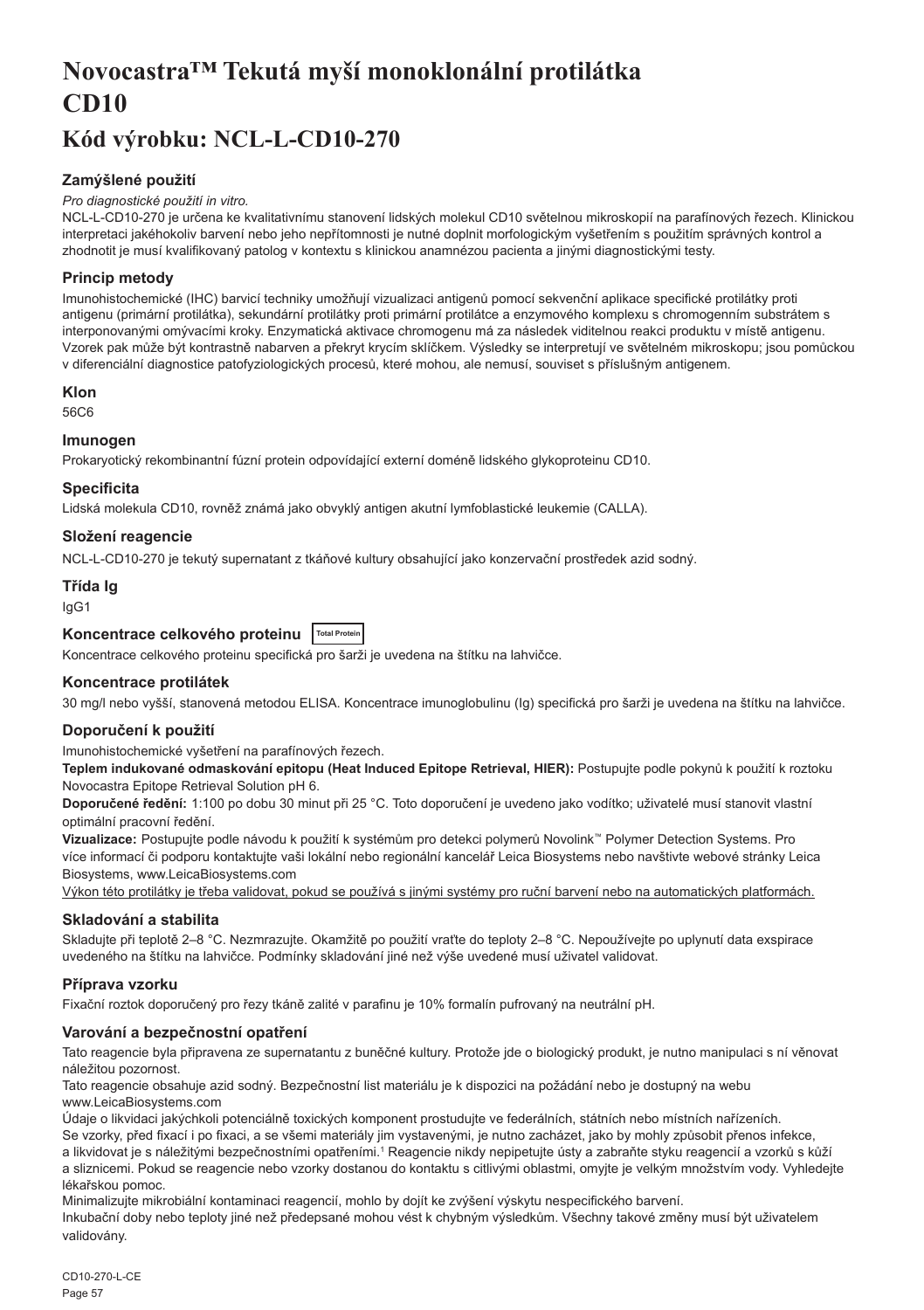# Novocastra™ Tekutá myší monoklonální protilátka CD10

## Kód výrobku: NCL-L-CD10-270

### Zamýšlené použití

*Pro diagnostické použití in vitro.*

NCL-L-CD10-270 je určena ke kvalitativnímu stanovení lidských molekul CD10 světelnou mikroskopií na parafínových řezech. Klinickou interpretaci jakéhokoliv barvení nebo jeho nepřítomnosti je nutné doplnit morfologickým vyšetřením s použitím správných kontrol a zhodnotit je musí kvalifikovaný patolog v kontextu s klinickou anamnézou pacienta a jinými diagnostickými testy.

### Princip metody

Imunohistochemické (IHC) barvicí techniky umožňují vizualizaci antigenů pomocí sekvenční aplikace specifické protilátky proti antigenu (primární protilátka), sekundární protilátky proti primární protilátce a enzymového komplexu s chromogenním substrátem s interponovanými omývacími kroky. Enzymatická aktivace chromogenu má za následek viditelnou reakci produktu v místě antigenu. Vzorek pak může být kontrastně nabarven a překryt krycím sklíčkem. Výsledky se interpretují ve světelném mikroskopu; jsou pomůckou v diferenciální diagnostice patofyziologických procesů, které mohou, ale nemusí, souviset s příslušným antigenem.

### Klon

56C6

### Imunogen

Prokaryotický rekombinantní fúzní protein odpovídající externí doméně lidského glykoproteinu CD10.

### Specificita

Lidská molekula CD10, rovněž známá jako obvyklý antigen akutní lymfoblastické leukemie (CALLA).

### Složení reagencie

NCL-L-CD10-270 je tekutý supernatant z tkáňové kultury obsahující jako konzervační prostředek azid sodný.

### Třída Ig

IgG1

### Koncentrace celkového proteinu Total Protein

Koncentrace celkového proteinu specifická pro šarži je uvedena na štítku na lahvičce.

### Koncentrace protilátek

30 mg/l nebo vyšší, stanovená metodou ELISA. Koncentrace imunoglobulinu (Ig) specifická pro šarži je uvedena na štítku na lahvičce.

### Doporučení k použití

Imunohistochemické vyšetření na parafínových řezech.

**Teplem indukované odmaskování epitopu (Heat Induced Epitope Retrieval, HIER):** Postupujte podle pokynů k použití k roztoku Novocastra Epitope Retrieval Solution pH 6.

**Doporučené ředění:** 1:100 po dobu 30 minut při 25 °C. Toto doporučení je uvedeno jako vodítko; uživatelé musí stanovit vlastní optimální pracovní ředění.

**Vizualizace:** Postupujte podle návodu k použití k systémům pro detekci polymerů Novolink™ Polymer Detection Systems. Pro více informací či podporu kontaktujte vaši lokální nebo regionální kancelář Leica Biosystems nebo navštivte webové stránky Leica Biosystems, www.LeicaBiosystems.com

Výkon této protilátky je třeba validovat, pokud se používá s jinými systémy pro ruční barvení nebo na automatických platformách.

### Skladování a stabilita

Skladujte při teplotě 2–8 °C. Nezmrazujte. Okamžitě po použití vraťte do teploty 2–8 °C. Nepoužívejte po uplynutí data exspirace uvedeného na štítku na lahvičce. Podmínky skladování jiné než výše uvedené musí uživatel validovat.

### Příprava vzorku

Fixační roztok doporučený pro řezy tkáně zalité v parafinu je 10% formalín pufrovaný na neutrální pH.

### Varování a bezpečnostní opatření

Tato reagencie byla připravena ze supernatantu z buněčné kultury. Protože jde o biologický produkt, je nutno manipulaci s ní věnovat náležitou pozornost.

Tato reagencie obsahuje azid sodný. Bezpečnostní list materiálu je k dispozici na požádání nebo je dostupný na webu www.LeicaBiosystems.com

Údaje o likvidaci jakýchkoli potenciálně toxických komponent prostudujte ve federálních, státních nebo místních nařízeních.

Se vzorky, před fixací i po fixaci, a se všemi materiály jim vystavenými, je nutno zacházet, jako by mohly způsobit přenos infekce, a likvidovat je s náležitými bezpečnostními opatřeními.[1] Reagencie nikdy nepipetujte ústy a zabraňte styku reagencií a vzorků s kůží a sliznicemi. Pokud se reagencie nebo vzorky dostanou do kontaktu s citlivými oblastmi, omyjte je velkým množstvím vody. Vyhledejte lékařskou pomoc.

Minimalizujte mikrobiální kontaminaci reagencií, mohlo by dojít ke zvýšení výskytu nespecifického barvení.

Inkubační doby nebo teploty jiné než předepsané mohou vést k chybným výsledkům. Všechny takové změny musí být uživatelem validovány.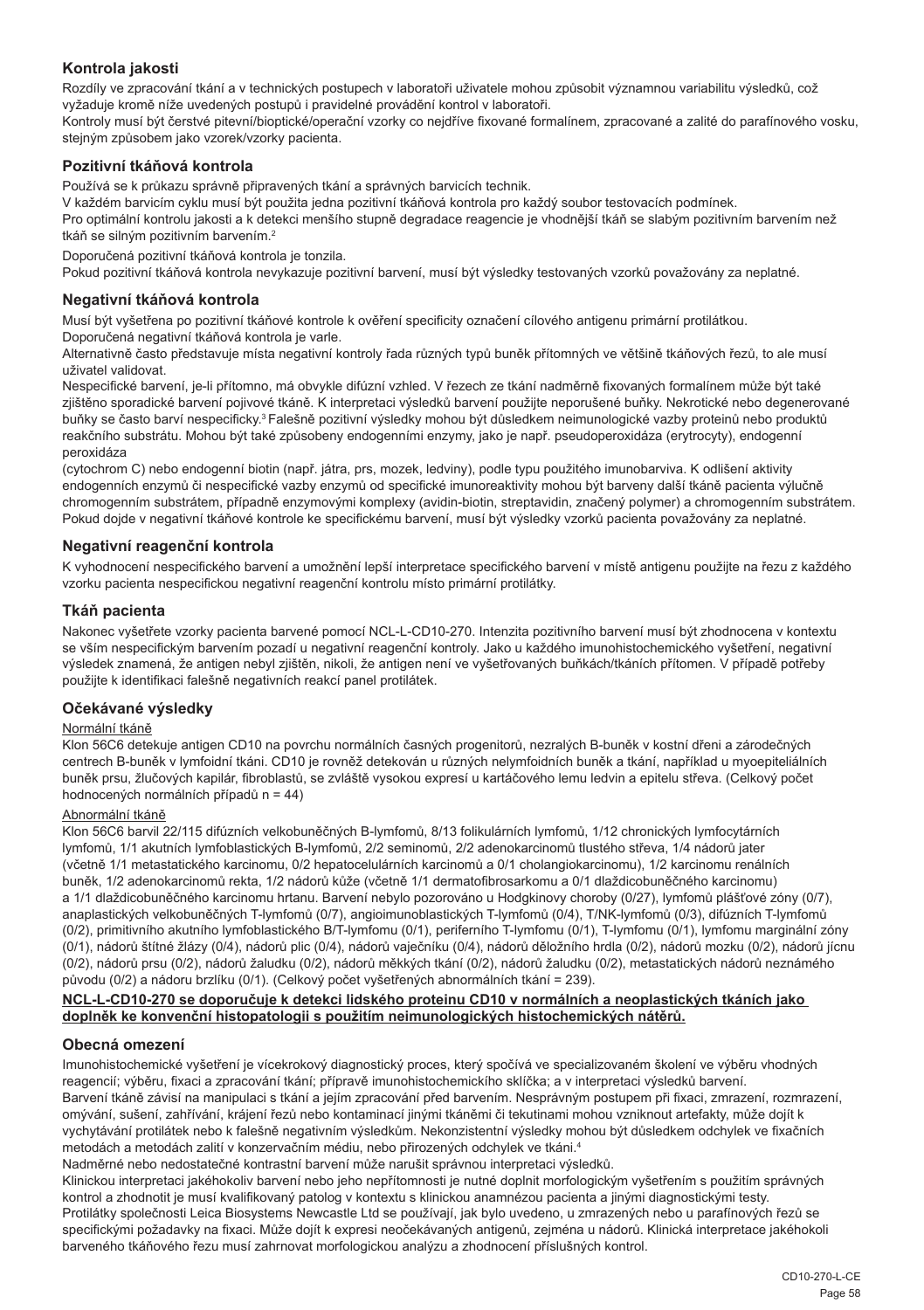## Kontrola jakosti

Rozdíly ve zpracování tkání a v technických postupech v laboratoři uživatele mohou způsobit významnou variabilitu výsledků, což vyžaduje kromě níže uvedených postupů i pravidelné provádění kontrol v laboratoři.

Kontroly musí být čerstvé pitevní/bioptické/operační vzorky co nejdříve fixované formalínem, zpracované a zalité do parafínového vosku, stejným způsobem jako vzorek/vzorky pacienta.

### Pozitivní tkáňová kontrola

Používá se k průkazu správně připravených tkání a správných barvicích technik.

V každém barvicím cyklu musí být použita jedna pozitivní tkáňová kontrola pro každý soubor testovacích podmínek.

Pro optimální kontrolu jakosti a k detekci menšího stupně degradace reagencie je vhodnější tkáň se slabým pozitivním barvením než tkáň se silným pozitivním barvením.[2]

Doporučená pozitivní tkáňová kontrola je tonzila.

Pokud pozitivní tkáňová kontrola nevykazuje pozitivní barvení, musí být výsledky testovaných vzorků považovány za neplatné.

### Negativní tkáňová kontrola

Musí být vyšetřena po pozitivní tkáňové kontrole k ověření specificity označení cílového antigenu primární protilátkou.

Doporučená negativní tkáňová kontrola je varle.

Alternativně často představuje místa negativní kontroly řada různých typů buněk přítomných ve většině tkáňových řezů, to ale musí uživatel validovat.

Nespecifické barvení, je-li přítomno, má obvykle difúzní vzhled. V řezech ze tkání nadměrně fixovaných formalínem může být také zjištěno sporadické barvení pojivové tkáně. K interpretaci výsledků barvení použijte neporušené buňky. Nekrotické nebo degenerované buňky se často barví nespecificky.[3] Falešně pozitivní výsledky mohou být důsledkem neimunologické vazby proteinů nebo produktů reakčního substrátu. Mohou být také způsobeny endogenními enzymy, jako je např. pseudoperoxidáza (erytrocyty), endogenní peroxidáza

(cytochrom C) nebo endogenní biotin (např. játra, prs, mozek, ledviny), podle typu použitého imunobarviva. K odlišení aktivity endogenních enzymů či nespecifické vazby enzymů od specifické imunoreaktivity mohou být barveny další tkáně pacienta výlučně chromogenním substrátem, případně enzymovými komplexy (avidin-biotin, streptavidin, značený polymer) a chromogenním substrátem. Pokud dojde v negativní tkáňové kontrole ke specifickému barvení, musí být výsledky vzorků pacienta považovány za neplatné.

### Negativní reagenční kontrola

K vyhodnocení nespecifického barvení a umožnění lepší interpretace specifického barvení v místě antigenu použijte na řezu z každého vzorku pacienta nespecifickou negativní reagenční kontrolu místo primární protilátky.

### Tkáň pacienta

Nakonec vyšetřete vzorky pacienta barvené pomocí NCL-L-CD10-270. Intenzita pozitivního barvení musí být zhodnocena v kontextu se vším nespecifickým barvením pozadí u negativní reagenční kontroly. Jako u každého imunohistochemického vyšetření, negativní výsledek znamená, že antigen nebyl zjištěn, nikoli, že antigen není ve vyšetřovaných buňkách/tkáních přítomen. V případě potřeby použijte k identifikaci falešně negativních reakcí panel protilátek.

## Očekávané výsledky

Normální tkáně

Klon 56C6 detekuje antigen CD10 na povrchu normálních časných progenitorů, nezralých B-buněk v kostní dřeni a zárodečných centrech B-buněk v lymfoidní tkáni. CD10 je rovněž detekován u různých nelymfoidních buněk a tkání, například u myoepiteliálních buněk prsu, žlučových kapilár, fibroblastů, se zvláště vysokou expresí u kartáčového lemu ledvin a epitelu střeva. (Celkový počet hodnocených normálních případů n = 44)

Abnormální tkáně

Klon 56C6 barvil 22/115 difúzních velkobuněčných B-lymfomů, 8/13 folikulárních lymfomů, 1/12 chronických lymfocytárních lymfomů, 1/1 akutních lymfoblastických B-lymfomů, 2/2 seminomů, 2/2 adenokarcinomů tlustého střeva, 1/4 nádorů jater (včetně 1/1 metastatického karcinomu, 0/2 hepatocelulárních karcinomů a 0/1 cholangiokarcinomu), 1/2 karcinomu renálních buněk, 1/2 adenokarcinomů rekta, 1/2 nádorů kůže (včetně 1/1 dermatofibrosarkomu a 0/1 dlaždicobuněčného karcinomu) a 1/1 dlaždicobuněčného karcinomu hrtanu. Barvení nebylo pozorováno u Hodgkinovy choroby (0/27), lymfomů plášťové zóny (0/7), anaplastických velkobuněčných T-lymfomů (0/7), angioimunoblastických T-lymfomů (0/4), T/NK-lymfomů (0/3), difúzních T-lymfomů (0/2), primitivního akutního lymfoblastického B/T-lymfomu (0/1), periferního T-lymfomu (0/1), T-lymfomu (0/1), lymfomu marginální zóny (0/1), nádorů štítné žlázy (0/4), nádorů plic (0/4), nádorů vaječníku (0/4), nádorů děložního hrdla (0/2), nádorů mozku (0/2), nádorů jícnu (0/2), nádorů prsu (0/2), nádorů žaludku (0/2), nádorů měkkých tkání (0/2), nádorů žaludku (0/2), metastatických nádorů neznámého původu (0/2) a nádoru brzlíku (0/1). (Celkový počet vyšetřených abnormálních tkání = 239).

**NCL-L-CD10-270 se doporučuje k detekci lidského proteinu CD10 v normálních a neoplastických tkáních jako doplněk ke konvenční histopatologii s použitím neimunologických histochemických nátěrů.**

## Obecná omezení

Imunohistochemické vyšetření je vícekrokový diagnostický proces, který spočívá ve specializovaném školení ve výběru vhodných reagencií; výběru, fixaci a zpracování tkání; přípravě imunohistochemickího sklíčka; a v interpretaci výsledků barvení.

Barvení tkáně závisí na manipulaci s tkání a jejím zpracování před barvením. Nesprávným postupem při fixaci, zmrazení, rozmrazení, omývání, sušení, zahřívání, krájení řezů nebo kontaminací jinými tkáněmi či tekutinami mohou vzniknout artefakty, může dojít k vychytávání protilátek nebo k falešně negativním výsledkům. Nekonzistentní výsledky mohou být důsledkem odchylek ve fixačních metodách a metodách zalití v konzervačním médiu, nebo přirozených odchylek ve tkáni.[4]

Nadměrné nebo nedostatečné kontrastní barvení může narušit správnou interpretaci výsledků.

Klinickou interpretaci jakéhokoliv barvení nebo jeho nepřítomnosti je nutné doplnit morfologickým vyšetřením s použitím správných kontrol a zhodnotit je musí kvalifikovaný patolog v kontextu s klinickou anamnézou pacienta a jinými diagnostickými testy.

Protilátky společnosti Leica Biosystems Newcastle Ltd se používají, jak bylo uvedeno, u zmrazených nebo u parafínových řezů se specifickými požadavky na fixaci. Může dojít k expresi neočekávaných antigenů, zejména u nádorů. Klinická interpretace jakéhokoli barveného tkáňového řezu musí zahrnovat morfologickou analýzu a zhodnocení příslušných kontrol.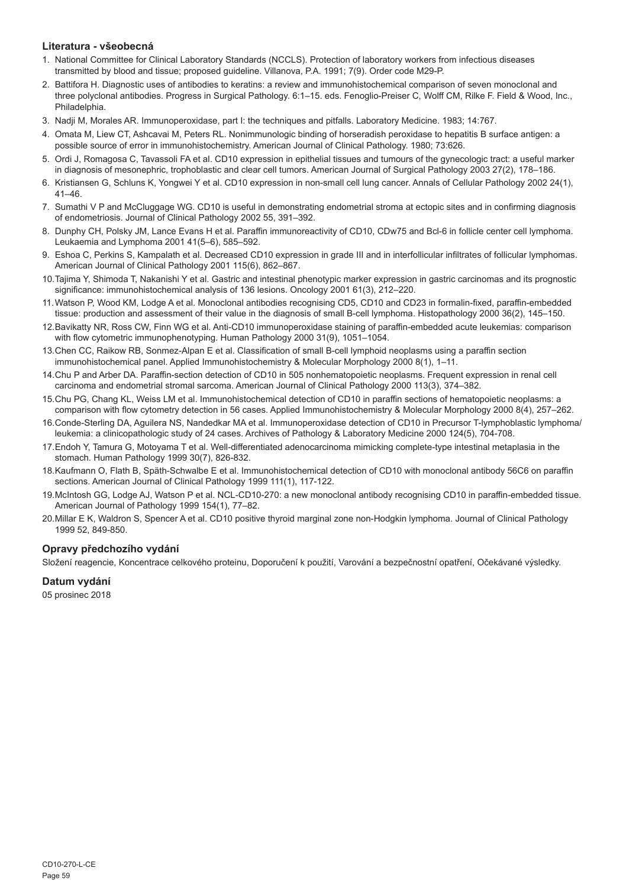## Literatura - všeobecná

1. National Committee for Clinical Laboratory Standards (NCCLS). Protection of laboratory workers from infectious diseases transmitted by blood and tissue; proposed guideline. Villanova, P.A. 1991; 7(9). Order code M29-P.
2. Battifora H. Diagnostic uses of antibodies to keratins: a review and immunohistochemical comparison of seven monoclonal and three polyclonal antibodies. Progress in Surgical Pathology. 6:1–15. eds. Fenoglio-Preiser C, Wolff CM, Rilke F. Field & Wood, Inc., Philadelphia.
3. Nadji M, Morales AR. Immunoperoxidase, part I: the techniques and pitfalls. Laboratory Medicine. 1983; 14:767.
4. Omata M, Liew CT, Ashcavai M, Peters RL. Nonimmunologic binding of horseradish peroxidase to hepatitis B surface antigen: a possible source of error in immunohistochemistry. American Journal of Clinical Pathology. 1980; 73:626.
5. Ordi J, Romagosa C, Tavassoli FA et al. CD10 expression in epithelial tissues and tumours of the gynecologic tract: a useful marker in diagnosis of mesonephric, trophoblastic and clear cell tumors. American Journal of Surgical Pathology 2003 27(2), 178–186.
6. Kristiansen G, Schluns K, Yongwei Y et al. CD10 expression in non-small cell lung cancer. Annals of Cellular Pathology 2002 24(1), 41–46.
7. Sumathi V P and McCluggage WG. CD10 is useful in demonstrating endometrial stroma at ectopic sites and in confirming diagnosis of endometriosis. Journal of Clinical Pathology 2002 55, 391–392.
8. Dunphy CH, Polsky JM, Lance Evans H et al. Paraffin immunoreactivity of CD10, CDw75 and Bcl-6 in follicle center cell lymphoma. Leukaemia and Lymphoma 2001 41(5–6), 585–592.
9. Eshoa C, Perkins S, Kampalath et al. Decreased CD10 expression in grade III and in interfollicular infiltrates of follicular lymphomas. American Journal of Clinical Pathology 2001 115(6), 862–867.
10. Tajima Y, Shimoda T, Nakanishi Y et al. Gastric and intestinal phenotypic marker expression in gastric carcinomas and its prognostic significance: immunohistochemical analysis of 136 lesions. Oncology 2001 61(3), 212–220.
11. Watson P, Wood KM, Lodge A et al. Monoclonal antibodies recognising CD5, CD10 and CD23 in formalin-fixed, paraffin-embedded tissue: production and assessment of their value in the diagnosis of small B-cell lymphoma. Histopathology 2000 36(2), 145–150.
12. Bavikatty NR, Ross CW, Finn WG et al. Anti-CD10 immunoperoxidase staining of paraffin-embedded acute leukemias: comparison with flow cytometric immunophenotyping. Human Pathology 2000 31(9), 1051–1054.
13. Chen CC, Raikow RB, Sonmez-Alpan E et al. Classification of small B-cell lymphoid neoplasms using a paraffin section immunohistochemical panel. Applied Immunohistochemistry & Molecular Morphology 2000 8(1), 1–11.
14. Chu P and Arber DA. Paraffin-section detection of CD10 in 505 nonhematopoietic neoplasms. Frequent expression in renal cell carcinoma and endometrial stromal sarcoma. American Journal of Clinical Pathology 2000 113(3), 374–382.
15. Chu PG, Chang KL, Weiss LM et al. Immunohistochemical detection of CD10 in paraffin sections of hematopoietic neoplasms: a comparison with flow cytometry detection in 56 cases. Applied Immunohistochemistry & Molecular Morphology 2000 8(4), 257–262.
16. Conde-Sterling DA, Aguilera NS, Nandedkar MA et al. Immunoperoxidase detection of CD10 in Precursor T-lymphoblastic lymphoma/leukemia: a clinicopathologic study of 24 cases. Archives of Pathology & Laboratory Medicine 2000 124(5), 704-708.
17. Endoh Y, Tamura G, Motoyama T et al. Well-differentiated adenocarcinoma mimicking complete-type intestinal metaplasia in the stomach. Human Pathology 1999 30(7), 826-832.
18. Kaufmann O, Flath B, Späth-Schwalbe E et al. Immunohistochemical detection of CD10 with monoclonal antibody 56C6 on paraffin sections. American Journal of Clinical Pathology 1999 111(1), 117-122.
19. McIntosh GG, Lodge AJ, Watson P et al. NCL-CD10-270: a new monoclonal antibody recognising CD10 in paraffin-embedded tissue. American Journal of Pathology 1999 154(1), 77–82.
20. Millar E K, Waldron S, Spencer A et al. CD10 positive thyroid marginal zone non-Hodgkin lymphoma. Journal of Clinical Pathology 1999 52, 849-850.

## Opravy předchozího vydání

Složení reagencie, Koncentrace celkového proteinu, Doporučení k použití, Varování a bezpečnostní opatření, Očekávané výsledky.

## Datum vydání

05 prosinec 2018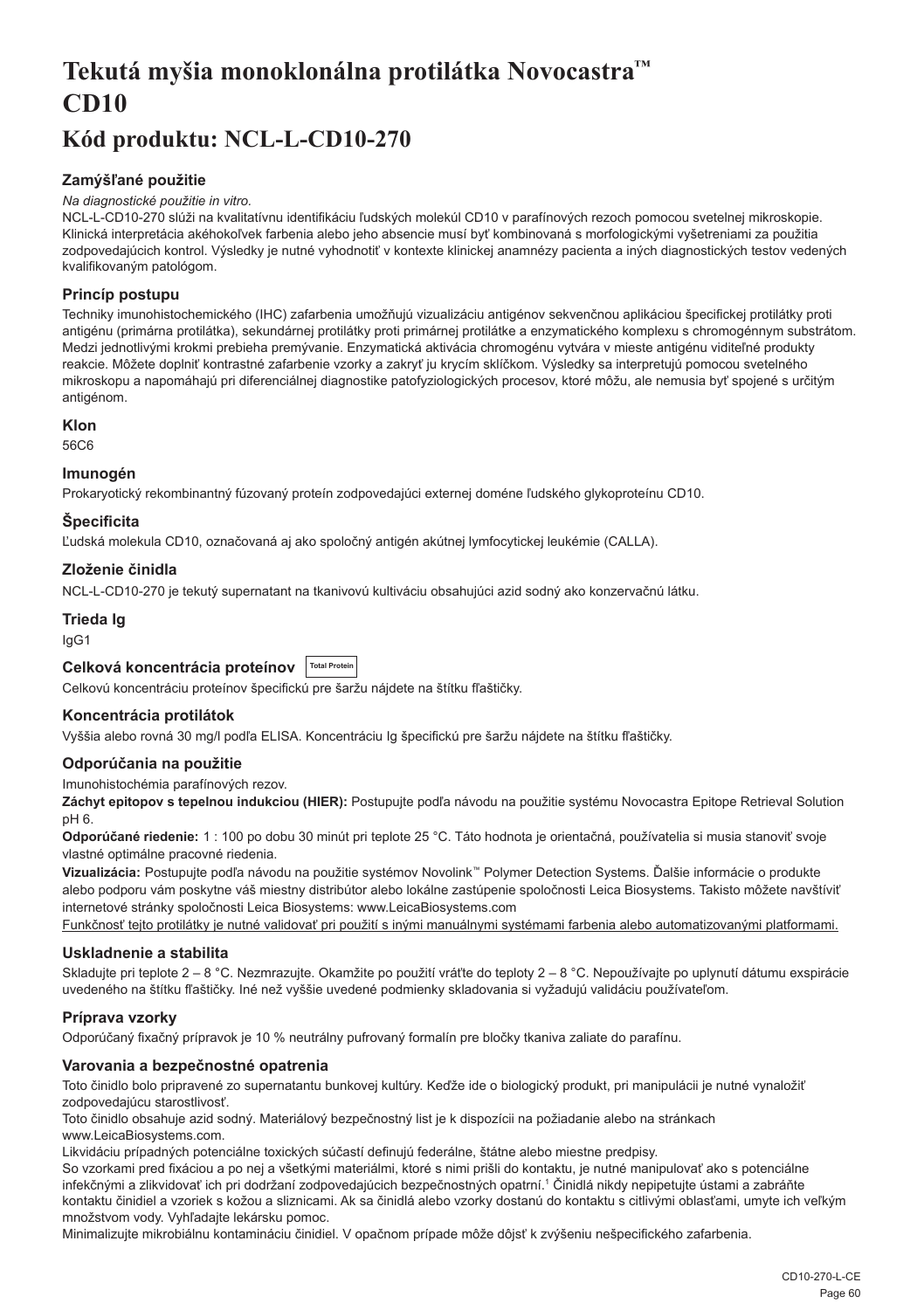# Tekutá myšia monoklonálna protilátka Novocastra™ CD10

## Kód produktu: NCL-L-CD10-270

### Zamýšľané použitie

*Na diagnostické použitie in vitro.*

NCL-L-CD10-270 slúži na kvalitatívnu identifikáciu ľudských molekúl CD10 v parafínových rezoch pomocou svetelnej mikroskopie. Klinická interpretácia akéhokoľvek farbenia alebo jeho absencie musí byť kombinovaná s morfologickými vyšetreniami za použitia zodpovedajúcich kontrol. Výsledky je nutné vyhodnotiť v kontexte klinickej anamnézy pacienta a iných diagnostických testov vedených kvalifikovaným patológom.

### Princíp postupu

Techniky imunohistochemického (IHC) zafarbenia umožňujú vizualizáciu antigénov sekvenčnou aplikáciou špecifickej protilátky proti antigénu (primárna protilátka), sekundárnej protilátky proti primárnej protilátke a enzymatického komplexu s chromogénnym substrátom. Medzi jednotlivými krokmi prebieha premývanie. Enzymatická aktivácia chromogénu vytvára v mieste antigénu viditeľné produkty reakcie. Môžete doplniť kontrastné zafarbenie vzorky a zakryť ju krycím sklíčkom. Výsledky sa interpretujú pomocou svetelného mikroskopu a napomáhajú pri diferenciálnej diagnostike patofyziologických procesov, ktoré môžu, ale nemusia byť spojené s určitým antigénom.

### Klon

56C6

### Imunogén

Prokaryotický rekombinantný fúzovaný proteín zodpovedajúci externej doméne ľudského glykoproteínu CD10.

### Špecificita

Ľudská molekula CD10, označovaná aj ako spoločný antigén akútnej lymfocytickej leukémie (CALLA).

### Zloženie činidla

NCL-L-CD10-270 je tekutý supernatant na tkanivovú kultiváciu obsahujúci azid sodný ako konzervačnú látku.

### Trieda Ig

IgG1

### Celková koncentrácia proteínov Total Protein

Celkovú koncentráciu proteínov špecifickú pre šaržu nájdete na štítku fľaštičky.

### Koncentrácia protilátok

Vyššia alebo rovná 30 mg/l podľa ELISA. Koncentráciu Ig špecifickú pre šaržu nájdete na štítku fľaštičky.

### Odporúčania na použitie

Imunohistochémia parafínových rezov.

**Záchyt epitopov s tepelnou indukciou (HIER):** Postupujte podľa návodu na použitie systému Novocastra Epitope Retrieval Solution pH 6.

**Odporúčané riedenie:** 1 : 100 po dobu 30 minút pri teplote 25 °C. Táto hodnota je orientačná, používatelia si musia stanoviť svoje vlastné optimálne pracovné riedenia.

**Vizualizácia:** Postupujte podľa návodu na použitie systémov Novolink™ Polymer Detection Systems. Ďalšie informácie o produkte alebo podporu vám poskytne váš miestny distribútor alebo lokálne zastúpenie spoločnosti Leica Biosystems. Takisto môžete navštíviť internetové stránky spoločnosti Leica Biosystems: www.LeicaBiosystems.com

Funkčnosť tejto protilátky je nutné validovať pri použití s inými manuálnymi systémami farbenia alebo automatizovanými platformami.

### Uskladnenie a stabilita

Skladujte pri teplote 2 – 8 °C. Nezmrazujte. Okamžite po použití vráťte do teploty 2 – 8 °C. Nepoužívajte po uplynutí dátumu exspirácie uvedeného na štítku fľaštičky. Iné než vyššie uvedené podmienky skladovania si vyžadujú validáciu používateľom.

### Príprava vzorky

Odporúčaný fixačný prípravok je 10 % neutrálny pufrovaný formalín pre bločky tkaniva zaliate do parafínu.

### Varovania a bezpečnostné opatrenia

Toto činidlo bolo pripravené zo supernatantu bunkovej kultúry. Keďže ide o biologický produkt, pri manipulácii je nutné vynaložiť zodpovedajúcu starostlivosť.

Toto činidlo obsahuje azid sodný. Materiálový bezpečnostný list je k dispozícii na požiadanie alebo na stránkach www.LeicaBiosystems.com.

Likvidáciu prípadných potenciálne toxických súčastí definujú federálne, štátne alebo miestne predpisy.

So vzorkami pred fixáciou a po nej a všetkými materiálmi, ktoré s nimi prišli do kontaktu, je nutné manipulovať ako s potenciálne infekčnými a zlikvidovať ich pri dodržaní zodpovedajúcich bezpečnostných opatrní.[1] Činidlá nikdy nepipetujte ústami a zabráňte kontaktu činidiel a vzoriek s kožou a sliznicami. Ak sa činidlá alebo vzorky dostanú do kontaktu s citlivými oblasťami, umyte ich veľkým množstvom vody. Vyhľadajte lekársku pomoc.

Minimalizujte mikrobiálnu kontamináciu činidiel. V opačnom prípade môže dôjsť k zvýšeniu nešpecifického zafarbenia.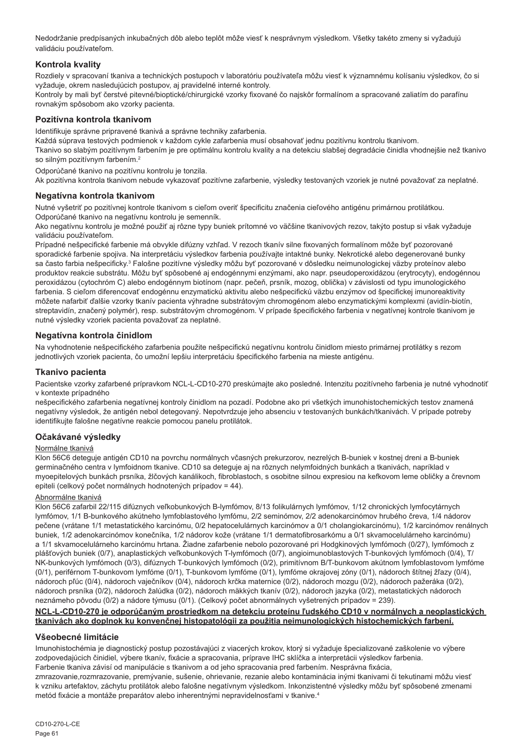Nedodržanie predpísaných inkubačných dôb alebo teplôt môže viesť k nesprávnym výsledkom. Všetky takéto zmeny si vyžadujú validáciu používateľom.

## Kontrola kvality

Rozdiely v spracovaní tkaniva a technických postupoch v laboratóriu používateľa môžu viesť k významnému kolísaniu výsledkov, čo si vyžaduje, okrem nasledujúcich postupov, aj pravidelné interné kontroly.
Kontroly by mali byť čerstvé pitevné/bioptické/chirurgické vzorky fixované čo najskôr formalínom a spracované zaliatím do parafínu rovnakým spôsobom ako vzorky pacienta.

## Pozitívna kontrola tkanivom

Identifikuje správne pripravené tkanivá a správne techniky zafarbenia.
Každá súprava testových podmienok v každom cykle zafarbenia musí obsahovať jednu pozitívnu kontrolu tkanivom.
Tkanivo so slabým pozitívnym farbením je pre optimálnu kontrolu kvality a na detekciu slabšej degradácie činidla vhodnejšie než tkanivo so silným pozitívnym farbením.[2]

Odporúčané tkanivo na pozitívnu kontrolu je tonzila.
Ak pozitívna kontrola tkanivom nebude vykazovať pozitívne zafarbenie, výsledky testovaných vzoriek je nutné považovať za neplatné.

## Negatívna kontrola tkanivom

Nutné vyšetriť po pozitívnej kontrole tkanivom s cieľom overiť špecificitu značenia cieľového antigénu primárnou protilátkou.
Odporúčané tkanivo na negatívnu kontrolu je semenník.
Ako negatívnu kontrolu je možné použiť aj rôzne typy buniek prítomné vo väčšine tkanivových rezov, takýto postup si však vyžaduje validáciu používateľom.
Prípadné nešpecifické farbenie má obvykle difúzny vzhľad. V rezoch tkanív silne fixovaných formalínom môže byť pozorované sporadické farbenie spojiva. Na interpretáciu výsledkov farbenia používajte intaktné bunky. Nekrotické alebo degenerované bunky sa často farbia nešpecificky.[3] Falošne pozitívne výsledky môžu byť pozorované v dôsledku neimunologickej väzby proteínov alebo produktov reakcie substrátu. Môžu byť spôsobené aj endogénnymi enzýmami, ako napr. pseudoperoxidázou (erytrocyty), endogénnou peroxidázou (cytochróm C) alebo endogénnym biotínom (napr. pečeň, prsník, mozog, oblička) v závislosti od typu imunologického farbenia. S cieľom diferencovať endogénnu enzymatickú aktivitu alebo nešpecifickú väzbu enzýmov od špecifickej imunoreaktivity môžete nafarbiť ďalšie vzorky tkanív pacienta výhradne substrátovým chromogénom alebo enzymatickými komplexmi (avidín-biotín, streptavidín, značený polymér), resp. substrátovým chromogénom. V prípade špecifického farbenia v negatívnej kontrole tkanivom je nutné výsledky vzoriek pacienta považovať za neplatné.

## Negatívna kontrola činidlom

Na vyhodnotenie nešpecifického zafarbenia použite nešpecifickú negatívnu kontrolu činidlom miesto primárnej protilátky s rezom jednotlivých vzoriek pacienta, čo umožní lepšiu interpretáciu špecifického farbenia na mieste antigénu.

## Tkanivo pacienta

Pacientske vzorky zafarbené prípravkom NCL-L-CD10-270 preskúmajte ako posledné. Intenzitu pozitívneho farbenia je nutné vyhodnotiť v kontexte prípadného
nešpecifického zafarbenia negatívnej kontroly činidlom na pozadí. Podobne ako pri všetkých imunohistochemických testov znamená negatívny výsledok, že antigén nebol detegovaný. Nepotvrdzuje jeho absenciu v testovaných bunkách/tkanivách. V prípade potreby identifikujte falošne negatívne reakcie pomocou panelu protilátok.

## Očakávané výsledky

Normálne tkanivá

Klon 56C6 deteguje antigén CD10 na povrchu normálnych včasných prekurzorov, nezrelých B-buniek v kostnej dreni a B-buniek germinačného centra v lymfoidnom tkanive. CD10 sa deteguje aj na rôznych nelymfoidných bunkách a tkanivách, napríklad v myoepitelových bunkách prsníka, žlčových kanálikoch, fibroblastoch, s osobitne silnou expresiou na kefkovom leme obličky a črevnom epiteli (celkový počet normálnych hodnotených prípadov = 44).

Abnormálne tkanivá

Klon 56C6 zafarbil 22/115 difúznych veľkobunkových B-lymfómov, 8/13 folikulárnych lymfómov, 1/12 chronických lymfocytárnych lymfómov, 1/1 B-bunkového akútneho lymfoblastového lymfómu, 2/2 seminómov, 2/2 adenokarcinómov hrubého čreva, 1/4 nádorov pečene (vrátane 1/1 metastatického karcinómu, 0/2 hepatocelulárnych karcinómov a 0/1 cholangiokarcinómu), 1/2 karcinómov renálnych buniek, 1/2 adenokarcinómov konečníka, 1/2 nádorov kože (vrátane 1/1 dermatofibrosarkómu a 0/1 skvamocelulárneho karcinómu) a 1/1 skvamocelulárneho karcinómu hrtana. Žiadne zafarbenie nebolo pozorované pri Hodgkinových lymfómoch (0/27), lymfómoch z plášťových buniek (0/7), anaplastických veľkobunkových T-lymfómoch (0/7), angioimunoblastových T-bunkových lymfómoch (0/4), T/NK-bunkových lymfómoch (0/3), difúznych T-bunkových lymfómoch (0/2), primitívnom B/T-bunkovom akútnom lymfoblastovom lymfóme (0/1), periférnom T-bunkovom lymfóme (0/1), T-bunkovom lymfóme (0/1), lymfóme okrajovej zóny (0/1), nádoroch štítnej žľazy (0/4), nádoroch pľúc (0/4), nádoroch vaječníkov (0/4), nádoroch krčka maternice (0/2), nádoroch mozgu (0/2), nádoroch pažeráka (0/2), nádoroch prsníka (0/2), nádoroch žalúdka (0/2), nádoroch mäkkých tkanív (0/2), nádoroch jazyka (0/2), metastatických nádoroch neznámeho pôvodu (0/2) a nádore týmusu (0/1). (Celkový počet abnormálnych vyšetrených prípadov = 239).

**NCL-L-CD10-270 je odporúčaným prostriedkom na detekciu proteínu ľudského CD10 v normálnych a neoplastických tkanivách ako doplnok ku konvenčnej histopatológii za použitia neimunologických histochemických farbení.**

## Všeobecné limitácie

Imunohistochémia je diagnostický postup pozostávajúci z viacerých krokov, ktorý si vyžaduje špecializované zaškolenie vo výbere zodpovedajúcich činidiel, výbere tkanív, fixácie a spracovania, príprave IHC sklíčka a interpretácii výsledkov farbenia.
Farbenie tkaniva závisí od manipulácie s tkanivom a od jeho spracovania pred farbením. Nesprávna fixácia, zmrazovanie,rozmrazovanie, premývanie, sušenie, ohrievanie, rezanie alebo kontaminácia inými tkanivami či tekutinami môžu viesť k vzniku artefaktov, záchytu protilátok alebo falošne negatívnym výsledkom. Inkonzistentné výsledky môžu byť spôsobené zmenami metód fixácie a montáže preparátov alebo inherentnými nepravidelnosťami v tkanive.[4]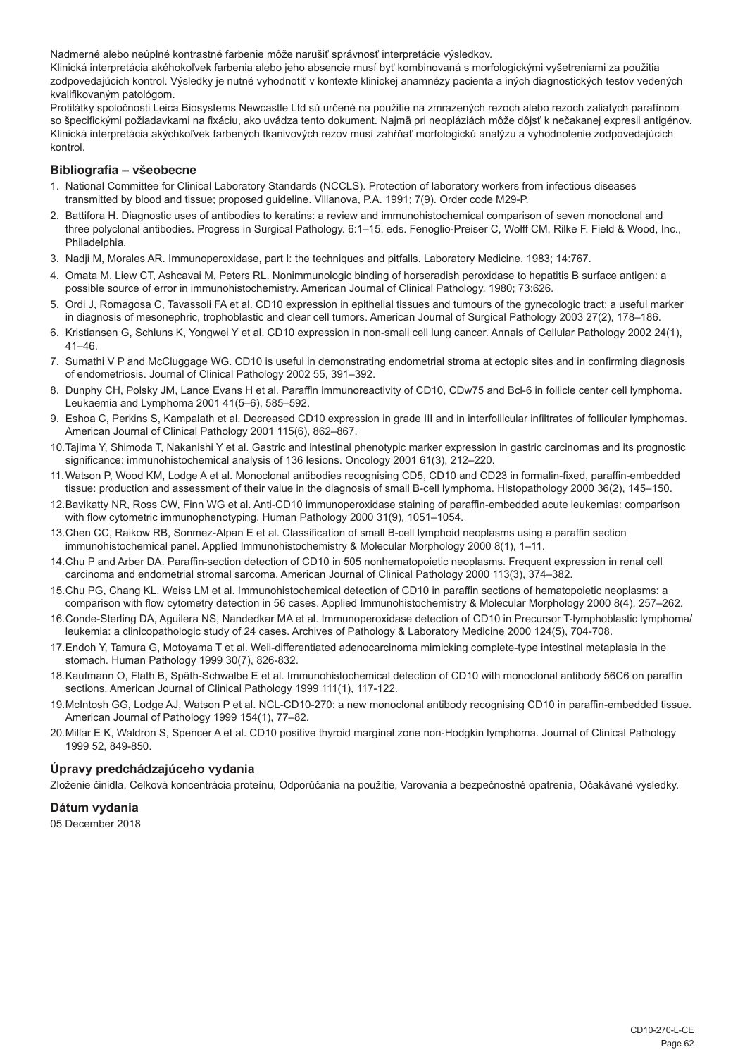Nadmerné alebo neúplné kontrastné farbenie môže narušiť správnosť interpretácie výsledkov.
Klinická interpretácia akéhokoľvek farbenia alebo jeho absencie musí byť kombinovaná s morfologickými vyšetreniami za použitia zodpovedajúcich kontrol. Výsledky je nutné vyhodnotiť v kontexte klinickej anamnézy pacienta a iných diagnostických testov vedených kvalifikovaným patológom.
Protilátky spoločnosti Leica Biosystems Newcastle Ltd sú určené na použitie na zmrazených rezoch alebo rezoch zaliatych parafínom so špecifickými požiadavkami na fixáciu, ako uvádza tento dokument. Najmä pri neopláziách môže dôjsť k nečakanej expresii antigénov. Klinická interpretácia akýchkoľvek farbených tkanivových rezov musí zahŕňať morfologickú analýzu a vyhodnotenie zodpovedajúcich kontrol.

## Bibliografia – všeobecne

1. National Committee for Clinical Laboratory Standards (NCCLS). Protection of laboratory workers from infectious diseases transmitted by blood and tissue; proposed guideline. Villanova, P.A. 1991; 7(9). Order code M29-P.
2. Battifora H. Diagnostic uses of antibodies to keratins: a review and immunohistochemical comparison of seven monoclonal and three polyclonal antibodies. Progress in Surgical Pathology. 6:1–15. eds. Fenoglio-Preiser C, Wolff CM, Rilke F. Field & Wood, Inc., Philadelphia.
3. Nadji M, Morales AR. Immunoperoxidase, part I: the techniques and pitfalls. Laboratory Medicine. 1983; 14:767.
4. Omata M, Liew CT, Ashcavai M, Peters RL. Nonimmunologic binding of horseradish peroxidase to hepatitis B surface antigen: a possible source of error in immunohistochemistry. American Journal of Clinical Pathology. 1980; 73:626.
5. Ordi J, Romagosa C, Tavassoli FA et al. CD10 expression in epithelial tissues and tumours of the gynecologic tract: a useful marker in diagnosis of mesonephric, trophoblastic and clear cell tumors. American Journal of Surgical Pathology 2003 27(2), 178–186.
6. Kristiansen G, Schluns K, Yongwei Y et al. CD10 expression in non-small cell lung cancer. Annals of Cellular Pathology 2002 24(1), 41–46.
7. Sumathi V P and McCluggage WG. CD10 is useful in demonstrating endometrial stroma at ectopic sites and in confirming diagnosis of endometriosis. Journal of Clinical Pathology 2002 55, 391–392.
8. Dunphy CH, Polsky JM, Lance Evans H et al. Paraffin immunoreactivity of CD10, CDw75 and Bcl-6 in follicle center cell lymphoma. Leukaemia and Lymphoma 2001 41(5–6), 585–592.
9. Eshoa C, Perkins S, Kampalath et al. Decreased CD10 expression in grade III and in interfollicular infiltrates of follicular lymphomas. American Journal of Clinical Pathology 2001 115(6), 862–867.
10. Tajima Y, Shimoda T, Nakanishi Y et al. Gastric and intestinal phenotypic marker expression in gastric carcinomas and its prognostic significance: immunohistochemical analysis of 136 lesions. Oncology 2001 61(3), 212–220.
11. Watson P, Wood KM, Lodge A et al. Monoclonal antibodies recognising CD5, CD10 and CD23 in formalin-fixed, paraffin-embedded tissue: production and assessment of their value in the diagnosis of small B-cell lymphoma. Histopathology 2000 36(2), 145–150.
12. Bavikatty NR, Ross CW, Finn WG et al. Anti-CD10 immunoperoxidase staining of paraffin-embedded acute leukemias: comparison with flow cytometric immunophenotyping. Human Pathology 2000 31(9), 1051–1054.
13. Chen CC, Raikow RB, Sonmez-Alpan E et al. Classification of small B-cell lymphoid neoplasms using a paraffin section immunohistochemical panel. Applied Immunohistochemistry & Molecular Morphology 2000 8(1), 1–11.
14. Chu P and Arber DA. Paraffin-section detection of CD10 in 505 nonhematopoietic neoplasms. Frequent expression in renal cell carcinoma and endometrial stromal sarcoma. American Journal of Clinical Pathology 2000 113(3), 374–382.
15. Chu PG, Chang KL, Weiss LM et al. Immunohistochemical detection of CD10 in paraffin sections of hematopoietic neoplasms: a comparison with flow cytometry detection in 56 cases. Applied Immunohistochemistry & Molecular Morphology 2000 8(4), 257–262.
16. Conde-Sterling DA, Aguilera NS, Nandedkar MA et al. Immunoperoxidase detection of CD10 in Precursor T-lymphoblastic lymphoma/ leukemia: a clinicopathologic study of 24 cases. Archives of Pathology & Laboratory Medicine 2000 124(5), 704-708.
17. Endoh Y, Tamura G, Motoyama T et al. Well-differentiated adenocarcinoma mimicking complete-type intestinal metaplasia in the stomach. Human Pathology 1999 30(7), 826-832.
18. Kaufmann O, Flath B, Späth-Schwalbe E et al. Immunohistochemical detection of CD10 with monoclonal antibody 56C6 on paraffin sections. American Journal of Clinical Pathology 1999 111(1), 117-122.
19. McIntosh GG, Lodge AJ, Watson P et al. NCL-CD10-270: a new monoclonal antibody recognising CD10 in paraffin-embedded tissue. American Journal of Pathology 1999 154(1), 77–82.
20. Millar E K, Waldron S, Spencer A et al. CD10 positive thyroid marginal zone non-Hodgkin lymphoma. Journal of Clinical Pathology 1999 52, 849-850.

## Úpravy predchádzajúceho vydania

Zloženie činidla, Celková koncentrácia proteínu, Odporúčania na použitie, Varovania a bezpečnostné opatrenia, Očakávané výsledky.

## Dátum vydania

05 December 2018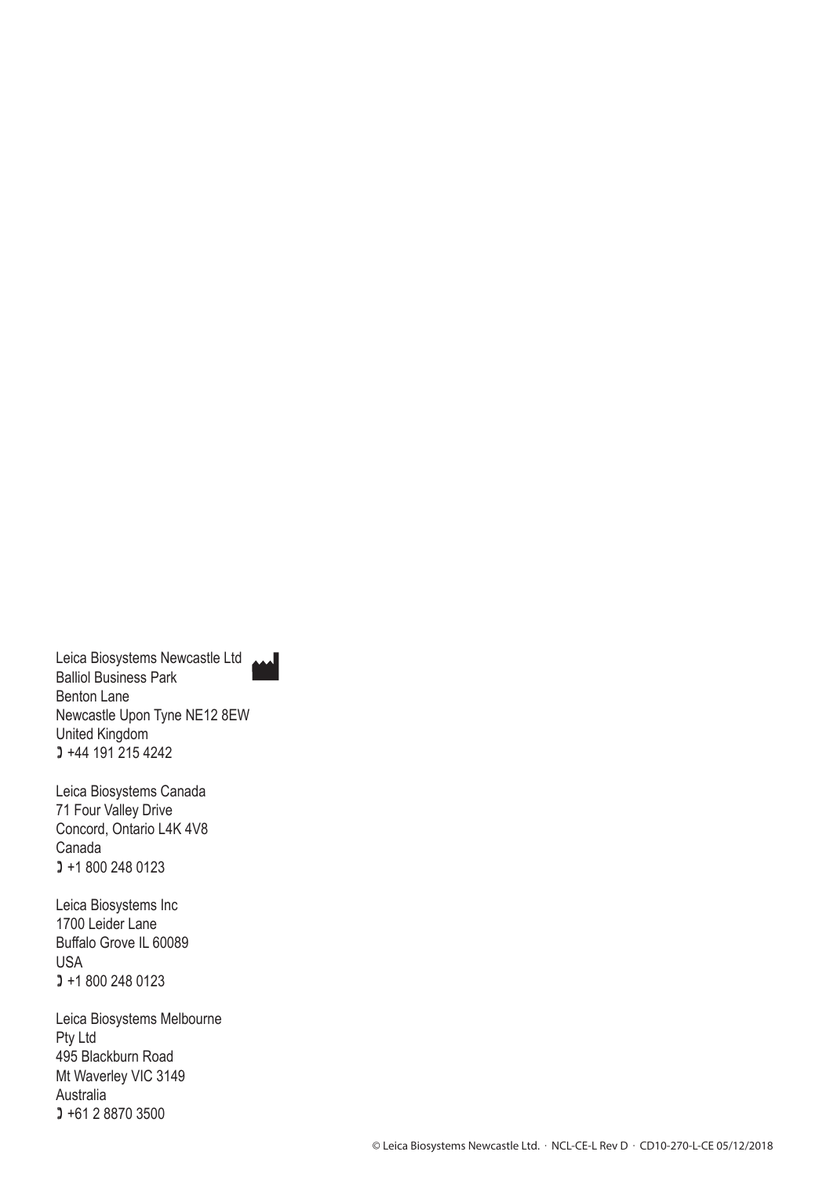Leica Biosystems Newcastle Ltd
Balliol Business Park
Benton Lane
Newcastle Upon Tyne NE12 8EW
United Kingdom
+44 191 215 4242

Leica Biosystems Canada
71 Four Valley Drive
Concord, Ontario L4K 4V8
Canada
+1 800 248 0123

Leica Biosystems Inc
1700 Leider Lane
Buffalo Grove IL 60089
USA
+1 800 248 0123

Leica Biosystems Melbourne
Pty Ltd
495 Blackburn Road
Mt Waverley VIC 3149
Australia
+61 2 8870 3500

© Leica Biosystems Newcastle Ltd. · NCL-CE-L Rev D · CD10-270-L-CE 05/12/2018